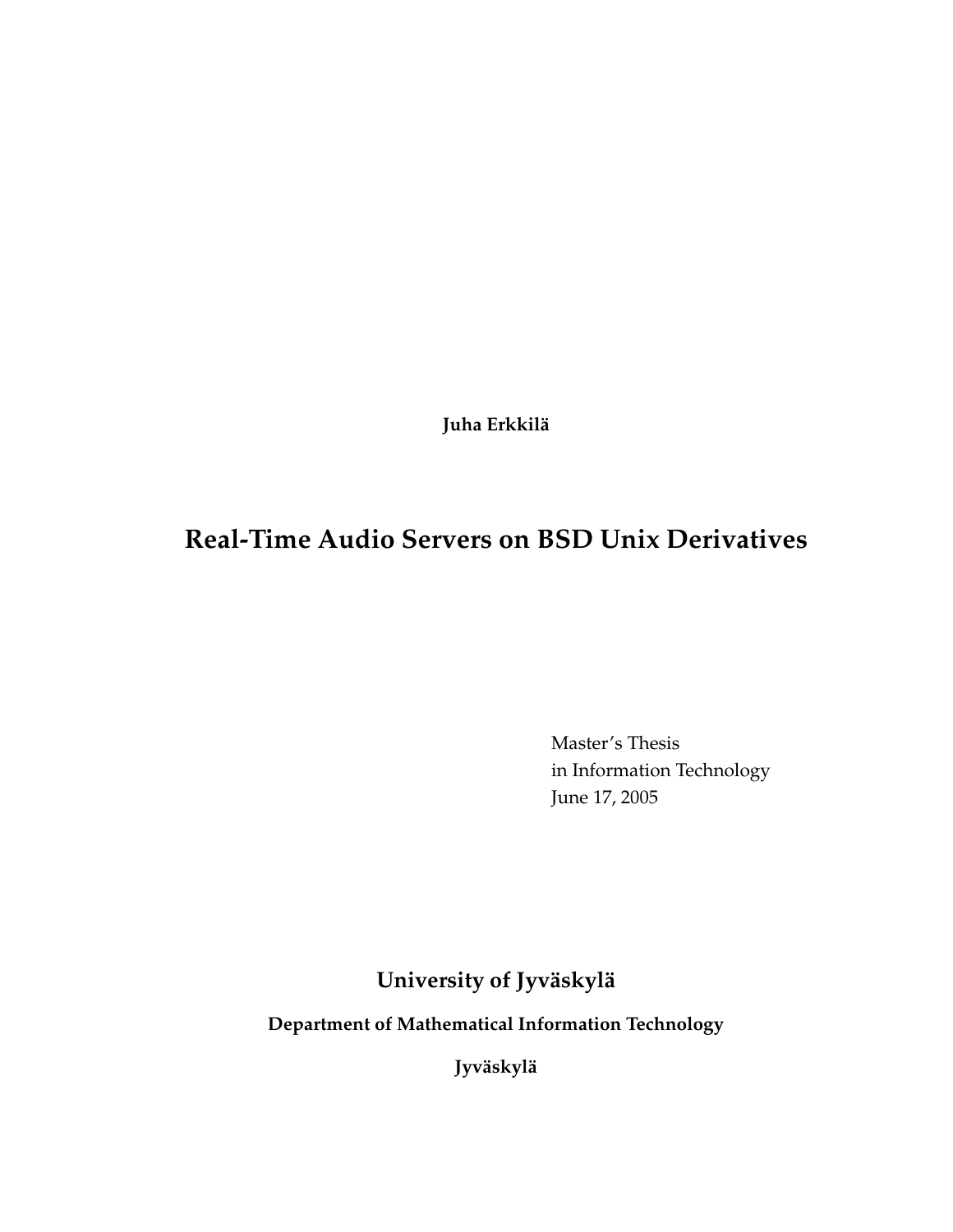**Juha Erkkilä**

# Real-Time Audio Servers on BSD Unix Derivatives

Master's Thesis
in Information Technology
June 17, 2005

**University of Jyväskylä**

**Department of Mathematical Information Technology**

**Jyväskylä**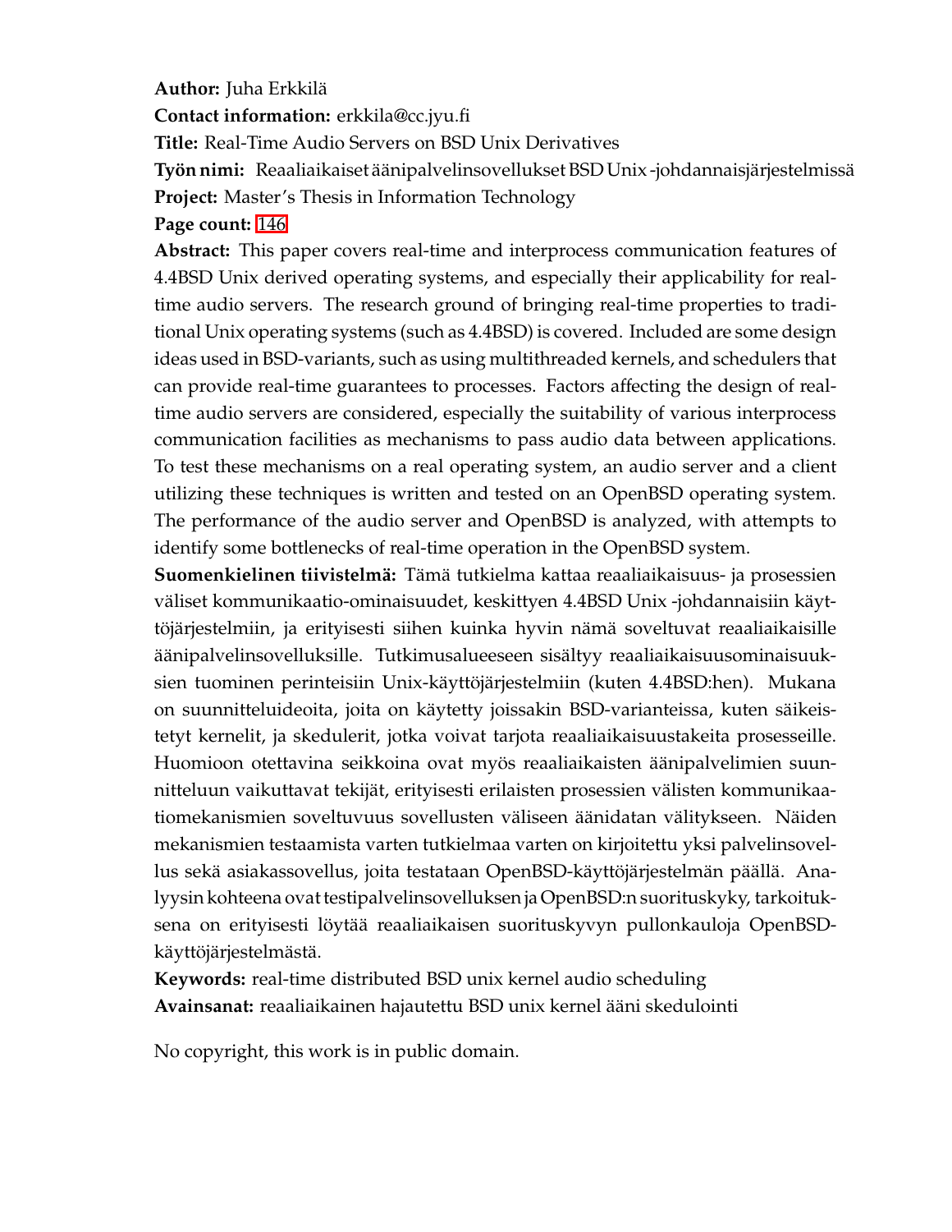**Author:** Juha Erkkilä

**Contact information:** erkkila@cc.jyu.fi

**Title:** Real-Time Audio Servers on BSD Unix Derivatives

**Työn nimi:** Reaaliaikaiset äänipalvelinsovellukset BSD Unix -johdannaisjärjestelmissä

**Project:** Master's Thesis in Information Technology

**Page count:** 146

**Abstract:** This paper covers real-time and interprocess communication features of 4.4BSD Unix derived operating systems, and especially their applicability for real-time audio servers. The research ground of bringing real-time properties to traditional Unix operating systems (such as 4.4BSD) is covered. Included are some design ideas used in BSD-variants, such as using multithreaded kernels, and schedulers that can provide real-time guarantees to processes. Factors affecting the design of real-time audio servers are considered, especially the suitability of various interprocess communication facilities as mechanisms to pass audio data between applications. To test these mechanisms on a real operating system, an audio server and a client utilizing these techniques is written and tested on an OpenBSD operating system. The performance of the audio server and OpenBSD is analyzed, with attempts to identify some bottlenecks of real-time operation in the OpenBSD system.

**Suomenkielinen tiivistelmä:** Tämä tutkielma kattaa reaaliaikaisuus- ja prosessien väliset kommunikaatio-ominaisuudet, keskittyen 4.4BSD Unix -johdannaisiin käyttöjärjestelmiin, ja erityisesti siihen kuinka hyvin nämä soveltuvat reaaliaikaisille äänipalvelinsovelluksille. Tutkimusalueeseen sisältyy reaaliaikaisuusominaisuuksien tuominen perinteisiin Unix-käyttöjärjestelmiin (kuten 4.4BSD:hen). Mukana on suunnitteluideoita, joita on käytetty joissakin BSD-varianteissa, kuten säikeistetyt kernelit, ja skedulerit, jotka voivat tarjota reaaliaikaisuustakeita prosesseille. Huomioon otettavina seikkoina ovat myös reaaliaikaisten äänipalvelimien suunnitteluun vaikuttavat tekijät, erityisesti erilaisten prosessien välisten kommunikaatiomekanismien soveltuvuus sovellusten väliseen äänidatan välitykseen. Näiden mekanismien testaamista varten tutkielmaa varten on kirjoitettu yksi palvelinsovellus sekä asiakassovellus, joita testataan OpenBSD-käyttöjärjestelmän päällä. Analyysin kohteena ovat testipalvelinsovelluksen ja OpenBSD:n suorituskyky, tarkoituksena on erityisesti löytää reaaliaikaisen suorituskyvyn pullonkauloja OpenBSD-käyttöjärjestelmästä.

**Keywords:** real-time distributed BSD unix kernel audio scheduling

**Avainsanat:** reaaliaikainen hajautettu BSD unix kernel ääni skedulointi

No copyright, this work is in public domain.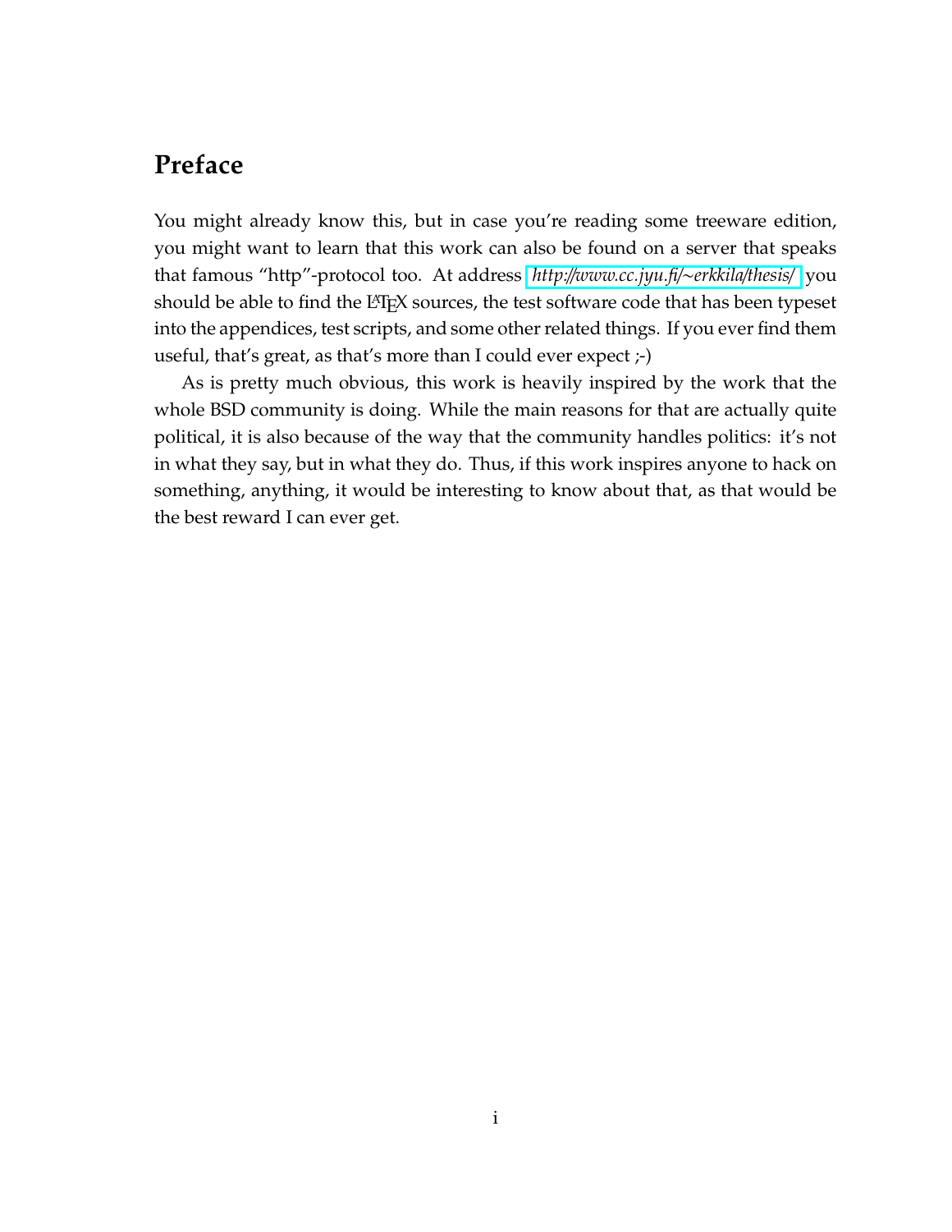# Preface

You might already know this, but in case you're reading some treeware edition, you might want to learn that this work can also be found on a server that speaks that famous "http"-protocol too. At address *http://www.cc.jyu.fi/~erkkila/thesis/* you should be able to find the LaTeX sources, the test software code that has been typeset into the appendices, test scripts, and some other related things. If you ever find them useful, that's great, as that's more than I could ever expect ;-)

As is pretty much obvious, this work is heavily inspired by the work that the whole BSD community is doing. While the main reasons for that are actually quite political, it is also because of the way that the community handles politics: it's not in what they say, but in what they do. Thus, if this work inspires anyone to hack on something, anything, it would be interesting to know about that, as that would be the best reward I can ever get.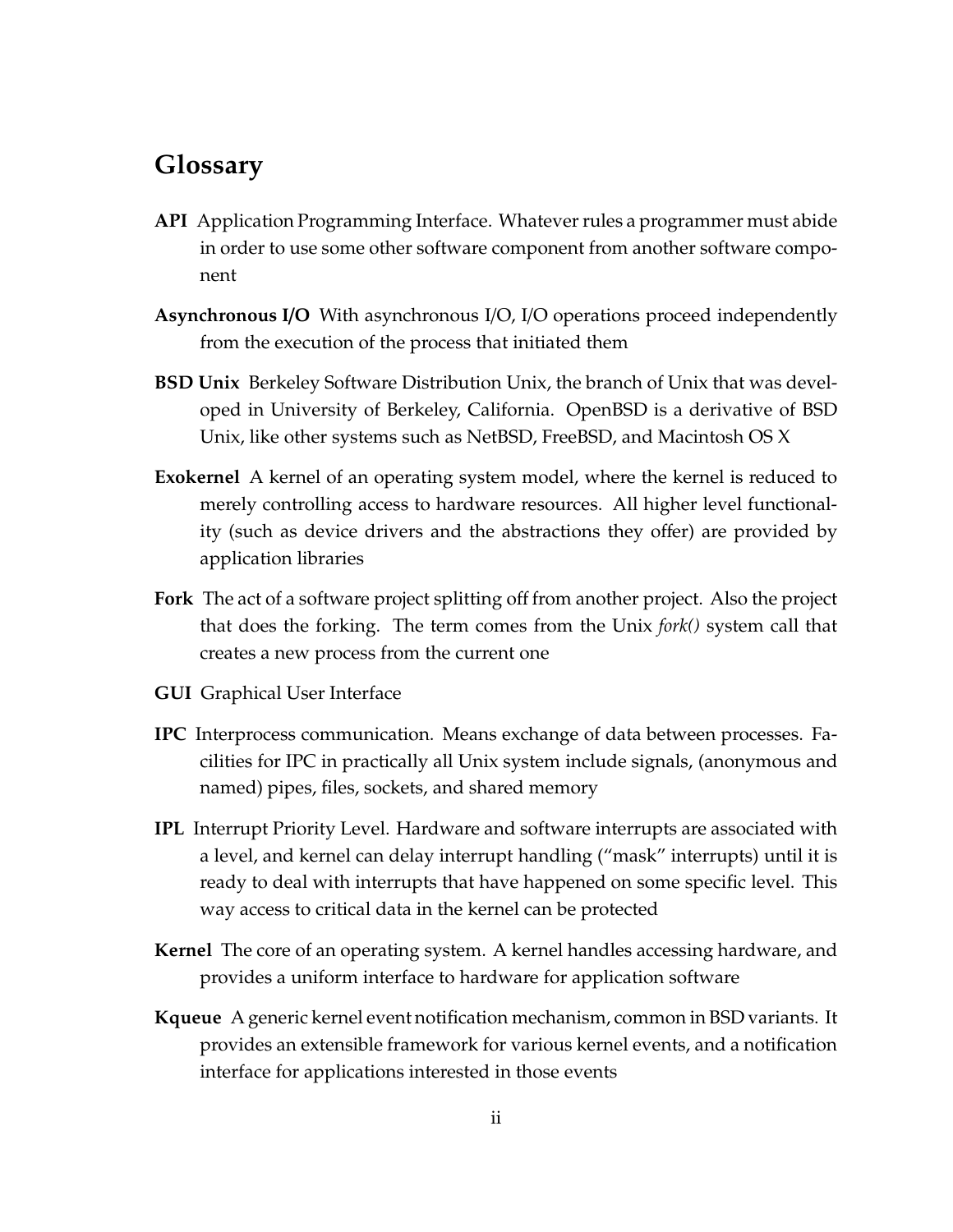# Glossary

**API** Application Programming Interface. Whatever rules a programmer must abide in order to use some other software component from another software component

**Asynchronous I/O** With asynchronous I/O, I/O operations proceed independently from the execution of the process that initiated them

**BSD Unix** Berkeley Software Distribution Unix, the branch of Unix that was developed in University of Berkeley, California. OpenBSD is a derivative of BSD Unix, like other systems such as NetBSD, FreeBSD, and Macintosh OS X

**Exokernel** A kernel of an operating system model, where the kernel is reduced to merely controlling access to hardware resources. All higher level functionality (such as device drivers and the abstractions they offer) are provided by application libraries

**Fork** The act of a software project splitting off from another project. Also the project that does the forking. The term comes from the Unix *fork()* system call that creates a new process from the current one

**GUI** Graphical User Interface

**IPC** Interprocess communication. Means exchange of data between processes. Facilities for IPC in practically all Unix system include signals, (anonymous and named) pipes, files, sockets, and shared memory

**IPL** Interrupt Priority Level. Hardware and software interrupts are associated with a level, and kernel can delay interrupt handling ("mask" interrupts) until it is ready to deal with interrupts that have happened on some specific level. This way access to critical data in the kernel can be protected

**Kernel** The core of an operating system. A kernel handles accessing hardware, and provides a uniform interface to hardware for application software

**Kqueue** A generic kernel event notification mechanism, common in BSD variants. It provides an extensible framework for various kernel events, and a notification interface for applications interested in those events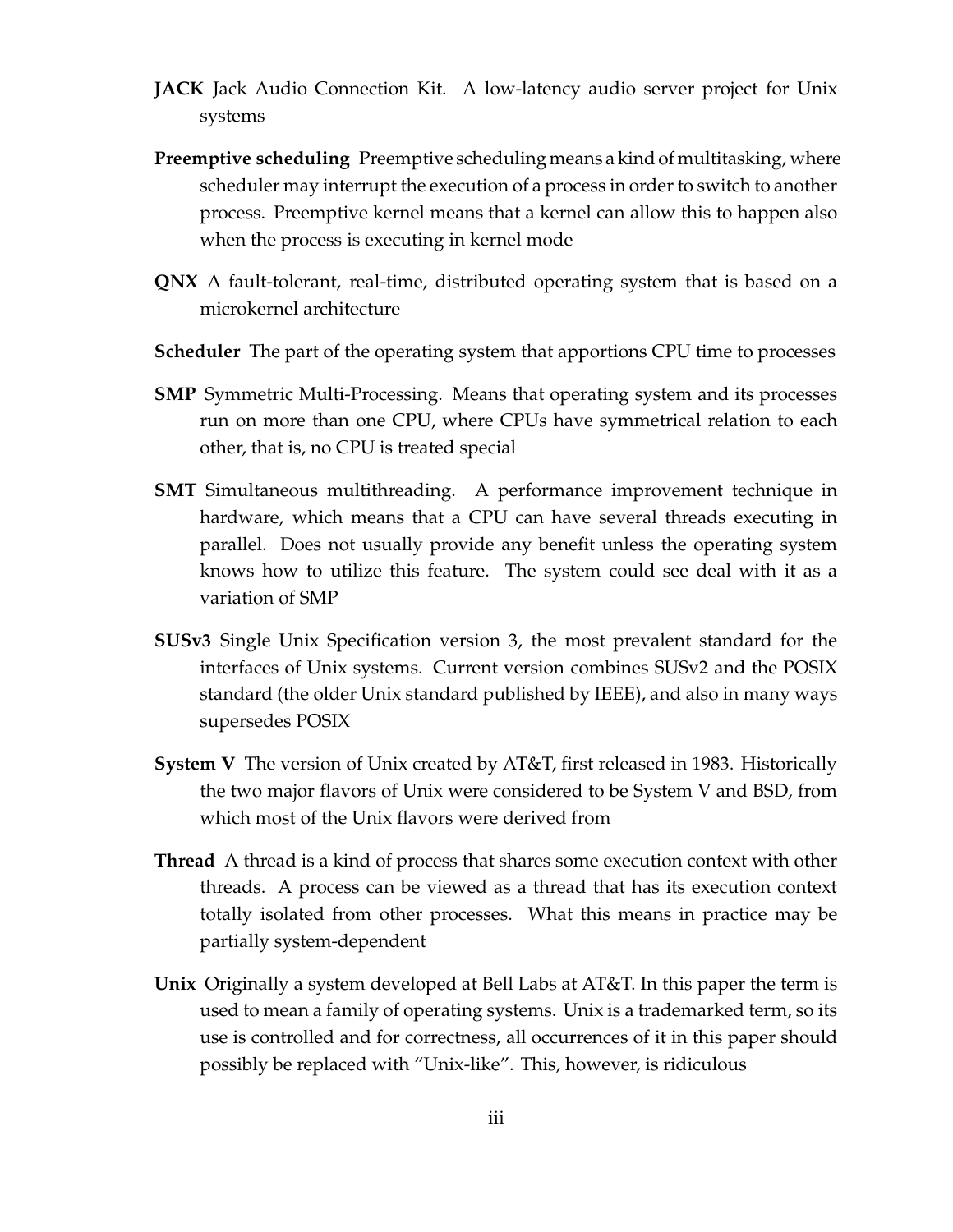**JACK** Jack Audio Connection Kit. A low-latency audio server project for Unix systems

**Preemptive scheduling** Preemptive scheduling means a kind of multitasking, where scheduler may interrupt the execution of a process in order to switch to another process. Preemptive kernel means that a kernel can allow this to happen also when the process is executing in kernel mode

**QNX** A fault-tolerant, real-time, distributed operating system that is based on a microkernel architecture

**Scheduler** The part of the operating system that apportions CPU time to processes

**SMP** Symmetric Multi-Processing. Means that operating system and its processes run on more than one CPU, where CPUs have symmetrical relation to each other, that is, no CPU is treated special

**SMT** Simultaneous multithreading. A performance improvement technique in hardware, which means that a CPU can have several threads executing in parallel. Does not usually provide any benefit unless the operating system knows how to utilize this feature. The system could see deal with it as a variation of SMP

**SUSv3** Single Unix Specification version 3, the most prevalent standard for the interfaces of Unix systems. Current version combines SUSv2 and the POSIX standard (the older Unix standard published by IEEE), and also in many ways supersedes POSIX

**System V** The version of Unix created by AT&T, first released in 1983. Historically the two major flavors of Unix were considered to be System V and BSD, from which most of the Unix flavors were derived from

**Thread** A thread is a kind of process that shares some execution context with other threads. A process can be viewed as a thread that has its execution context totally isolated from other processes. What this means in practice may be partially system-dependent

**Unix** Originally a system developed at Bell Labs at AT&T. In this paper the term is used to mean a family of operating systems. Unix is a trademarked term, so its use is controlled and for correctness, all occurrences of it in this paper should possibly be replaced with "Unix-like". This, however, is ridiculous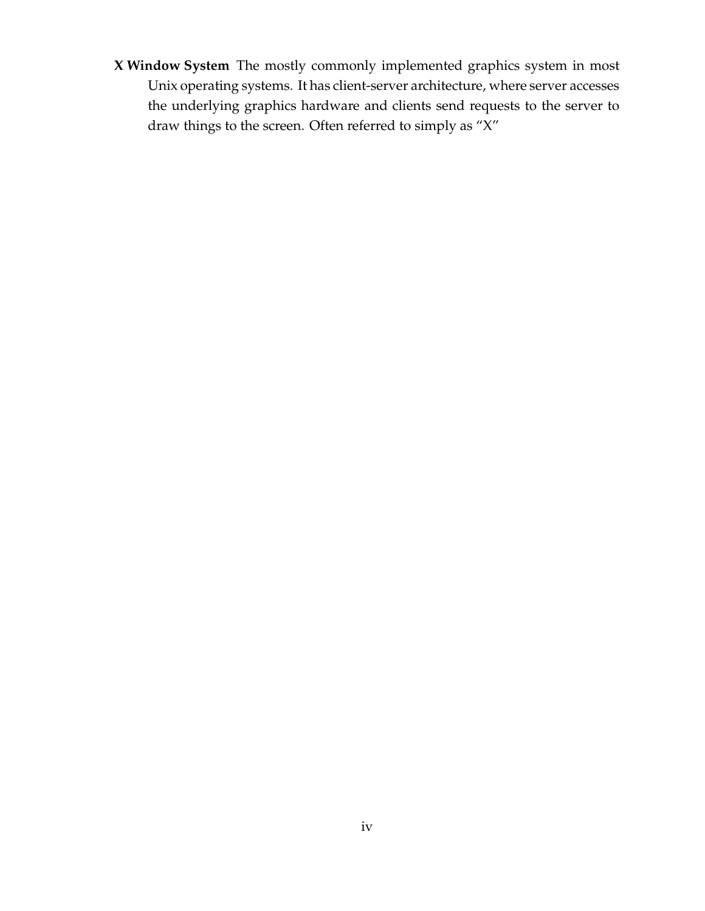**X Window System** The mostly commonly implemented graphics system in most Unix operating systems. It has client-server architecture, where server accesses the underlying graphics hardware and clients send requests to the server to draw things to the screen. Often referred to simply as "X"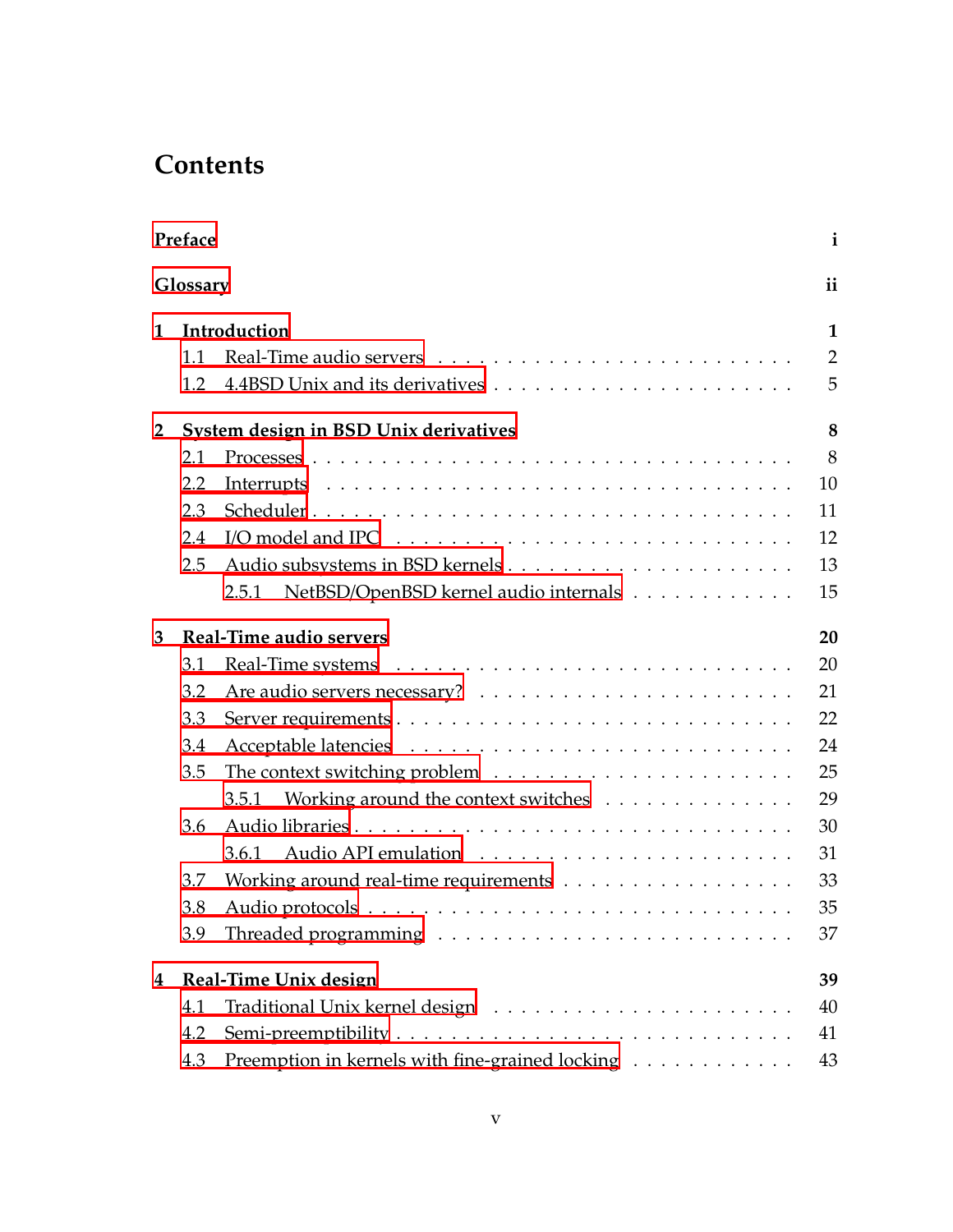# Contents

| | |
|---|---|
| **Preface** | **i** |
| **Glossary** | **ii** |
| **1 Introduction** | **1** |
| 1.1 Real-Time audio servers | 2 |
| 1.2 4.4BSD Unix and its derivatives | 5 |
| **2 System design in BSD Unix derivatives** | **8** |
| 2.1 Processes | 8 |
| 2.2 Interrupts | 10 |
| 2.3 Scheduler | 11 |
| 2.4 I/O model and IPC | 12 |
| 2.5 Audio subsystems in BSD kernels | 13 |
| 2.5.1 NetBSD/OpenBSD kernel audio internals | 15 |
| **3 Real-Time audio servers** | **20** |
| 3.1 Real-Time systems | 20 |
| 3.2 Are audio servers necessary? | 21 |
| 3.3 Server requirements | 22 |
| 3.4 Acceptable latencies | 24 |
| 3.5 The context switching problem | 25 |
| 3.5.1 Working around the context switches | 29 |
| 3.6 Audio libraries | 30 |
| 3.6.1 Audio API emulation | 31 |
| 3.7 Working around real-time requirements | 33 |
| 3.8 Audio protocols | 35 |
| 3.9 Threaded programming | 37 |
| **4 Real-Time Unix design** | **39** |
| 4.1 Traditional Unix kernel design | 40 |
| 4.2 Semi-preemptibility | 41 |
| 4.3 Preemption in kernels with fine-grained locking | 43 |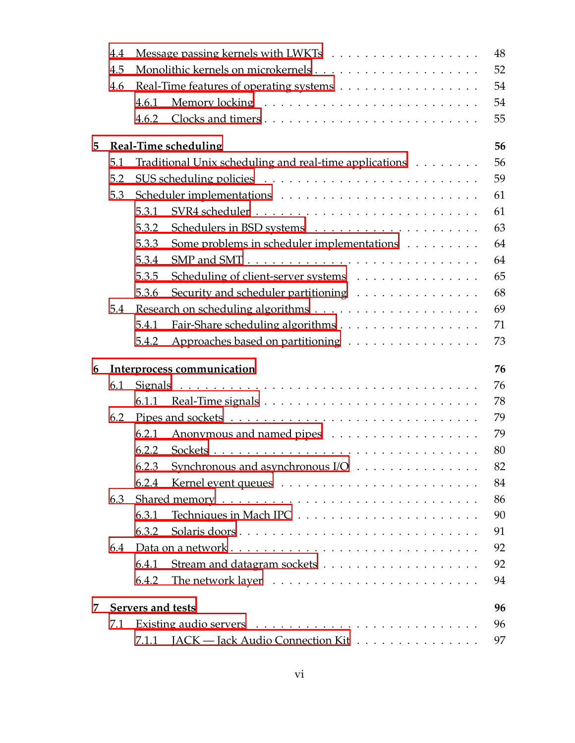- 4.4 Message passing kernels with LWKTs . . . . . . . . . . . . . . . . . . 48
- 4.5 Monolithic kernels on microkernels . . . . . . . . . . . . . . . . . . . 52
- 4.6 Real-Time features of operating systems . . . . . . . . . . . . . . . . 54
  - 4.6.1 Memory locking . . . . . . . . . . . . . . . . . . . . . . . . 54
  - 4.6.2 Clocks and timers . . . . . . . . . . . . . . . . . . . . . . . 55

**5 Real-Time scheduling** **56**

- 5.1 Traditional Unix scheduling and real-time applications . . . . . . . . 56
- 5.2 SUS scheduling policies . . . . . . . . . . . . . . . . . . . . . . . . . 59
- 5.3 Scheduler implementations . . . . . . . . . . . . . . . . . . . . . . . 61
  - 5.3.1 SVR4 scheduler . . . . . . . . . . . . . . . . . . . . . . . . . 61
  - 5.3.2 Schedulers in BSD systems . . . . . . . . . . . . . . . . . . . 63
  - 5.3.3 Some problems in scheduler implementations . . . . . . . . . 64
  - 5.3.4 SMP and SMT . . . . . . . . . . . . . . . . . . . . . . . . . . 64
  - 5.3.5 Scheduling of client-server systems . . . . . . . . . . . . . . 65
  - 5.3.6 Security and scheduler partitioning . . . . . . . . . . . . . . 68
- 5.4 Research on scheduling algorithms . . . . . . . . . . . . . . . . . . . 69
  - 5.4.1 Fair-Share scheduling algorithms . . . . . . . . . . . . . . . . 71
  - 5.4.2 Approaches based on partitioning . . . . . . . . . . . . . . . . 73

**6 Interprocess communication** **76**

- 6.1 Signals . . . . . . . . . . . . . . . . . . . . . . . . . . . . . . . . . . 76
  - 6.1.1 Real-Time signals . . . . . . . . . . . . . . . . . . . . . . . . 78
- 6.2 Pipes and sockets . . . . . . . . . . . . . . . . . . . . . . . . . . . . 79
  - 6.2.1 Anonymous and named pipes . . . . . . . . . . . . . . . . . . 79
  - 6.2.2 Sockets . . . . . . . . . . . . . . . . . . . . . . . . . . . . . . 80
  - 6.2.3 Synchronous and asynchronous I/O . . . . . . . . . . . . . . 82
  - 6.2.4 Kernel event queues . . . . . . . . . . . . . . . . . . . . . . . 84
- 6.3 Shared memory . . . . . . . . . . . . . . . . . . . . . . . . . . . . . 86
  - 6.3.1 Techniques in Mach IPC . . . . . . . . . . . . . . . . . . . . . 90
  - 6.3.2 Solaris doors . . . . . . . . . . . . . . . . . . . . . . . . . . . 91
- 6.4 Data on a network . . . . . . . . . . . . . . . . . . . . . . . . . . . . 92
  - 6.4.1 Stream and datagram sockets . . . . . . . . . . . . . . . . . . 92
  - 6.4.2 The network layer . . . . . . . . . . . . . . . . . . . . . . . . 94

**7 Servers and tests** **96**

- 7.1 Existing audio servers . . . . . . . . . . . . . . . . . . . . . . . . . . 96
  - 7.1.1 JACK — Jack Audio Connection Kit . . . . . . . . . . . . . . 97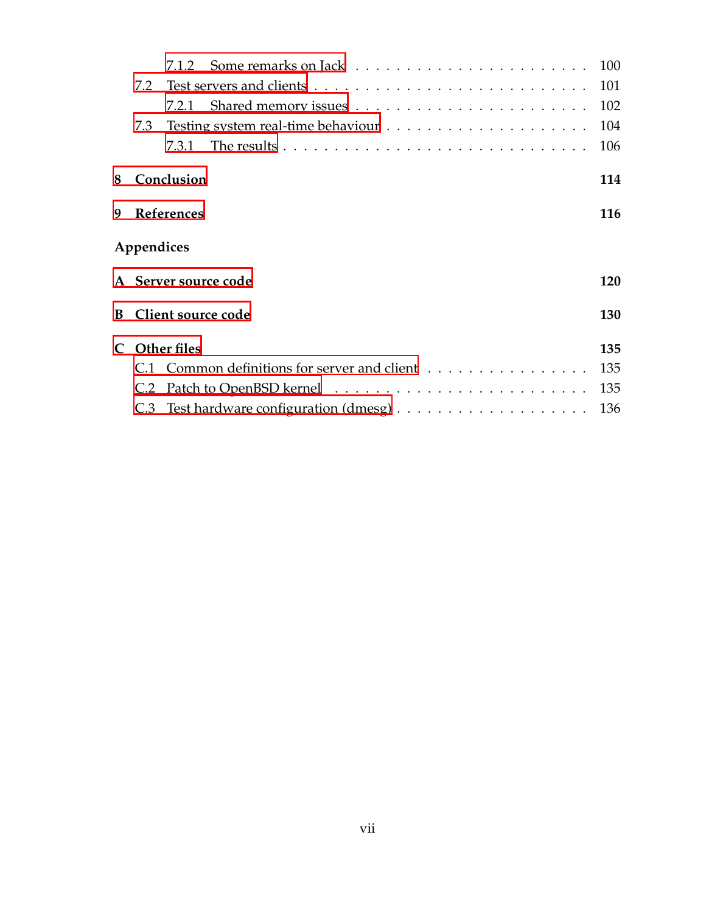7.1.2 Some remarks on Jack . . . . . . . . . . . . . . . . . . . . . . . . 100
7.2 Test servers and clients . . . . . . . . . . . . . . . . . . . . . . . . . . . . . 101
7.2.1 Shared memory issues . . . . . . . . . . . . . . . . . . . . . . . . 102
7.3 Testing system real-time behaviour . . . . . . . . . . . . . . . . . . . 104
7.3.1 The results . . . . . . . . . . . . . . . . . . . . . . . . . . . . . . . . . 106

**8 Conclusion** **114**

**9 References** **116**

**Appendices**

**A Server source code** **120**

**B Client source code** **130**

**C Other files** **135**
C.1 Common definitions for server and client . . . . . . . . . . . . . . . . 135
C.2 Patch to OpenBSD kernel . . . . . . . . . . . . . . . . . . . . . . . . . . . 135
C.3 Test hardware configuration (dmesg) . . . . . . . . . . . . . . . . . . 136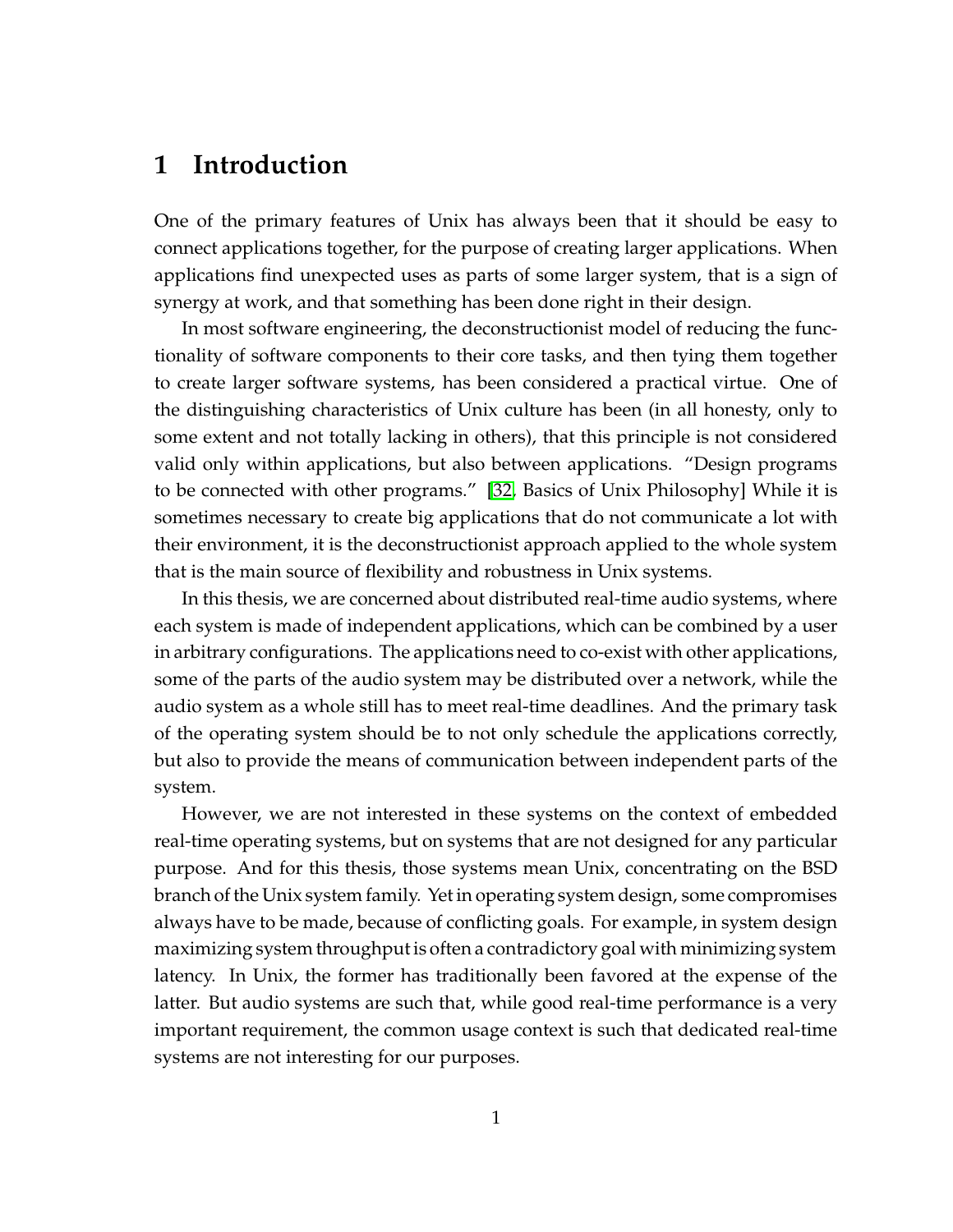# 1 Introduction

One of the primary features of Unix has always been that it should be easy to connect applications together, for the purpose of creating larger applications. When applications find unexpected uses as parts of some larger system, that is a sign of synergy at work, and that something has been done right in their design.

In most software engineering, the deconstructionist model of reducing the functionality of software components to their core tasks, and then tying them together to create larger software systems, has been considered a practical virtue. One of the distinguishing characteristics of Unix culture has been (in all honesty, only to some extent and not totally lacking in others), that this principle is not considered valid only within applications, but also between applications. "Design programs to be connected with other programs." [32, Basics of Unix Philosophy] While it is sometimes necessary to create big applications that do not communicate a lot with their environment, it is the deconstructionist approach applied to the whole system that is the main source of flexibility and robustness in Unix systems.

In this thesis, we are concerned about distributed real-time audio systems, where each system is made of independent applications, which can be combined by a user in arbitrary configurations. The applications need to co-exist with other applications, some of the parts of the audio system may be distributed over a network, while the audio system as a whole still has to meet real-time deadlines. And the primary task of the operating system should be to not only schedule the applications correctly, but also to provide the means of communication between independent parts of the system.

However, we are not interested in these systems on the context of embedded real-time operating systems, but on systems that are not designed for any particular purpose. And for this thesis, those systems mean Unix, concentrating on the BSD branch of the Unix system family. Yet in operating system design, some compromises always have to be made, because of conflicting goals. For example, in system design maximizing system throughput is often a contradictory goal with minimizing system latency. In Unix, the former has traditionally been favored at the expense of the latter. But audio systems are such that, while good real-time performance is a very important requirement, the common usage context is such that dedicated real-time systems are not interesting for our purposes.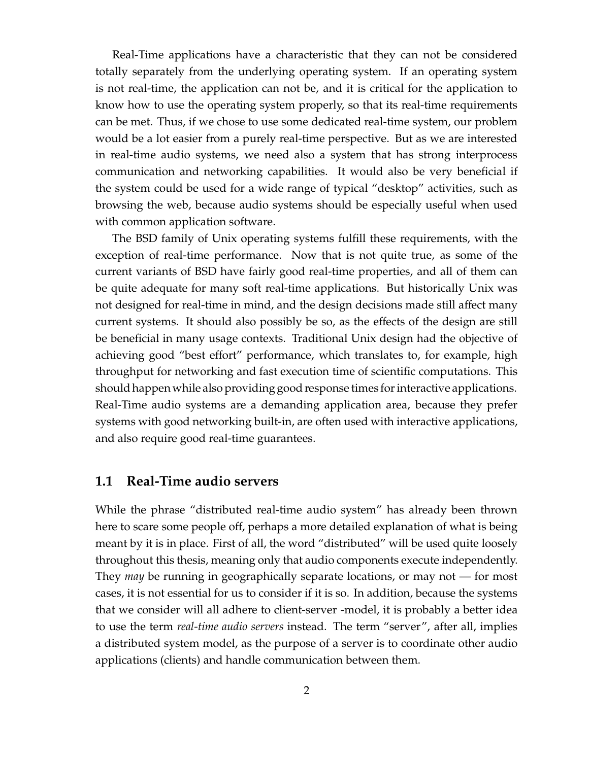Real-Time applications have a characteristic that they can not be considered totally separately from the underlying operating system. If an operating system is not real-time, the application can not be, and it is critical for the application to know how to use the operating system properly, so that its real-time requirements can be met. Thus, if we chose to use some dedicated real-time system, our problem would be a lot easier from a purely real-time perspective. But as we are interested in real-time audio systems, we need also a system that has strong interprocess communication and networking capabilities. It would also be very beneficial if the system could be used for a wide range of typical "desktop" activities, such as browsing the web, because audio systems should be especially useful when used with common application software.

The BSD family of Unix operating systems fulfill these requirements, with the exception of real-time performance. Now that is not quite true, as some of the current variants of BSD have fairly good real-time properties, and all of them can be quite adequate for many soft real-time applications. But historically Unix was not designed for real-time in mind, and the design decisions made still affect many current systems. It should also possibly be so, as the effects of the design are still be beneficial in many usage contexts. Traditional Unix design had the objective of achieving good "best effort" performance, which translates to, for example, high throughput for networking and fast execution time of scientific computations. This should happen while also providing good response times for interactive applications. Real-Time audio systems are a demanding application area, because they prefer systems with good networking built-in, are often used with interactive applications, and also require good real-time guarantees.

## 1.1 Real-Time audio servers

While the phrase "distributed real-time audio system" has already been thrown here to scare some people off, perhaps a more detailed explanation of what is being meant by it is in place. First of all, the word "distributed" will be used quite loosely throughout this thesis, meaning only that audio components execute independently. They *may* be running in geographically separate locations, or may not — for most cases, it is not essential for us to consider if it is so. In addition, because the systems that we consider will all adhere to client-server -model, it is probably a better idea to use the term *real-time audio servers* instead. The term "server", after all, implies a distributed system model, as the purpose of a server is to coordinate other audio applications (clients) and handle communication between them.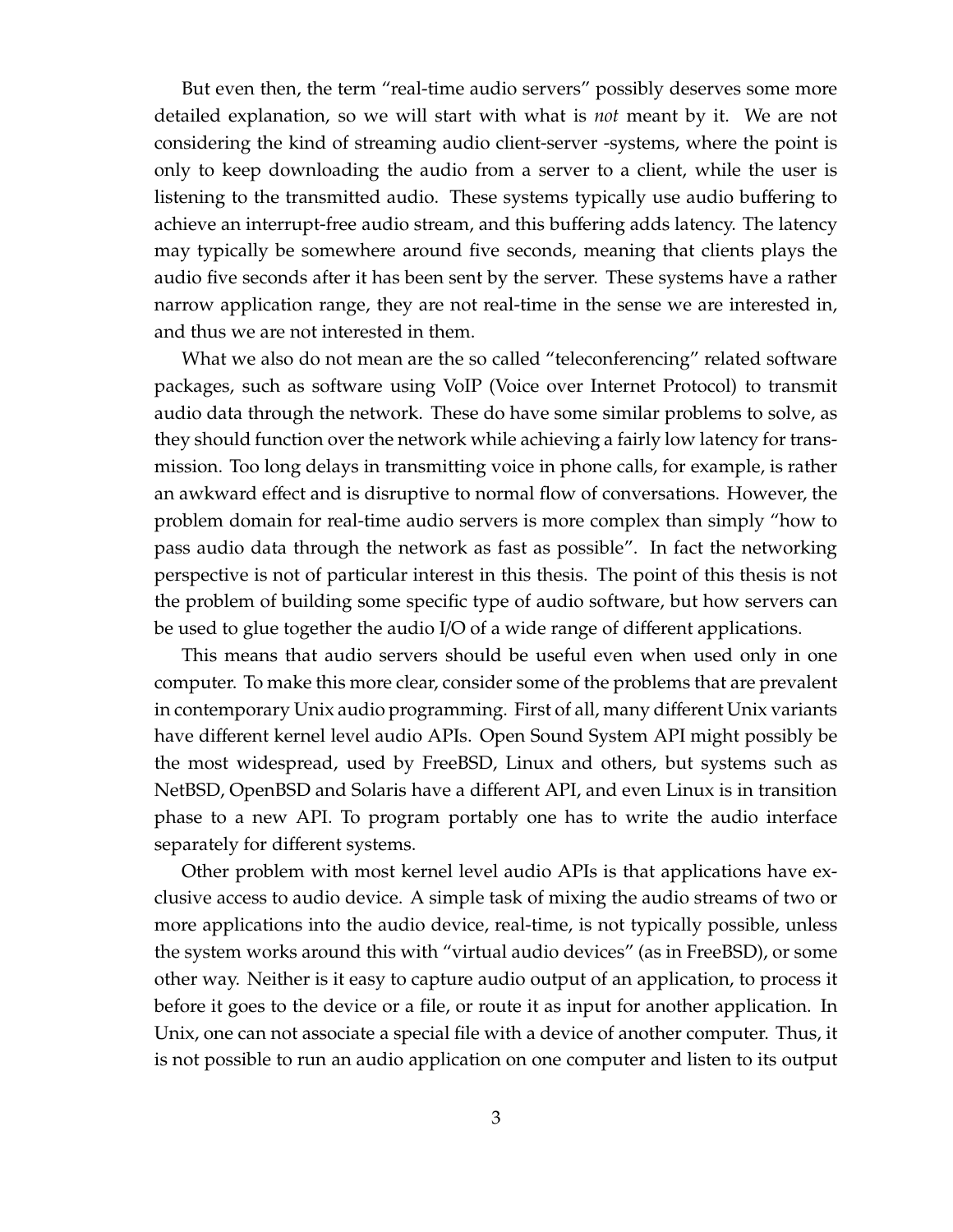But even then, the term "real-time audio servers" possibly deserves some more detailed explanation, so we will start with what is *not* meant by it. We are not considering the kind of streaming audio client-server -systems, where the point is only to keep downloading the audio from a server to a client, while the user is listening to the transmitted audio. These systems typically use audio buffering to achieve an interrupt-free audio stream, and this buffering adds latency. The latency may typically be somewhere around five seconds, meaning that clients plays the audio five seconds after it has been sent by the server. These systems have a rather narrow application range, they are not real-time in the sense we are interested in, and thus we are not interested in them.

What we also do not mean are the so called "teleconferencing" related software packages, such as software using VoIP (Voice over Internet Protocol) to transmit audio data through the network. These do have some similar problems to solve, as they should function over the network while achieving a fairly low latency for transmission. Too long delays in transmitting voice in phone calls, for example, is rather an awkward effect and is disruptive to normal flow of conversations. However, the problem domain for real-time audio servers is more complex than simply "how to pass audio data through the network as fast as possible". In fact the networking perspective is not of particular interest in this thesis. The point of this thesis is not the problem of building some specific type of audio software, but how servers can be used to glue together the audio I/O of a wide range of different applications.

This means that audio servers should be useful even when used only in one computer. To make this more clear, consider some of the problems that are prevalent in contemporary Unix audio programming. First of all, many different Unix variants have different kernel level audio APIs. Open Sound System API might possibly be the most widespread, used by FreeBSD, Linux and others, but systems such as NetBSD, OpenBSD and Solaris have a different API, and even Linux is in transition phase to a new API. To program portably one has to write the audio interface separately for different systems.

Other problem with most kernel level audio APIs is that applications have exclusive access to audio device. A simple task of mixing the audio streams of two or more applications into the audio device, real-time, is not typically possible, unless the system works around this with "virtual audio devices" (as in FreeBSD), or some other way. Neither is it easy to capture audio output of an application, to process it before it goes to the device or a file, or route it as input for another application. In Unix, one can not associate a special file with a device of another computer. Thus, it is not possible to run an audio application on one computer and listen to its output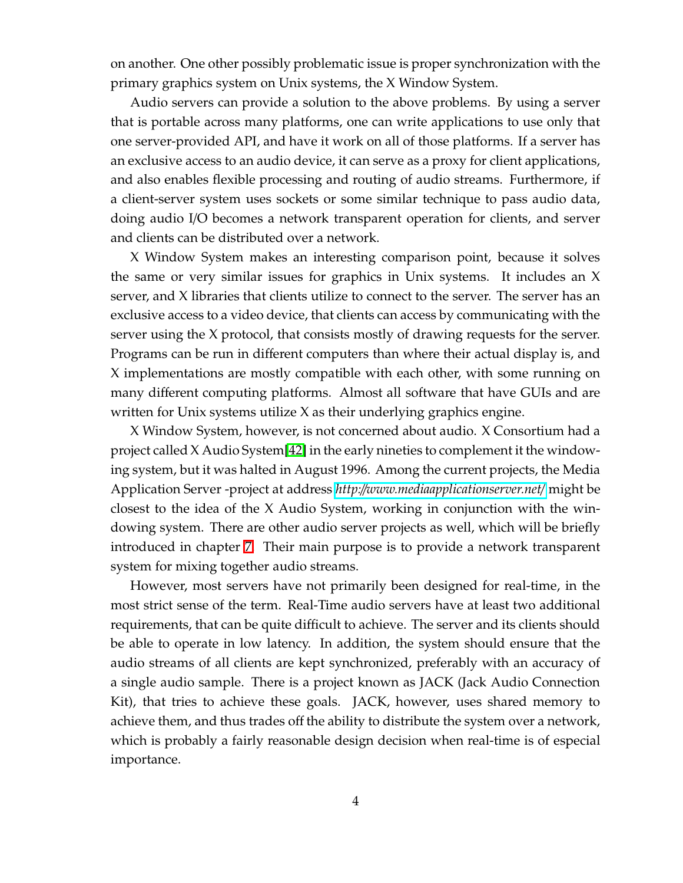on another. One other possibly problematic issue is proper synchronization with the primary graphics system on Unix systems, the X Window System.

Audio servers can provide a solution to the above problems. By using a server that is portable across many platforms, one can write applications to use only that one server-provided API, and have it work on all of those platforms. If a server has an exclusive access to an audio device, it can serve as a proxy for client applications, and also enables flexible processing and routing of audio streams. Furthermore, if a client-server system uses sockets or some similar technique to pass audio data, doing audio I/O becomes a network transparent operation for clients, and server and clients can be distributed over a network.

X Window System makes an interesting comparison point, because it solves the same or very similar issues for graphics in Unix systems. It includes an X server, and X libraries that clients utilize to connect to the server. The server has an exclusive access to a video device, that clients can access by communicating with the server using the X protocol, that consists mostly of drawing requests for the server. Programs can be run in different computers than where their actual display is, and X implementations are mostly compatible with each other, with some running on many different computing platforms. Almost all software that have GUIs and are written for Unix systems utilize X as their underlying graphics engine.

X Window System, however, is not concerned about audio. X Consortium had a project called X Audio System[42] in the early nineties to complement it the windowing system, but it was halted in August 1996. Among the current projects, the Media Application Server -project at address *http://www.mediaapplicationserver.net/* might be closest to the idea of the X Audio System, working in conjunction with the windowing system. There are other audio server projects as well, which will be briefly introduced in chapter 7. Their main purpose is to provide a network transparent system for mixing together audio streams.

However, most servers have not primarily been designed for real-time, in the most strict sense of the term. Real-Time audio servers have at least two additional requirements, that can be quite difficult to achieve. The server and its clients should be able to operate in low latency. In addition, the system should ensure that the audio streams of all clients are kept synchronized, preferably with an accuracy of a single audio sample. There is a project known as JACK (Jack Audio Connection Kit), that tries to achieve these goals. JACK, however, uses shared memory to achieve them, and thus trades off the ability to distribute the system over a network, which is probably a fairly reasonable design decision when real-time is of especial importance.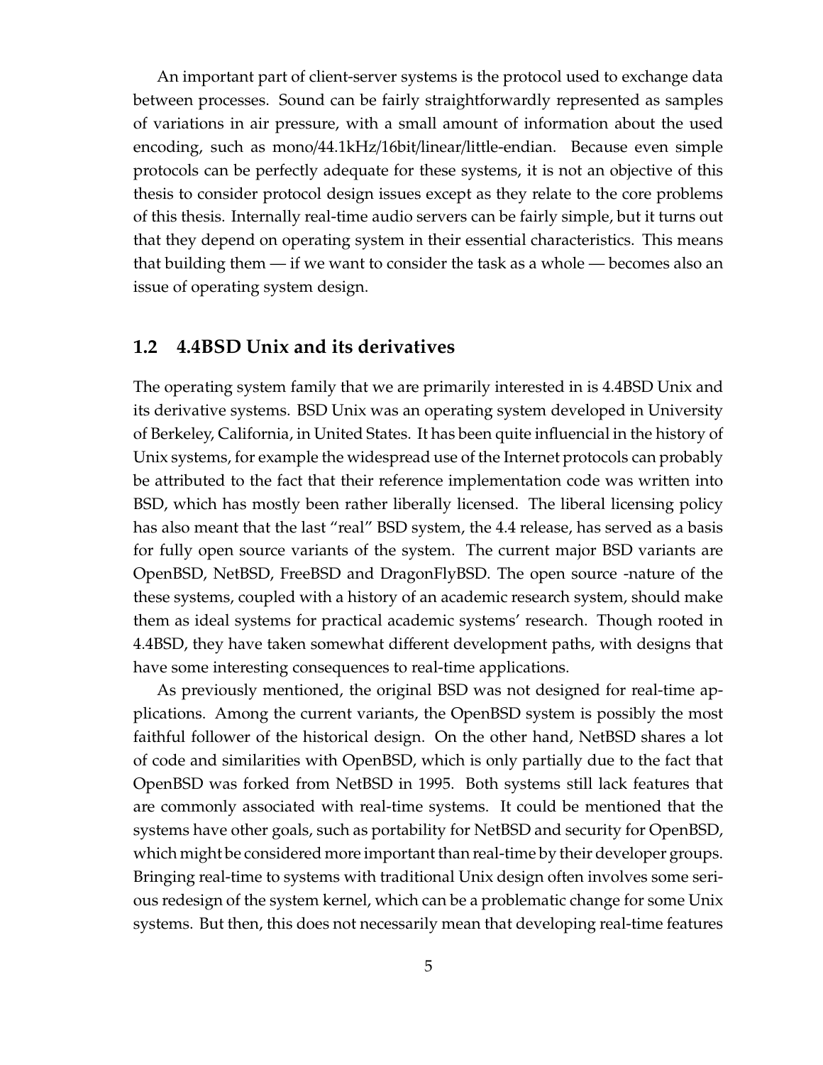An important part of client-server systems is the protocol used to exchange data between processes. Sound can be fairly straightforwardly represented as samples of variations in air pressure, with a small amount of information about the used encoding, such as mono/44.1kHz/16bit/linear/little-endian. Because even simple protocols can be perfectly adequate for these systems, it is not an objective of this thesis to consider protocol design issues except as they relate to the core problems of this thesis. Internally real-time audio servers can be fairly simple, but it turns out that they depend on operating system in their essential characteristics. This means that building them — if we want to consider the task as a whole — becomes also an issue of operating system design.

## 1.2 4.4BSD Unix and its derivatives

The operating system family that we are primarily interested in is 4.4BSD Unix and its derivative systems. BSD Unix was an operating system developed in University of Berkeley, California, in United States. It has been quite influencial in the history of Unix systems, for example the widespread use of the Internet protocols can probably be attributed to the fact that their reference implementation code was written into BSD, which has mostly been rather liberally licensed. The liberal licensing policy has also meant that the last "real" BSD system, the 4.4 release, has served as a basis for fully open source variants of the system. The current major BSD variants are OpenBSD, NetBSD, FreeBSD and DragonFlyBSD. The open source -nature of the these systems, coupled with a history of an academic research system, should make them as ideal systems for practical academic systems' research. Though rooted in 4.4BSD, they have taken somewhat different development paths, with designs that have some interesting consequences to real-time applications.

As previously mentioned, the original BSD was not designed for real-time applications. Among the current variants, the OpenBSD system is possibly the most faithful follower of the historical design. On the other hand, NetBSD shares a lot of code and similarities with OpenBSD, which is only partially due to the fact that OpenBSD was forked from NetBSD in 1995. Both systems still lack features that are commonly associated with real-time systems. It could be mentioned that the systems have other goals, such as portability for NetBSD and security for OpenBSD, which might be considered more important than real-time by their developer groups. Bringing real-time to systems with traditional Unix design often involves some serious redesign of the system kernel, which can be a problematic change for some Unix systems. But then, this does not necessarily mean that developing real-time features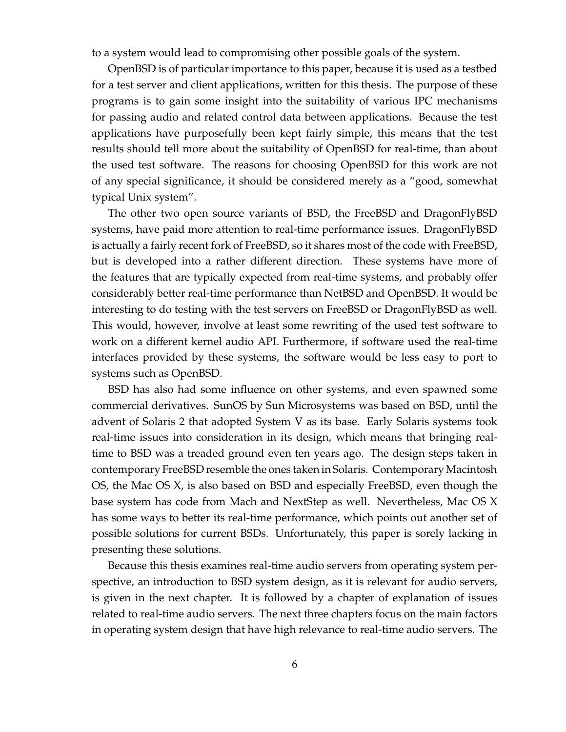to a system would lead to compromising other possible goals of the system.

OpenBSD is of particular importance to this paper, because it is used as a testbed for a test server and client applications, written for this thesis. The purpose of these programs is to gain some insight into the suitability of various IPC mechanisms for passing audio and related control data between applications. Because the test applications have purposefully been kept fairly simple, this means that the test results should tell more about the suitability of OpenBSD for real-time, than about the used test software. The reasons for choosing OpenBSD for this work are not of any special significance, it should be considered merely as a "good, somewhat typical Unix system".

The other two open source variants of BSD, the FreeBSD and DragonFlyBSD systems, have paid more attention to real-time performance issues. DragonFlyBSD is actually a fairly recent fork of FreeBSD, so it shares most of the code with FreeBSD, but is developed into a rather different direction. These systems have more of the features that are typically expected from real-time systems, and probably offer considerably better real-time performance than NetBSD and OpenBSD. It would be interesting to do testing with the test servers on FreeBSD or DragonFlyBSD as well. This would, however, involve at least some rewriting of the used test software to work on a different kernel audio API. Furthermore, if software used the real-time interfaces provided by these systems, the software would be less easy to port to systems such as OpenBSD.

BSD has also had some influence on other systems, and even spawned some commercial derivatives. SunOS by Sun Microsystems was based on BSD, until the advent of Solaris 2 that adopted System V as its base. Early Solaris systems took real-time issues into consideration in its design, which means that bringing real-time to BSD was a treaded ground even ten years ago. The design steps taken in contemporary FreeBSD resemble the ones taken in Solaris. Contemporary Macintosh OS, the Mac OS X, is also based on BSD and especially FreeBSD, even though the base system has code from Mach and NextStep as well. Nevertheless, Mac OS X has some ways to better its real-time performance, which points out another set of possible solutions for current BSDs. Unfortunately, this paper is sorely lacking in presenting these solutions.

Because this thesis examines real-time audio servers from operating system perspective, an introduction to BSD system design, as it is relevant for audio servers, is given in the next chapter. It is followed by a chapter of explanation of issues related to real-time audio servers. The next three chapters focus on the main factors in operating system design that have high relevance to real-time audio servers. The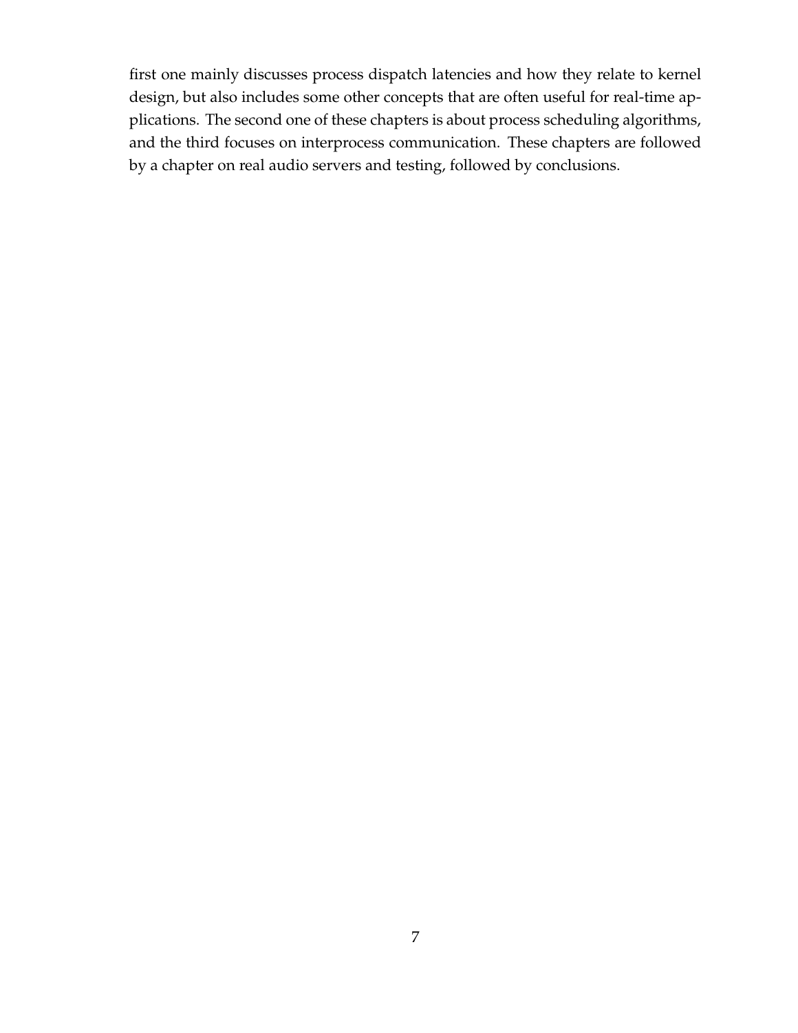first one mainly discusses process dispatch latencies and how they relate to kernel design, but also includes some other concepts that are often useful for real-time applications. The second one of these chapters is about process scheduling algorithms, and the third focuses on interprocess communication. These chapters are followed by a chapter on real audio servers and testing, followed by conclusions.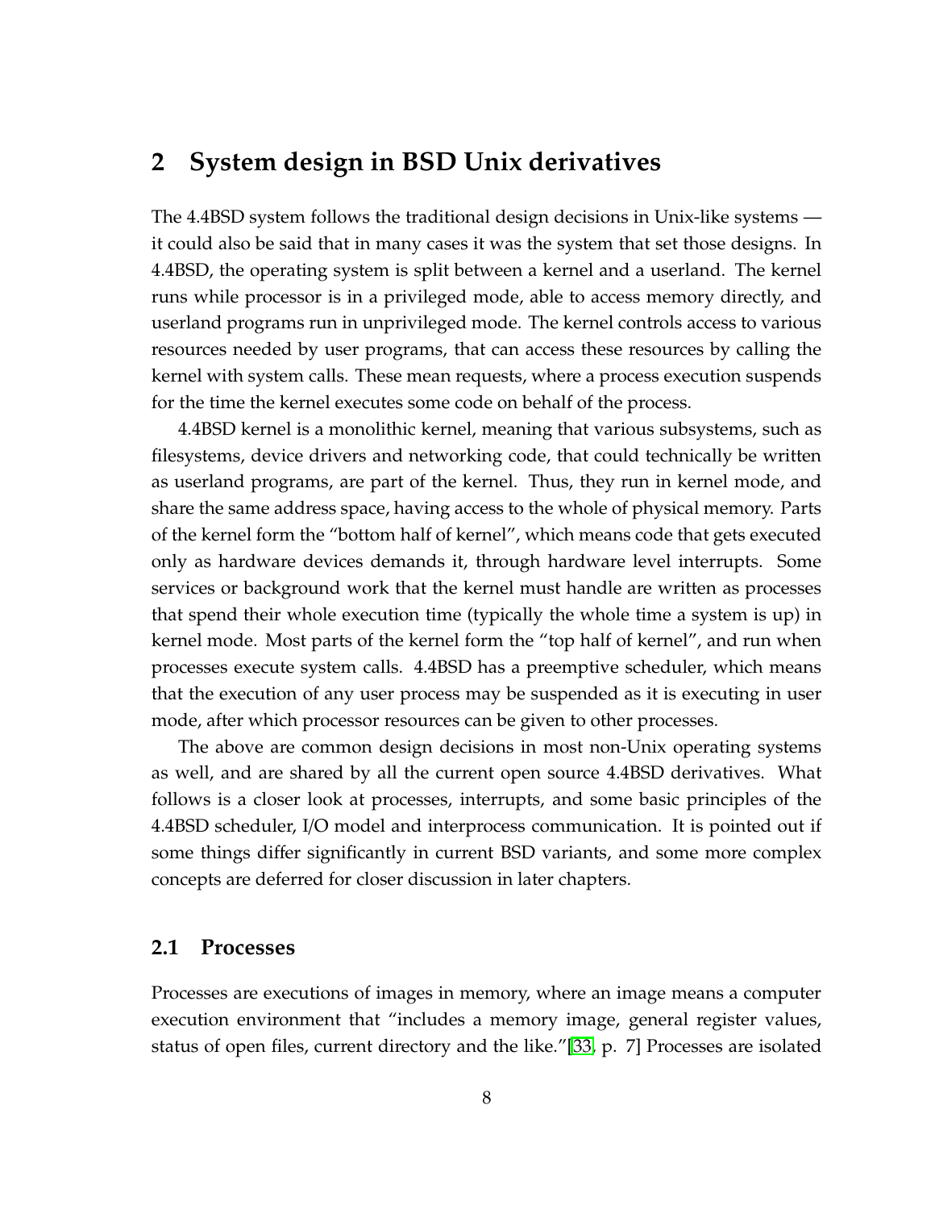## 2 System design in BSD Unix derivatives

The 4.4BSD system follows the traditional design decisions in Unix-like systems — it could also be said that in many cases it was the system that set those designs. In 4.4BSD, the operating system is split between a kernel and a userland. The kernel runs while processor is in a privileged mode, able to access memory directly, and userland programs run in unprivileged mode. The kernel controls access to various resources needed by user programs, that can access these resources by calling the kernel with system calls. These mean requests, where a process execution suspends for the time the kernel executes some code on behalf of the process.

4.4BSD kernel is a monolithic kernel, meaning that various subsystems, such as filesystems, device drivers and networking code, that could technically be written as userland programs, are part of the kernel. Thus, they run in kernel mode, and share the same address space, having access to the whole of physical memory. Parts of the kernel form the "bottom half of kernel", which means code that gets executed only as hardware devices demands it, through hardware level interrupts. Some services or background work that the kernel must handle are written as processes that spend their whole execution time (typically the whole time a system is up) in kernel mode. Most parts of the kernel form the "top half of kernel", and run when processes execute system calls. 4.4BSD has a preemptive scheduler, which means that the execution of any user process may be suspended as it is executing in user mode, after which processor resources can be given to other processes.

The above are common design decisions in most non-Unix operating systems as well, and are shared by all the current open source 4.4BSD derivatives. What follows is a closer look at processes, interrupts, and some basic principles of the 4.4BSD scheduler, I/O model and interprocess communication. It is pointed out if some things differ significantly in current BSD variants, and some more complex concepts are deferred for closer discussion in later chapters.

### 2.1 Processes

Processes are executions of images in memory, where an image means a computer execution environment that "includes a memory image, general register values, status of open files, current directory and the like."[33, p. 7] Processes are isolated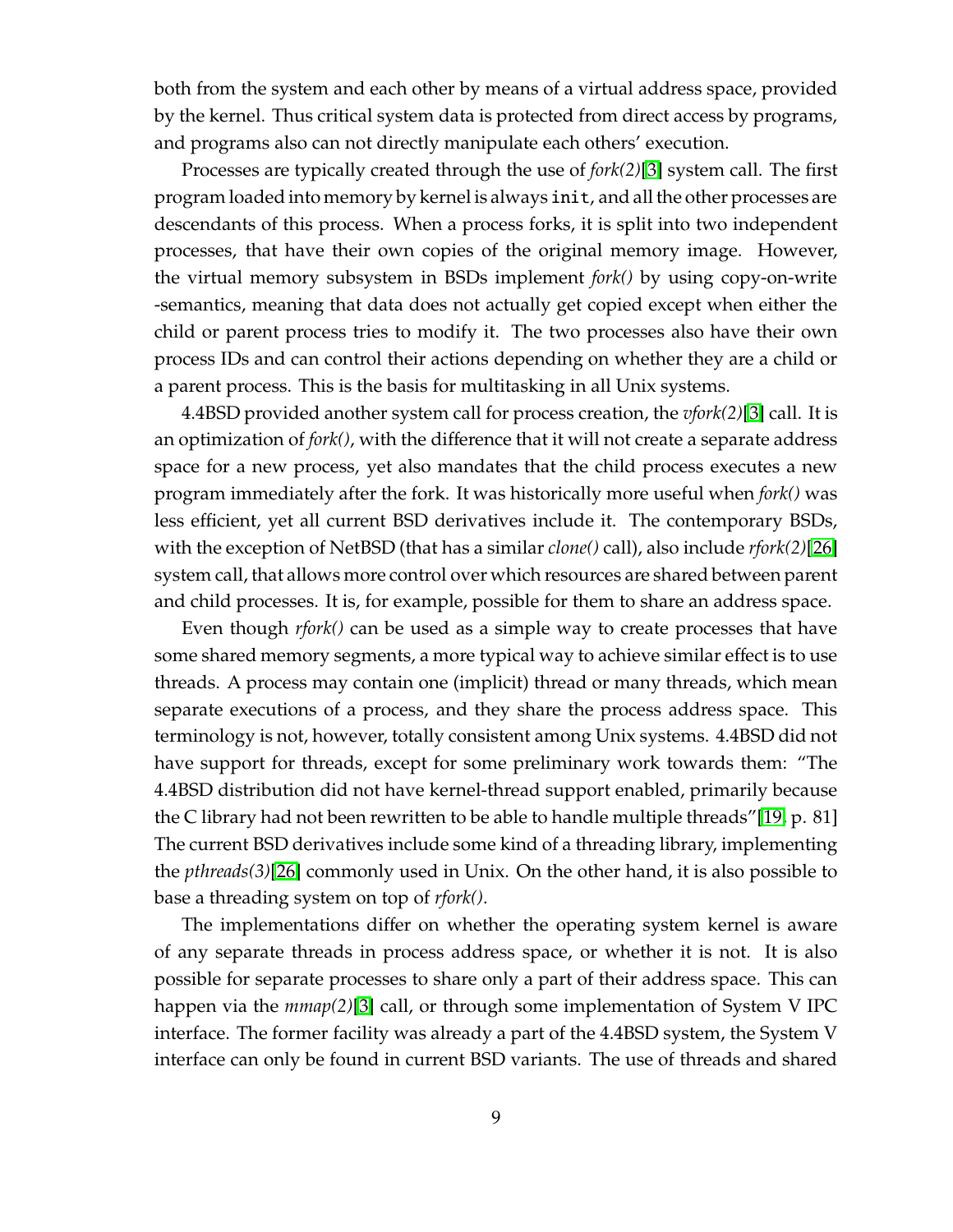both from the system and each other by means of a virtual address space, provided by the kernel. Thus critical system data is protected from direct access by programs, and programs also can not directly manipulate each others' execution.

Processes are typically created through the use of *fork(2)*[3] system call. The first program loaded into memory by kernel is always `init`, and all the other processes are descendants of this process. When a process forks, it is split into two independent processes, that have their own copies of the original memory image. However, the virtual memory subsystem in BSDs implement *fork()* by using copy-on-write -semantics, meaning that data does not actually get copied except when either the child or parent process tries to modify it. The two processes also have their own process IDs and can control their actions depending on whether they are a child or a parent process. This is the basis for multitasking in all Unix systems.

4.4BSD provided another system call for process creation, the *vfork(2)*[3] call. It is an optimization of *fork()*, with the difference that it will not create a separate address space for a new process, yet also mandates that the child process executes a new program immediately after the fork. It was historically more useful when *fork()* was less efficient, yet all current BSD derivatives include it. The contemporary BSDs, with the exception of NetBSD (that has a similar *clone()* call), also include *rfork(2)*[26] system call, that allows more control over which resources are shared between parent and child processes. It is, for example, possible for them to share an address space.

Even though *rfork()* can be used as a simple way to create processes that have some shared memory segments, a more typical way to achieve similar effect is to use threads. A process may contain one (implicit) thread or many threads, which mean separate executions of a process, and they share the process address space. This terminology is not, however, totally consistent among Unix systems. 4.4BSD did not have support for threads, except for some preliminary work towards them: "The 4.4BSD distribution did not have kernel-thread support enabled, primarily because the C library had not been rewritten to be able to handle multiple threads"[19, p. 81] The current BSD derivatives include some kind of a threading library, implementing the *pthreads(3)*[26] commonly used in Unix. On the other hand, it is also possible to base a threading system on top of *rfork()*.

The implementations differ on whether the operating system kernel is aware of any separate threads in process address space, or whether it is not. It is also possible for separate processes to share only a part of their address space. This can happen via the *mmap(2)*[3] call, or through some implementation of System V IPC interface. The former facility was already a part of the 4.4BSD system, the System V interface can only be found in current BSD variants. The use of threads and shared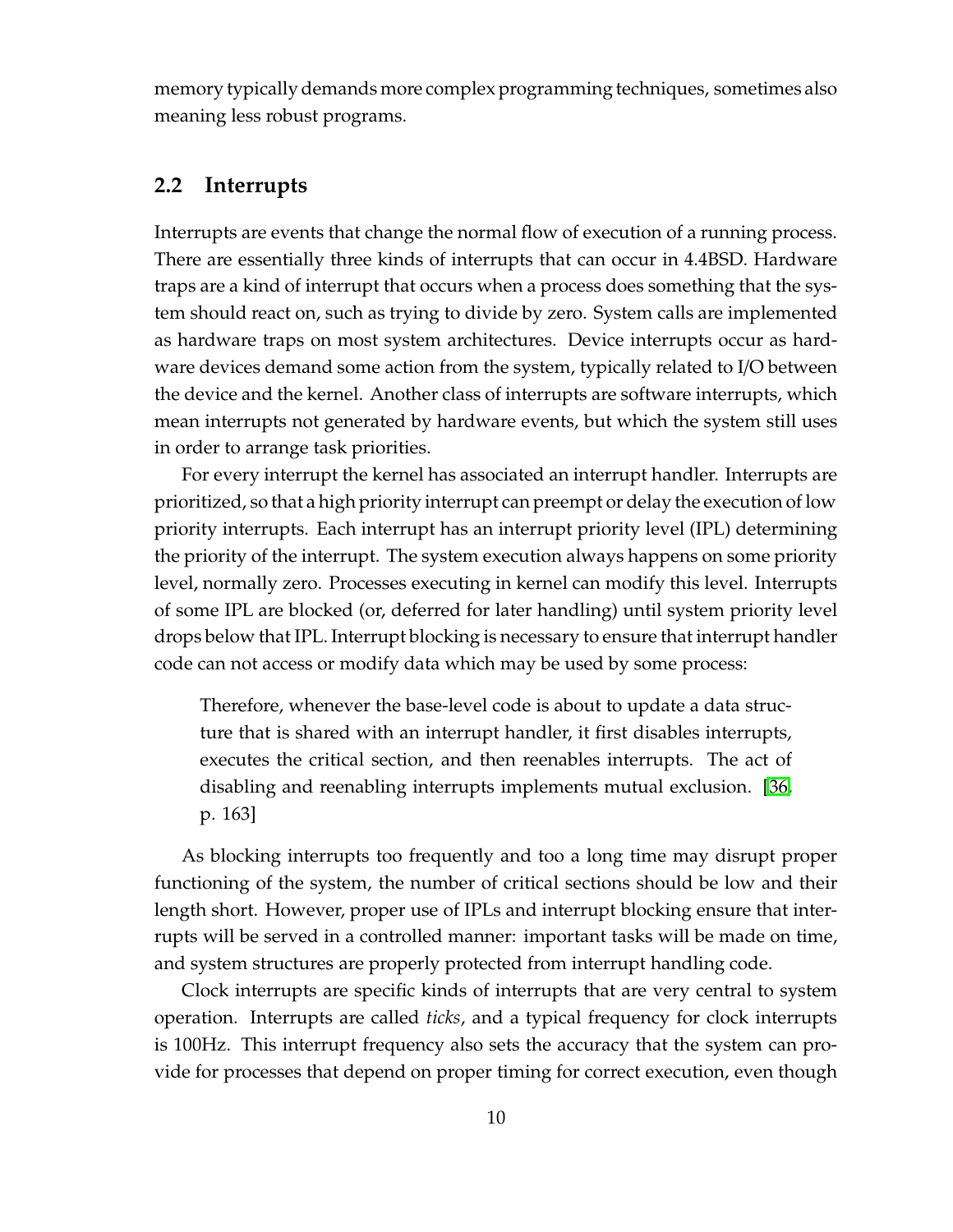memory typically demands more complex programming techniques, sometimes also meaning less robust programs.

## 2.2 Interrupts

Interrupts are events that change the normal flow of execution of a running process. There are essentially three kinds of interrupts that can occur in 4.4BSD. Hardware traps are a kind of interrupt that occurs when a process does something that the system should react on, such as trying to divide by zero. System calls are implemented as hardware traps on most system architectures. Device interrupts occur as hardware devices demand some action from the system, typically related to I/O between the device and the kernel. Another class of interrupts are software interrupts, which mean interrupts not generated by hardware events, but which the system still uses in order to arrange task priorities.

For every interrupt the kernel has associated an interrupt handler. Interrupts are prioritized, so that a high priority interrupt can preempt or delay the execution of low priority interrupts. Each interrupt has an interrupt priority level (IPL) determining the priority of the interrupt. The system execution always happens on some priority level, normally zero. Processes executing in kernel can modify this level. Interrupts of some IPL are blocked (or, deferred for later handling) until system priority level drops below that IPL. Interrupt blocking is necessary to ensure that interrupt handler code can not access or modify data which may be used by some process:

> Therefore, whenever the base-level code is about to update a data structure that is shared with an interrupt handler, it first disables interrupts, executes the critical section, and then reenables interrupts. The act of disabling and reenabling interrupts implements mutual exclusion. [36, p. 163]

As blocking interrupts too frequently and too a long time may disrupt proper functioning of the system, the number of critical sections should be low and their length short. However, proper use of IPLs and interrupt blocking ensure that interrupts will be served in a controlled manner: important tasks will be made on time, and system structures are properly protected from interrupt handling code.

Clock interrupts are specific kinds of interrupts that are very central to system operation. Interrupts are called *ticks*, and a typical frequency for clock interrupts is 100Hz. This interrupt frequency also sets the accuracy that the system can provide for processes that depend on proper timing for correct execution, even though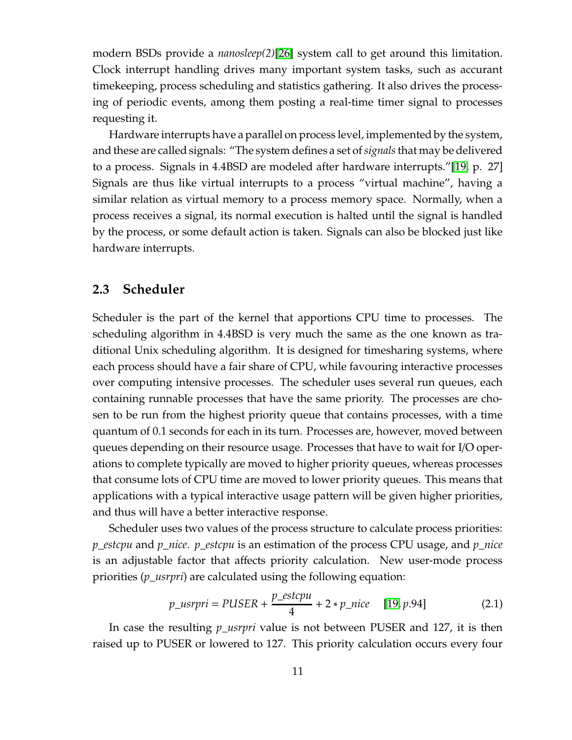modern BSDs provide a *nanosleep(2)*[26] system call to get around this limitation. Clock interrupt handling drives many important system tasks, such as accurant timekeeping, process scheduling and statistics gathering. It also drives the processing of periodic events, among them posting a real-time timer signal to processes requesting it.

Hardware interrupts have a parallel on process level, implemented by the system, and these are called signals: "The system defines a set of *signals* that may be delivered to a process. Signals in 4.4BSD are modeled after hardware interrupts."[19, p. 27] Signals are thus like virtual interrupts to a process "virtual machine", having a similar relation as virtual memory to a process memory space. Normally, when a process receives a signal, its normal execution is halted until the signal is handled by the process, or some default action is taken. Signals can also be blocked just like hardware interrupts.

## 2.3 Scheduler

Scheduler is the part of the kernel that apportions CPU time to processes. The scheduling algorithm in 4.4BSD is very much the same as the one known as traditional Unix scheduling algorithm. It is designed for timesharing systems, where each process should have a fair share of CPU, while favouring interactive processes over computing intensive processes. The scheduler uses several run queues, each containing runnable processes that have the same priority. The processes are chosen to be run from the highest priority queue that contains processes, with a time quantum of 0.1 seconds for each in its turn. Processes are, however, moved between queues depending on their resource usage. Processes that have to wait for I/O operations to complete typically are moved to higher priority queues, whereas processes that consume lots of CPU time are moved to lower priority queues. This means that applications with a typical interactive usage pattern will be given higher priorities, and thus will have a better interactive response.

Scheduler uses two values of the process structure to calculate process priorities: *p_estcpu* and *p_nice*. *p_estcpu* is an estimation of the process CPU usage, and *p_nice* is an adjustable factor that affects priority calculation. New user-mode process priorities (*p_usrpri*) are calculated using the following equation:

$$p\_usrpri = PUSER + \frac{p\_estcpu}{4} + 2 * p\_nice \quad [19, p.94] \tag{2.1}$$

In case the resulting *p_usrpri* value is not between PUSER and 127, it is then raised up to PUSER or lowered to 127. This priority calculation occurs every four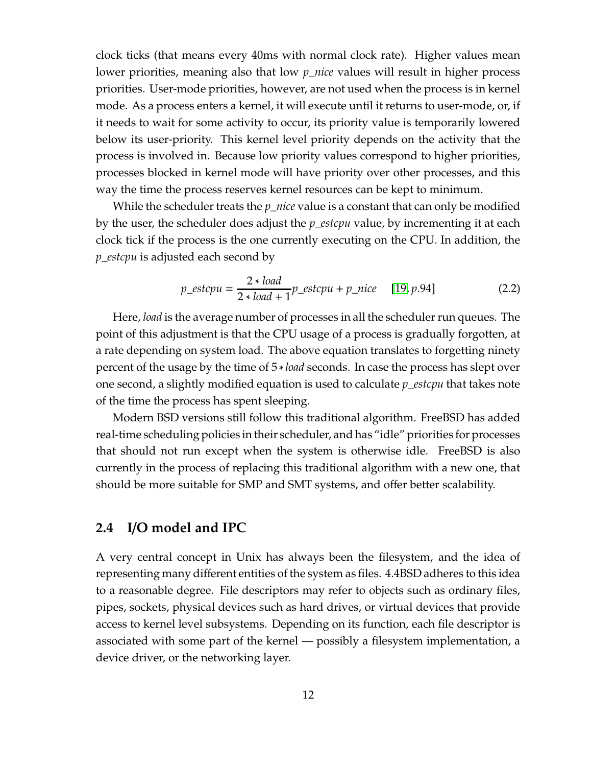clock ticks (that means every 40ms with normal clock rate). Higher values mean lower priorities, meaning also that low *p_nice* values will result in higher process priorities. User-mode priorities, however, are not used when the process is in kernel mode. As a process enters a kernel, it will execute until it returns to user-mode, or, if it needs to wait for some activity to occur, its priority value is temporarily lowered below its user-priority. This kernel level priority depends on the activity that the process is involved in. Because low priority values correspond to higher priorities, processes blocked in kernel mode will have priority over other processes, and this way the time the process reserves kernel resources can be kept to minimum.

While the scheduler treats the *p_nice* value is a constant that can only be modified by the user, the scheduler does adjust the *p_estcpu* value, by incrementing it at each clock tick if the process is the one currently executing on the CPU. In addition, the *p_estcpu* is adjusted each second by

$$p\_estcpu = \frac{2 * load}{2 * load + 1} p\_estcpu + p\_nice \quad [19, p.94] \tag{2.2}$$

Here, *load* is the average number of processes in all the scheduler run queues. The point of this adjustment is that the CPU usage of a process is gradually forgotten, at a rate depending on system load. The above equation translates to forgetting ninety percent of the usage by the time of $5 * load$ seconds. In case the process has slept over one second, a slightly modified equation is used to calculate *p_estcpu* that takes note of the time the process has spent sleeping.

Modern BSD versions still follow this traditional algorithm. FreeBSD has added real-time scheduling policies in their scheduler, and has "idle" priorities for processes that should not run except when the system is otherwise idle. FreeBSD is also currently in the process of replacing this traditional algorithm with a new one, that should be more suitable for SMP and SMT systems, and offer better scalability.

## 2.4 I/O model and IPC

A very central concept in Unix has always been the filesystem, and the idea of representing many different entities of the system as files. 4.4BSD adheres to this idea to a reasonable degree. File descriptors may refer to objects such as ordinary files, pipes, sockets, physical devices such as hard drives, or virtual devices that provide access to kernel level subsystems. Depending on its function, each file descriptor is associated with some part of the kernel — possibly a filesystem implementation, a device driver, or the networking layer.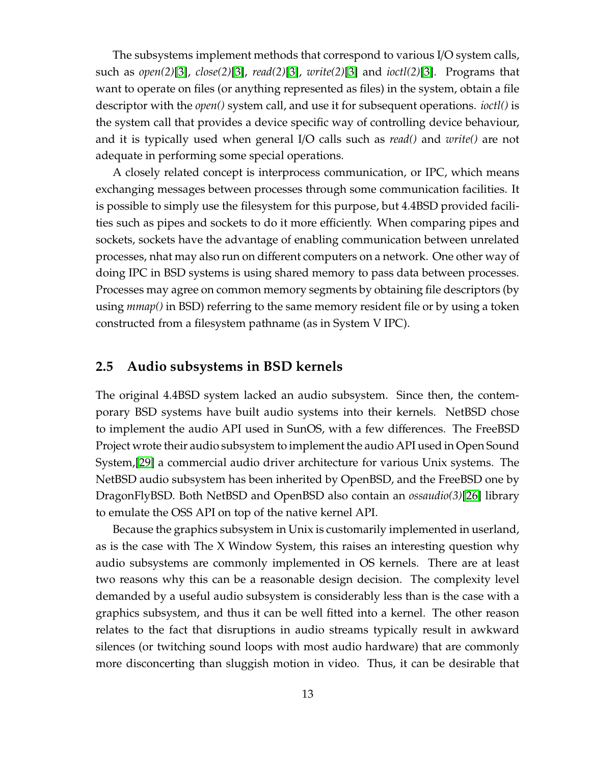The subsystems implement methods that correspond to various I/O system calls, such as *open(2)*[3], *close(2)*[3], *read(2)*[3], *write(2)*[3] and *ioctl(2)*[3]. Programs that want to operate on files (or anything represented as files) in the system, obtain a file descriptor with the *open()* system call, and use it for subsequent operations. *ioctl()* is the system call that provides a device specific way of controlling device behaviour, and it is typically used when general I/O calls such as *read()* and *write()* are not adequate in performing some special operations.

A closely related concept is interprocess communication, or IPC, which means exchanging messages between processes through some communication facilities. It is possible to simply use the filesystem for this purpose, but 4.4BSD provided facilities such as pipes and sockets to do it more efficiently. When comparing pipes and sockets, sockets have the advantage of enabling communication between unrelated processes, nhat may also run on different computers on a network. One other way of doing IPC in BSD systems is using shared memory to pass data between processes. Processes may agree on common memory segments by obtaining file descriptors (by using *mmap()* in BSD) referring to the same memory resident file or by using a token constructed from a filesystem pathname (as in System V IPC).

## 2.5 Audio subsystems in BSD kernels

The original 4.4BSD system lacked an audio subsystem. Since then, the contemporary BSD systems have built audio systems into their kernels. NetBSD chose to implement the audio API used in SunOS, with a few differences. The FreeBSD Project wrote their audio subsystem to implement the audio API used in Open Sound System,[29] a commercial audio driver architecture for various Unix systems. The NetBSD audio subsystem has been inherited by OpenBSD, and the FreeBSD one by DragonFlyBSD. Both NetBSD and OpenBSD also contain an *ossaudio(3)*[26] library to emulate the OSS API on top of the native kernel API.

Because the graphics subsystem in Unix is customarily implemented in userland, as is the case with The X Window System, this raises an interesting question why audio subsystems are commonly implemented in OS kernels. There are at least two reasons why this can be a reasonable design decision. The complexity level demanded by a useful audio subsystem is considerably less than is the case with a graphics subsystem, and thus it can be well fitted into a kernel. The other reason relates to the fact that disruptions in audio streams typically result in awkward silences (or twitching sound loops with most audio hardware) that are commonly more disconcerting than sluggish motion in video. Thus, it can be desirable that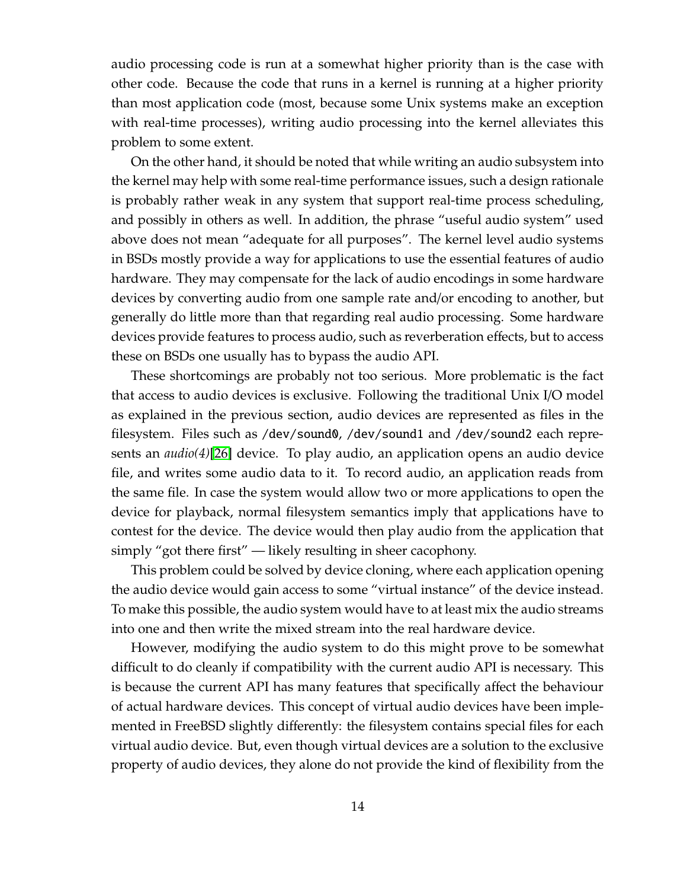audio processing code is run at a somewhat higher priority than is the case with other code. Because the code that runs in a kernel is running at a higher priority than most application code (most, because some Unix systems make an exception with real-time processes), writing audio processing into the kernel alleviates this problem to some extent.

On the other hand, it should be noted that while writing an audio subsystem into the kernel may help with some real-time performance issues, such a design rationale is probably rather weak in any system that support real-time process scheduling, and possibly in others as well. In addition, the phrase "useful audio system" used above does not mean "adequate for all purposes". The kernel level audio systems in BSDs mostly provide a way for applications to use the essential features of audio hardware. They may compensate for the lack of audio encodings in some hardware devices by converting audio from one sample rate and/or encoding to another, but generally do little more than that regarding real audio processing. Some hardware devices provide features to process audio, such as reverberation effects, but to access these on BSDs one usually has to bypass the audio API.

These shortcomings are probably not too serious. More problematic is the fact that access to audio devices is exclusive. Following the traditional Unix I/O model as explained in the previous section, audio devices are represented as files in the filesystem. Files such as `/dev/sound0`, `/dev/sound1` and `/dev/sound2` each represents an *audio(4)*[26] device. To play audio, an application opens an audio device file, and writes some audio data to it. To record audio, an application reads from the same file. In case the system would allow two or more applications to open the device for playback, normal filesystem semantics imply that applications have to contest for the device. The device would then play audio from the application that simply "got there first" — likely resulting in sheer cacophony.

This problem could be solved by device cloning, where each application opening the audio device would gain access to some "virtual instance" of the device instead. To make this possible, the audio system would have to at least mix the audio streams into one and then write the mixed stream into the real hardware device.

However, modifying the audio system to do this might prove to be somewhat difficult to do cleanly if compatibility with the current audio API is necessary. This is because the current API has many features that specifically affect the behaviour of actual hardware devices. This concept of virtual audio devices have been implemented in FreeBSD slightly differently: the filesystem contains special files for each virtual audio device. But, even though virtual devices are a solution to the exclusive property of audio devices, they alone do not provide the kind of flexibility from the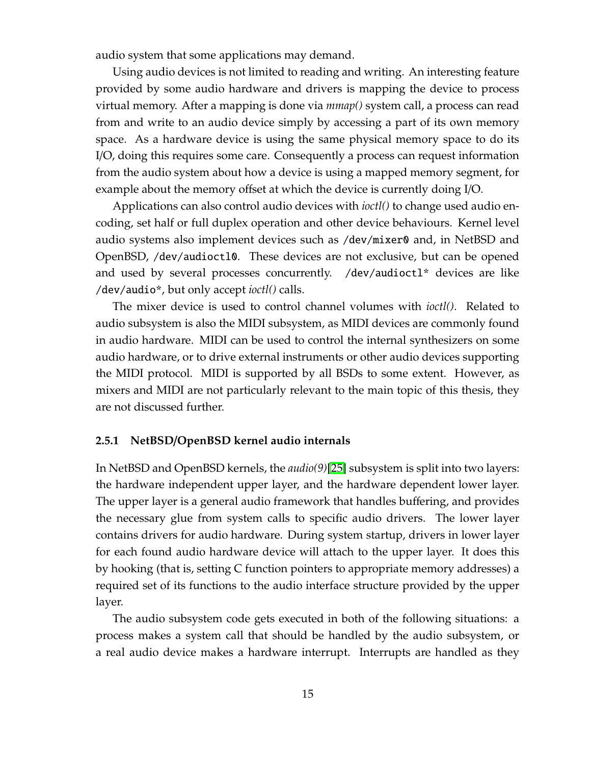audio system that some applications may demand.

Using audio devices is not limited to reading and writing. An interesting feature provided by some audio hardware and drivers is mapping the device to process virtual memory. After a mapping is done via *mmap()* system call, a process can read from and write to an audio device simply by accessing a part of its own memory space. As a hardware device is using the same physical memory space to do its I/O, doing this requires some care. Consequently a process can request information from the audio system about how a device is using a mapped memory segment, for example about the memory offset at which the device is currently doing I/O.

Applications can also control audio devices with *ioctl()* to change used audio encoding, set half or full duplex operation and other device behaviours. Kernel level audio systems also implement devices such as `/dev/mixer0` and, in NetBSD and OpenBSD, `/dev/audioctl0`. These devices are not exclusive, but can be opened and used by several processes concurrently. `/dev/audioctl*` devices are like `/dev/audio*`, but only accept *ioctl()* calls.

The mixer device is used to control channel volumes with *ioctl()*. Related to audio subsystem is also the MIDI subsystem, as MIDI devices are commonly found in audio hardware. MIDI can be used to control the internal synthesizers on some audio hardware, or to drive external instruments or other audio devices supporting the MIDI protocol. MIDI is supported by all BSDs to some extent. However, as mixers and MIDI are not particularly relevant to the main topic of this thesis, they are not discussed further.

### 2.5.1 NetBSD/OpenBSD kernel audio internals

In NetBSD and OpenBSD kernels, the *audio(9)*[25] subsystem is split into two layers: the hardware independent upper layer, and the hardware dependent lower layer. The upper layer is a general audio framework that handles buffering, and provides the necessary glue from system calls to specific audio drivers. The lower layer contains drivers for audio hardware. During system startup, drivers in lower layer for each found audio hardware device will attach to the upper layer. It does this by hooking (that is, setting C function pointers to appropriate memory addresses) a required set of its functions to the audio interface structure provided by the upper layer.

The audio subsystem code gets executed in both of the following situations: a process makes a system call that should be handled by the audio subsystem, or a real audio device makes a hardware interrupt. Interrupts are handled as they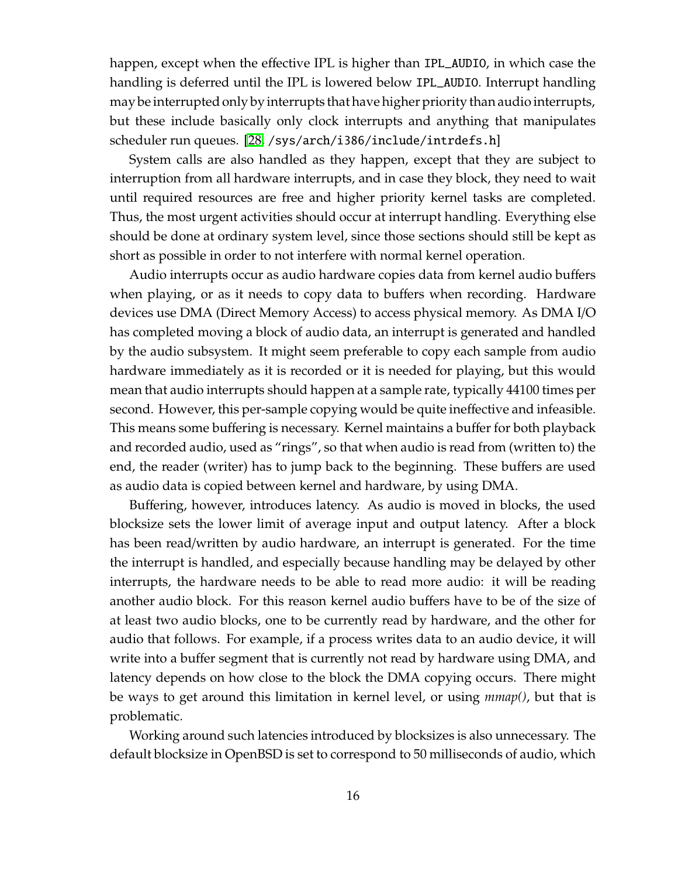happen, except when the effective IPL is higher than `IPL_AUDIO`, in which case the handling is deferred until the IPL is lowered below `IPL_AUDIO`. Interrupt handling may be interrupted only by interrupts that have higher priority than audio interrupts, but these include basically only clock interrupts and anything that manipulates scheduler run queues. [28, `/sys/arch/i386/include/intrdefs.h`]

System calls are also handled as they happen, except that they are subject to interruption from all hardware interrupts, and in case they block, they need to wait until required resources are free and higher priority kernel tasks are completed. Thus, the most urgent activities should occur at interrupt handling. Everything else should be done at ordinary system level, since those sections should still be kept as short as possible in order to not interfere with normal kernel operation.

Audio interrupts occur as audio hardware copies data from kernel audio buffers when playing, or as it needs to copy data to buffers when recording. Hardware devices use DMA (Direct Memory Access) to access physical memory. As DMA I/O has completed moving a block of audio data, an interrupt is generated and handled by the audio subsystem. It might seem preferable to copy each sample from audio hardware immediately as it is recorded or it is needed for playing, but this would mean that audio interrupts should happen at a sample rate, typically 44100 times per second. However, this per-sample copying would be quite ineffective and infeasible. This means some buffering is necessary. Kernel maintains a buffer for both playback and recorded audio, used as "rings", so that when audio is read from (written to) the end, the reader (writer) has to jump back to the beginning. These buffers are used as audio data is copied between kernel and hardware, by using DMA.

Buffering, however, introduces latency. As audio is moved in blocks, the used blocksize sets the lower limit of average input and output latency. After a block has been read/written by audio hardware, an interrupt is generated. For the time the interrupt is handled, and especially because handling may be delayed by other interrupts, the hardware needs to be able to read more audio: it will be reading another audio block. For this reason kernel audio buffers have to be of the size of at least two audio blocks, one to be currently read by hardware, and the other for audio that follows. For example, if a process writes data to an audio device, it will write into a buffer segment that is currently not read by hardware using DMA, and latency depends on how close to the block the DMA copying occurs. There might be ways to get around this limitation in kernel level, or using *mmap()*, but that is problematic.

Working around such latencies introduced by blocksizes is also unnecessary. The default blocksize in OpenBSD is set to correspond to 50 milliseconds of audio, which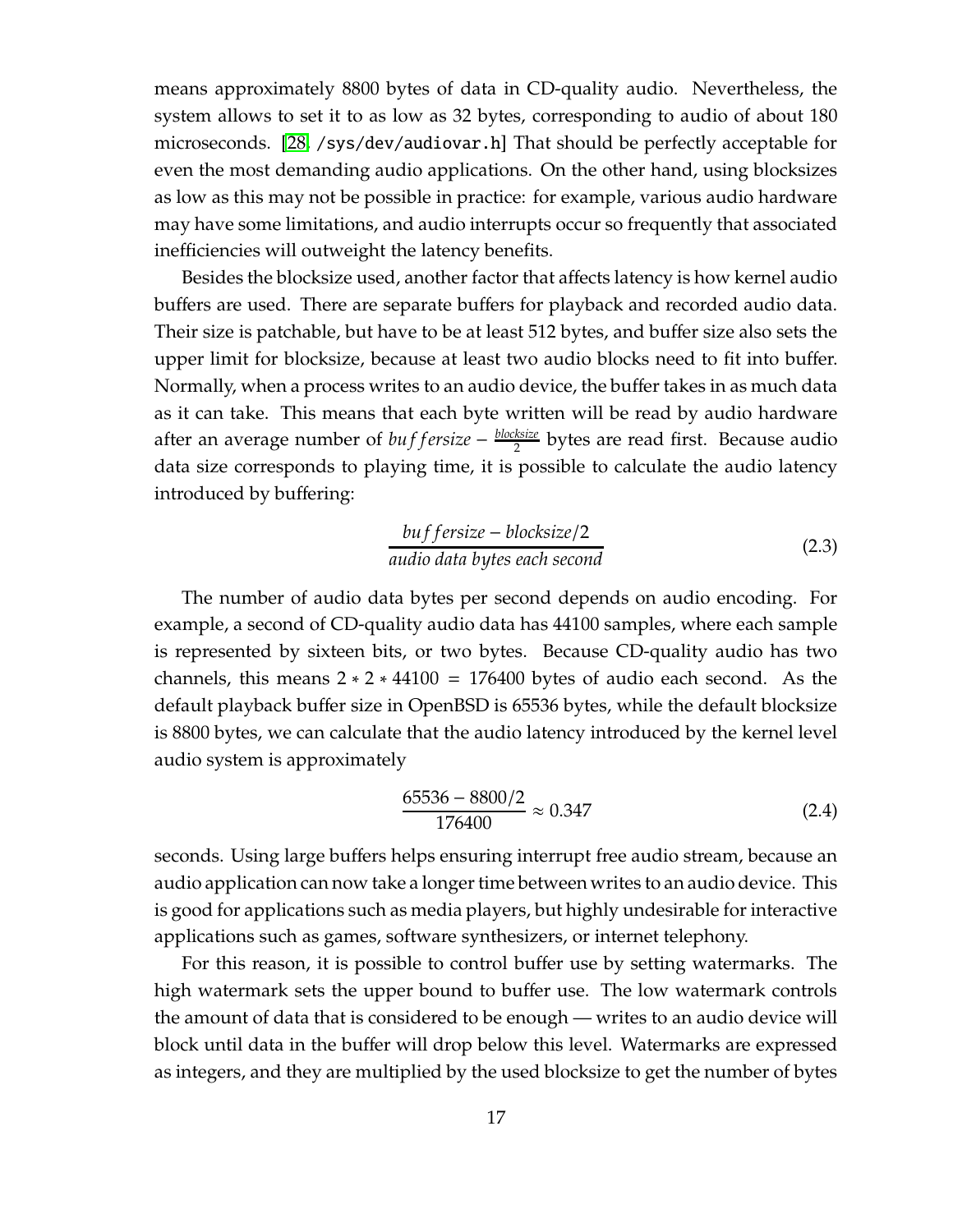means approximately 8800 bytes of data in CD-quality audio. Nevertheless, the system allows to set it to as low as 32 bytes, corresponding to audio of about 180 microseconds. [28, /sys/dev/audiovar.h] That should be perfectly acceptable for even the most demanding audio applications. On the other hand, using blocksizes as low as this may not be possible in practice: for example, various audio hardware may have some limitations, and audio interrupts occur so frequently that associated inefficiencies will outweight the latency benefits.

Besides the blocksize used, another factor that affects latency is how kernel audio buffers are used. There are separate buffers for playback and recorded audio data. Their size is patchable, but have to be at least 512 bytes, and buffer size also sets the upper limit for blocksize, because at least two audio blocks need to fit into buffer. Normally, when a process writes to an audio device, the buffer takes in as much data as it can take. This means that each byte written will be read by audio hardware after an average number of $buffersize - \frac{blocksize}{2}$ bytes are read first. Because audio data size corresponds to playing time, it is possible to calculate the audio latency introduced by buffering:

$$\frac{buffersize - blocksize/2}{\textit{audio data bytes each second}} \tag{2.3}$$

The number of audio data bytes per second depends on audio encoding. For example, a second of CD-quality audio data has 44100 samples, where each sample is represented by sixteen bits, or two bytes. Because CD-quality audio has two channels, this means $2 * 2 * 44100 = 176400$ bytes of audio each second. As the default playback buffer size in OpenBSD is 65536 bytes, while the default blocksize is 8800 bytes, we can calculate that the audio latency introduced by the kernel level audio system is approximately

$$\frac{65536 - 8800/2}{176400} \approx 0.347 \tag{2.4}$$

seconds. Using large buffers helps ensuring interrupt free audio stream, because an audio application can now take a longer time between writes to an audio device. This is good for applications such as media players, but highly undesirable for interactive applications such as games, software synthesizers, or internet telephony.

For this reason, it is possible to control buffer use by setting watermarks. The high watermark sets the upper bound to buffer use. The low watermark controls the amount of data that is considered to be enough — writes to an audio device will block until data in the buffer will drop below this level. Watermarks are expressed as integers, and they are multiplied by the used blocksize to get the number of bytes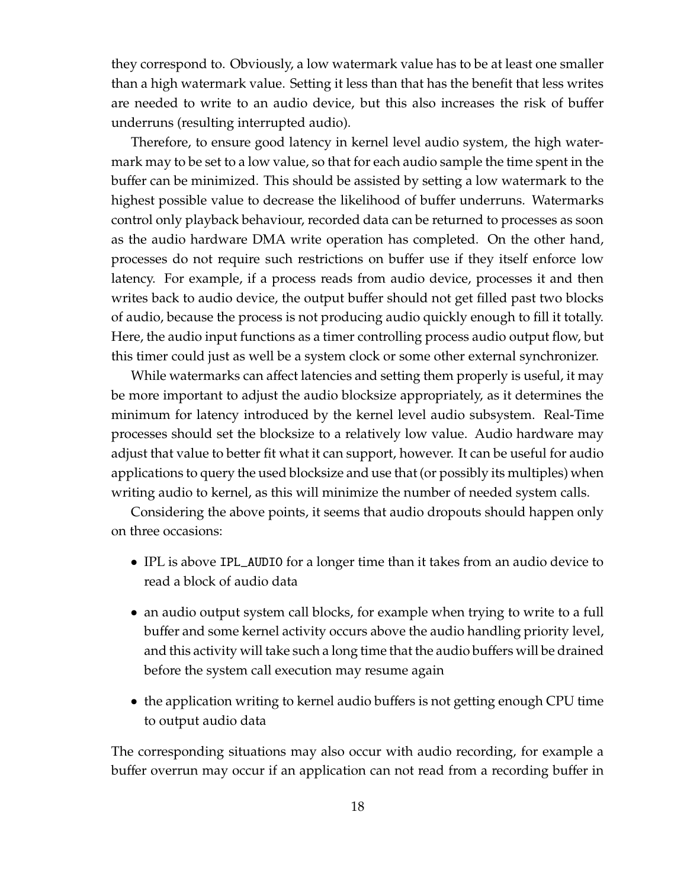they correspond to. Obviously, a low watermark value has to be at least one smaller than a high watermark value. Setting it less than that has the benefit that less writes are needed to write to an audio device, but this also increases the risk of buffer underruns (resulting interrupted audio).

Therefore, to ensure good latency in kernel level audio system, the high watermark may to be set to a low value, so that for each audio sample the time spent in the buffer can be minimized. This should be assisted by setting a low watermark to the highest possible value to decrease the likelihood of buffer underruns. Watermarks control only playback behaviour, recorded data can be returned to processes as soon as the audio hardware DMA write operation has completed. On the other hand, processes do not require such restrictions on buffer use if they itself enforce low latency. For example, if a process reads from audio device, processes it and then writes back to audio device, the output buffer should not get filled past two blocks of audio, because the process is not producing audio quickly enough to fill it totally. Here, the audio input functions as a timer controlling process audio output flow, but this timer could just as well be a system clock or some other external synchronizer.

While watermarks can affect latencies and setting them properly is useful, it may be more important to adjust the audio blocksize appropriately, as it determines the minimum for latency introduced by the kernel level audio subsystem. Real-Time processes should set the blocksize to a relatively low value. Audio hardware may adjust that value to better fit what it can support, however. It can be useful for audio applications to query the used blocksize and use that (or possibly its multiples) when writing audio to kernel, as this will minimize the number of needed system calls.

Considering the above points, it seems that audio dropouts should happen only on three occasions:

- IPL is above `IPL_AUDIO` for a longer time than it takes from an audio device to read a block of audio data
- an audio output system call blocks, for example when trying to write to a full buffer and some kernel activity occurs above the audio handling priority level, and this activity will take such a long time that the audio buffers will be drained before the system call execution may resume again
- the application writing to kernel audio buffers is not getting enough CPU time to output audio data

The corresponding situations may also occur with audio recording, for example a buffer overrun may occur if an application can not read from a recording buffer in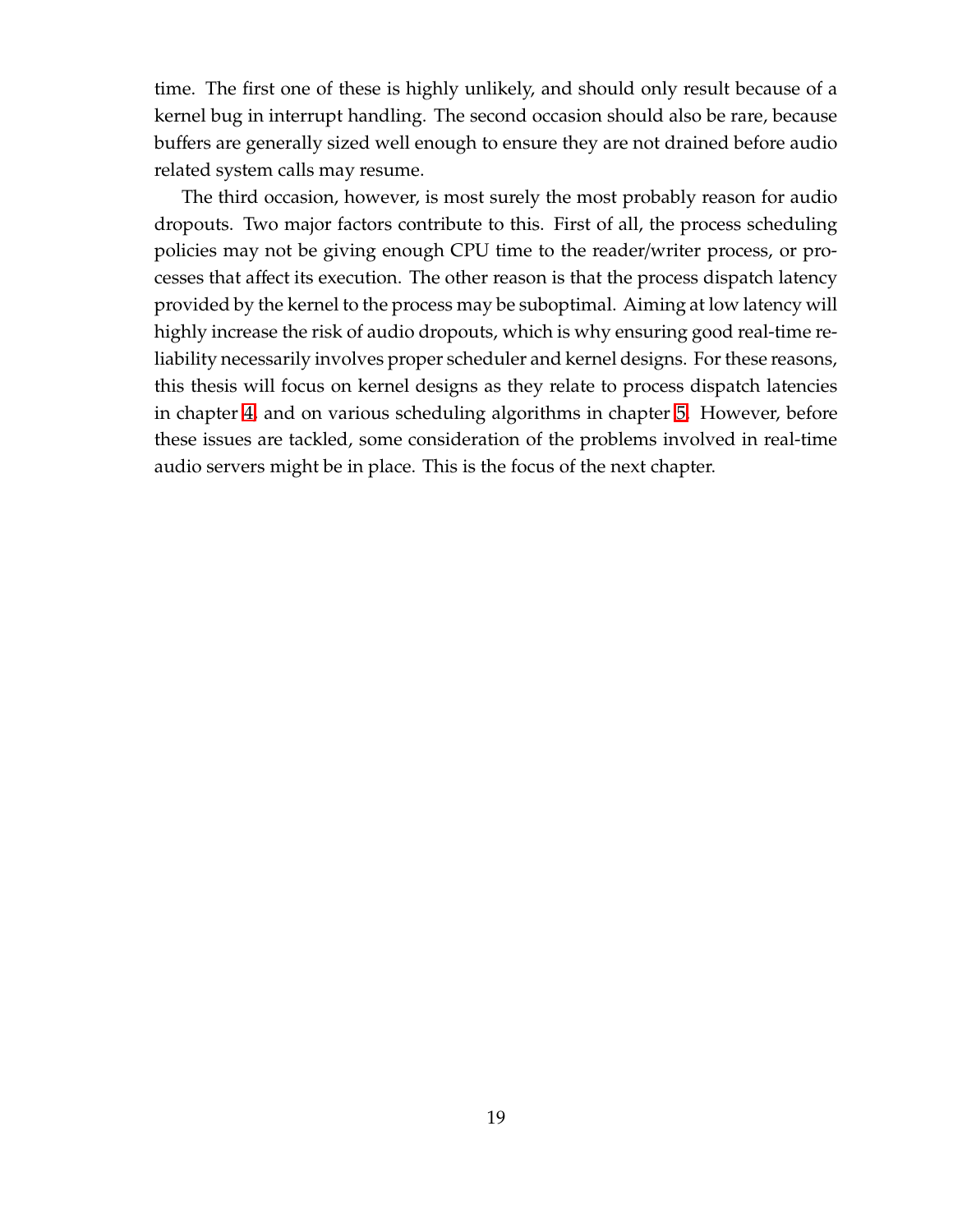time. The first one of these is highly unlikely, and should only result because of a kernel bug in interrupt handling. The second occasion should also be rare, because buffers are generally sized well enough to ensure they are not drained before audio related system calls may resume.

The third occasion, however, is most surely the most probably reason for audio dropouts. Two major factors contribute to this. First of all, the process scheduling policies may not be giving enough CPU time to the reader/writer process, or processes that affect its execution. The other reason is that the process dispatch latency provided by the kernel to the process may be suboptimal. Aiming at low latency will highly increase the risk of audio dropouts, which is why ensuring good real-time reliability necessarily involves proper scheduler and kernel designs. For these reasons, this thesis will focus on kernel designs as they relate to process dispatch latencies in chapter 4, and on various scheduling algorithms in chapter 5. However, before these issues are tackled, some consideration of the problems involved in real-time audio servers might be in place. This is the focus of the next chapter.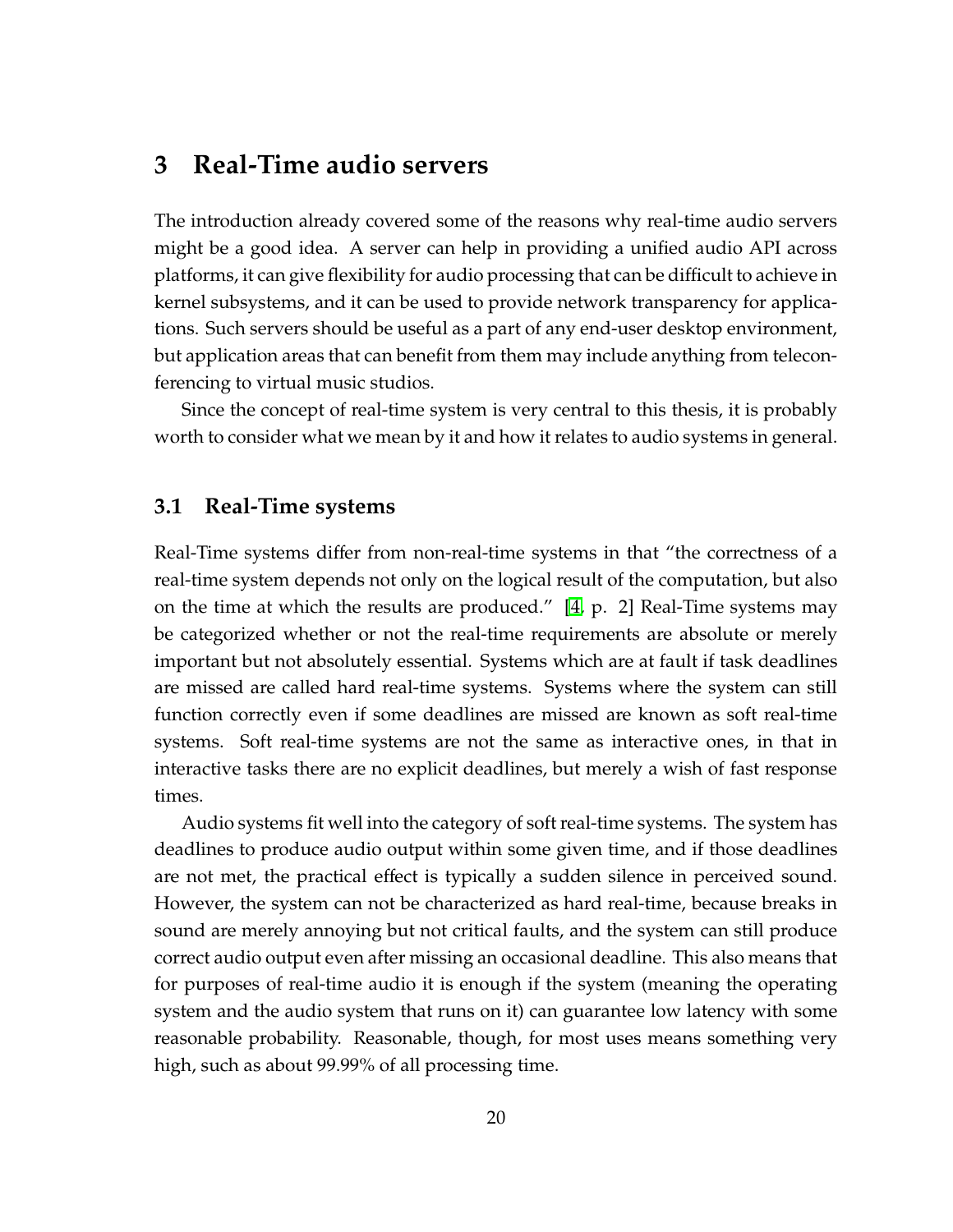# 3 Real-Time audio servers

The introduction already covered some of the reasons why real-time audio servers might be a good idea. A server can help in providing a unified audio API across platforms, it can give flexibility for audio processing that can be difficult to achieve in kernel subsystems, and it can be used to provide network transparency for applications. Such servers should be useful as a part of any end-user desktop environment, but application areas that can benefit from them may include anything from teleconferencing to virtual music studios.

Since the concept of real-time system is very central to this thesis, it is probably worth to consider what we mean by it and how it relates to audio systems in general.

## 3.1 Real-Time systems

Real-Time systems differ from non-real-time systems in that "the correctness of a real-time system depends not only on the logical result of the computation, but also on the time at which the results are produced." [4, p. 2] Real-Time systems may be categorized whether or not the real-time requirements are absolute or merely important but not absolutely essential. Systems which are at fault if task deadlines are missed are called hard real-time systems. Systems where the system can still function correctly even if some deadlines are missed are known as soft real-time systems. Soft real-time systems are not the same as interactive ones, in that in interactive tasks there are no explicit deadlines, but merely a wish of fast response times.

Audio systems fit well into the category of soft real-time systems. The system has deadlines to produce audio output within some given time, and if those deadlines are not met, the practical effect is typically a sudden silence in perceived sound. However, the system can not be characterized as hard real-time, because breaks in sound are merely annoying but not critical faults, and the system can still produce correct audio output even after missing an occasional deadline. This also means that for purposes of real-time audio it is enough if the system (meaning the operating system and the audio system that runs on it) can guarantee low latency with some reasonable probability. Reasonable, though, for most uses means something very high, such as about 99.99% of all processing time.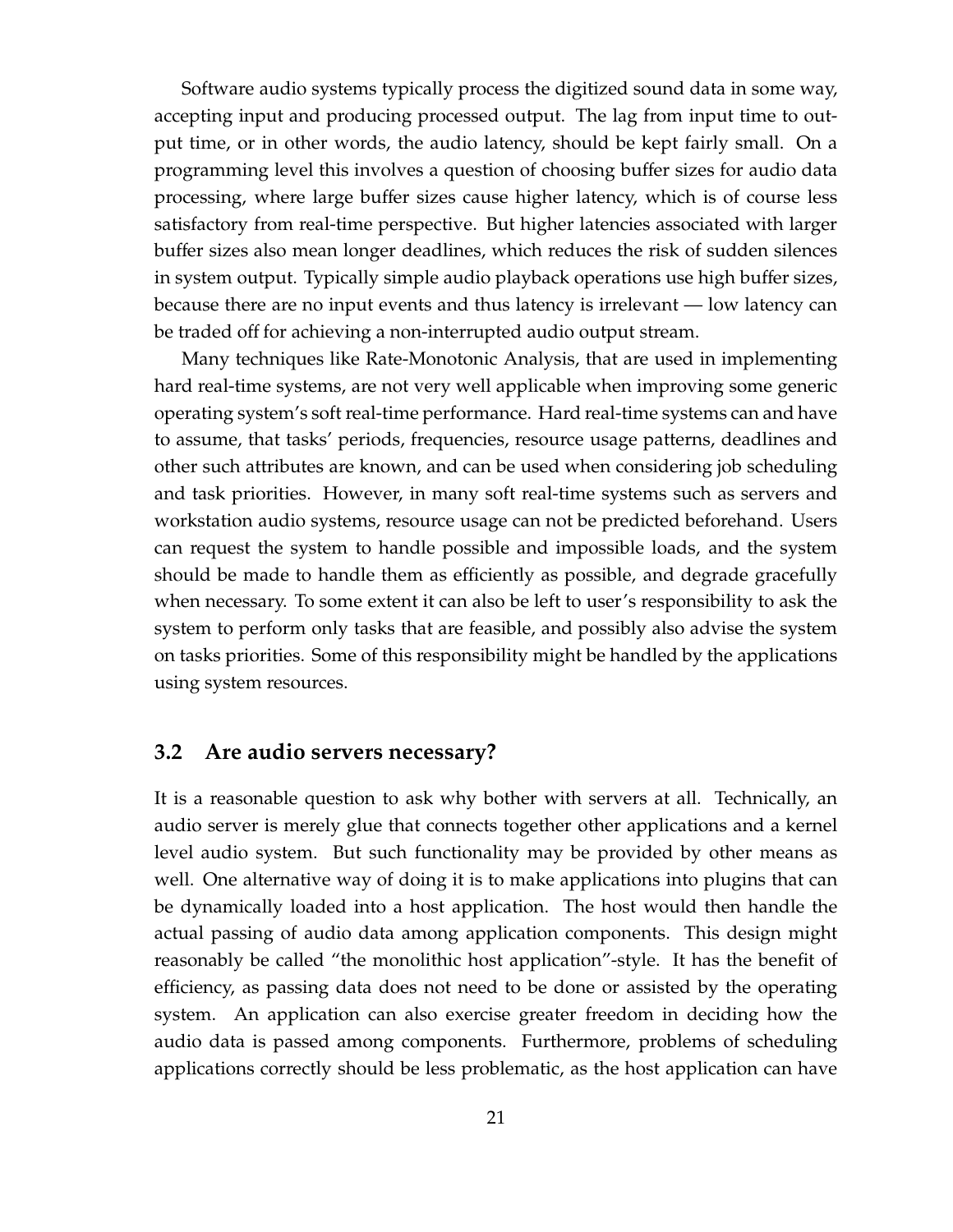Software audio systems typically process the digitized sound data in some way, accepting input and producing processed output. The lag from input time to output time, or in other words, the audio latency, should be kept fairly small. On a programming level this involves a question of choosing buffer sizes for audio data processing, where large buffer sizes cause higher latency, which is of course less satisfactory from real-time perspective. But higher latencies associated with larger buffer sizes also mean longer deadlines, which reduces the risk of sudden silences in system output. Typically simple audio playback operations use high buffer sizes, because there are no input events and thus latency is irrelevant — low latency can be traded off for achieving a non-interrupted audio output stream.

Many techniques like Rate-Monotonic Analysis, that are used in implementing hard real-time systems, are not very well applicable when improving some generic operating system's soft real-time performance. Hard real-time systems can and have to assume, that tasks' periods, frequencies, resource usage patterns, deadlines and other such attributes are known, and can be used when considering job scheduling and task priorities. However, in many soft real-time systems such as servers and workstation audio systems, resource usage can not be predicted beforehand. Users can request the system to handle possible and impossible loads, and the system should be made to handle them as efficiently as possible, and degrade gracefully when necessary. To some extent it can also be left to user's responsibility to ask the system to perform only tasks that are feasible, and possibly also advise the system on tasks priorities. Some of this responsibility might be handled by the applications using system resources.

## 3.2 Are audio servers necessary?

It is a reasonable question to ask why bother with servers at all. Technically, an audio server is merely glue that connects together other applications and a kernel level audio system. But such functionality may be provided by other means as well. One alternative way of doing it is to make applications into plugins that can be dynamically loaded into a host application. The host would then handle the actual passing of audio data among application components. This design might reasonably be called "the monolithic host application"-style. It has the benefit of efficiency, as passing data does not need to be done or assisted by the operating system. An application can also exercise greater freedom in deciding how the audio data is passed among components. Furthermore, problems of scheduling applications correctly should be less problematic, as the host application can have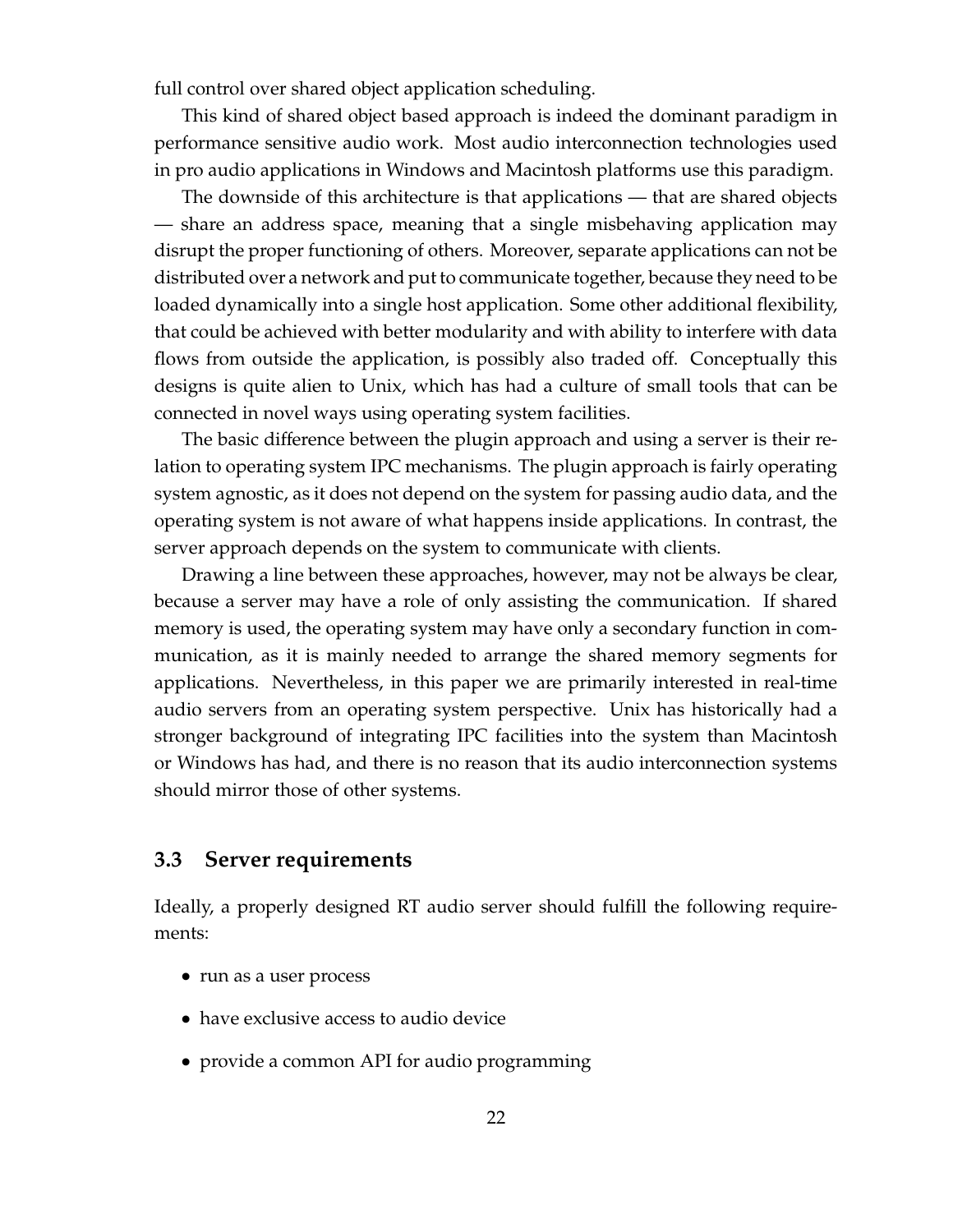full control over shared object application scheduling.

This kind of shared object based approach is indeed the dominant paradigm in performance sensitive audio work. Most audio interconnection technologies used in pro audio applications in Windows and Macintosh platforms use this paradigm.

The downside of this architecture is that applications — that are shared objects — share an address space, meaning that a single misbehaving application may disrupt the proper functioning of others. Moreover, separate applications can not be distributed over a network and put to communicate together, because they need to be loaded dynamically into a single host application. Some other additional flexibility, that could be achieved with better modularity and with ability to interfere with data flows from outside the application, is possibly also traded off. Conceptually this designs is quite alien to Unix, which has had a culture of small tools that can be connected in novel ways using operating system facilities.

The basic difference between the plugin approach and using a server is their relation to operating system IPC mechanisms. The plugin approach is fairly operating system agnostic, as it does not depend on the system for passing audio data, and the operating system is not aware of what happens inside applications. In contrast, the server approach depends on the system to communicate with clients.

Drawing a line between these approaches, however, may not be always be clear, because a server may have a role of only assisting the communication. If shared memory is used, the operating system may have only a secondary function in communication, as it is mainly needed to arrange the shared memory segments for applications. Nevertheless, in this paper we are primarily interested in real-time audio servers from an operating system perspective. Unix has historically had a stronger background of integrating IPC facilities into the system than Macintosh or Windows has had, and there is no reason that its audio interconnection systems should mirror those of other systems.

### 3.3 Server requirements

Ideally, a properly designed RT audio server should fulfill the following requirements:

- run as a user process
- have exclusive access to audio device
- provide a common API for audio programming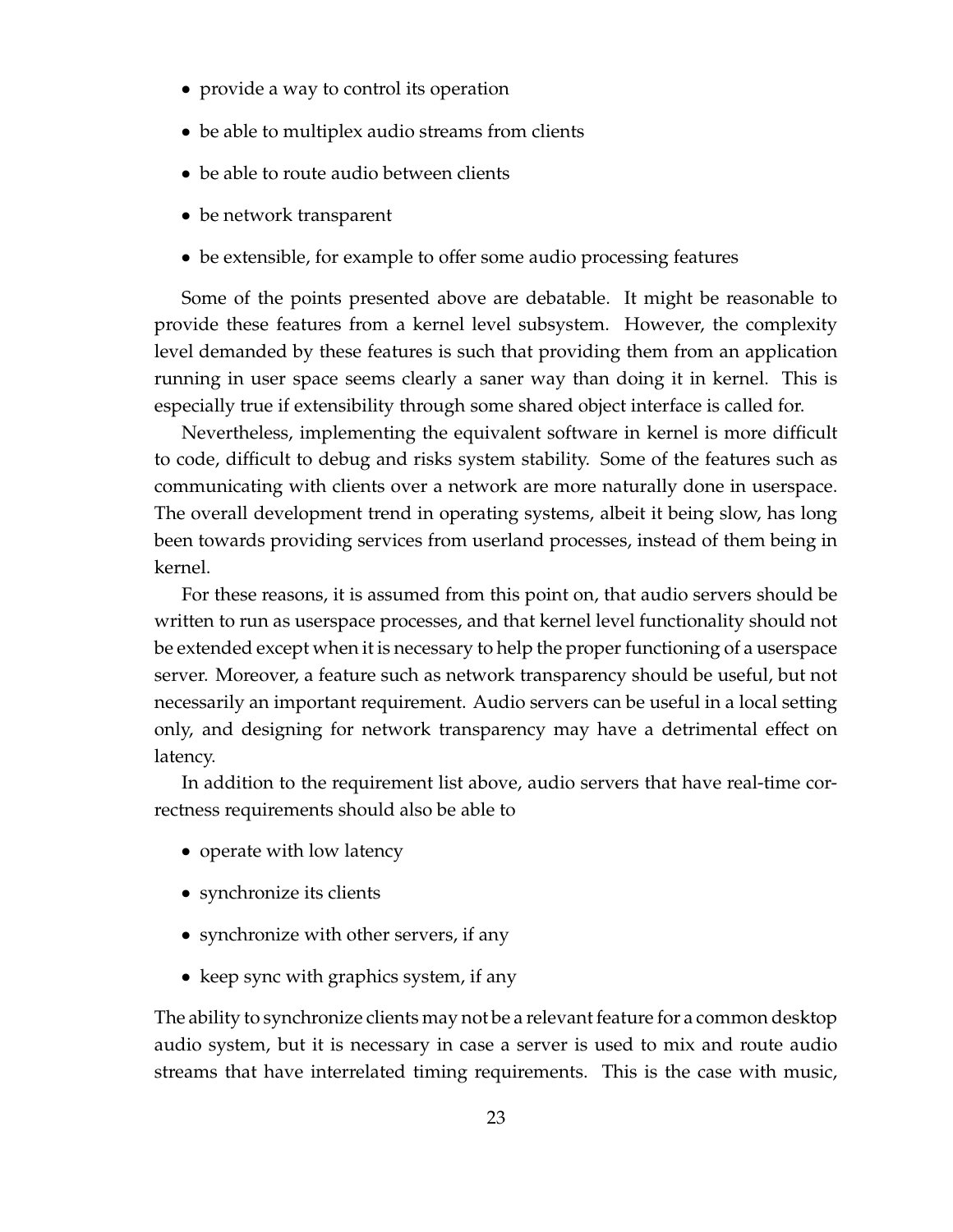- provide a way to control its operation
- be able to multiplex audio streams from clients
- be able to route audio between clients
- be network transparent
- be extensible, for example to offer some audio processing features

Some of the points presented above are debatable. It might be reasonable to provide these features from a kernel level subsystem. However, the complexity level demanded by these features is such that providing them from an application running in user space seems clearly a saner way than doing it in kernel. This is especially true if extensibility through some shared object interface is called for.

Nevertheless, implementing the equivalent software in kernel is more difficult to code, difficult to debug and risks system stability. Some of the features such as communicating with clients over a network are more naturally done in userspace. The overall development trend in operating systems, albeit it being slow, has long been towards providing services from userland processes, instead of them being in kernel.

For these reasons, it is assumed from this point on, that audio servers should be written to run as userspace processes, and that kernel level functionality should not be extended except when it is necessary to help the proper functioning of a userspace server. Moreover, a feature such as network transparency should be useful, but not necessarily an important requirement. Audio servers can be useful in a local setting only, and designing for network transparency may have a detrimental effect on latency.

In addition to the requirement list above, audio servers that have real-time correctness requirements should also be able to

- operate with low latency
- synchronize its clients
- synchronize with other servers, if any
- keep sync with graphics system, if any

The ability to synchronize clients may not be a relevant feature for a common desktop audio system, but it is necessary in case a server is used to mix and route audio streams that have interrelated timing requirements. This is the case with music,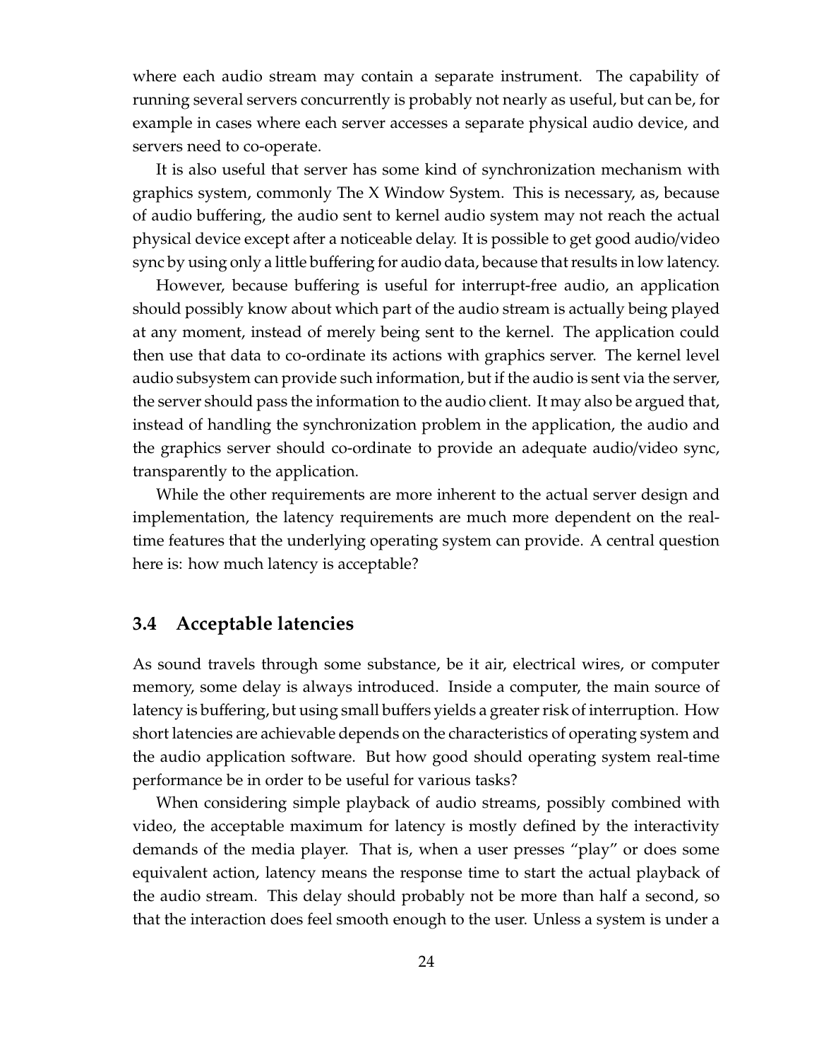where each audio stream may contain a separate instrument. The capability of running several servers concurrently is probably not nearly as useful, but can be, for example in cases where each server accesses a separate physical audio device, and servers need to co-operate.

It is also useful that server has some kind of synchronization mechanism with graphics system, commonly The X Window System. This is necessary, as, because of audio buffering, the audio sent to kernel audio system may not reach the actual physical device except after a noticeable delay. It is possible to get good audio/video sync by using only a little buffering for audio data, because that results in low latency.

However, because buffering is useful for interrupt-free audio, an application should possibly know about which part of the audio stream is actually being played at any moment, instead of merely being sent to the kernel. The application could then use that data to co-ordinate its actions with graphics server. The kernel level audio subsystem can provide such information, but if the audio is sent via the server, the server should pass the information to the audio client. It may also be argued that, instead of handling the synchronization problem in the application, the audio and the graphics server should co-ordinate to provide an adequate audio/video sync, transparently to the application.

While the other requirements are more inherent to the actual server design and implementation, the latency requirements are much more dependent on the real-time features that the underlying operating system can provide. A central question here is: how much latency is acceptable?

## 3.4 Acceptable latencies

As sound travels through some substance, be it air, electrical wires, or computer memory, some delay is always introduced. Inside a computer, the main source of latency is buffering, but using small buffers yields a greater risk of interruption. How short latencies are achievable depends on the characteristics of operating system and the audio application software. But how good should operating system real-time performance be in order to be useful for various tasks?

When considering simple playback of audio streams, possibly combined with video, the acceptable maximum for latency is mostly defined by the interactivity demands of the media player. That is, when a user presses "play" or does some equivalent action, latency means the response time to start the actual playback of the audio stream. This delay should probably not be more than half a second, so that the interaction does feel smooth enough to the user. Unless a system is under a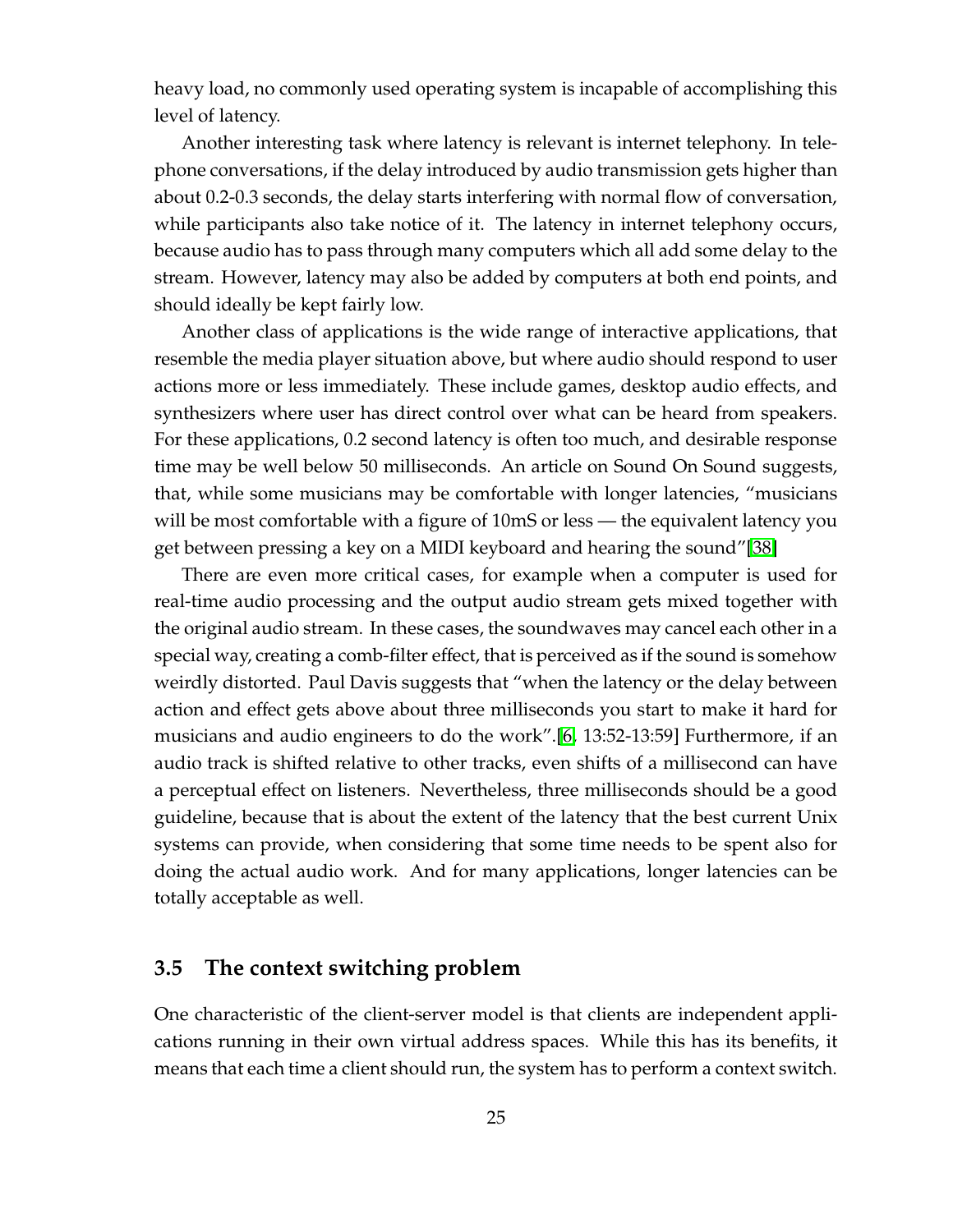heavy load, no commonly used operating system is incapable of accomplishing this level of latency.

Another interesting task where latency is relevant is internet telephony. In telephone conversations, if the delay introduced by audio transmission gets higher than about 0.2-0.3 seconds, the delay starts interfering with normal flow of conversation, while participants also take notice of it. The latency in internet telephony occurs, because audio has to pass through many computers which all add some delay to the stream. However, latency may also be added by computers at both end points, and should ideally be kept fairly low.

Another class of applications is the wide range of interactive applications, that resemble the media player situation above, but where audio should respond to user actions more or less immediately. These include games, desktop audio effects, and synthesizers where user has direct control over what can be heard from speakers. For these applications, 0.2 second latency is often too much, and desirable response time may be well below 50 milliseconds. An article on Sound On Sound suggests, that, while some musicians may be comfortable with longer latencies, "musicians will be most comfortable with a figure of 10mS or less — the equivalent latency you get between pressing a key on a MIDI keyboard and hearing the sound"[38]

There are even more critical cases, for example when a computer is used for real-time audio processing and the output audio stream gets mixed together with the original audio stream. In these cases, the soundwaves may cancel each other in a special way, creating a comb-filter effect, that is perceived as if the sound is somehow weirdly distorted. Paul Davis suggests that "when the latency or the delay between action and effect gets above about three milliseconds you start to make it hard for musicians and audio engineers to do the work".[6, 13:52-13:59] Furthermore, if an audio track is shifted relative to other tracks, even shifts of a millisecond can have a perceptual effect on listeners. Nevertheless, three milliseconds should be a good guideline, because that is about the extent of the latency that the best current Unix systems can provide, when considering that some time needs to be spent also for doing the actual audio work. And for many applications, longer latencies can be totally acceptable as well.

## 3.5 The context switching problem

One characteristic of the client-server model is that clients are independent applications running in their own virtual address spaces. While this has its benefits, it means that each time a client should run, the system has to perform a context switch.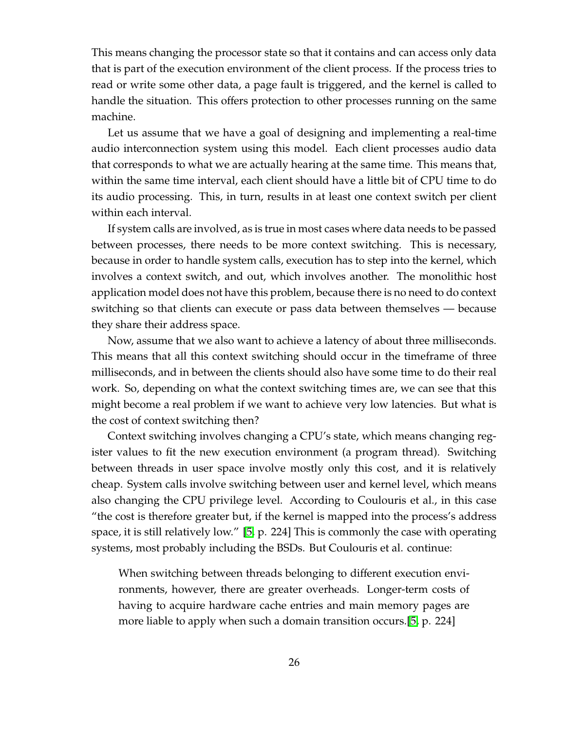This means changing the processor state so that it contains and can access only data that is part of the execution environment of the client process. If the process tries to read or write some other data, a page fault is triggered, and the kernel is called to handle the situation. This offers protection to other processes running on the same machine.

Let us assume that we have a goal of designing and implementing a real-time audio interconnection system using this model. Each client processes audio data that corresponds to what we are actually hearing at the same time. This means that, within the same time interval, each client should have a little bit of CPU time to do its audio processing. This, in turn, results in at least one context switch per client within each interval.

If system calls are involved, as is true in most cases where data needs to be passed between processes, there needs to be more context switching. This is necessary, because in order to handle system calls, execution has to step into the kernel, which involves a context switch, and out, which involves another. The monolithic host application model does not have this problem, because there is no need to do context switching so that clients can execute or pass data between themselves — because they share their address space.

Now, assume that we also want to achieve a latency of about three milliseconds. This means that all this context switching should occur in the timeframe of three milliseconds, and in between the clients should also have some time to do their real work. So, depending on what the context switching times are, we can see that this might become a real problem if we want to achieve very low latencies. But what is the cost of context switching then?

Context switching involves changing a CPU's state, which means changing register values to fit the new execution environment (a program thread). Switching between threads in user space involve mostly only this cost, and it is relatively cheap. System calls involve switching between user and kernel level, which means also changing the CPU privilege level. According to Coulouris et al., in this case "the cost is therefore greater but, if the kernel is mapped into the process's address space, it is still relatively low." [5, p. 224] This is commonly the case with operating systems, most probably including the BSDs. But Coulouris et al. continue:

> When switching between threads belonging to different execution environments, however, there are greater overheads. Longer-term costs of having to acquire hardware cache entries and main memory pages are more liable to apply when such a domain transition occurs.[5, p. 224]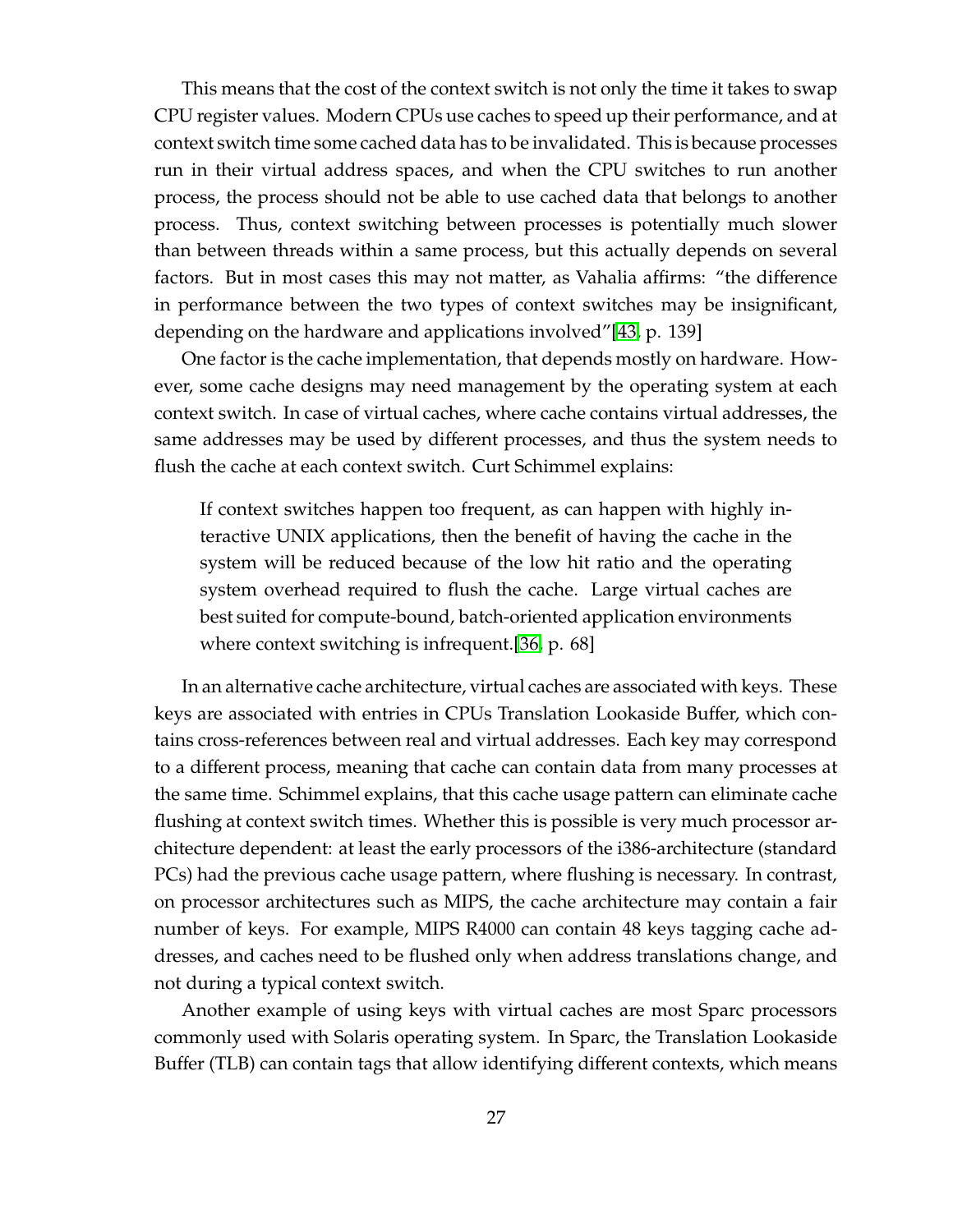This means that the cost of the context switch is not only the time it takes to swap CPU register values. Modern CPUs use caches to speed up their performance, and at context switch time some cached data has to be invalidated. This is because processes run in their virtual address spaces, and when the CPU switches to run another process, the process should not be able to use cached data that belongs to another process. Thus, context switching between processes is potentially much slower than between threads within a same process, but this actually depends on several factors. But in most cases this may not matter, as Vahalia affirms: "the difference in performance between the two types of context switches may be insignificant, depending on the hardware and applications involved"[43, p. 139]

One factor is the cache implementation, that depends mostly on hardware. However, some cache designs may need management by the operating system at each context switch. In case of virtual caches, where cache contains virtual addresses, the same addresses may be used by different processes, and thus the system needs to flush the cache at each context switch. Curt Schimmel explains:

> If context switches happen too frequent, as can happen with highly interactive UNIX applications, then the benefit of having the cache in the system will be reduced because of the low hit ratio and the operating system overhead required to flush the cache. Large virtual caches are best suited for compute-bound, batch-oriented application environments where context switching is infrequent.[36, p. 68]

In an alternative cache architecture, virtual caches are associated with keys. These keys are associated with entries in CPUs Translation Lookaside Buffer, which contains cross-references between real and virtual addresses. Each key may correspond to a different process, meaning that cache can contain data from many processes at the same time. Schimmel explains, that this cache usage pattern can eliminate cache flushing at context switch times. Whether this is possible is very much processor architecture dependent: at least the early processors of the i386-architecture (standard PCs) had the previous cache usage pattern, where flushing is necessary. In contrast, on processor architectures such as MIPS, the cache architecture may contain a fair number of keys. For example, MIPS R4000 can contain 48 keys tagging cache addresses, and caches need to be flushed only when address translations change, and not during a typical context switch.

Another example of using keys with virtual caches are most Sparc processors commonly used with Solaris operating system. In Sparc, the Translation Lookaside Buffer (TLB) can contain tags that allow identifying different contexts, which means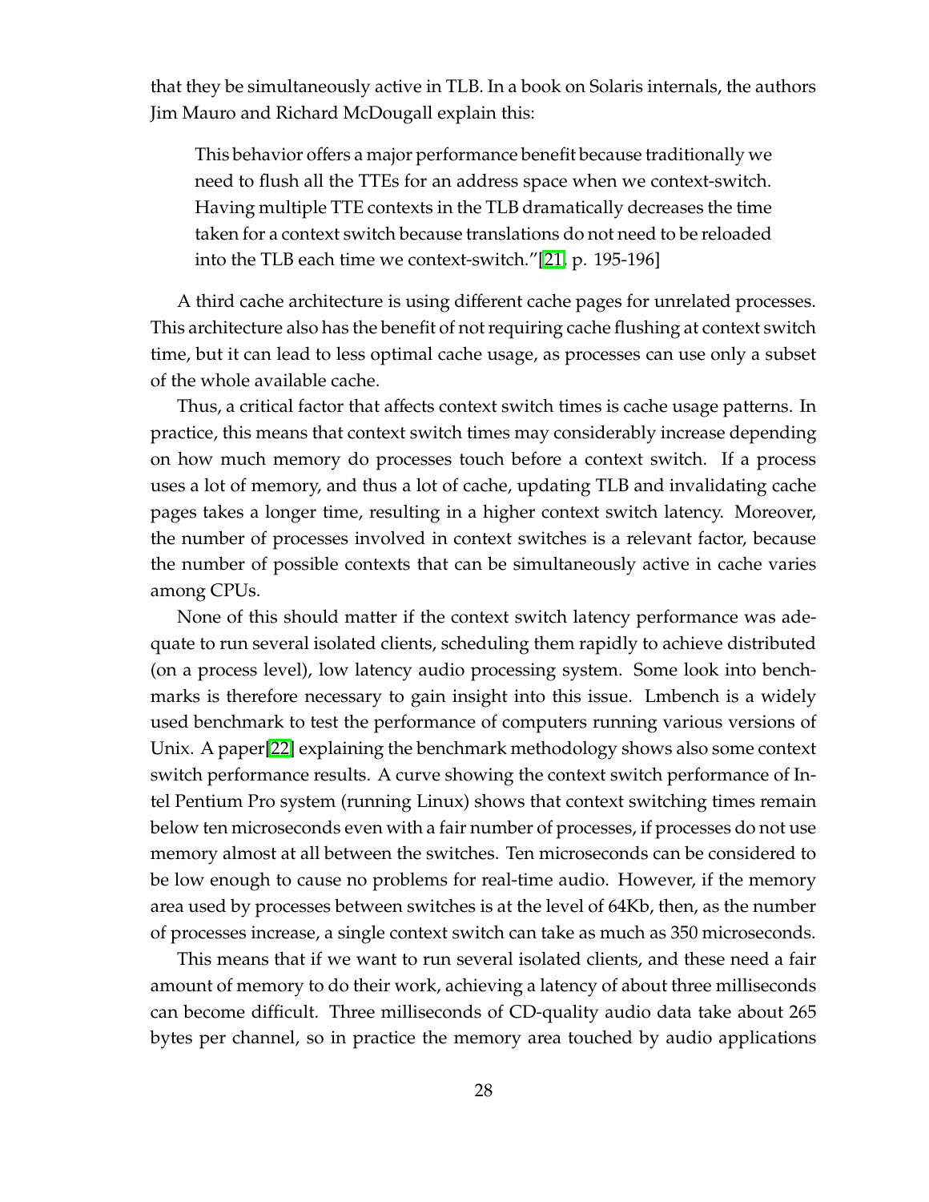that they be simultaneously active in TLB. In a book on Solaris internals, the authors Jim Mauro and Richard McDougall explain this:

> This behavior offers a major performance benefit because traditionally we need to flush all the TTEs for an address space when we context-switch. Having multiple TTE contexts in the TLB dramatically decreases the time taken for a context switch because translations do not need to be reloaded into the TLB each time we context-switch."[21, p. 195-196]

A third cache architecture is using different cache pages for unrelated processes. This architecture also has the benefit of not requiring cache flushing at context switch time, but it can lead to less optimal cache usage, as processes can use only a subset of the whole available cache.

Thus, a critical factor that affects context switch times is cache usage patterns. In practice, this means that context switch times may considerably increase depending on how much memory do processes touch before a context switch. If a process uses a lot of memory, and thus a lot of cache, updating TLB and invalidating cache pages takes a longer time, resulting in a higher context switch latency. Moreover, the number of processes involved in context switches is a relevant factor, because the number of possible contexts that can be simultaneously active in cache varies among CPUs.

None of this should matter if the context switch latency performance was adequate to run several isolated clients, scheduling them rapidly to achieve distributed (on a process level), low latency audio processing system. Some look into benchmarks is therefore necessary to gain insight into this issue. Lmbench is a widely used benchmark to test the performance of computers running various versions of Unix. A paper[22] explaining the benchmark methodology shows also some context switch performance results. A curve showing the context switch performance of Intel Pentium Pro system (running Linux) shows that context switching times remain below ten microseconds even with a fair number of processes, if processes do not use memory almost at all between the switches. Ten microseconds can be considered to be low enough to cause no problems for real-time audio. However, if the memory area used by processes between switches is at the level of 64Kb, then, as the number of processes increase, a single context switch can take as much as 350 microseconds.

This means that if we want to run several isolated clients, and these need a fair amount of memory to do their work, achieving a latency of about three milliseconds can become difficult. Three milliseconds of CD-quality audio data take about 265 bytes per channel, so in practice the memory area touched by audio applications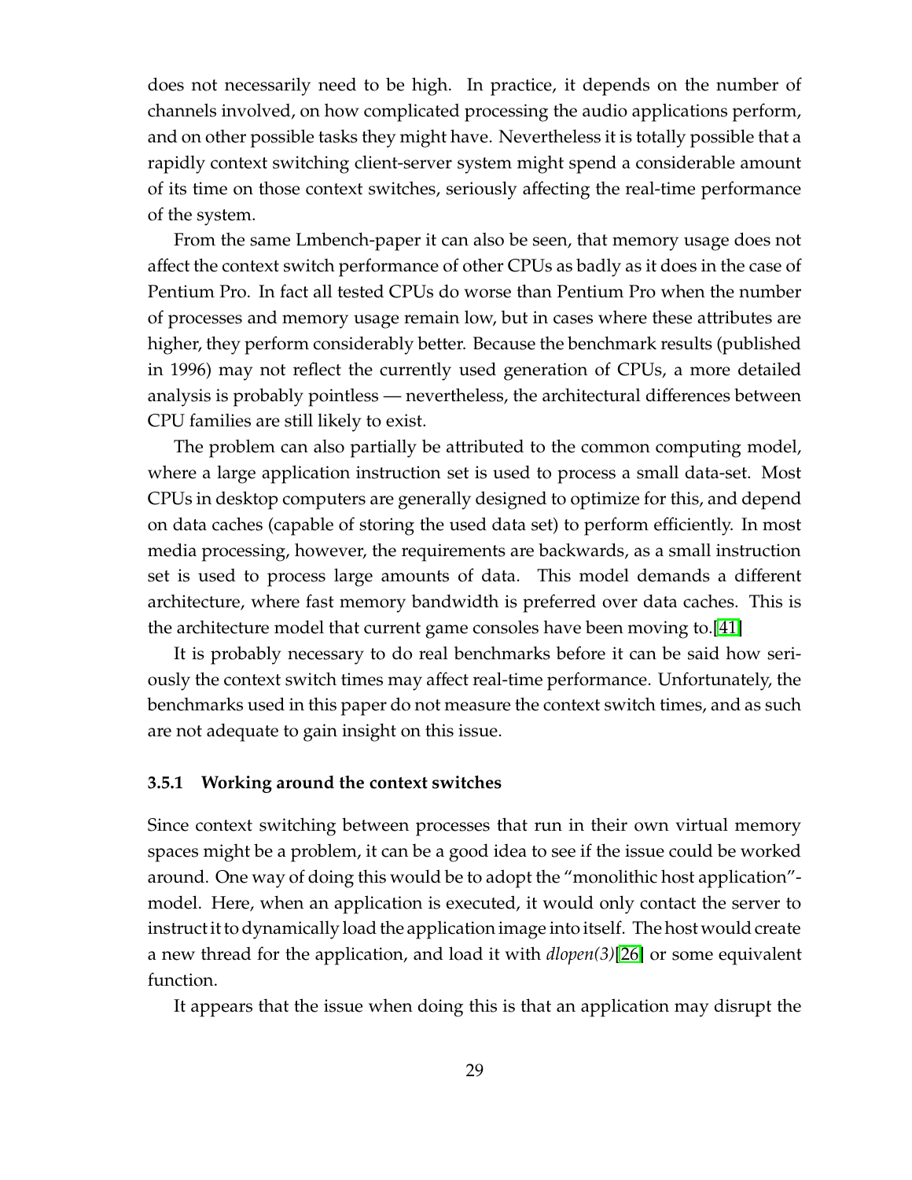does not necessarily need to be high. In practice, it depends on the number of channels involved, on how complicated processing the audio applications perform, and on other possible tasks they might have. Nevertheless it is totally possible that a rapidly context switching client-server system might spend a considerable amount of its time on those context switches, seriously affecting the real-time performance of the system.

From the same Lmbench-paper it can also be seen, that memory usage does not affect the context switch performance of other CPUs as badly as it does in the case of Pentium Pro. In fact all tested CPUs do worse than Pentium Pro when the number of processes and memory usage remain low, but in cases where these attributes are higher, they perform considerably better. Because the benchmark results (published in 1996) may not reflect the currently used generation of CPUs, a more detailed analysis is probably pointless — nevertheless, the architectural differences between CPU families are still likely to exist.

The problem can also partially be attributed to the common computing model, where a large application instruction set is used to process a small data-set. Most CPUs in desktop computers are generally designed to optimize for this, and depend on data caches (capable of storing the used data set) to perform efficiently. In most media processing, however, the requirements are backwards, as a small instruction set is used to process large amounts of data. This model demands a different architecture, where fast memory bandwidth is preferred over data caches. This is the architecture model that current game consoles have been moving to.[41]

It is probably necessary to do real benchmarks before it can be said how seriously the context switch times may affect real-time performance. Unfortunately, the benchmarks used in this paper do not measure the context switch times, and as such are not adequate to gain insight on this issue.

### 3.5.1 Working around the context switches

Since context switching between processes that run in their own virtual memory spaces might be a problem, it can be a good idea to see if the issue could be worked around. One way of doing this would be to adopt the "monolithic host application"-model. Here, when an application is executed, it would only contact the server to instruct it to dynamically load the application image into itself. The host would create a new thread for the application, and load it with *dlopen(3)*[26] or some equivalent function.

It appears that the issue when doing this is that an application may disrupt the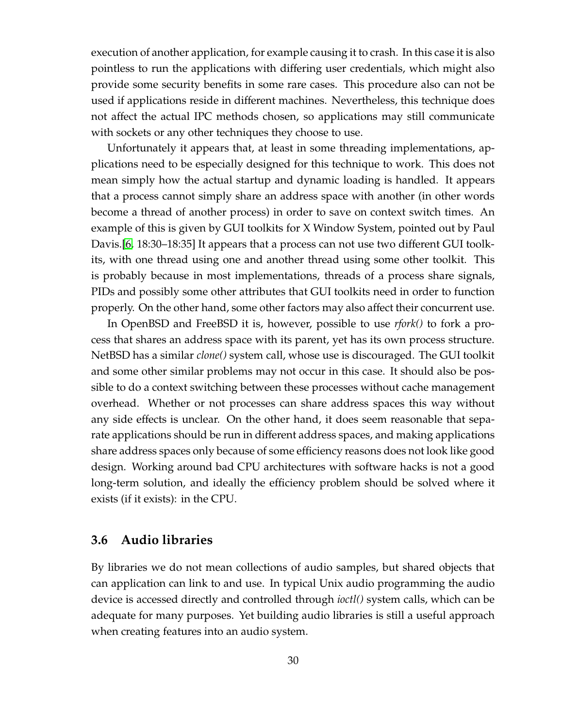execution of another application, for example causing it to crash. In this case it is also pointless to run the applications with differing user credentials, which might also provide some security benefits in some rare cases. This procedure also can not be used if applications reside in different machines. Nevertheless, this technique does not affect the actual IPC methods chosen, so applications may still communicate with sockets or any other techniques they choose to use.

Unfortunately it appears that, at least in some threading implementations, applications need to be especially designed for this technique to work. This does not mean simply how the actual startup and dynamic loading is handled. It appears that a process cannot simply share an address space with another (in other words become a thread of another process) in order to save on context switch times. An example of this is given by GUI toolkits for X Window System, pointed out by Paul Davis.[6, 18:30–18:35] It appears that a process can not use two different GUI toolkits, with one thread using one and another thread using some other toolkit. This is probably because in most implementations, threads of a process share signals, PIDs and possibly some other attributes that GUI toolkits need in order to function properly. On the other hand, some other factors may also affect their concurrent use.

In OpenBSD and FreeBSD it is, however, possible to use *rfork()* to fork a process that shares an address space with its parent, yet has its own process structure. NetBSD has a similar *clone()* system call, whose use is discouraged. The GUI toolkit and some other similar problems may not occur in this case. It should also be possible to do a context switching between these processes without cache management overhead. Whether or not processes can share address spaces this way without any side effects is unclear. On the other hand, it does seem reasonable that separate applications should be run in different address spaces, and making applications share address spaces only because of some efficiency reasons does not look like good design. Working around bad CPU architectures with software hacks is not a good long-term solution, and ideally the efficiency problem should be solved where it exists (if it exists): in the CPU.

## 3.6 Audio libraries

By libraries we do not mean collections of audio samples, but shared objects that can application can link to and use. In typical Unix audio programming the audio device is accessed directly and controlled through *ioctl()* system calls, which can be adequate for many purposes. Yet building audio libraries is still a useful approach when creating features into an audio system.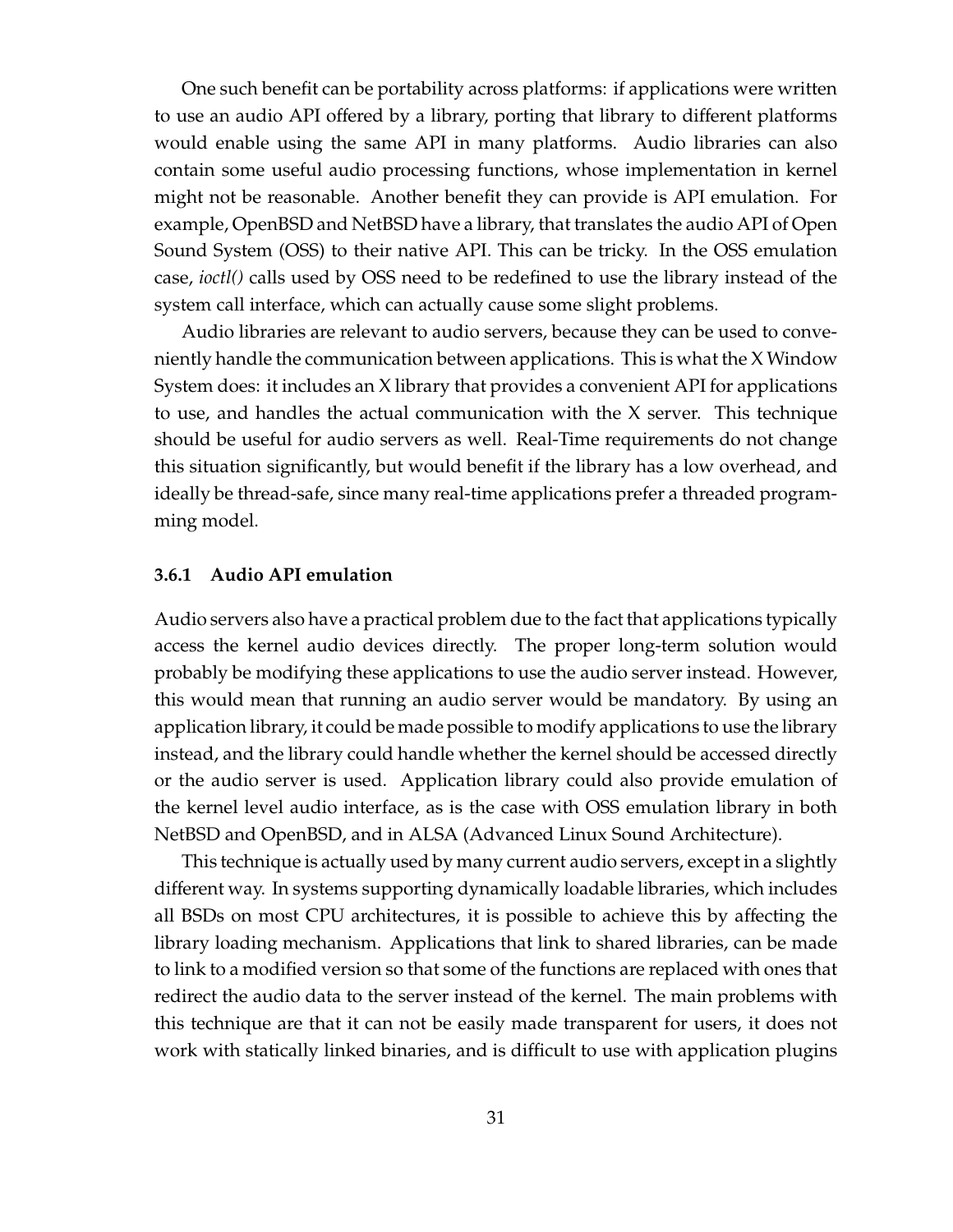One such benefit can be portability across platforms: if applications were written to use an audio API offered by a library, porting that library to different platforms would enable using the same API in many platforms. Audio libraries can also contain some useful audio processing functions, whose implementation in kernel might not be reasonable. Another benefit they can provide is API emulation. For example, OpenBSD and NetBSD have a library, that translates the audio API of Open Sound System (OSS) to their native API. This can be tricky. In the OSS emulation case, *ioctl()* calls used by OSS need to be redefined to use the library instead of the system call interface, which can actually cause some slight problems.

Audio libraries are relevant to audio servers, because they can be used to conveniently handle the communication between applications. This is what the X Window System does: it includes an X library that provides a convenient API for applications to use, and handles the actual communication with the X server. This technique should be useful for audio servers as well. Real-Time requirements do not change this situation significantly, but would benefit if the library has a low overhead, and ideally be thread-safe, since many real-time applications prefer a threaded programming model.

### 3.6.1 Audio API emulation

Audio servers also have a practical problem due to the fact that applications typically access the kernel audio devices directly. The proper long-term solution would probably be modifying these applications to use the audio server instead. However, this would mean that running an audio server would be mandatory. By using an application library, it could be made possible to modify applications to use the library instead, and the library could handle whether the kernel should be accessed directly or the audio server is used. Application library could also provide emulation of the kernel level audio interface, as is the case with OSS emulation library in both NetBSD and OpenBSD, and in ALSA (Advanced Linux Sound Architecture).

This technique is actually used by many current audio servers, except in a slightly different way. In systems supporting dynamically loadable libraries, which includes all BSDs on most CPU architectures, it is possible to achieve this by affecting the library loading mechanism. Applications that link to shared libraries, can be made to link to a modified version so that some of the functions are replaced with ones that redirect the audio data to the server instead of the kernel. The main problems with this technique are that it can not be easily made transparent for users, it does not work with statically linked binaries, and is difficult to use with application plugins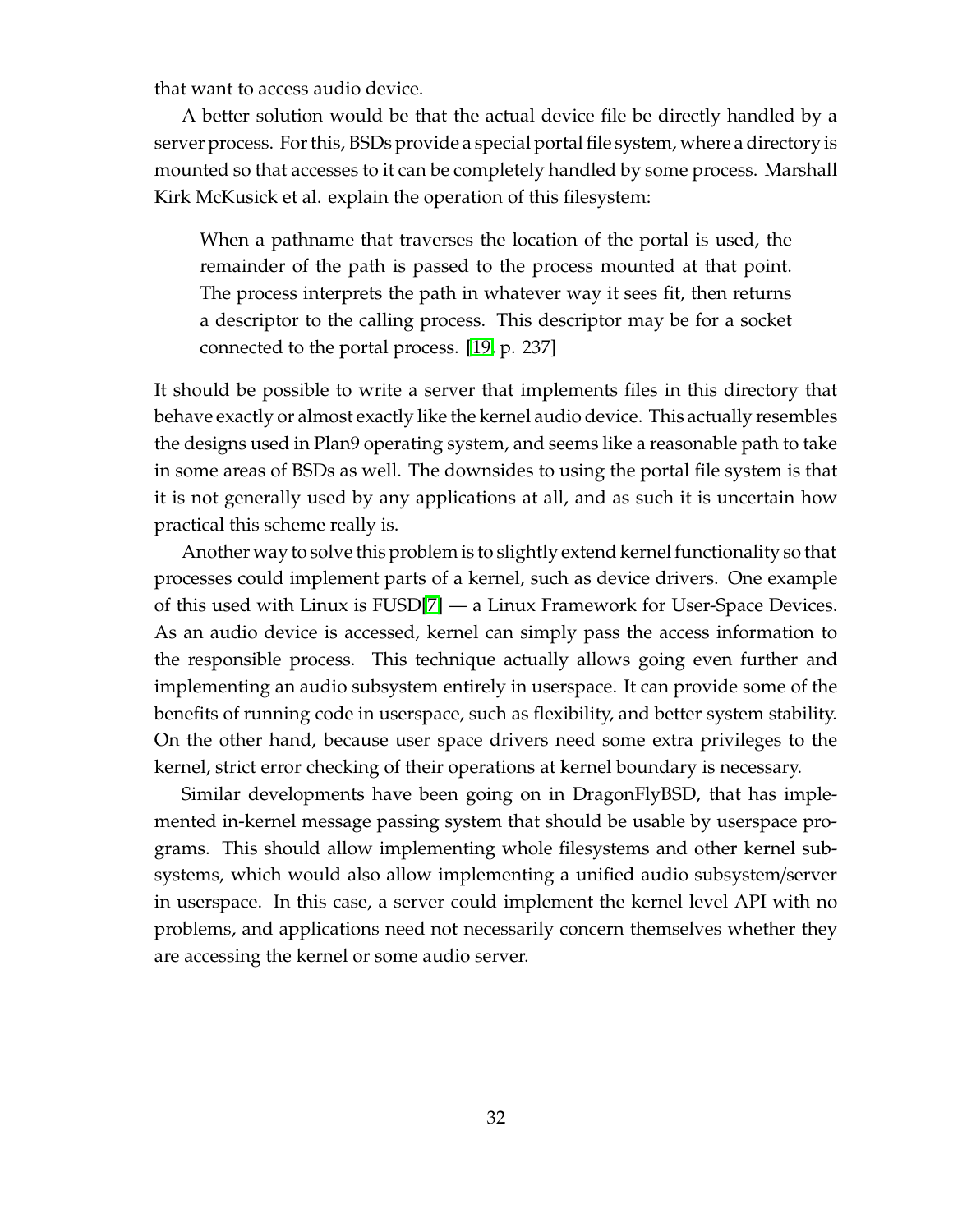that want to access audio device.

A better solution would be that the actual device file be directly handled by a server process. For this, BSDs provide a special portal file system, where a directory is mounted so that accesses to it can be completely handled by some process. Marshall Kirk McKusick et al. explain the operation of this filesystem:

> When a pathname that traverses the location of the portal is used, the remainder of the path is passed to the process mounted at that point. The process interprets the path in whatever way it sees fit, then returns a descriptor to the calling process. This descriptor may be for a socket connected to the portal process. [19, p. 237]

It should be possible to write a server that implements files in this directory that behave exactly or almost exactly like the kernel audio device. This actually resembles the designs used in Plan9 operating system, and seems like a reasonable path to take in some areas of BSDs as well. The downsides to using the portal file system is that it is not generally used by any applications at all, and as such it is uncertain how practical this scheme really is.

Another way to solve this problem is to slightly extend kernel functionality so that processes could implement parts of a kernel, such as device drivers. One example of this used with Linux is FUSD[7] — a Linux Framework for User-Space Devices. As an audio device is accessed, kernel can simply pass the access information to the responsible process. This technique actually allows going even further and implementing an audio subsystem entirely in userspace. It can provide some of the benefits of running code in userspace, such as flexibility, and better system stability. On the other hand, because user space drivers need some extra privileges to the kernel, strict error checking of their operations at kernel boundary is necessary.

Similar developments have been going on in DragonFlyBSD, that has implemented in-kernel message passing system that should be usable by userspace programs. This should allow implementing whole filesystems and other kernel subsystems, which would also allow implementing a unified audio subsystem/server in userspace. In this case, a server could implement the kernel level API with no problems, and applications need not necessarily concern themselves whether they are accessing the kernel or some audio server.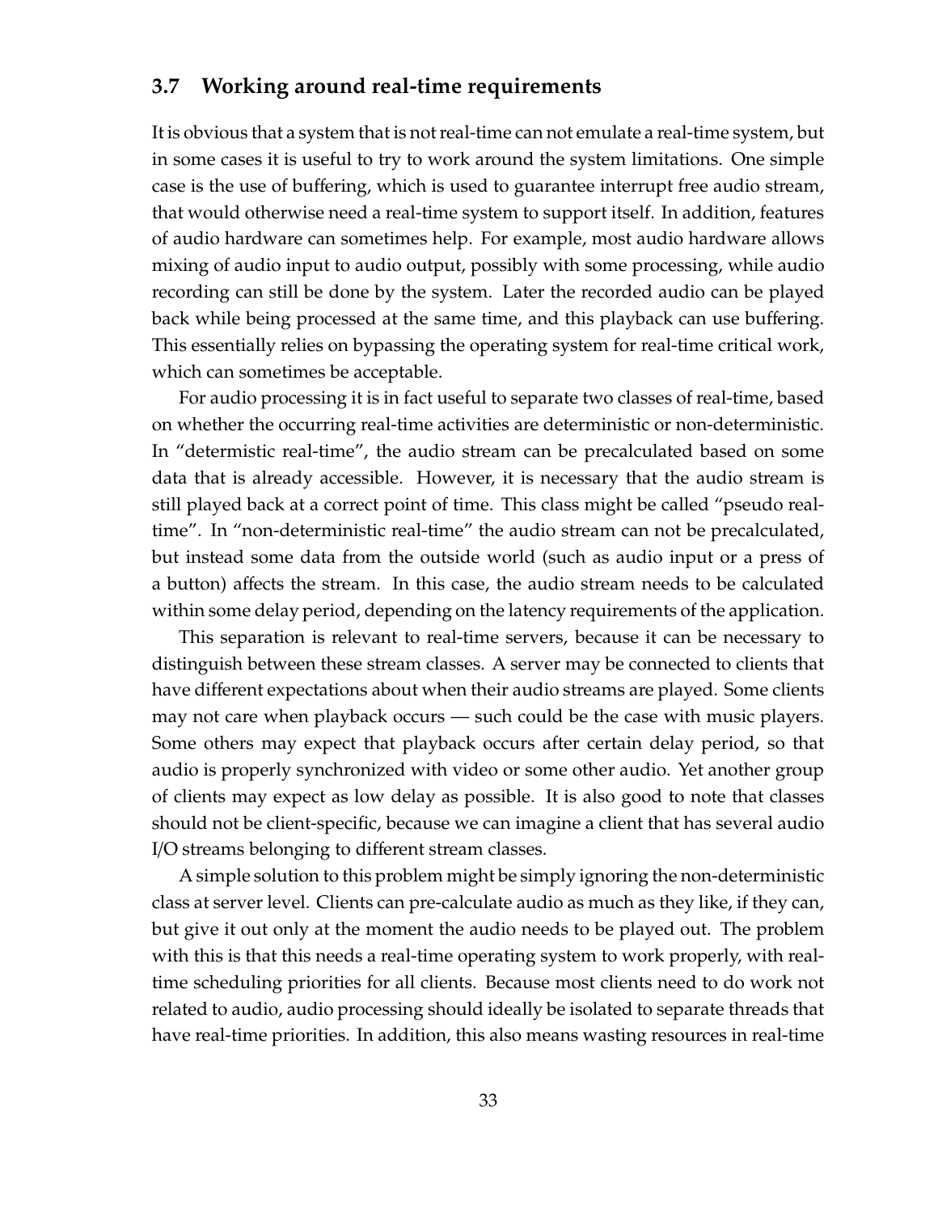## 3.7 Working around real-time requirements

It is obvious that a system that is not real-time can not emulate a real-time system, but in some cases it is useful to try to work around the system limitations. One simple case is the use of buffering, which is used to guarantee interrupt free audio stream, that would otherwise need a real-time system to support itself. In addition, features of audio hardware can sometimes help. For example, most audio hardware allows mixing of audio input to audio output, possibly with some processing, while audio recording can still be done by the system. Later the recorded audio can be played back while being processed at the same time, and this playback can use buffering. This essentially relies on bypassing the operating system for real-time critical work, which can sometimes be acceptable.

For audio processing it is in fact useful to separate two classes of real-time, based on whether the occurring real-time activities are deterministic or non-deterministic. In "determistic real-time", the audio stream can be precalculated based on some data that is already accessible. However, it is necessary that the audio stream is still played back at a correct point of time. This class might be called "pseudo real-time". In "non-deterministic real-time" the audio stream can not be precalculated, but instead some data from the outside world (such as audio input or a press of a button) affects the stream. In this case, the audio stream needs to be calculated within some delay period, depending on the latency requirements of the application.

This separation is relevant to real-time servers, because it can be necessary to distinguish between these stream classes. A server may be connected to clients that have different expectations about when their audio streams are played. Some clients may not care when playback occurs — such could be the case with music players. Some others may expect that playback occurs after certain delay period, so that audio is properly synchronized with video or some other audio. Yet another group of clients may expect as low delay as possible. It is also good to note that classes should not be client-specific, because we can imagine a client that has several audio I/O streams belonging to different stream classes.

A simple solution to this problem might be simply ignoring the non-deterministic class at server level. Clients can pre-calculate audio as much as they like, if they can, but give it out only at the moment the audio needs to be played out. The problem with this is that this needs a real-time operating system to work properly, with real-time scheduling priorities for all clients. Because most clients need to do work not related to audio, audio processing should ideally be isolated to separate threads that have real-time priorities. In addition, this also means wasting resources in real-time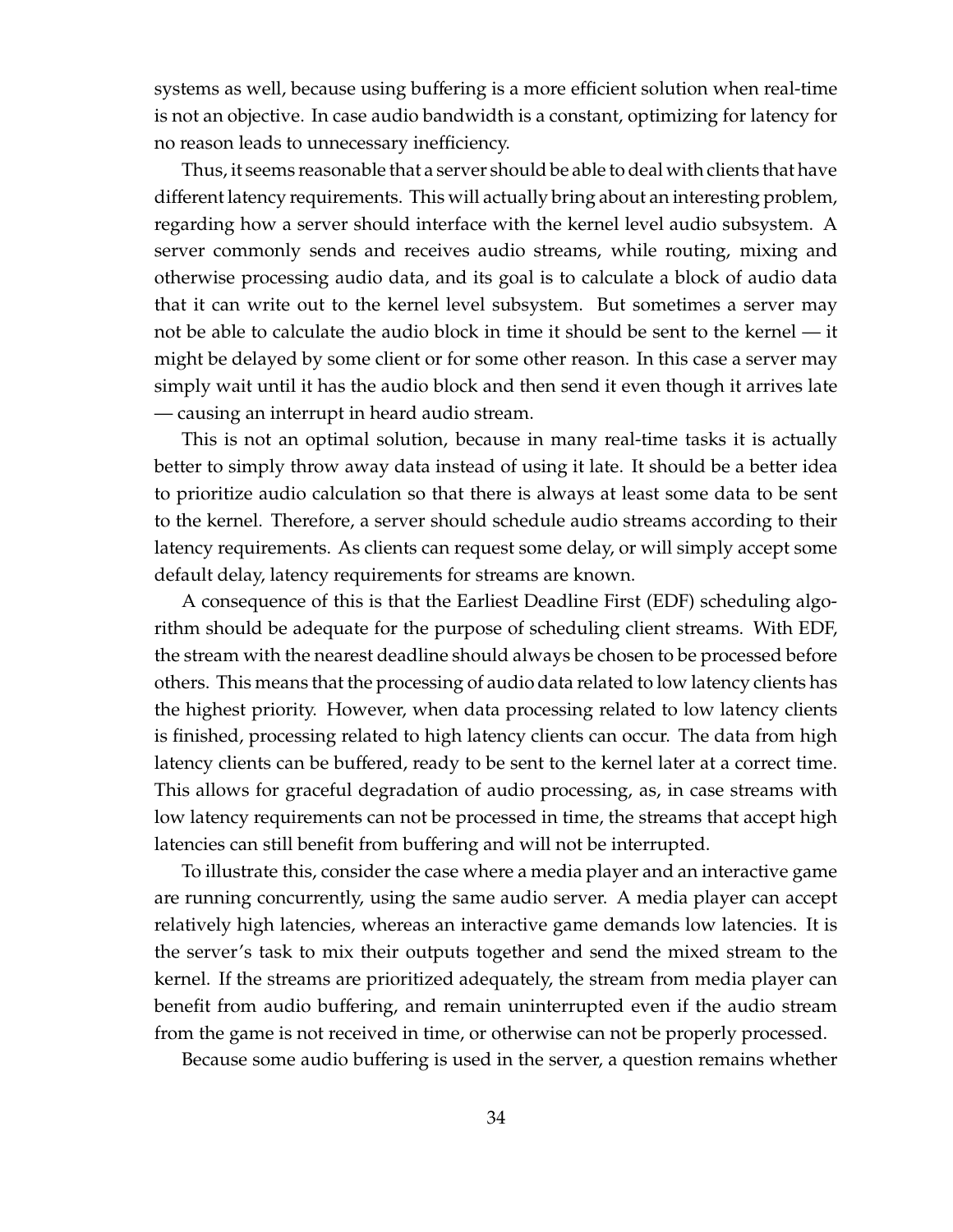systems as well, because using buffering is a more efficient solution when real-time is not an objective. In case audio bandwidth is a constant, optimizing for latency for no reason leads to unnecessary inefficiency.

Thus, it seems reasonable that a server should be able to deal with clients that have different latency requirements. This will actually bring about an interesting problem, regarding how a server should interface with the kernel level audio subsystem. A server commonly sends and receives audio streams, while routing, mixing and otherwise processing audio data, and its goal is to calculate a block of audio data that it can write out to the kernel level subsystem. But sometimes a server may not be able to calculate the audio block in time it should be sent to the kernel — it might be delayed by some client or for some other reason. In this case a server may simply wait until it has the audio block and then send it even though it arrives late — causing an interrupt in heard audio stream.

This is not an optimal solution, because in many real-time tasks it is actually better to simply throw away data instead of using it late. It should be a better idea to prioritize audio calculation so that there is always at least some data to be sent to the kernel. Therefore, a server should schedule audio streams according to their latency requirements. As clients can request some delay, or will simply accept some default delay, latency requirements for streams are known.

A consequence of this is that the Earliest Deadline First (EDF) scheduling algorithm should be adequate for the purpose of scheduling client streams. With EDF, the stream with the nearest deadline should always be chosen to be processed before others. This means that the processing of audio data related to low latency clients has the highest priority. However, when data processing related to low latency clients is finished, processing related to high latency clients can occur. The data from high latency clients can be buffered, ready to be sent to the kernel later at a correct time. This allows for graceful degradation of audio processing, as, in case streams with low latency requirements can not be processed in time, the streams that accept high latencies can still benefit from buffering and will not be interrupted.

To illustrate this, consider the case where a media player and an interactive game are running concurrently, using the same audio server. A media player can accept relatively high latencies, whereas an interactive game demands low latencies. It is the server's task to mix their outputs together and send the mixed stream to the kernel. If the streams are prioritized adequately, the stream from media player can benefit from audio buffering, and remain uninterrupted even if the audio stream from the game is not received in time, or otherwise can not be properly processed.

Because some audio buffering is used in the server, a question remains whether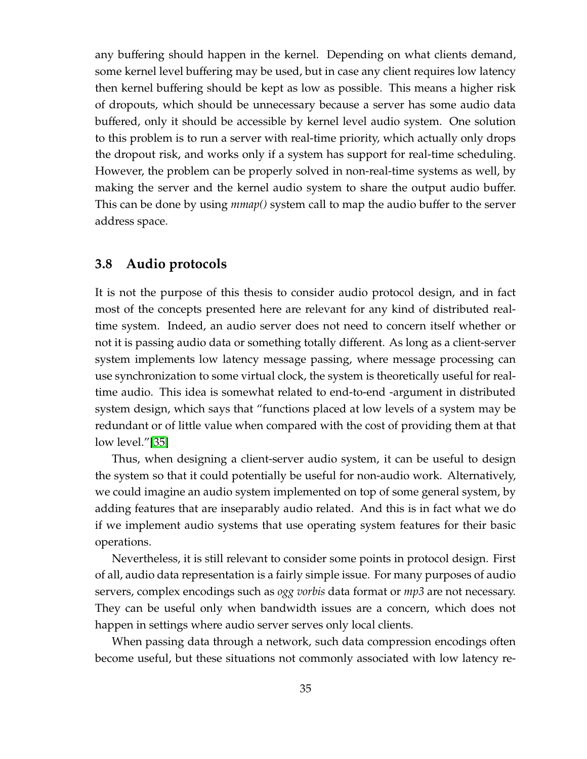any buffering should happen in the kernel. Depending on what clients demand, some kernel level buffering may be used, but in case any client requires low latency then kernel buffering should be kept as low as possible. This means a higher risk of dropouts, which should be unnecessary because a server has some audio data buffered, only it should be accessible by kernel level audio system. One solution to this problem is to run a server with real-time priority, which actually only drops the dropout risk, and works only if a system has support for real-time scheduling. However, the problem can be properly solved in non-real-time systems as well, by making the server and the kernel audio system to share the output audio buffer. This can be done by using *mmap()* system call to map the audio buffer to the server address space.

## 3.8 Audio protocols

It is not the purpose of this thesis to consider audio protocol design, and in fact most of the concepts presented here are relevant for any kind of distributed real-time system. Indeed, an audio server does not need to concern itself whether or not it is passing audio data or something totally different. As long as a client-server system implements low latency message passing, where message processing can use synchronization to some virtual clock, the system is theoretically useful for real-time audio. This idea is somewhat related to end-to-end -argument in distributed system design, which says that "functions placed at low levels of a system may be redundant or of little value when compared with the cost of providing them at that low level."[35]

Thus, when designing a client-server audio system, it can be useful to design the system so that it could potentially be useful for non-audio work. Alternatively, we could imagine an audio system implemented on top of some general system, by adding features that are inseparably audio related. And this is in fact what we do if we implement audio systems that use operating system features for their basic operations.

Nevertheless, it is still relevant to consider some points in protocol design. First of all, audio data representation is a fairly simple issue. For many purposes of audio servers, complex encodings such as *ogg vorbis* data format or *mp3* are not necessary. They can be useful only when bandwidth issues are a concern, which does not happen in settings where audio server serves only local clients.

When passing data through a network, such data compression encodings often become useful, but these situations not commonly associated with low latency re-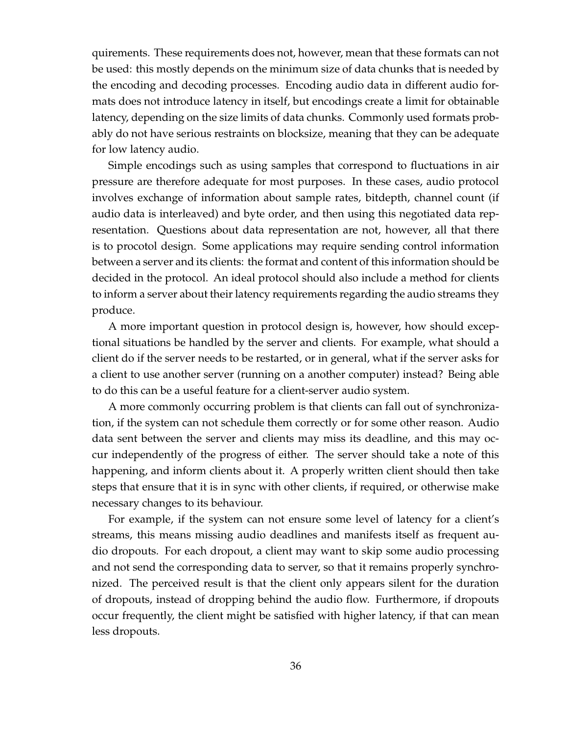quirements. These requirements does not, however, mean that these formats can not be used: this mostly depends on the minimum size of data chunks that is needed by the encoding and decoding processes. Encoding audio data in different audio formats does not introduce latency in itself, but encodings create a limit for obtainable latency, depending on the size limits of data chunks. Commonly used formats probably do not have serious restraints on blocksize, meaning that they can be adequate for low latency audio.

Simple encodings such as using samples that correspond to fluctuations in air pressure are therefore adequate for most purposes. In these cases, audio protocol involves exchange of information about sample rates, bitdepth, channel count (if audio data is interleaved) and byte order, and then using this negotiated data representation. Questions about data representation are not, however, all that there is to procotol design. Some applications may require sending control information between a server and its clients: the format and content of this information should be decided in the protocol. An ideal protocol should also include a method for clients to inform a server about their latency requirements regarding the audio streams they produce.

A more important question in protocol design is, however, how should exceptional situations be handled by the server and clients. For example, what should a client do if the server needs to be restarted, or in general, what if the server asks for a client to use another server (running on a another computer) instead? Being able to do this can be a useful feature for a client-server audio system.

A more commonly occurring problem is that clients can fall out of synchronization, if the system can not schedule them correctly or for some other reason. Audio data sent between the server and clients may miss its deadline, and this may occur independently of the progress of either. The server should take a note of this happening, and inform clients about it. A properly written client should then take steps that ensure that it is in sync with other clients, if required, or otherwise make necessary changes to its behaviour.

For example, if the system can not ensure some level of latency for a client's streams, this means missing audio deadlines and manifests itself as frequent audio dropouts. For each dropout, a client may want to skip some audio processing and not send the corresponding data to server, so that it remains properly synchronized. The perceived result is that the client only appears silent for the duration of dropouts, instead of dropping behind the audio flow. Furthermore, if dropouts occur frequently, the client might be satisfied with higher latency, if that can mean less dropouts.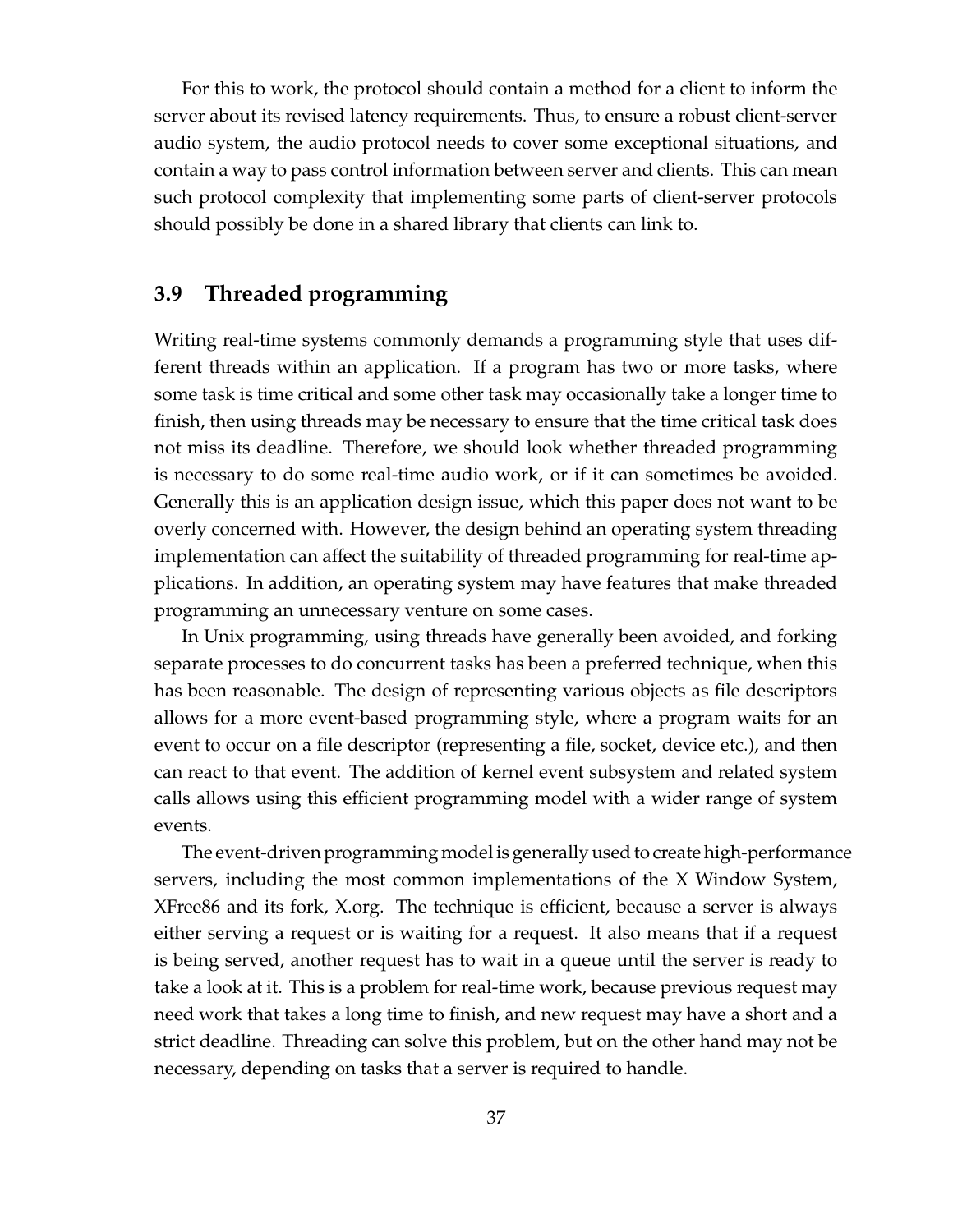For this to work, the protocol should contain a method for a client to inform the server about its revised latency requirements. Thus, to ensure a robust client-server audio system, the audio protocol needs to cover some exceptional situations, and contain a way to pass control information between server and clients. This can mean such protocol complexity that implementing some parts of client-server protocols should possibly be done in a shared library that clients can link to.

## 3.9 Threaded programming

Writing real-time systems commonly demands a programming style that uses different threads within an application. If a program has two or more tasks, where some task is time critical and some other task may occasionally take a longer time to finish, then using threads may be necessary to ensure that the time critical task does not miss its deadline. Therefore, we should look whether threaded programming is necessary to do some real-time audio work, or if it can sometimes be avoided. Generally this is an application design issue, which this paper does not want to be overly concerned with. However, the design behind an operating system threading implementation can affect the suitability of threaded programming for real-time applications. In addition, an operating system may have features that make threaded programming an unnecessary venture on some cases.

In Unix programming, using threads have generally been avoided, and forking separate processes to do concurrent tasks has been a preferred technique, when this has been reasonable. The design of representing various objects as file descriptors allows for a more event-based programming style, where a program waits for an event to occur on a file descriptor (representing a file, socket, device etc.), and then can react to that event. The addition of kernel event subsystem and related system calls allows using this efficient programming model with a wider range of system events.

The event-driven programming model is generally used to create high-performance servers, including the most common implementations of the X Window System, XFree86 and its fork, X.org. The technique is efficient, because a server is always either serving a request or is waiting for a request. It also means that if a request is being served, another request has to wait in a queue until the server is ready to take a look at it. This is a problem for real-time work, because previous request may need work that takes a long time to finish, and new request may have a short and a strict deadline. Threading can solve this problem, but on the other hand may not be necessary, depending on tasks that a server is required to handle.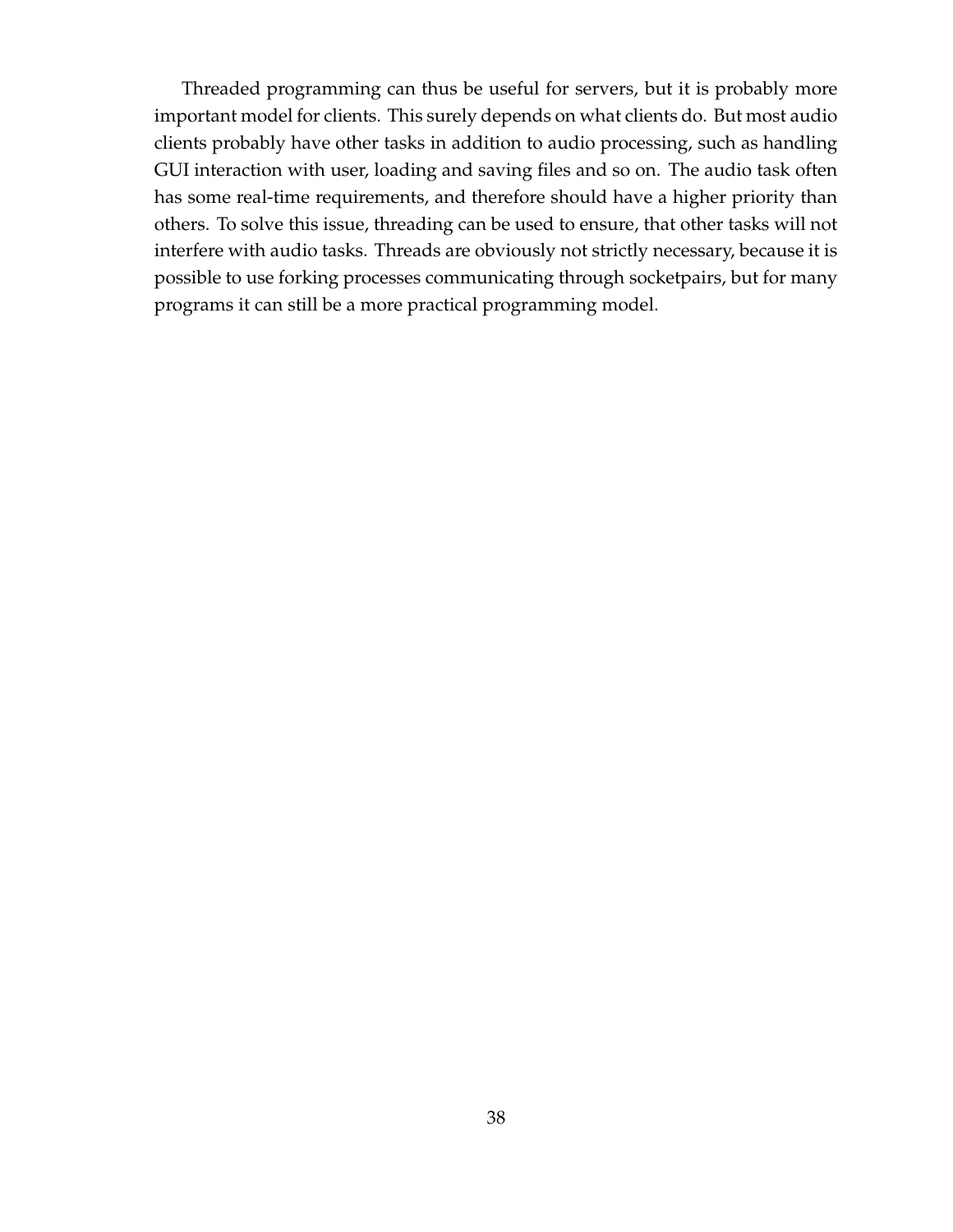Threaded programming can thus be useful for servers, but it is probably more important model for clients. This surely depends on what clients do. But most audio clients probably have other tasks in addition to audio processing, such as handling GUI interaction with user, loading and saving files and so on. The audio task often has some real-time requirements, and therefore should have a higher priority than others. To solve this issue, threading can be used to ensure, that other tasks will not interfere with audio tasks. Threads are obviously not strictly necessary, because it is possible to use forking processes communicating through socketpairs, but for many programs it can still be a more practical programming model.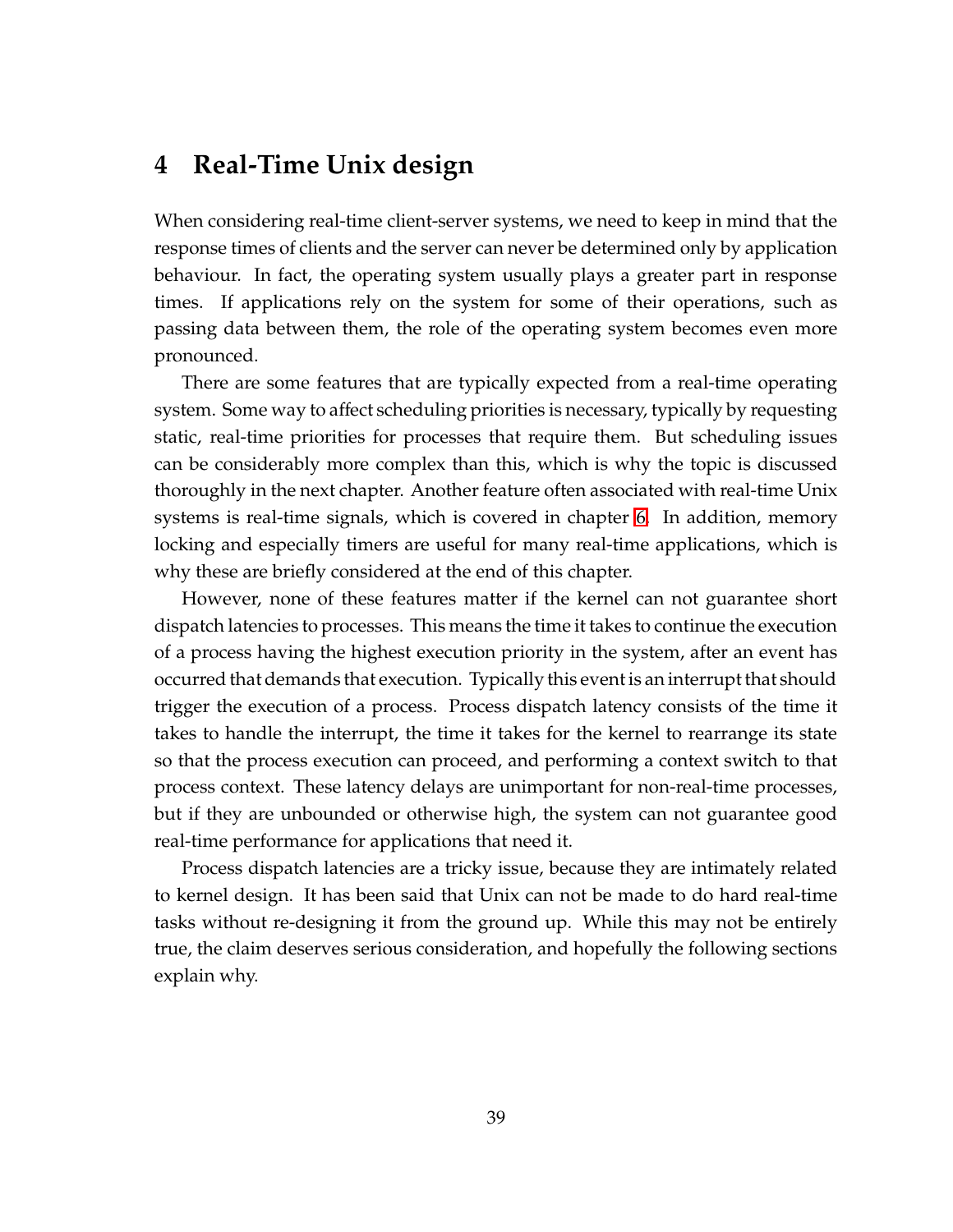# 4 Real-Time Unix design

When considering real-time client-server systems, we need to keep in mind that the response times of clients and the server can never be determined only by application behaviour. In fact, the operating system usually plays a greater part in response times. If applications rely on the system for some of their operations, such as passing data between them, the role of the operating system becomes even more pronounced.

There are some features that are typically expected from a real-time operating system. Some way to affect scheduling priorities is necessary, typically by requesting static, real-time priorities for processes that require them. But scheduling issues can be considerably more complex than this, which is why the topic is discussed thoroughly in the next chapter. Another feature often associated with real-time Unix systems is real-time signals, which is covered in chapter 6. In addition, memory locking and especially timers are useful for many real-time applications, which is why these are briefly considered at the end of this chapter.

However, none of these features matter if the kernel can not guarantee short dispatch latencies to processes. This means the time it takes to continue the execution of a process having the highest execution priority in the system, after an event has occurred that demands that execution. Typically this event is an interrupt that should trigger the execution of a process. Process dispatch latency consists of the time it takes to handle the interrupt, the time it takes for the kernel to rearrange its state so that the process execution can proceed, and performing a context switch to that process context. These latency delays are unimportant for non-real-time processes, but if they are unbounded or otherwise high, the system can not guarantee good real-time performance for applications that need it.

Process dispatch latencies are a tricky issue, because they are intimately related to kernel design. It has been said that Unix can not be made to do hard real-time tasks without re-designing it from the ground up. While this may not be entirely true, the claim deserves serious consideration, and hopefully the following sections explain why.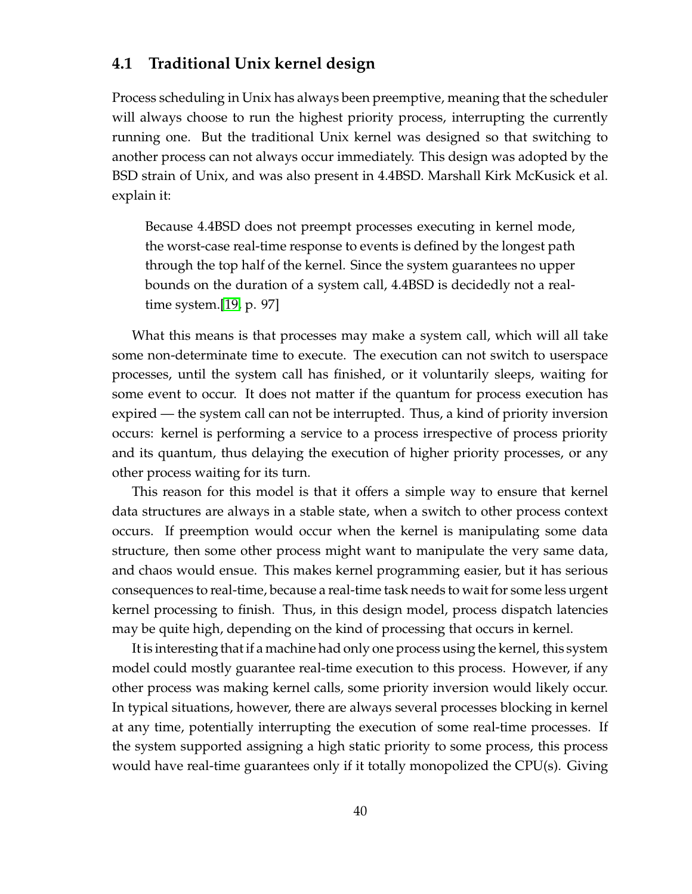## 4.1 Traditional Unix kernel design

Process scheduling in Unix has always been preemptive, meaning that the scheduler will always choose to run the highest priority process, interrupting the currently running one. But the traditional Unix kernel was designed so that switching to another process can not always occur immediately. This design was adopted by the BSD strain of Unix, and was also present in 4.4BSD. Marshall Kirk McKusick et al. explain it:

> Because 4.4BSD does not preempt processes executing in kernel mode, the worst-case real-time response to events is defined by the longest path through the top half of the kernel. Since the system guarantees no upper bounds on the duration of a system call, 4.4BSD is decidedly not a real-time system.[19, p. 97]

What this means is that processes may make a system call, which will all take some non-determinate time to execute. The execution can not switch to userspace processes, until the system call has finished, or it voluntarily sleeps, waiting for some event to occur. It does not matter if the quantum for process execution has expired — the system call can not be interrupted. Thus, a kind of priority inversion occurs: kernel is performing a service to a process irrespective of process priority and its quantum, thus delaying the execution of higher priority processes, or any other process waiting for its turn.

This reason for this model is that it offers a simple way to ensure that kernel data structures are always in a stable state, when a switch to other process context occurs. If preemption would occur when the kernel is manipulating some data structure, then some other process might want to manipulate the very same data, and chaos would ensue. This makes kernel programming easier, but it has serious consequences to real-time, because a real-time task needs to wait for some less urgent kernel processing to finish. Thus, in this design model, process dispatch latencies may be quite high, depending on the kind of processing that occurs in kernel.

It is interesting that if a machine had only one process using the kernel, this system model could mostly guarantee real-time execution to this process. However, if any other process was making kernel calls, some priority inversion would likely occur. In typical situations, however, there are always several processes blocking in kernel at any time, potentially interrupting the execution of some real-time processes. If the system supported assigning a high static priority to some process, this process would have real-time guarantees only if it totally monopolized the CPU(s). Giving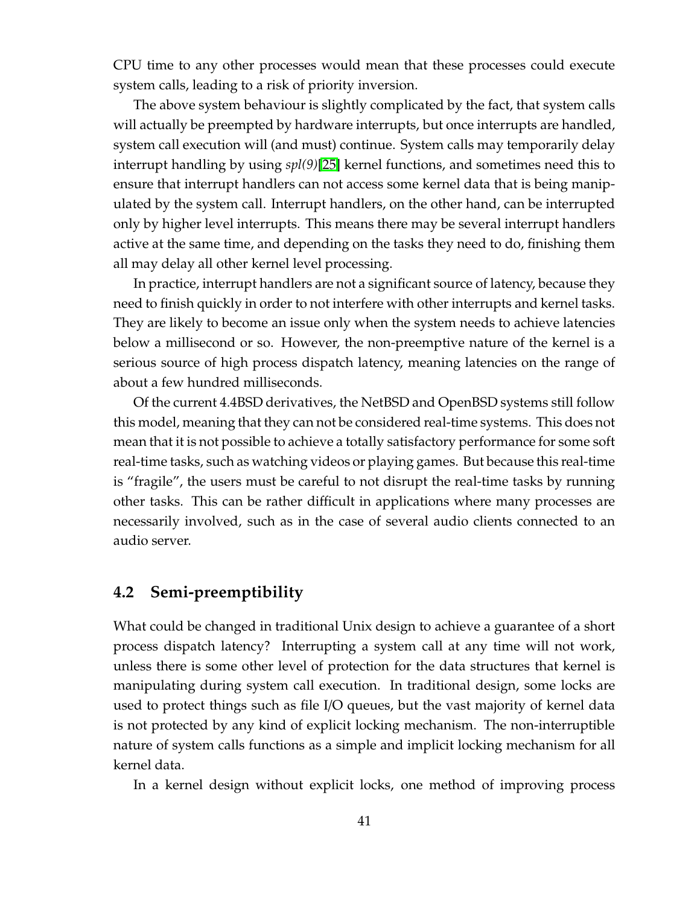CPU time to any other processes would mean that these processes could execute system calls, leading to a risk of priority inversion.

The above system behaviour is slightly complicated by the fact, that system calls will actually be preempted by hardware interrupts, but once interrupts are handled, system call execution will (and must) continue. System calls may temporarily delay interrupt handling by using *spl(9)*[25] kernel functions, and sometimes need this to ensure that interrupt handlers can not access some kernel data that is being manipulated by the system call. Interrupt handlers, on the other hand, can be interrupted only by higher level interrupts. This means there may be several interrupt handlers active at the same time, and depending on the tasks they need to do, finishing them all may delay all other kernel level processing.

In practice, interrupt handlers are not a significant source of latency, because they need to finish quickly in order to not interfere with other interrupts and kernel tasks. They are likely to become an issue only when the system needs to achieve latencies below a millisecond or so. However, the non-preemptive nature of the kernel is a serious source of high process dispatch latency, meaning latencies on the range of about a few hundred milliseconds.

Of the current 4.4BSD derivatives, the NetBSD and OpenBSD systems still follow this model, meaning that they can not be considered real-time systems. This does not mean that it is not possible to achieve a totally satisfactory performance for some soft real-time tasks, such as watching videos or playing games. But because this real-time is "fragile", the users must be careful to not disrupt the real-time tasks by running other tasks. This can be rather difficult in applications where many processes are necessarily involved, such as in the case of several audio clients connected to an audio server.

## 4.2 Semi-preemptibility

What could be changed in traditional Unix design to achieve a guarantee of a short process dispatch latency? Interrupting a system call at any time will not work, unless there is some other level of protection for the data structures that kernel is manipulating during system call execution. In traditional design, some locks are used to protect things such as file I/O queues, but the vast majority of kernel data is not protected by any kind of explicit locking mechanism. The non-interruptible nature of system calls functions as a simple and implicit locking mechanism for all kernel data.

In a kernel design without explicit locks, one method of improving process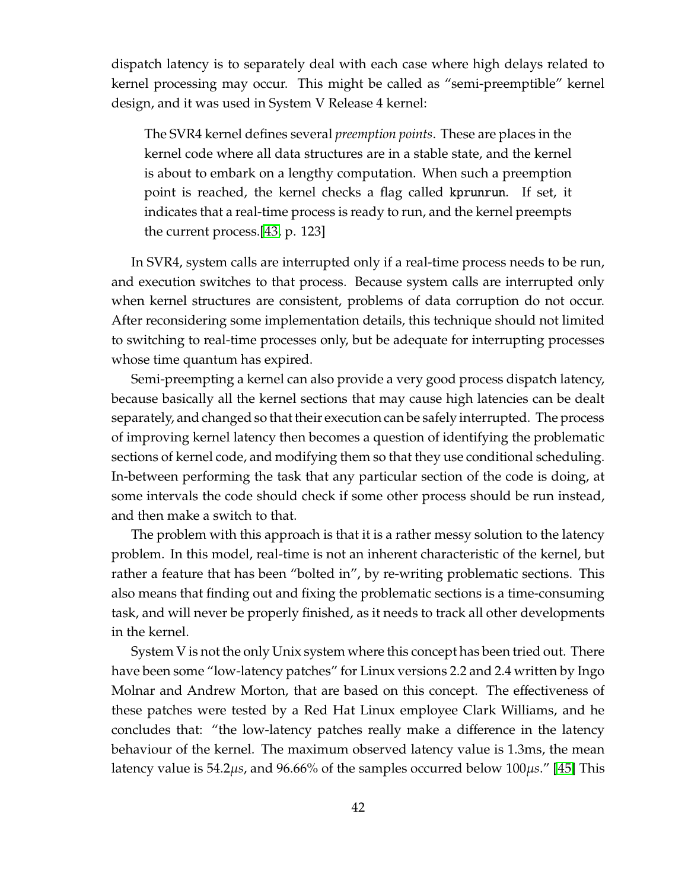dispatch latency is to separately deal with each case where high delays related to kernel processing may occur. This might be called as "semi-preemptible" kernel design, and it was used in System V Release 4 kernel:

> The SVR4 kernel defines several *preemption points*. These are places in the kernel code where all data structures are in a stable state, and the kernel is about to embark on a lengthy computation. When such a preemption point is reached, the kernel checks a flag called `kprunrun`. If set, it indicates that a real-time process is ready to run, and the kernel preempts the current process.[43, p. 123]

In SVR4, system calls are interrupted only if a real-time process needs to be run, and execution switches to that process. Because system calls are interrupted only when kernel structures are consistent, problems of data corruption do not occur. After reconsidering some implementation details, this technique should not limited to switching to real-time processes only, but be adequate for interrupting processes whose time quantum has expired.

Semi-preempting a kernel can also provide a very good process dispatch latency, because basically all the kernel sections that may cause high latencies can be dealt separately, and changed so that their execution can be safely interrupted. The process of improving kernel latency then becomes a question of identifying the problematic sections of kernel code, and modifying them so that they use conditional scheduling. In-between performing the task that any particular section of the code is doing, at some intervals the code should check if some other process should be run instead, and then make a switch to that.

The problem with this approach is that it is a rather messy solution to the latency problem. In this model, real-time is not an inherent characteristic of the kernel, but rather a feature that has been "bolted in", by re-writing problematic sections. This also means that finding out and fixing the problematic sections is a time-consuming task, and will never be properly finished, as it needs to track all other developments in the kernel.

System V is not the only Unix system where this concept has been tried out. There have been some "low-latency patches" for Linux versions 2.2 and 2.4 written by Ingo Molnar and Andrew Morton, that are based on this concept. The effectiveness of these patches were tested by a Red Hat Linux employee Clark Williams, and he concludes that: "the low-latency patches really make a difference in the latency behaviour of the kernel. The maximum observed latency value is 1.3ms, the mean latency value is 54.2$\mu s$, and 96.66% of the samples occurred below 100$\mu s$." [45] This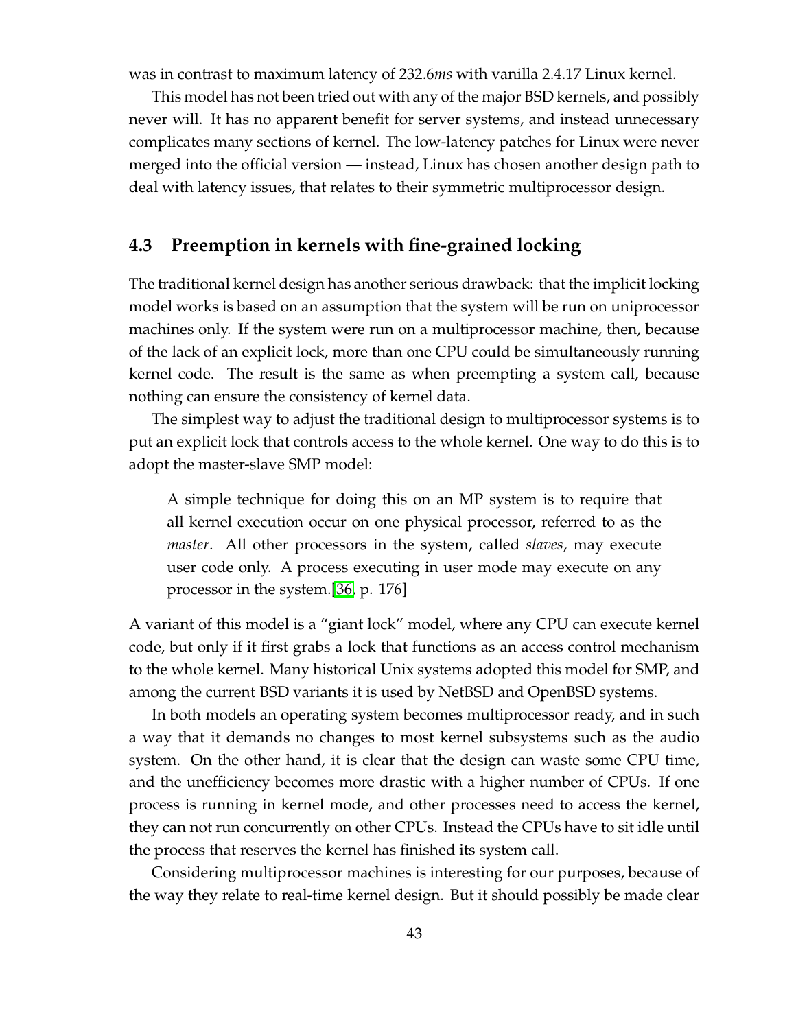was in contrast to maximum latency of 232.6*ms* with vanilla 2.4.17 Linux kernel.

This model has not been tried out with any of the major BSD kernels, and possibly never will. It has no apparent benefit for server systems, and instead unnecessary complicates many sections of kernel. The low-latency patches for Linux were never merged into the official version — instead, Linux has chosen another design path to deal with latency issues, that relates to their symmetric multiprocessor design.

## 4.3 Preemption in kernels with fine-grained locking

The traditional kernel design has another serious drawback: that the implicit locking model works is based on an assumption that the system will be run on uniprocessor machines only. If the system were run on a multiprocessor machine, then, because of the lack of an explicit lock, more than one CPU could be simultaneously running kernel code. The result is the same as when preempting a system call, because nothing can ensure the consistency of kernel data.

The simplest way to adjust the traditional design to multiprocessor systems is to put an explicit lock that controls access to the whole kernel. One way to do this is to adopt the master-slave SMP model:

> A simple technique for doing this on an MP system is to require that all kernel execution occur on one physical processor, referred to as the *master*. All other processors in the system, called *slaves*, may execute user code only. A process executing in user mode may execute on any processor in the system.[36, p. 176]

A variant of this model is a "giant lock" model, where any CPU can execute kernel code, but only if it first grabs a lock that functions as an access control mechanism to the whole kernel. Many historical Unix systems adopted this model for SMP, and among the current BSD variants it is used by NetBSD and OpenBSD systems.

In both models an operating system becomes multiprocessor ready, and in such a way that it demands no changes to most kernel subsystems such as the audio system. On the other hand, it is clear that the design can waste some CPU time, and the unefficiency becomes more drastic with a higher number of CPUs. If one process is running in kernel mode, and other processes need to access the kernel, they can not run concurrently on other CPUs. Instead the CPUs have to sit idle until the process that reserves the kernel has finished its system call.

Considering multiprocessor machines is interesting for our purposes, because of the way they relate to real-time kernel design. But it should possibly be made clear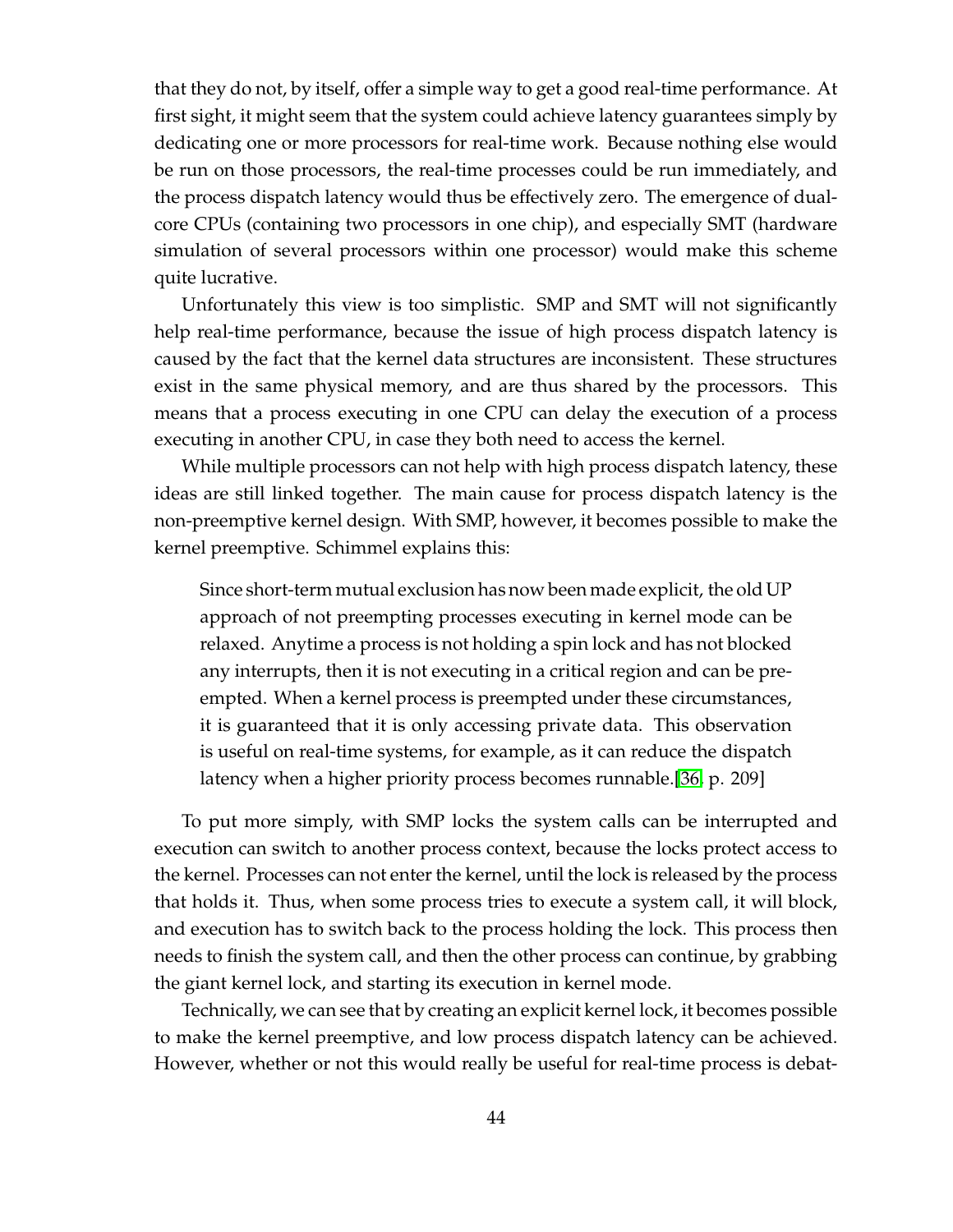that they do not, by itself, offer a simple way to get a good real-time performance. At first sight, it might seem that the system could achieve latency guarantees simply by dedicating one or more processors for real-time work. Because nothing else would be run on those processors, the real-time processes could be run immediately, and the process dispatch latency would thus be effectively zero. The emergence of dual-core CPUs (containing two processors in one chip), and especially SMT (hardware simulation of several processors within one processor) would make this scheme quite lucrative.

Unfortunately this view is too simplistic. SMP and SMT will not significantly help real-time performance, because the issue of high process dispatch latency is caused by the fact that the kernel data structures are inconsistent. These structures exist in the same physical memory, and are thus shared by the processors. This means that a process executing in one CPU can delay the execution of a process executing in another CPU, in case they both need to access the kernel.

While multiple processors can not help with high process dispatch latency, these ideas are still linked together. The main cause for process dispatch latency is the non-preemptive kernel design. With SMP, however, it becomes possible to make the kernel preemptive. Schimmel explains this:

> Since short-term mutual exclusion has now been made explicit, the old UP approach of not preempting processes executing in kernel mode can be relaxed. Anytime a process is not holding a spin lock and has not blocked any interrupts, then it is not executing in a critical region and can be preempted. When a kernel process is preempted under these circumstances, it is guaranteed that it is only accessing private data. This observation is useful on real-time systems, for example, as it can reduce the dispatch latency when a higher priority process becomes runnable.[36, p. 209]

To put more simply, with SMP locks the system calls can be interrupted and execution can switch to another process context, because the locks protect access to the kernel. Processes can not enter the kernel, until the lock is released by the process that holds it. Thus, when some process tries to execute a system call, it will block, and execution has to switch back to the process holding the lock. This process then needs to finish the system call, and then the other process can continue, by grabbing the giant kernel lock, and starting its execution in kernel mode.

Technically, we can see that by creating an explicit kernel lock, it becomes possible to make the kernel preemptive, and low process dispatch latency can be achieved. However, whether or not this would really be useful for real-time process is debat-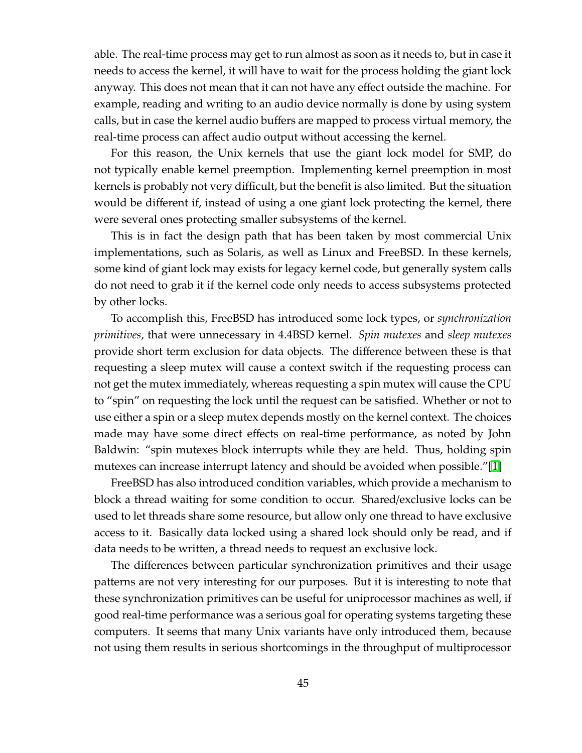able. The real-time process may get to run almost as soon as it needs to, but in case it needs to access the kernel, it will have to wait for the process holding the giant lock anyway. This does not mean that it can not have any effect outside the machine. For example, reading and writing to an audio device normally is done by using system calls, but in case the kernel audio buffers are mapped to process virtual memory, the real-time process can affect audio output without accessing the kernel.

For this reason, the Unix kernels that use the giant lock model for SMP, do not typically enable kernel preemption. Implementing kernel preemption in most kernels is probably not very difficult, but the benefit is also limited. But the situation would be different if, instead of using a one giant lock protecting the kernel, there were several ones protecting smaller subsystems of the kernel.

This is in fact the design path that has been taken by most commercial Unix implementations, such as Solaris, as well as Linux and FreeBSD. In these kernels, some kind of giant lock may exists for legacy kernel code, but generally system calls do not need to grab it if the kernel code only needs to access subsystems protected by other locks.

To accomplish this, FreeBSD has introduced some lock types, or *synchronization primitives*, that were unnecessary in 4.4BSD kernel. *Spin mutexes* and *sleep mutexes* provide short term exclusion for data objects. The difference between these is that requesting a sleep mutex will cause a context switch if the requesting process can not get the mutex immediately, whereas requesting a spin mutex will cause the CPU to "spin" on requesting the lock until the request can be satisfied. Whether or not to use either a spin or a sleep mutex depends mostly on the kernel context. The choices made may have some direct effects on real-time performance, as noted by John Baldwin: "spin mutexes block interrupts while they are held. Thus, holding spin mutexes can increase interrupt latency and should be avoided when possible."[1]

FreeBSD has also introduced condition variables, which provide a mechanism to block a thread waiting for some condition to occur. Shared/exclusive locks can be used to let threads share some resource, but allow only one thread to have exclusive access to it. Basically data locked using a shared lock should only be read, and if data needs to be written, a thread needs to request an exclusive lock.

The differences between particular synchronization primitives and their usage patterns are not very interesting for our purposes. But it is interesting to note that these synchronization primitives can be useful for uniprocessor machines as well, if good real-time performance was a serious goal for operating systems targeting these computers. It seems that many Unix variants have only introduced them, because not using them results in serious shortcomings in the throughput of multiprocessor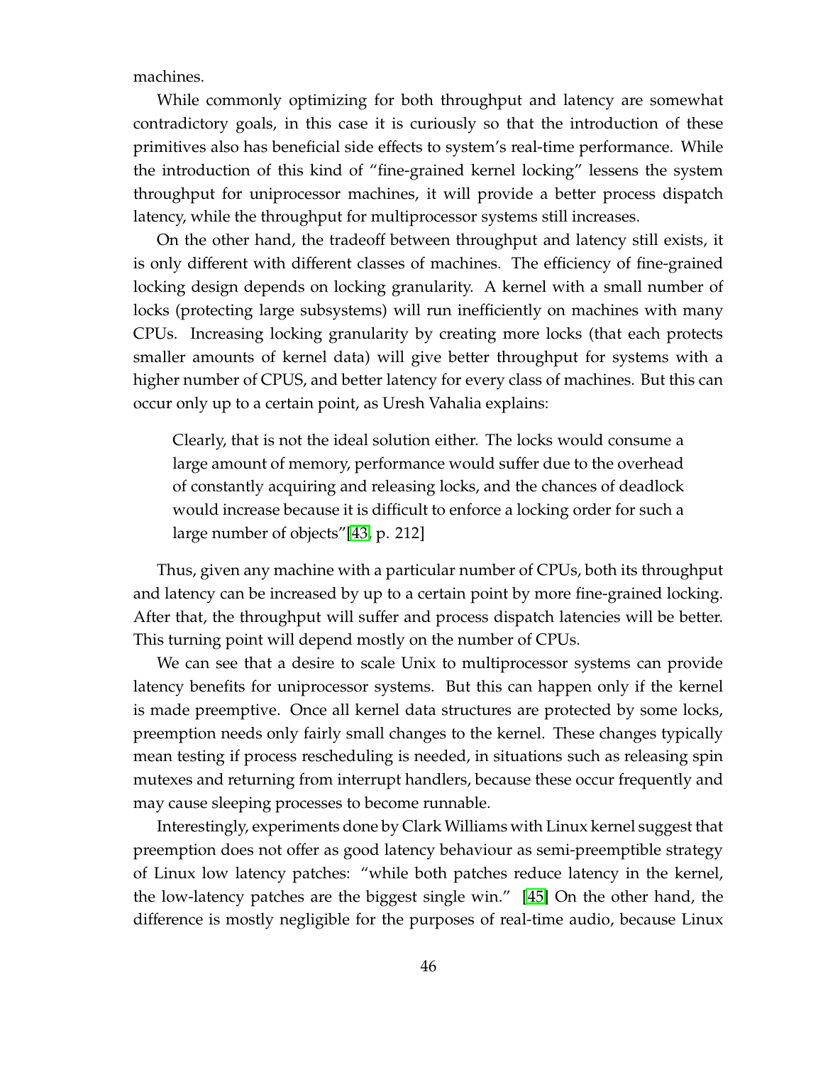machines.

While commonly optimizing for both throughput and latency are somewhat contradictory goals, in this case it is curiously so that the introduction of these primitives also has beneficial side effects to system's real-time performance. While the introduction of this kind of "fine-grained kernel locking" lessens the system throughput for uniprocessor machines, it will provide a better process dispatch latency, while the throughput for multiprocessor systems still increases.

On the other hand, the tradeoff between throughput and latency still exists, it is only different with different classes of machines. The efficiency of fine-grained locking design depends on locking granularity. A kernel with a small number of locks (protecting large subsystems) will run inefficiently on machines with many CPUs. Increasing locking granularity by creating more locks (that each protects smaller amounts of kernel data) will give better throughput for systems with a higher number of CPUS, and better latency for every class of machines. But this can occur only up to a certain point, as Uresh Vahalia explains:

> Clearly, that is not the ideal solution either. The locks would consume a large amount of memory, performance would suffer due to the overhead of constantly acquiring and releasing locks, and the chances of deadlock would increase because it is difficult to enforce a locking order for such a large number of objects"[43, p. 212]

Thus, given any machine with a particular number of CPUs, both its throughput and latency can be increased by up to a certain point by more fine-grained locking. After that, the throughput will suffer and process dispatch latencies will be better. This turning point will depend mostly on the number of CPUs.

We can see that a desire to scale Unix to multiprocessor systems can provide latency benefits for uniprocessor systems. But this can happen only if the kernel is made preemptive. Once all kernel data structures are protected by some locks, preemption needs only fairly small changes to the kernel. These changes typically mean testing if process rescheduling is needed, in situations such as releasing spin mutexes and returning from interrupt handlers, because these occur frequently and may cause sleeping processes to become runnable.

Interestingly, experiments done by Clark Williams with Linux kernel suggest that preemption does not offer as good latency behaviour as semi-preemptible strategy of Linux low latency patches: "while both patches reduce latency in the kernel, the low-latency patches are the biggest single win." [45] On the other hand, the difference is mostly negligible for the purposes of real-time audio, because Linux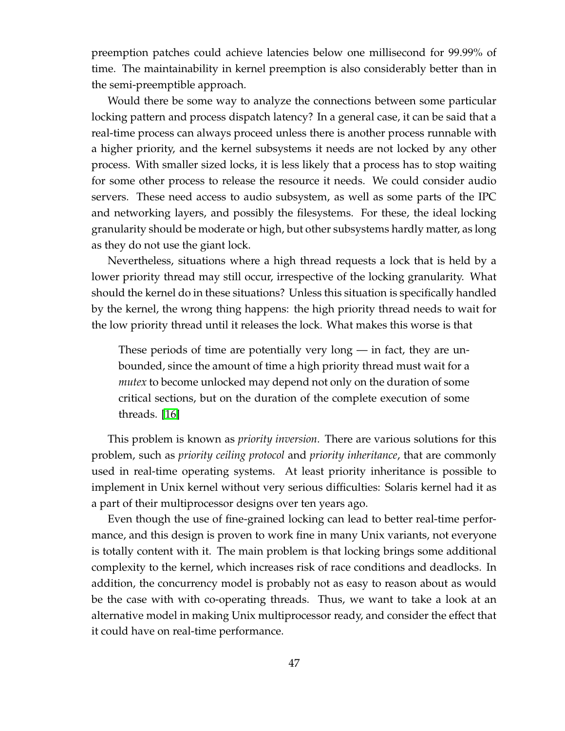preemption patches could achieve latencies below one millisecond for 99.99% of time. The maintainability in kernel preemption is also considerably better than in the semi-preemptible approach.

Would there be some way to analyze the connections between some particular locking pattern and process dispatch latency? In a general case, it can be said that a real-time process can always proceed unless there is another process runnable with a higher priority, and the kernel subsystems it needs are not locked by any other process. With smaller sized locks, it is less likely that a process has to stop waiting for some other process to release the resource it needs. We could consider audio servers. These need access to audio subsystem, as well as some parts of the IPC and networking layers, and possibly the filesystems. For these, the ideal locking granularity should be moderate or high, but other subsystems hardly matter, as long as they do not use the giant lock.

Nevertheless, situations where a high thread requests a lock that is held by a lower priority thread may still occur, irrespective of the locking granularity. What should the kernel do in these situations? Unless this situation is specifically handled by the kernel, the wrong thing happens: the high priority thread needs to wait for the low priority thread until it releases the lock. What makes this worse is that

> These periods of time are potentially very long — in fact, they are unbounded, since the amount of time a high priority thread must wait for a *mutex* to become unlocked may depend not only on the duration of some critical sections, but on the duration of the complete execution of some threads. [16]

This problem is known as *priority inversion*. There are various solutions for this problem, such as *priority ceiling protocol* and *priority inheritance*, that are commonly used in real-time operating systems. At least priority inheritance is possible to implement in Unix kernel without very serious difficulties: Solaris kernel had it as a part of their multiprocessor designs over ten years ago.

Even though the use of fine-grained locking can lead to better real-time performance, and this design is proven to work fine in many Unix variants, not everyone is totally content with it. The main problem is that locking brings some additional complexity to the kernel, which increases risk of race conditions and deadlocks. In addition, the concurrency model is probably not as easy to reason about as would be the case with with co-operating threads. Thus, we want to take a look at an alternative model in making Unix multiprocessor ready, and consider the effect that it could have on real-time performance.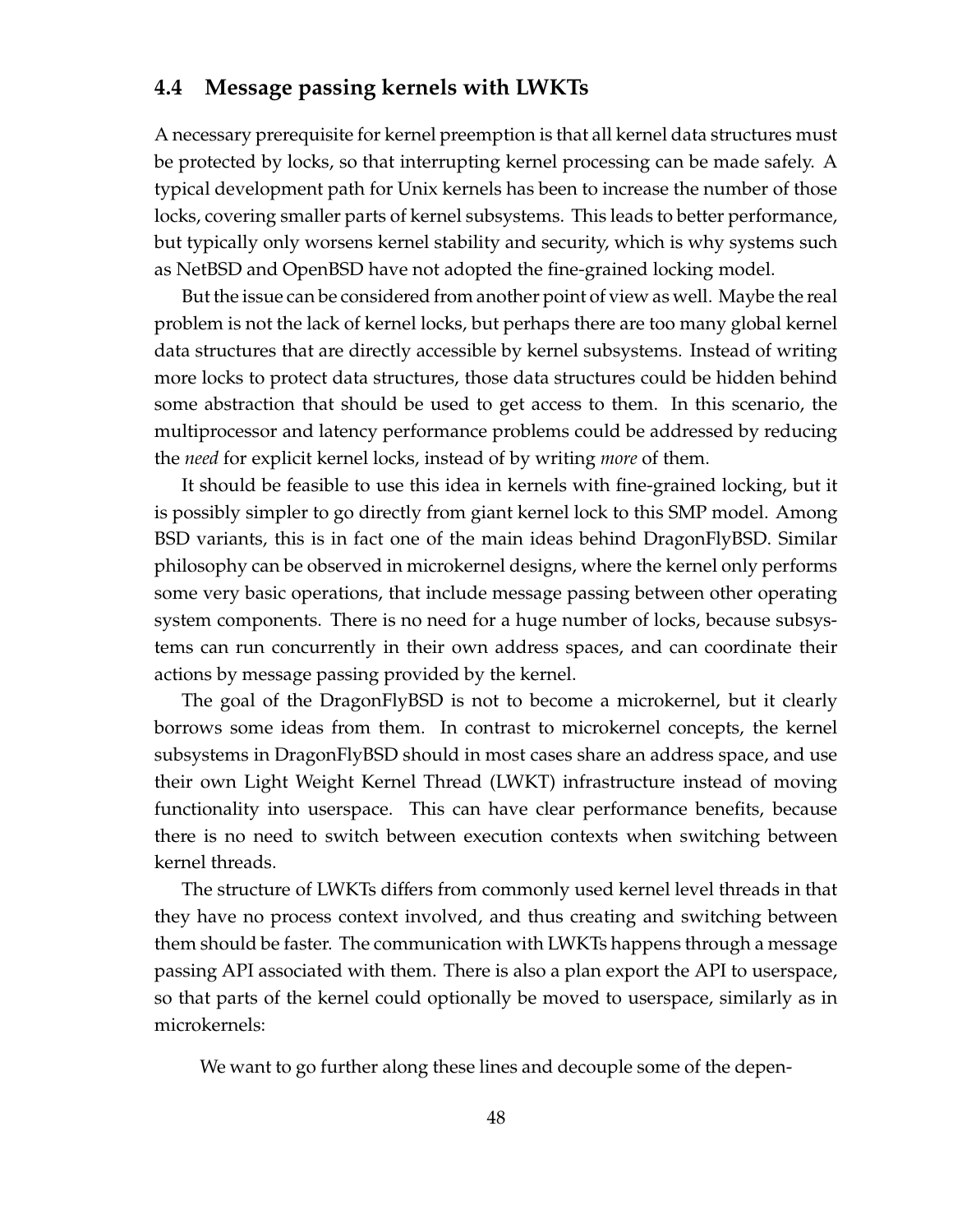## 4.4 Message passing kernels with LWKTs

A necessary prerequisite for kernel preemption is that all kernel data structures must be protected by locks, so that interrupting kernel processing can be made safely. A typical development path for Unix kernels has been to increase the number of those locks, covering smaller parts of kernel subsystems. This leads to better performance, but typically only worsens kernel stability and security, which is why systems such as NetBSD and OpenBSD have not adopted the fine-grained locking model.

But the issue can be considered from another point of view as well. Maybe the real problem is not the lack of kernel locks, but perhaps there are too many global kernel data structures that are directly accessible by kernel subsystems. Instead of writing more locks to protect data structures, those data structures could be hidden behind some abstraction that should be used to get access to them. In this scenario, the multiprocessor and latency performance problems could be addressed by reducing the *need* for explicit kernel locks, instead of by writing *more* of them.

It should be feasible to use this idea in kernels with fine-grained locking, but it is possibly simpler to go directly from giant kernel lock to this SMP model. Among BSD variants, this is in fact one of the main ideas behind DragonFlyBSD. Similar philosophy can be observed in microkernel designs, where the kernel only performs some very basic operations, that include message passing between other operating system components. There is no need for a huge number of locks, because subsystems can run concurrently in their own address spaces, and can coordinate their actions by message passing provided by the kernel.

The goal of the DragonFlyBSD is not to become a microkernel, but it clearly borrows some ideas from them. In contrast to microkernel concepts, the kernel subsystems in DragonFlyBSD should in most cases share an address space, and use their own Light Weight Kernel Thread (LWKT) infrastructure instead of moving functionality into userspace. This can have clear performance benefits, because there is no need to switch between execution contexts when switching between kernel threads.

The structure of LWKTs differs from commonly used kernel level threads in that they have no process context involved, and thus creating and switching between them should be faster. The communication with LWKTs happens through a message passing API associated with them. There is also a plan export the API to userspace, so that parts of the kernel could optionally be moved to userspace, similarly as in microkernels:

> We want to go further along these lines and decouple some of the depen-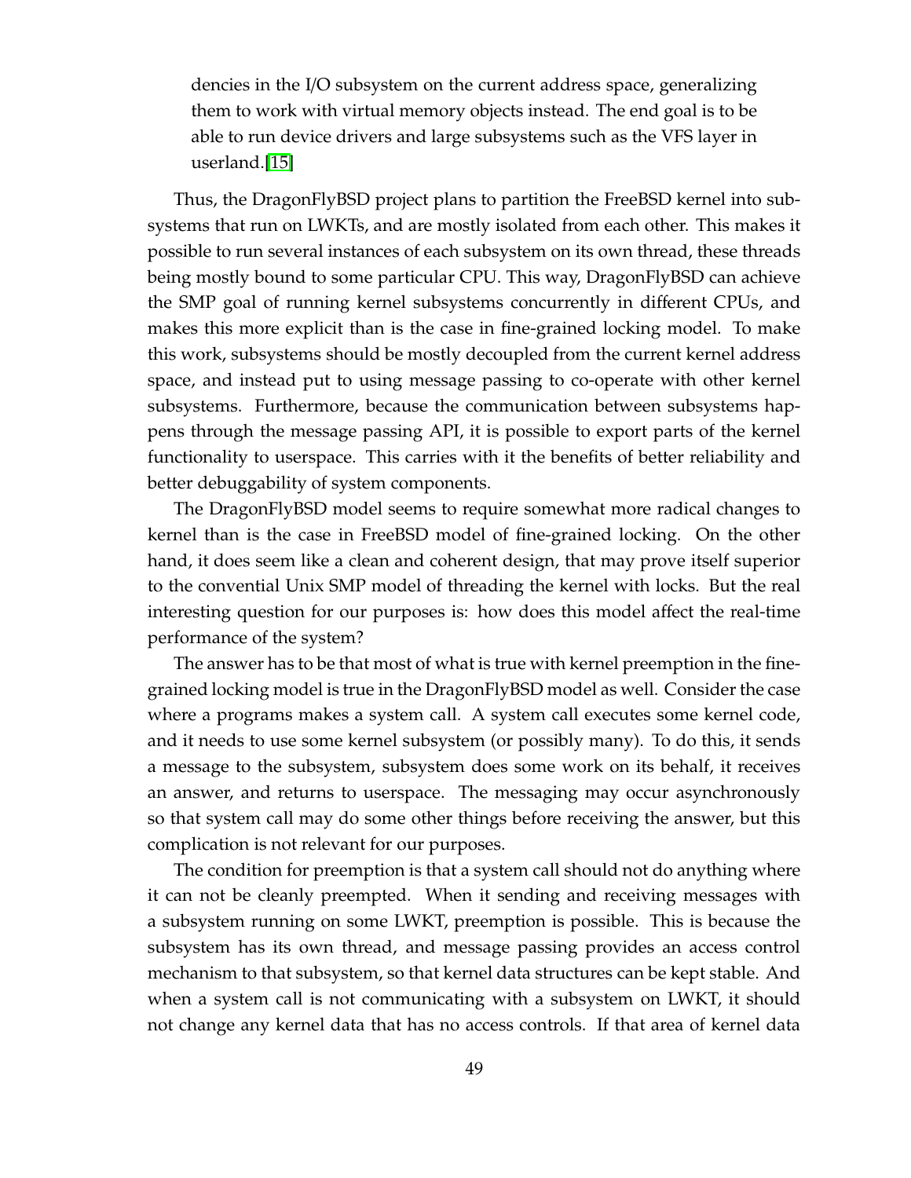dencies in the I/O subsystem on the current address space, generalizing them to work with virtual memory objects instead. The end goal is to be able to run device drivers and large subsystems such as the VFS layer in userland.[15]

Thus, the DragonFlyBSD project plans to partition the FreeBSD kernel into subsystems that run on LWKTs, and are mostly isolated from each other. This makes it possible to run several instances of each subsystem on its own thread, these threads being mostly bound to some particular CPU. This way, DragonFlyBSD can achieve the SMP goal of running kernel subsystems concurrently in different CPUs, and makes this more explicit than is the case in fine-grained locking model. To make this work, subsystems should be mostly decoupled from the current kernel address space, and instead put to using message passing to co-operate with other kernel subsystems. Furthermore, because the communication between subsystems happens through the message passing API, it is possible to export parts of the kernel functionality to userspace. This carries with it the benefits of better reliability and better debuggability of system components.

The DragonFlyBSD model seems to require somewhat more radical changes to kernel than is the case in FreeBSD model of fine-grained locking. On the other hand, it does seem like a clean and coherent design, that may prove itself superior to the convential Unix SMP model of threading the kernel with locks. But the real interesting question for our purposes is: how does this model affect the real-time performance of the system?

The answer has to be that most of what is true with kernel preemption in the fine-grained locking model is true in the DragonFlyBSD model as well. Consider the case where a programs makes a system call. A system call executes some kernel code, and it needs to use some kernel subsystem (or possibly many). To do this, it sends a message to the subsystem, subsystem does some work on its behalf, it receives an answer, and returns to userspace. The messaging may occur asynchronously so that system call may do some other things before receiving the answer, but this complication is not relevant for our purposes.

The condition for preemption is that a system call should not do anything where it can not be cleanly preempted. When it sending and receiving messages with a subsystem running on some LWKT, preemption is possible. This is because the subsystem has its own thread, and message passing provides an access control mechanism to that subsystem, so that kernel data structures can be kept stable. And when a system call is not communicating with a subsystem on LWKT, it should not change any kernel data that has no access controls. If that area of kernel data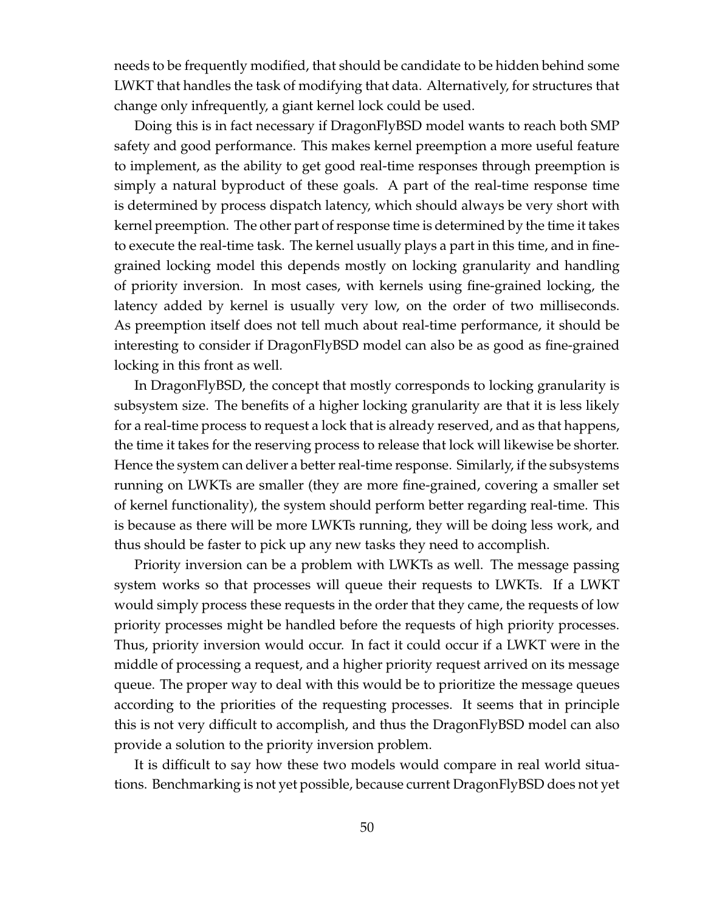needs to be frequently modified, that should be candidate to be hidden behind some LWKT that handles the task of modifying that data. Alternatively, for structures that change only infrequently, a giant kernel lock could be used.

Doing this is in fact necessary if DragonFlyBSD model wants to reach both SMP safety and good performance. This makes kernel preemption a more useful feature to implement, as the ability to get good real-time responses through preemption is simply a natural byproduct of these goals. A part of the real-time response time is determined by process dispatch latency, which should always be very short with kernel preemption. The other part of response time is determined by the time it takes to execute the real-time task. The kernel usually plays a part in this time, and in fine-grained locking model this depends mostly on locking granularity and handling of priority inversion. In most cases, with kernels using fine-grained locking, the latency added by kernel is usually very low, on the order of two milliseconds. As preemption itself does not tell much about real-time performance, it should be interesting to consider if DragonFlyBSD model can also be as good as fine-grained locking in this front as well.

In DragonFlyBSD, the concept that mostly corresponds to locking granularity is subsystem size. The benefits of a higher locking granularity are that it is less likely for a real-time process to request a lock that is already reserved, and as that happens, the time it takes for the reserving process to release that lock will likewise be shorter. Hence the system can deliver a better real-time response. Similarly, if the subsystems running on LWKTs are smaller (they are more fine-grained, covering a smaller set of kernel functionality), the system should perform better regarding real-time. This is because as there will be more LWKTs running, they will be doing less work, and thus should be faster to pick up any new tasks they need to accomplish.

Priority inversion can be a problem with LWKTs as well. The message passing system works so that processes will queue their requests to LWKTs. If a LWKT would simply process these requests in the order that they came, the requests of low priority processes might be handled before the requests of high priority processes. Thus, priority inversion would occur. In fact it could occur if a LWKT were in the middle of processing a request, and a higher priority request arrived on its message queue. The proper way to deal with this would be to prioritize the message queues according to the priorities of the requesting processes. It seems that in principle this is not very difficult to accomplish, and thus the DragonFlyBSD model can also provide a solution to the priority inversion problem.

It is difficult to say how these two models would compare in real world situations. Benchmarking is not yet possible, because current DragonFlyBSD does not yet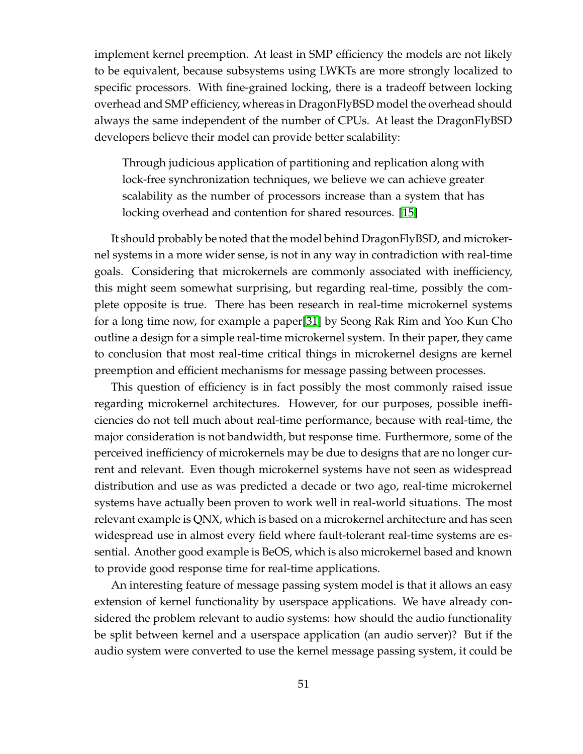implement kernel preemption. At least in SMP efficiency the models are not likely to be equivalent, because subsystems using LWKTs are more strongly localized to specific processors. With fine-grained locking, there is a tradeoff between locking overhead and SMP efficiency, whereas in DragonFlyBSD model the overhead should always the same independent of the number of CPUs. At least the DragonFlyBSD developers believe their model can provide better scalability:

> Through judicious application of partitioning and replication along with lock-free synchronization techniques, we believe we can achieve greater scalability as the number of processors increase than a system that has locking overhead and contention for shared resources. [15]

It should probably be noted that the model behind DragonFlyBSD, and microkernel systems in a more wider sense, is not in any way in contradiction with real-time goals. Considering that microkernels are commonly associated with inefficiency, this might seem somewhat surprising, but regarding real-time, possibly the complete opposite is true. There has been research in real-time microkernel systems for a long time now, for example a paper[31] by Seong Rak Rim and Yoo Kun Cho outline a design for a simple real-time microkernel system. In their paper, they came to conclusion that most real-time critical things in microkernel designs are kernel preemption and efficient mechanisms for message passing between processes.

This question of efficiency is in fact possibly the most commonly raised issue regarding microkernel architectures. However, for our purposes, possible inefficiencies do not tell much about real-time performance, because with real-time, the major consideration is not bandwidth, but response time. Furthermore, some of the perceived inefficiency of microkernels may be due to designs that are no longer current and relevant. Even though microkernel systems have not seen as widespread distribution and use as was predicted a decade or two ago, real-time microkernel systems have actually been proven to work well in real-world situations. The most relevant example is QNX, which is based on a microkernel architecture and has seen widespread use in almost every field where fault-tolerant real-time systems are essential. Another good example is BeOS, which is also microkernel based and known to provide good response time for real-time applications.

An interesting feature of message passing system model is that it allows an easy extension of kernel functionality by userspace applications. We have already considered the problem relevant to audio systems: how should the audio functionality be split between kernel and a userspace application (an audio server)? But if the audio system were converted to use the kernel message passing system, it could be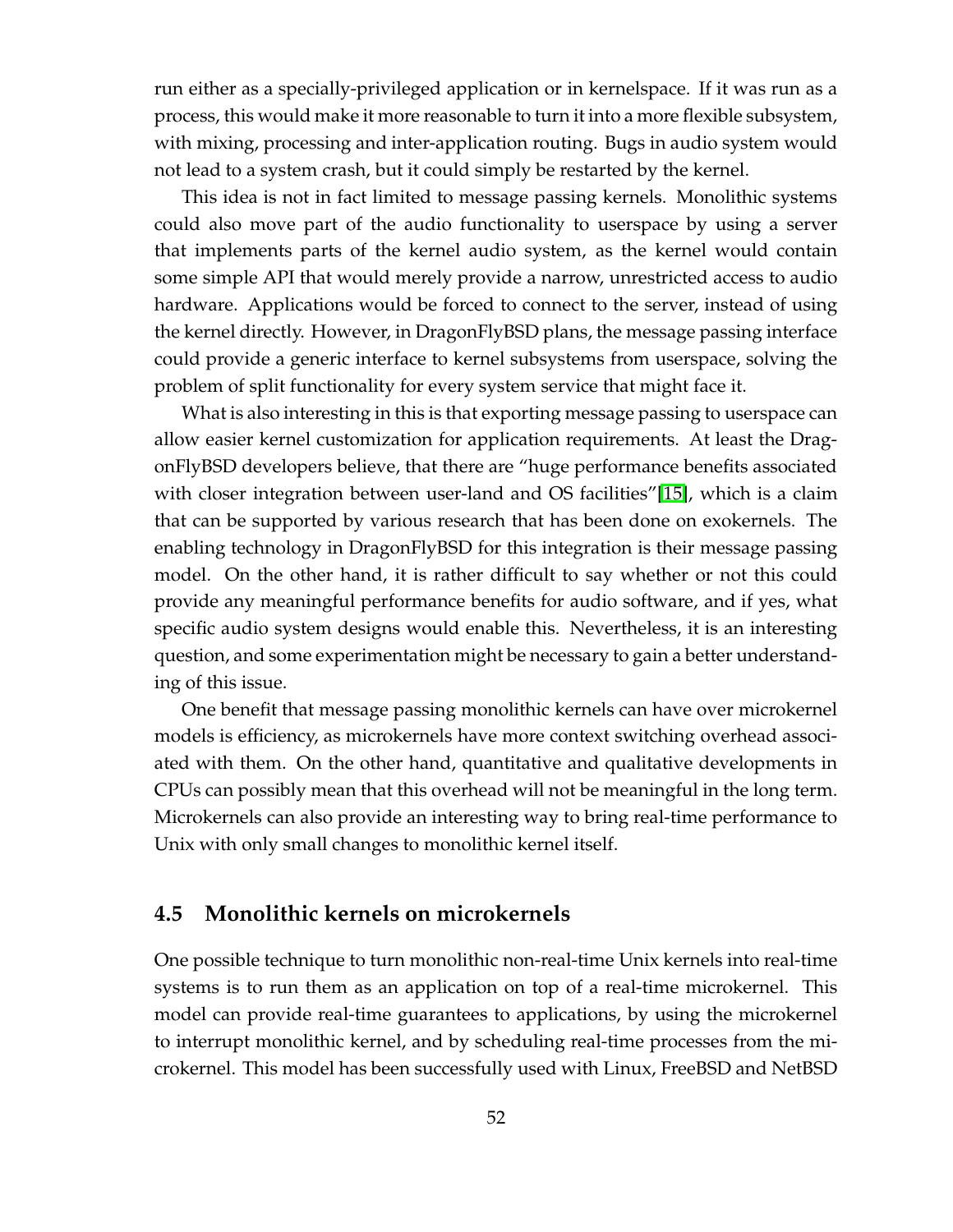run either as a specially-privileged application or in kernelspace. If it was run as a process, this would make it more reasonable to turn it into a more flexible subsystem, with mixing, processing and inter-application routing. Bugs in audio system would not lead to a system crash, but it could simply be restarted by the kernel.

This idea is not in fact limited to message passing kernels. Monolithic systems could also move part of the audio functionality to userspace by using a server that implements parts of the kernel audio system, as the kernel would contain some simple API that would merely provide a narrow, unrestricted access to audio hardware. Applications would be forced to connect to the server, instead of using the kernel directly. However, in DragonFlyBSD plans, the message passing interface could provide a generic interface to kernel subsystems from userspace, solving the problem of split functionality for every system service that might face it.

What is also interesting in this is that exporting message passing to userspace can allow easier kernel customization for application requirements. At least the DragonFlyBSD developers believe, that there are "huge performance benefits associated with closer integration between user-land and OS facilities"[15], which is a claim that can be supported by various research that has been done on exokernels. The enabling technology in DragonFlyBSD for this integration is their message passing model. On the other hand, it is rather difficult to say whether or not this could provide any meaningful performance benefits for audio software, and if yes, what specific audio system designs would enable this. Nevertheless, it is an interesting question, and some experimentation might be necessary to gain a better understanding of this issue.

One benefit that message passing monolithic kernels can have over microkernel models is efficiency, as microkernels have more context switching overhead associated with them. On the other hand, quantitative and qualitative developments in CPUs can possibly mean that this overhead will not be meaningful in the long term. Microkernels can also provide an interesting way to bring real-time performance to Unix with only small changes to monolithic kernel itself.

## 4.5 Monolithic kernels on microkernels

One possible technique to turn monolithic non-real-time Unix kernels into real-time systems is to run them as an application on top of a real-time microkernel. This model can provide real-time guarantees to applications, by using the microkernel to interrupt monolithic kernel, and by scheduling real-time processes from the microkernel. This model has been successfully used with Linux, FreeBSD and NetBSD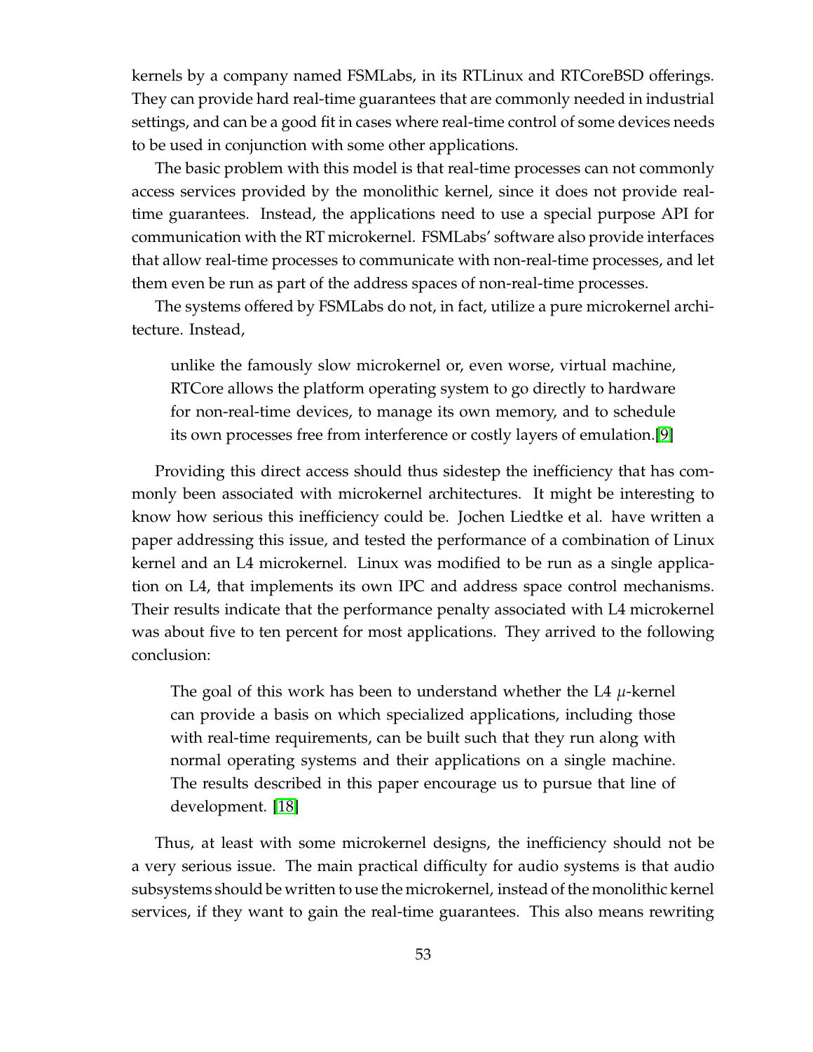kernels by a company named FSMLabs, in its RTLinux and RTCoreBSD offerings. They can provide hard real-time guarantees that are commonly needed in industrial settings, and can be a good fit in cases where real-time control of some devices needs to be used in conjunction with some other applications.

The basic problem with this model is that real-time processes can not commonly access services provided by the monolithic kernel, since it does not provide real-time guarantees. Instead, the applications need to use a special purpose API for communication with the RT microkernel. FSMLabs' software also provide interfaces that allow real-time processes to communicate with non-real-time processes, and let them even be run as part of the address spaces of non-real-time processes.

The systems offered by FSMLabs do not, in fact, utilize a pure microkernel architecture. Instead,

> unlike the famously slow microkernel or, even worse, virtual machine, RTCore allows the platform operating system to go directly to hardware for non-real-time devices, to manage its own memory, and to schedule its own processes free from interference or costly layers of emulation.[9]

Providing this direct access should thus sidestep the inefficiency that has commonly been associated with microkernel architectures. It might be interesting to know how serious this inefficiency could be. Jochen Liedtke et al. have written a paper addressing this issue, and tested the performance of a combination of Linux kernel and an L4 microkernel. Linux was modified to be run as a single application on L4, that implements its own IPC and address space control mechanisms. Their results indicate that the performance penalty associated with L4 microkernel was about five to ten percent for most applications. They arrived to the following conclusion:

> The goal of this work has been to understand whether the L4 $\mu$-kernel can provide a basis on which specialized applications, including those with real-time requirements, can be built such that they run along with normal operating systems and their applications on a single machine. The results described in this paper encourage us to pursue that line of development. [18]

Thus, at least with some microkernel designs, the inefficiency should not be a very serious issue. The main practical difficulty for audio systems is that audio subsystems should be written to use the microkernel, instead of the monolithic kernel services, if they want to gain the real-time guarantees. This also means rewriting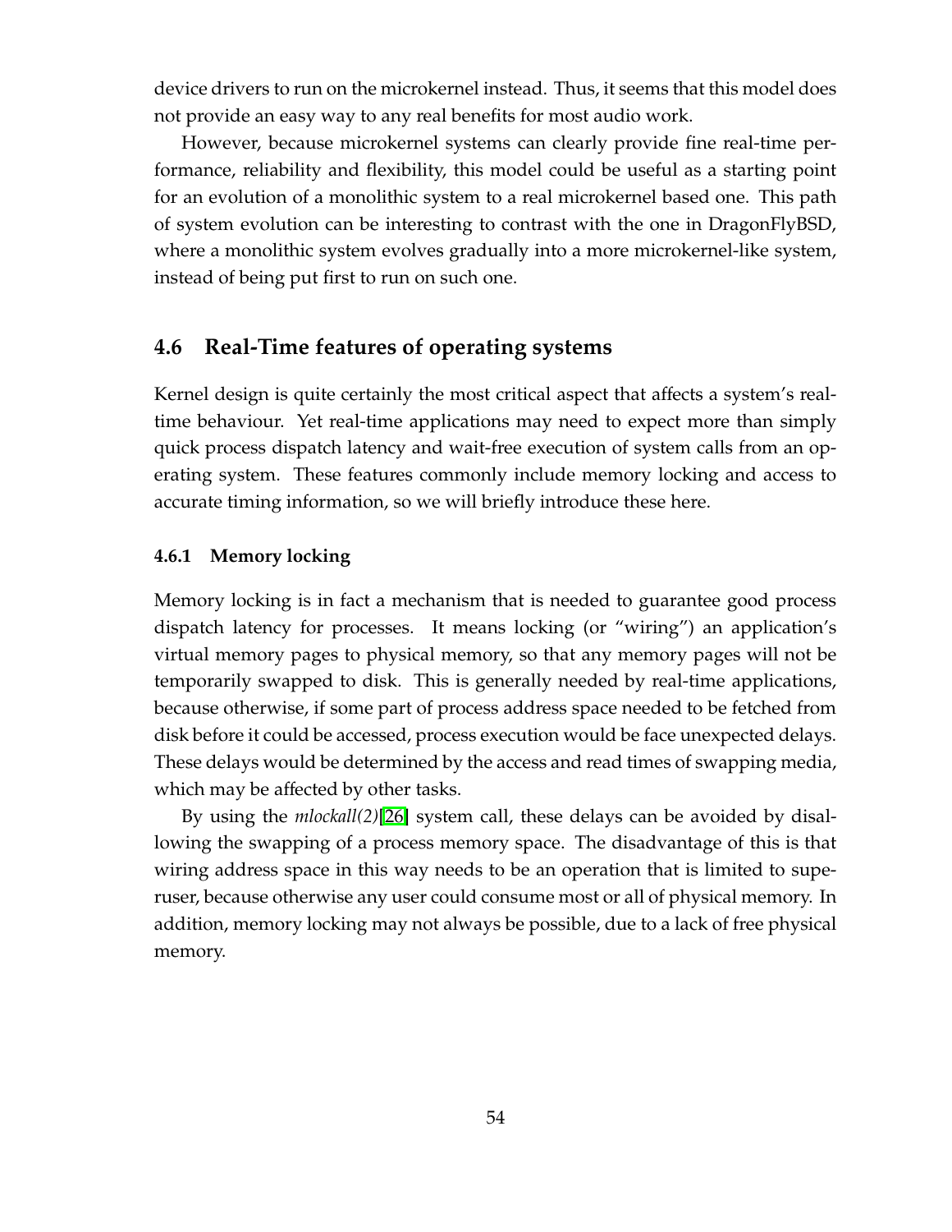device drivers to run on the microkernel instead. Thus, it seems that this model does not provide an easy way to any real benefits for most audio work.

However, because microkernel systems can clearly provide fine real-time performance, reliability and flexibility, this model could be useful as a starting point for an evolution of a monolithic system to a real microkernel based one. This path of system evolution can be interesting to contrast with the one in DragonFlyBSD, where a monolithic system evolves gradually into a more microkernel-like system, instead of being put first to run on such one.

## 4.6 Real-Time features of operating systems

Kernel design is quite certainly the most critical aspect that affects a system's real-time behaviour. Yet real-time applications may need to expect more than simply quick process dispatch latency and wait-free execution of system calls from an operating system. These features commonly include memory locking and access to accurate timing information, so we will briefly introduce these here.

### 4.6.1 Memory locking

Memory locking is in fact a mechanism that is needed to guarantee good process dispatch latency for processes. It means locking (or "wiring") an application's virtual memory pages to physical memory, so that any memory pages will not be temporarily swapped to disk. This is generally needed by real-time applications, because otherwise, if some part of process address space needed to be fetched from disk before it could be accessed, process execution would be face unexpected delays. These delays would be determined by the access and read times of swapping media, which may be affected by other tasks.

By using the *mlockall(2)*[26] system call, these delays can be avoided by disallowing the swapping of a process memory space. The disadvantage of this is that wiring address space in this way needs to be an operation that is limited to superuser, because otherwise any user could consume most or all of physical memory. In addition, memory locking may not always be possible, due to a lack of free physical memory.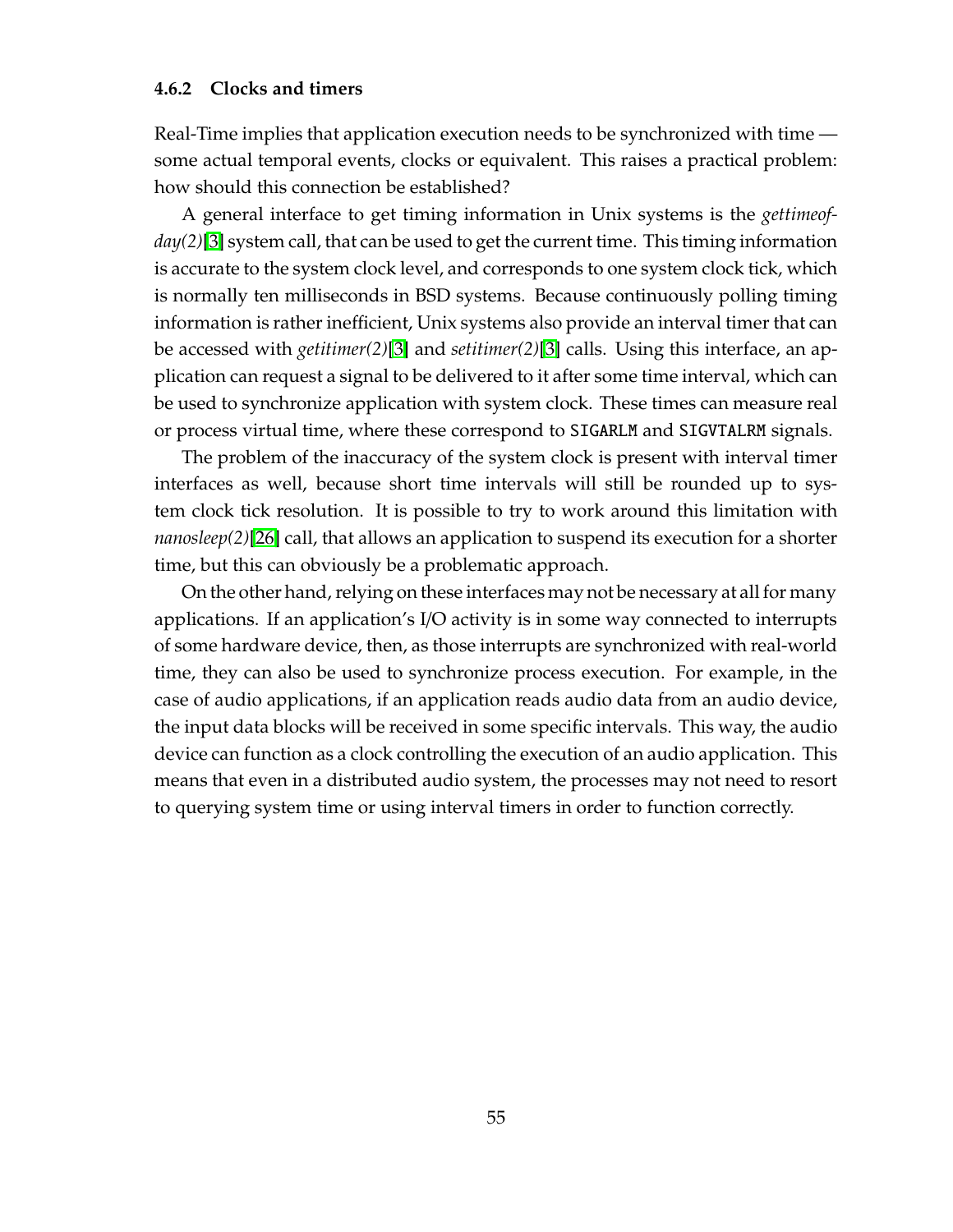### 4.6.2 Clocks and timers

Real-Time implies that application execution needs to be synchronized with time — some actual temporal events, clocks or equivalent. This raises a practical problem: how should this connection be established?

A general interface to get timing information in Unix systems is the *gettimeofday(2)*[3] system call, that can be used to get the current time. This timing information is accurate to the system clock level, and corresponds to one system clock tick, which is normally ten milliseconds in BSD systems. Because continuously polling timing information is rather inefficient, Unix systems also provide an interval timer that can be accessed with *getitimer(2)*[3] and *setitimer(2)*[3] calls. Using this interface, an application can request a signal to be delivered to it after some time interval, which can be used to synchronize application with system clock. These times can measure real or process virtual time, where these correspond to `SIGARLM` and `SIGVTALRM` signals.

The problem of the inaccuracy of the system clock is present with interval timer interfaces as well, because short time intervals will still be rounded up to system clock tick resolution. It is possible to try to work around this limitation with *nanosleep(2)*[26] call, that allows an application to suspend its execution for a shorter time, but this can obviously be a problematic approach.

On the other hand, relying on these interfaces may not be necessary at all for many applications. If an application's I/O activity is in some way connected to interrupts of some hardware device, then, as those interrupts are synchronized with real-world time, they can also be used to synchronize process execution. For example, in the case of audio applications, if an application reads audio data from an audio device, the input data blocks will be received in some specific intervals. This way, the audio device can function as a clock controlling the execution of an audio application. This means that even in a distributed audio system, the processes may not need to resort to querying system time or using interval timers in order to function correctly.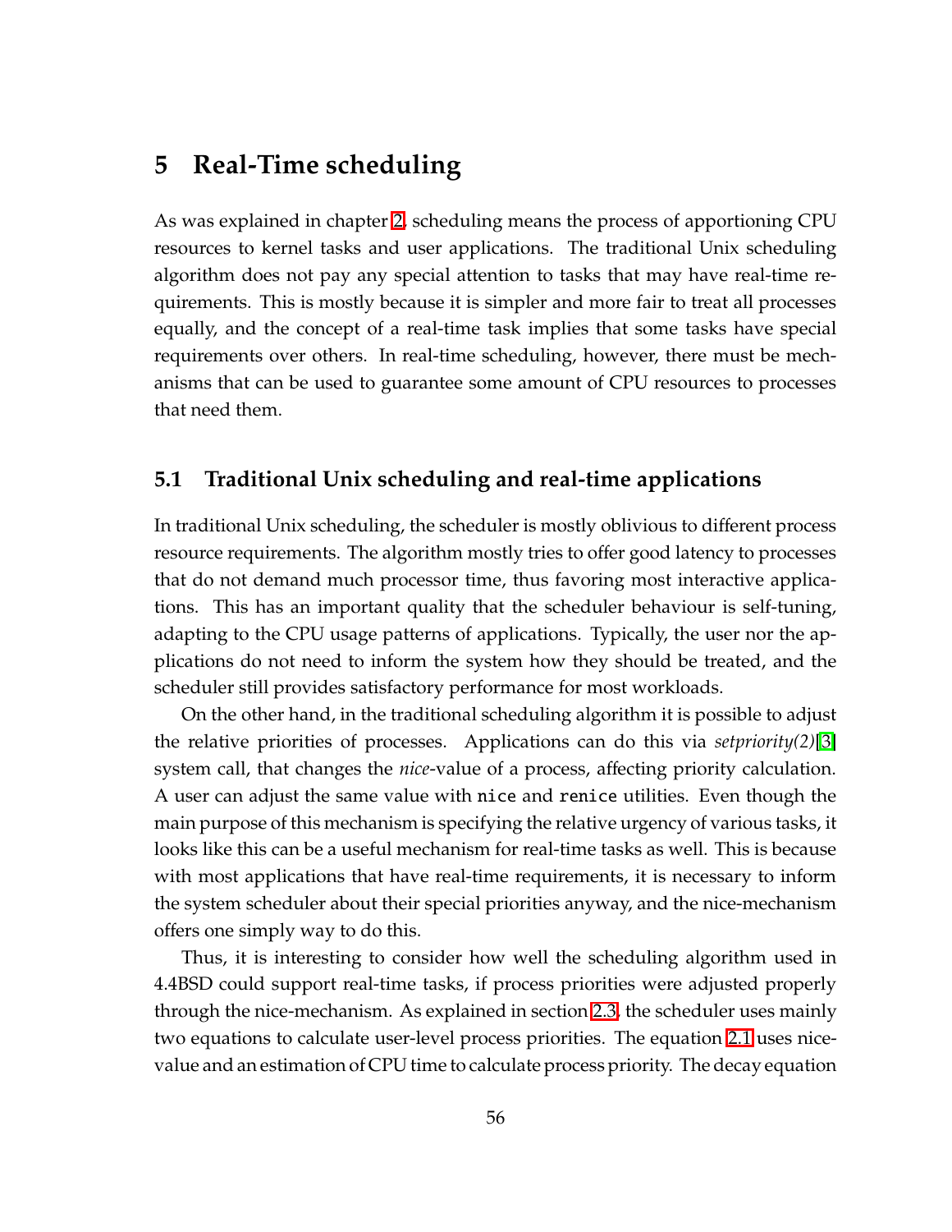# 5 Real-Time scheduling

As was explained in chapter 2, scheduling means the process of apportioning CPU resources to kernel tasks and user applications. The traditional Unix scheduling algorithm does not pay any special attention to tasks that may have real-time requirements. This is mostly because it is simpler and more fair to treat all processes equally, and the concept of a real-time task implies that some tasks have special requirements over others. In real-time scheduling, however, there must be mechanisms that can be used to guarantee some amount of CPU resources to processes that need them.

## 5.1 Traditional Unix scheduling and real-time applications

In traditional Unix scheduling, the scheduler is mostly oblivious to different process resource requirements. The algorithm mostly tries to offer good latency to processes that do not demand much processor time, thus favoring most interactive applications. This has an important quality that the scheduler behaviour is self-tuning, adapting to the CPU usage patterns of applications. Typically, the user nor the applications do not need to inform the system how they should be treated, and the scheduler still provides satisfactory performance for most workloads.

On the other hand, in the traditional scheduling algorithm it is possible to adjust the relative priorities of processes. Applications can do this via *setpriority(2)*[3] system call, that changes the *nice*-value of a process, affecting priority calculation. A user can adjust the same value with `nice` and `renice` utilities. Even though the main purpose of this mechanism is specifying the relative urgency of various tasks, it looks like this can be a useful mechanism for real-time tasks as well. This is because with most applications that have real-time requirements, it is necessary to inform the system scheduler about their special priorities anyway, and the nice-mechanism offers one simply way to do this.

Thus, it is interesting to consider how well the scheduling algorithm used in 4.4BSD could support real-time tasks, if process priorities were adjusted properly through the nice-mechanism. As explained in section 2.3, the scheduler uses mainly two equations to calculate user-level process priorities. The equation 2.1 uses nice-value and an estimation of CPU time to calculate process priority. The decay equation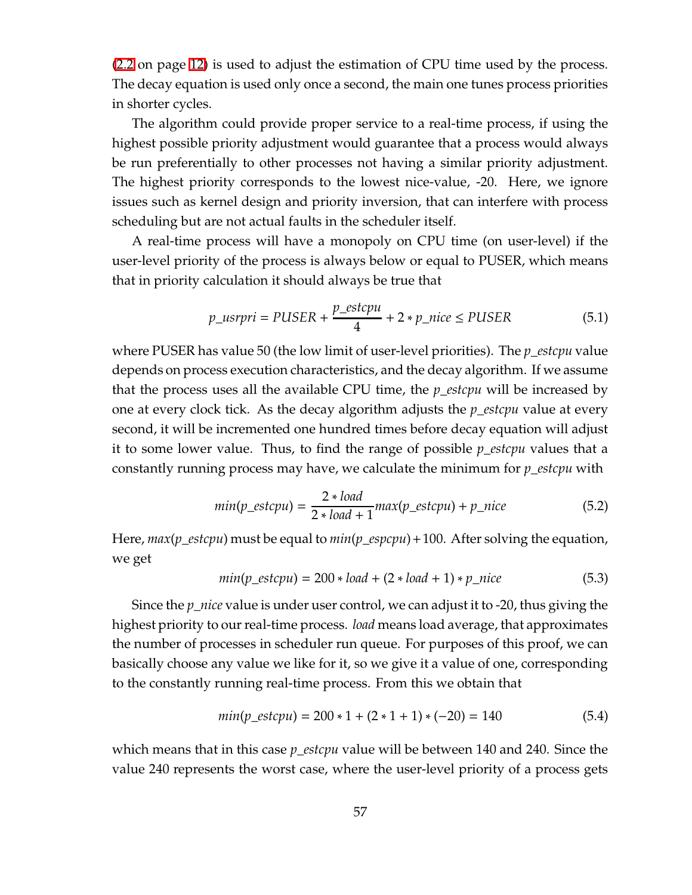(2.2 on page 12) is used to adjust the estimation of CPU time used by the process. The decay equation is used only once a second, the main one tunes process priorities in shorter cycles.

The algorithm could provide proper service to a real-time process, if using the highest possible priority adjustment would guarantee that a process would always be run preferentially to other processes not having a similar priority adjustment. The highest priority corresponds to the lowest nice-value, -20. Here, we ignore issues such as kernel design and priority inversion, that can interfere with process scheduling but are not actual faults in the scheduler itself.

A real-time process will have a monopoly on CPU time (on user-level) if the user-level priority of the process is always below or equal to PUSER, which means that in priority calculation it should always be true that

$$p\_usrpri = PUSER + \frac{p\_estcpu}{4} + 2 * p\_nice \leq PUSER \tag{5.1}$$

where PUSER has value 50 (the low limit of user-level priorities). The *p_estcpu* value depends on process execution characteristics, and the decay algorithm. If we assume that the process uses all the available CPU time, the *p_estcpu* will be increased by one at every clock tick. As the decay algorithm adjusts the *p_estcpu* value at every second, it will be incremented one hundred times before decay equation will adjust it to some lower value. Thus, to find the range of possible *p_estcpu* values that a constantly running process may have, we calculate the minimum for *p_estcpu* with

$$min(p\_estcpu) = \frac{2 * load}{2 * load + 1} max(p\_estcpu) + p\_nice \tag{5.2}$$

Here, $max(p\_estcpu)$ must be equal to $min(p\_espcpu) + 100$. After solving the equation, we get

$$min(p\_estcpu) = 200 * load + (2 * load + 1) * p\_nice \tag{5.3}$$

Since the *p_nice* value is under user control, we can adjust it to -20, thus giving the highest priority to our real-time process. *load* means load average, that approximates the number of processes in scheduler run queue. For purposes of this proof, we can basically choose any value we like for it, so we give it a value of one, corresponding to the constantly running real-time process. From this we obtain that

$$min(p\_estcpu) = 200 * 1 + (2 * 1 + 1) * (-20) = 140 \tag{5.4}$$

which means that in this case *p_estcpu* value will be between 140 and 240. Since the value 240 represents the worst case, where the user-level priority of a process gets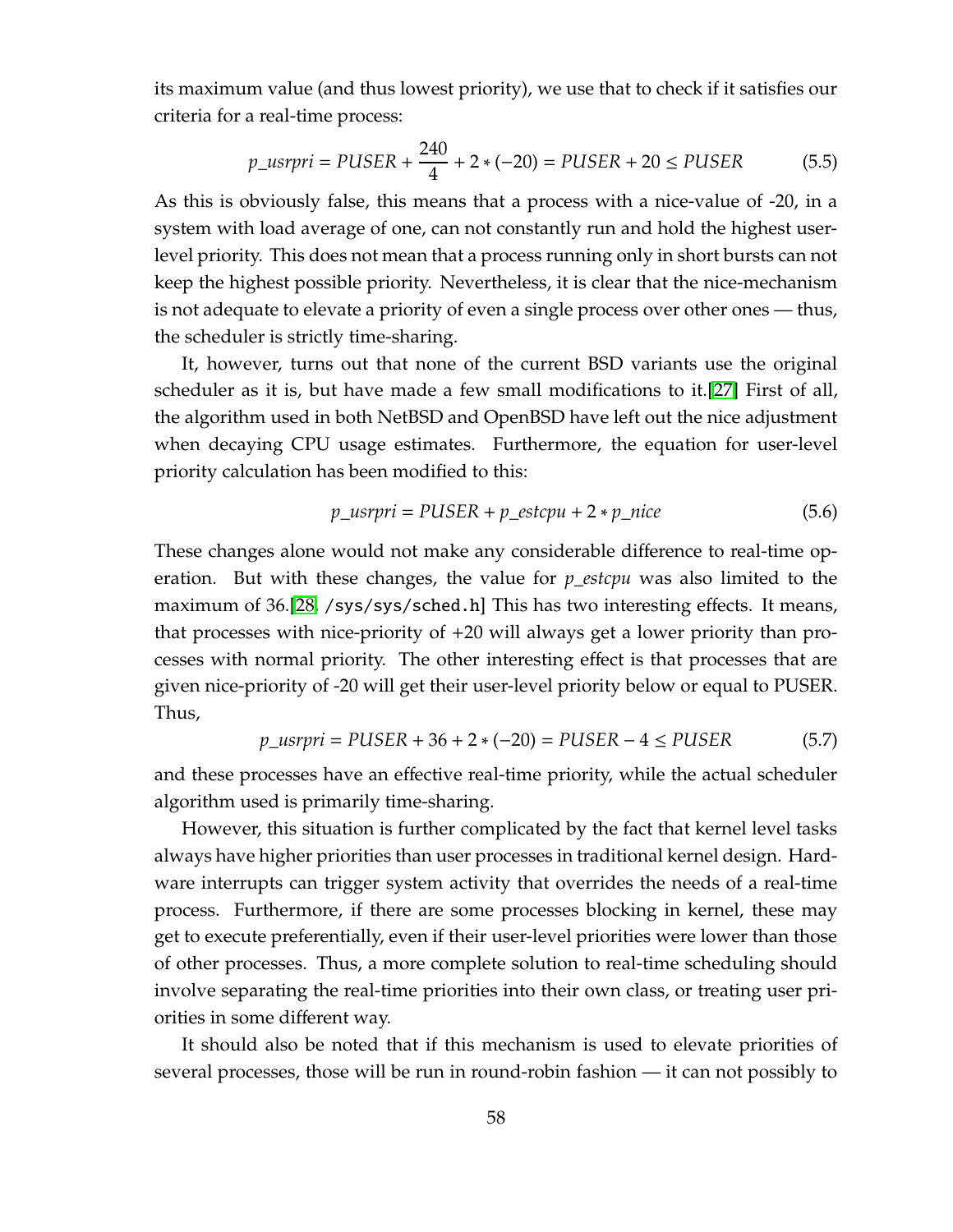its maximum value (and thus lowest priority), we use that to check if it satisfies our criteria for a real-time process:

$$p\_usrpri = PUSER + \frac{240}{4} + 2 * (-20) = PUSER + 20 \leq PUSER \tag{5.5}$$

As this is obviously false, this means that a process with a nice-value of -20, in a system with load average of one, can not constantly run and hold the highest user-level priority. This does not mean that a process running only in short bursts can not keep the highest possible priority. Nevertheless, it is clear that the nice-mechanism is not adequate to elevate a priority of even a single process over other ones — thus, the scheduler is strictly time-sharing.

It, however, turns out that none of the current BSD variants use the original scheduler as it is, but have made a few small modifications to it.[27] First of all, the algorithm used in both NetBSD and OpenBSD have left out the nice adjustment when decaying CPU usage estimates. Furthermore, the equation for user-level priority calculation has been modified to this:

$$p\_usrpri = PUSER + p\_estcpu + 2 * p\_nice \tag{5.6}$$

These changes alone would not make any considerable difference to real-time operation. But with these changes, the value for *p_estcpu* was also limited to the maximum of 36.[28, `/sys/sys/sched.h`] This has two interesting effects. It means, that processes with nice-priority of +20 will always get a lower priority than processes with normal priority. The other interesting effect is that processes that are given nice-priority of -20 will get their user-level priority below or equal to PUSER. Thus,

$$p\_usrpri = PUSER + 36 + 2 * (-20) = PUSER - 4 \leq PUSER \tag{5.7}$$

and these processes have an effective real-time priority, while the actual scheduler algorithm used is primarily time-sharing.

However, this situation is further complicated by the fact that kernel level tasks always have higher priorities than user processes in traditional kernel design. Hardware interrupts can trigger system activity that overrides the needs of a real-time process. Furthermore, if there are some processes blocking in kernel, these may get to execute preferentially, even if their user-level priorities were lower than those of other processes. Thus, a more complete solution to real-time scheduling should involve separating the real-time priorities into their own class, or treating user priorities in some different way.

It should also be noted that if this mechanism is used to elevate priorities of several processes, those will be run in round-robin fashion — it can not possibly to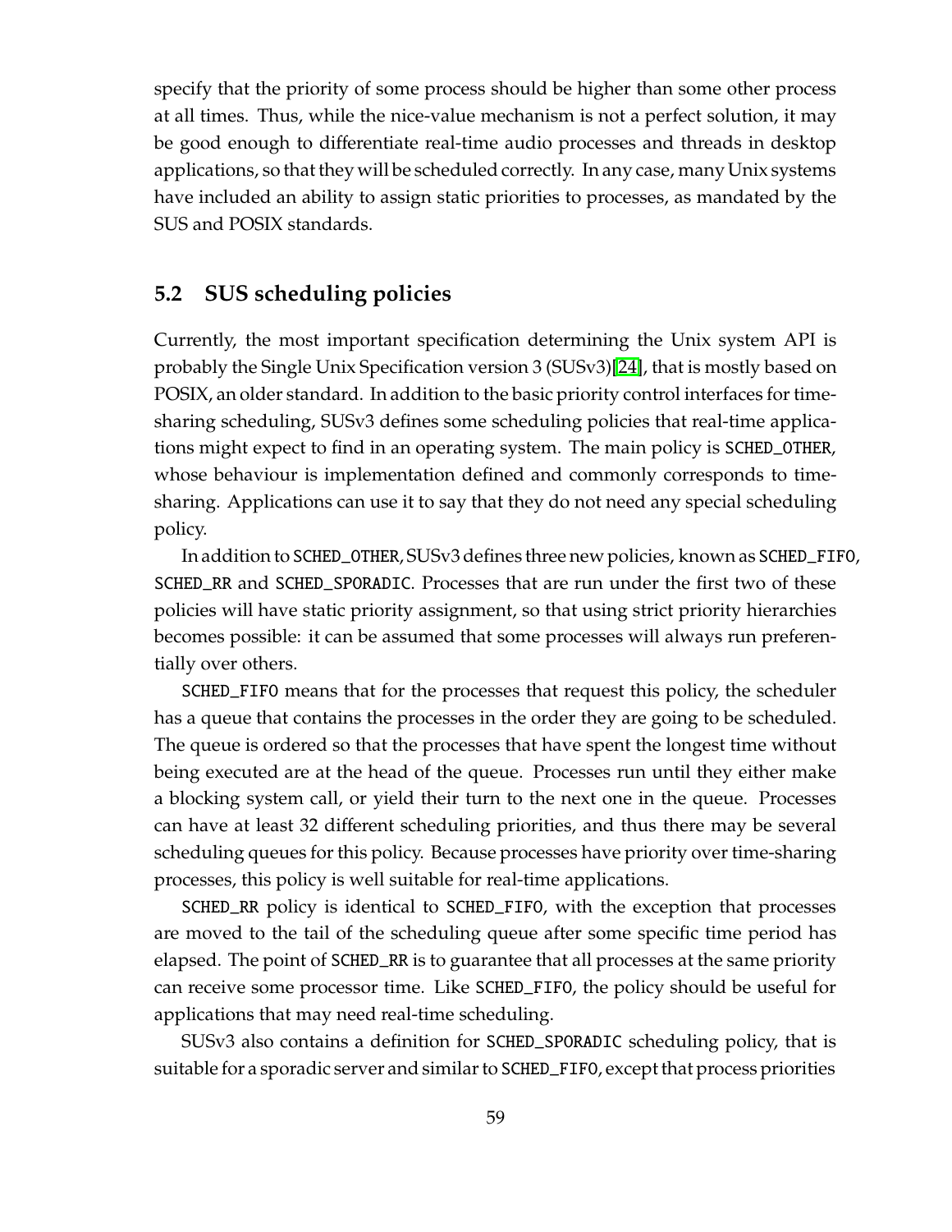specify that the priority of some process should be higher than some other process at all times. Thus, while the nice-value mechanism is not a perfect solution, it may be good enough to differentiate real-time audio processes and threads in desktop applications, so that they will be scheduled correctly. In any case, many Unix systems have included an ability to assign static priorities to processes, as mandated by the SUS and POSIX standards.

## 5.2 SUS scheduling policies

Currently, the most important specification determining the Unix system API is probably the Single Unix Specification version 3 (SUSv3)[24], that is mostly based on POSIX, an older standard. In addition to the basic priority control interfaces for time-sharing scheduling, SUSv3 defines some scheduling policies that real-time applications might expect to find in an operating system. The main policy is `SCHED_OTHER`, whose behaviour is implementation defined and commonly corresponds to time-sharing. Applications can use it to say that they do not need any special scheduling policy.

In addition to `SCHED_OTHER`, SUSv3 defines three new policies, known as `SCHED_FIFO`, `SCHED_RR` and `SCHED_SPORADIC`. Processes that are run under the first two of these policies will have static priority assignment, so that using strict priority hierarchies becomes possible: it can be assumed that some processes will always run preferentially over others.

`SCHED_FIFO` means that for the processes that request this policy, the scheduler has a queue that contains the processes in the order they are going to be scheduled. The queue is ordered so that the processes that have spent the longest time without being executed are at the head of the queue. Processes run until they either make a blocking system call, or yield their turn to the next one in the queue. Processes can have at least 32 different scheduling priorities, and thus there may be several scheduling queues for this policy. Because processes have priority over time-sharing processes, this policy is well suitable for real-time applications.

`SCHED_RR` policy is identical to `SCHED_FIFO`, with the exception that processes are moved to the tail of the scheduling queue after some specific time period has elapsed. The point of `SCHED_RR` is to guarantee that all processes at the same priority can receive some processor time. Like `SCHED_FIFO`, the policy should be useful for applications that may need real-time scheduling.

SUSv3 also contains a definition for `SCHED_SPORADIC` scheduling policy, that is suitable for a sporadic server and similar to `SCHED_FIFO`, except that process priorities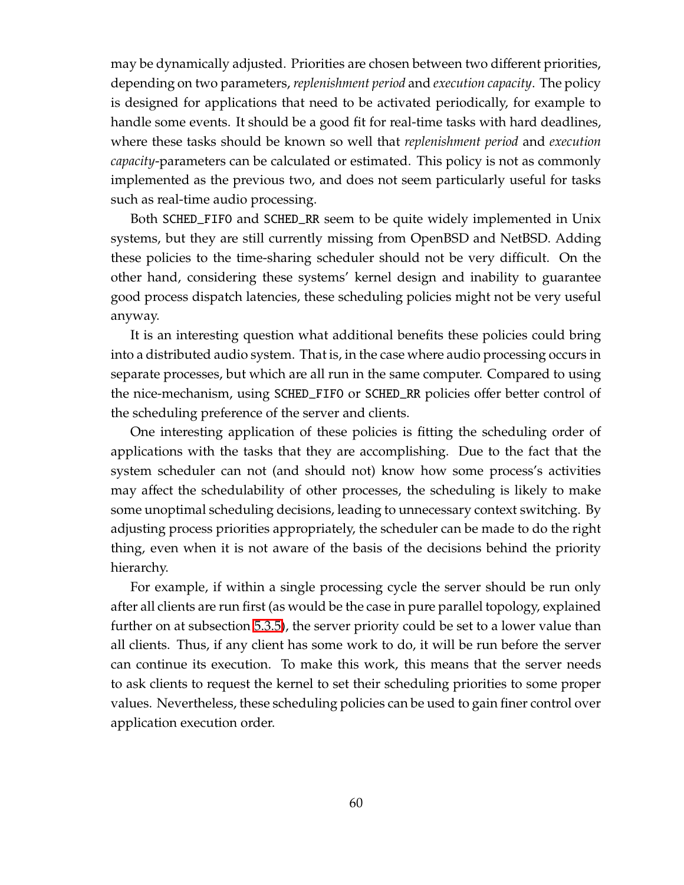may be dynamically adjusted. Priorities are chosen between two different priorities, depending on two parameters, *replenishment period* and *execution capacity*. The policy is designed for applications that need to be activated periodically, for example to handle some events. It should be a good fit for real-time tasks with hard deadlines, where these tasks should be known so well that *replenishment period* and *execution capacity*-parameters can be calculated or estimated. This policy is not as commonly implemented as the previous two, and does not seem particularly useful for tasks such as real-time audio processing.

Both `SCHED_FIFO` and `SCHED_RR` seem to be quite widely implemented in Unix systems, but they are still currently missing from OpenBSD and NetBSD. Adding these policies to the time-sharing scheduler should not be very difficult. On the other hand, considering these systems' kernel design and inability to guarantee good process dispatch latencies, these scheduling policies might not be very useful anyway.

It is an interesting question what additional benefits these policies could bring into a distributed audio system. That is, in the case where audio processing occurs in separate processes, but which are all run in the same computer. Compared to using the nice-mechanism, using `SCHED_FIFO` or `SCHED_RR` policies offer better control of the scheduling preference of the server and clients.

One interesting application of these policies is fitting the scheduling order of applications with the tasks that they are accomplishing. Due to the fact that the system scheduler can not (and should not) know how some process's activities may affect the schedulability of other processes, the scheduling is likely to make some unoptimal scheduling decisions, leading to unnecessary context switching. By adjusting process priorities appropriately, the scheduler can be made to do the right thing, even when it is not aware of the basis of the decisions behind the priority hierarchy.

For example, if within a single processing cycle the server should be run only after all clients are run first (as would be the case in pure parallel topology, explained further on at subsection 5.3.5), the server priority could be set to a lower value than all clients. Thus, if any client has some work to do, it will be run before the server can continue its execution. To make this work, this means that the server needs to ask clients to request the kernel to set their scheduling priorities to some proper values. Nevertheless, these scheduling policies can be used to gain finer control over application execution order.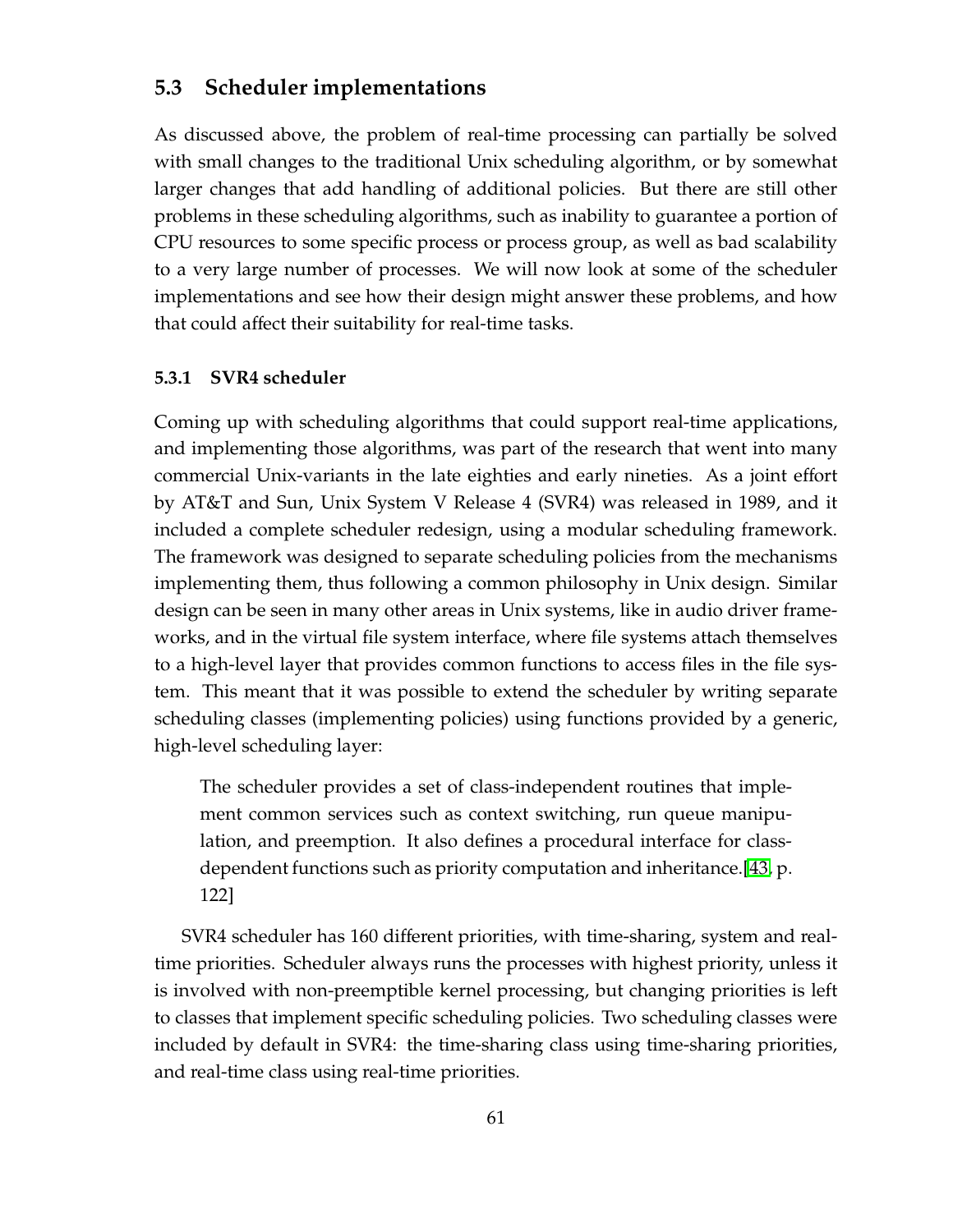## 5.3 Scheduler implementations

As discussed above, the problem of real-time processing can partially be solved with small changes to the traditional Unix scheduling algorithm, or by somewhat larger changes that add handling of additional policies. But there are still other problems in these scheduling algorithms, such as inability to guarantee a portion of CPU resources to some specific process or process group, as well as bad scalability to a very large number of processes. We will now look at some of the scheduler implementations and see how their design might answer these problems, and how that could affect their suitability for real-time tasks.

### 5.3.1 SVR4 scheduler

Coming up with scheduling algorithms that could support real-time applications, and implementing those algorithms, was part of the research that went into many commercial Unix-variants in the late eighties and early nineties. As a joint effort by AT&T and Sun, Unix System V Release 4 (SVR4) was released in 1989, and it included a complete scheduler redesign, using a modular scheduling framework. The framework was designed to separate scheduling policies from the mechanisms implementing them, thus following a common philosophy in Unix design. Similar design can be seen in many other areas in Unix systems, like in audio driver frameworks, and in the virtual file system interface, where file systems attach themselves to a high-level layer that provides common functions to access files in the file system. This meant that it was possible to extend the scheduler by writing separate scheduling classes (implementing policies) using functions provided by a generic, high-level scheduling layer:

> The scheduler provides a set of class-independent routines that implement common services such as context switching, run queue manipulation, and preemption. It also defines a procedural interface for class-dependent functions such as priority computation and inheritance.[43, p. 122]

SVR4 scheduler has 160 different priorities, with time-sharing, system and real-time priorities. Scheduler always runs the processes with highest priority, unless it is involved with non-preemptible kernel processing, but changing priorities is left to classes that implement specific scheduling policies. Two scheduling classes were included by default in SVR4: the time-sharing class using time-sharing priorities, and real-time class using real-time priorities.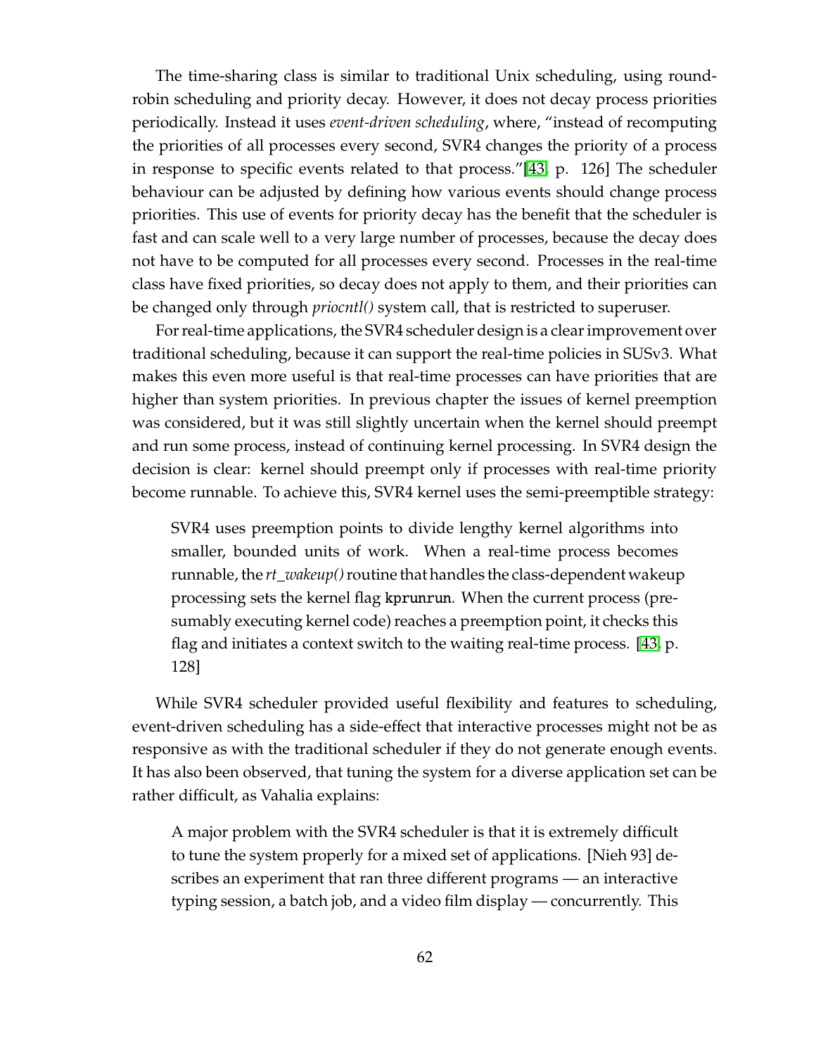The time-sharing class is similar to traditional Unix scheduling, using round-robin scheduling and priority decay. However, it does not decay process priorities periodically. Instead it uses *event-driven scheduling*, where, "instead of recomputing the priorities of all processes every second, SVR4 changes the priority of a process in response to specific events related to that process."[43, p. 126] The scheduler behaviour can be adjusted by defining how various events should change process priorities. This use of events for priority decay has the benefit that the scheduler is fast and can scale well to a very large number of processes, because the decay does not have to be computed for all processes every second. Processes in the real-time class have fixed priorities, so decay does not apply to them, and their priorities can be changed only through *priocntl()* system call, that is restricted to superuser.

For real-time applications, the SVR4 scheduler design is a clear improvement over traditional scheduling, because it can support the real-time policies in SUSv3. What makes this even more useful is that real-time processes can have priorities that are higher than system priorities. In previous chapter the issues of kernel preemption was considered, but it was still slightly uncertain when the kernel should preempt and run some process, instead of continuing kernel processing. In SVR4 design the decision is clear: kernel should preempt only if processes with real-time priority become runnable. To achieve this, SVR4 kernel uses the semi-preemptible strategy:

> SVR4 uses preemption points to divide lengthy kernel algorithms into smaller, bounded units of work. When a real-time process becomes runnable, the *rt_wakeup()* routine that handles the class-dependent wakeup processing sets the kernel flag `kprunrun`. When the current process (presumably executing kernel code) reaches a preemption point, it checks this flag and initiates a context switch to the waiting real-time process. [43, p. 128]

While SVR4 scheduler provided useful flexibility and features to scheduling, event-driven scheduling has a side-effect that interactive processes might not be as responsive as with the traditional scheduler if they do not generate enough events. It has also been observed, that tuning the system for a diverse application set can be rather difficult, as Vahalia explains:

> A major problem with the SVR4 scheduler is that it is extremely difficult to tune the system properly for a mixed set of applications. [Nieh 93] describes an experiment that ran three different programs — an interactive typing session, a batch job, and a video film display — concurrently. This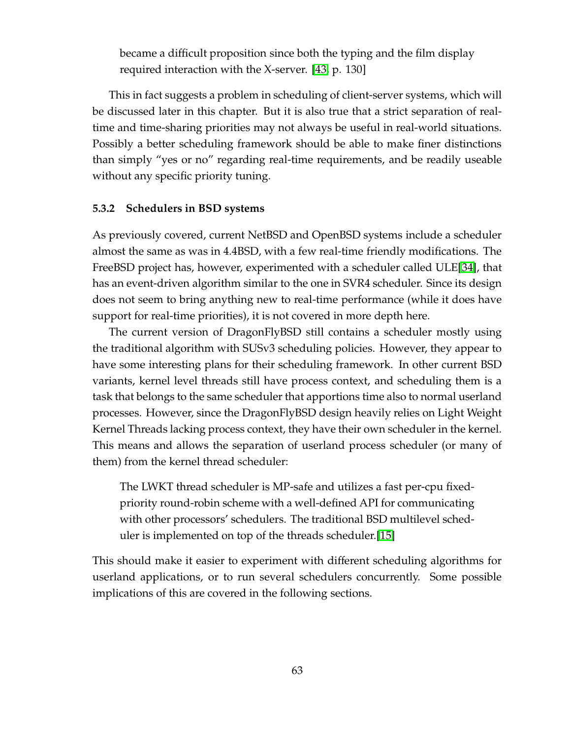> became a difficult proposition since both the typing and the film display required interaction with the X-server. [43, p. 130]

This in fact suggests a problem in scheduling of client-server systems, which will be discussed later in this chapter. But it is also true that a strict separation of real-time and time-sharing priorities may not always be useful in real-world situations. Possibly a better scheduling framework should be able to make finer distinctions than simply "yes or no" regarding real-time requirements, and be readily useable without any specific priority tuning.

### 5.3.2 Schedulers in BSD systems

As previously covered, current NetBSD and OpenBSD systems include a scheduler almost the same as was in 4.4BSD, with a few real-time friendly modifications. The FreeBSD project has, however, experimented with a scheduler called ULE[34], that has an event-driven algorithm similar to the one in SVR4 scheduler. Since its design does not seem to bring anything new to real-time performance (while it does have support for real-time priorities), it is not covered in more depth here.

The current version of DragonFlyBSD still contains a scheduler mostly using the traditional algorithm with SUSv3 scheduling policies. However, they appear to have some interesting plans for their scheduling framework. In other current BSD variants, kernel level threads still have process context, and scheduling them is a task that belongs to the same scheduler that apportions time also to normal userland processes. However, since the DragonFlyBSD design heavily relies on Light Weight Kernel Threads lacking process context, they have their own scheduler in the kernel. This means and allows the separation of userland process scheduler (or many of them) from the kernel thread scheduler:

> The LWKT thread scheduler is MP-safe and utilizes a fast per-cpu fixed-priority round-robin scheme with a well-defined API for communicating with other processors' schedulers. The traditional BSD multilevel scheduler is implemented on top of the threads scheduler.[15]

This should make it easier to experiment with different scheduling algorithms for userland applications, or to run several schedulers concurrently. Some possible implications of this are covered in the following sections.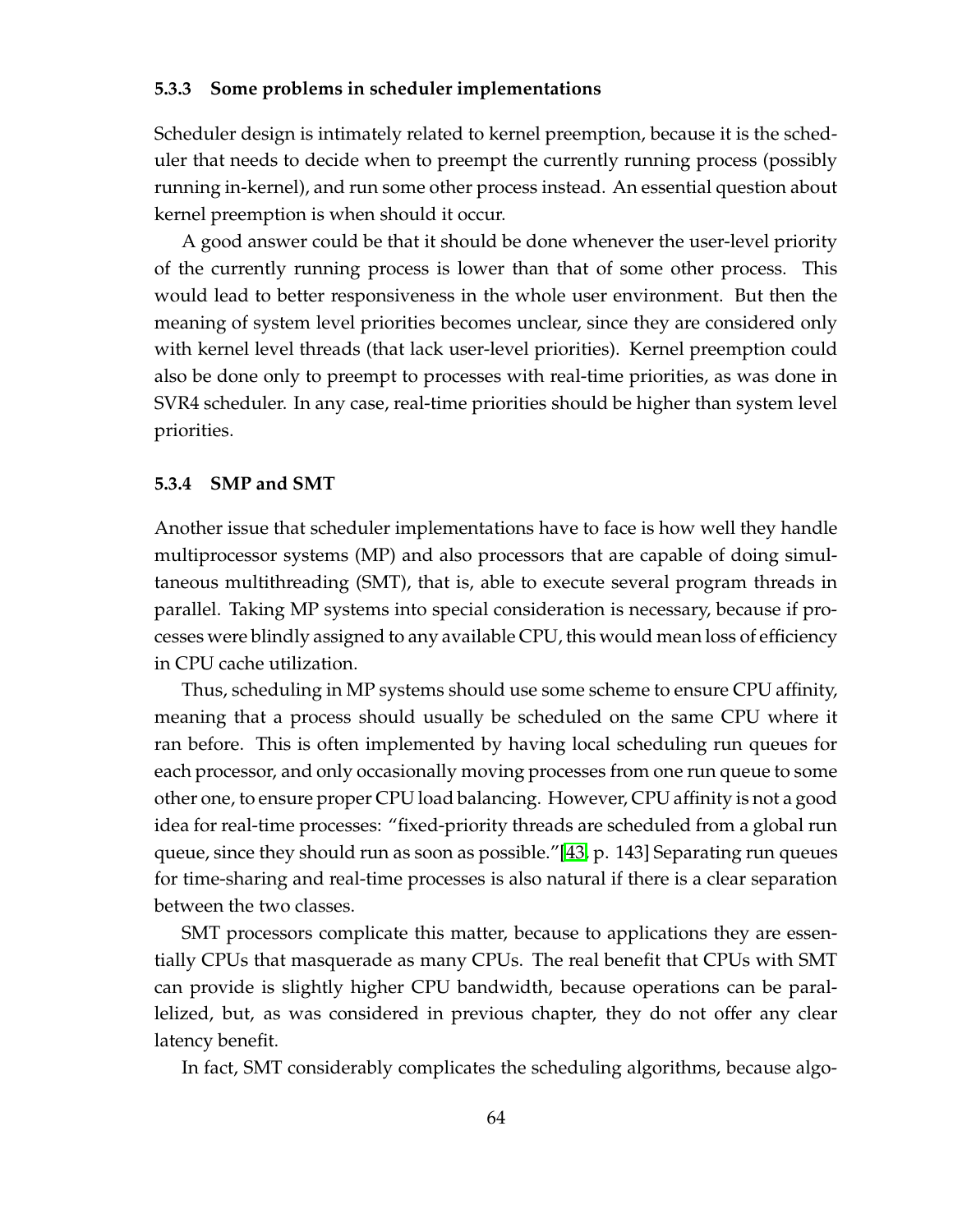### 5.3.3 Some problems in scheduler implementations

Scheduler design is intimately related to kernel preemption, because it is the scheduler that needs to decide when to preempt the currently running process (possibly running in-kernel), and run some other process instead. An essential question about kernel preemption is when should it occur.

A good answer could be that it should be done whenever the user-level priority of the currently running process is lower than that of some other process. This would lead to better responsiveness in the whole user environment. But then the meaning of system level priorities becomes unclear, since they are considered only with kernel level threads (that lack user-level priorities). Kernel preemption could also be done only to preempt to processes with real-time priorities, as was done in SVR4 scheduler. In any case, real-time priorities should be higher than system level priorities.

### 5.3.4 SMP and SMT

Another issue that scheduler implementations have to face is how well they handle multiprocessor systems (MP) and also processors that are capable of doing simultaneous multithreading (SMT), that is, able to execute several program threads in parallel. Taking MP systems into special consideration is necessary, because if processes were blindly assigned to any available CPU, this would mean loss of efficiency in CPU cache utilization.

Thus, scheduling in MP systems should use some scheme to ensure CPU affinity, meaning that a process should usually be scheduled on the same CPU where it ran before. This is often implemented by having local scheduling run queues for each processor, and only occasionally moving processes from one run queue to some other one, to ensure proper CPU load balancing. However, CPU affinity is not a good idea for real-time processes: "fixed-priority threads are scheduled from a global run queue, since they should run as soon as possible."[43, p. 143] Separating run queues for time-sharing and real-time processes is also natural if there is a clear separation between the two classes.

SMT processors complicate this matter, because to applications they are essentially CPUs that masquerade as many CPUs. The real benefit that CPUs with SMT can provide is slightly higher CPU bandwidth, because operations can be parallelized, but, as was considered in previous chapter, they do not offer any clear latency benefit.

In fact, SMT considerably complicates the scheduling algorithms, because algo-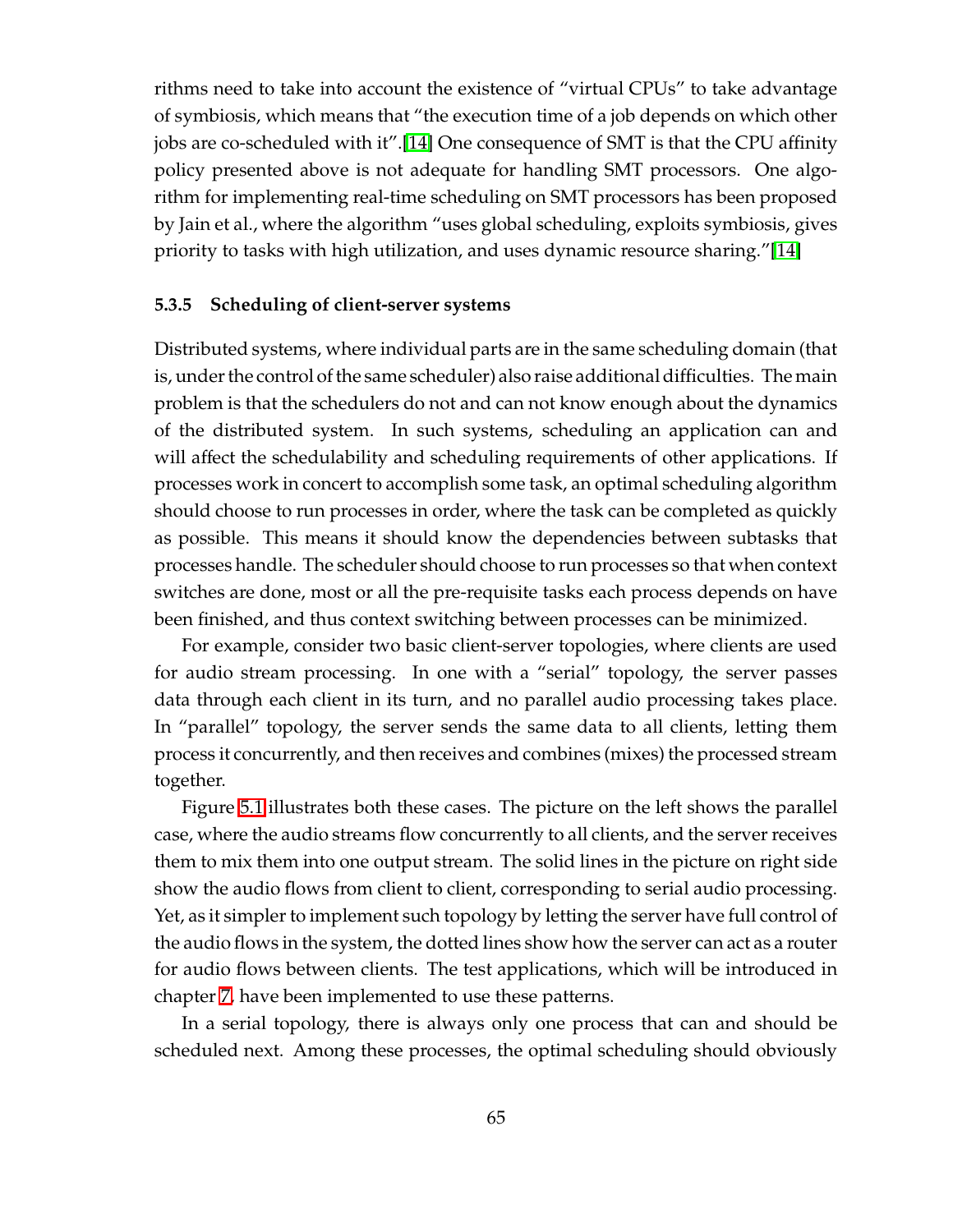rithms need to take into account the existence of "virtual CPUs" to take advantage of symbiosis, which means that "the execution time of a job depends on which other jobs are co-scheduled with it".[14] One consequence of SMT is that the CPU affinity policy presented above is not adequate for handling SMT processors. One algorithm for implementing real-time scheduling on SMT processors has been proposed by Jain et al., where the algorithm "uses global scheduling, exploits symbiosis, gives priority to tasks with high utilization, and uses dynamic resource sharing."[14]

### 5.3.5 Scheduling of client-server systems

Distributed systems, where individual parts are in the same scheduling domain (that is, under the control of the same scheduler) also raise additional difficulties. The main problem is that the schedulers do not and can not know enough about the dynamics of the distributed system. In such systems, scheduling an application can and will affect the schedulability and scheduling requirements of other applications. If processes work in concert to accomplish some task, an optimal scheduling algorithm should choose to run processes in order, where the task can be completed as quickly as possible. This means it should know the dependencies between subtasks that processes handle. The scheduler should choose to run processes so that when context switches are done, most or all the pre-requisite tasks each process depends on have been finished, and thus context switching between processes can be minimized.

For example, consider two basic client-server topologies, where clients are used for audio stream processing. In one with a "serial" topology, the server passes data through each client in its turn, and no parallel audio processing takes place. In "parallel" topology, the server sends the same data to all clients, letting them process it concurrently, and then receives and combines (mixes) the processed stream together.

Figure 5.1 illustrates both these cases. The picture on the left shows the parallel case, where the audio streams flow concurrently to all clients, and the server receives them to mix them into one output stream. The solid lines in the picture on right side show the audio flows from client to client, corresponding to serial audio processing. Yet, as it simpler to implement such topology by letting the server have full control of the audio flows in the system, the dotted lines show how the server can act as a router for audio flows between clients. The test applications, which will be introduced in chapter 7, have been implemented to use these patterns.

In a serial topology, there is always only one process that can and should be scheduled next. Among these processes, the optimal scheduling should obviously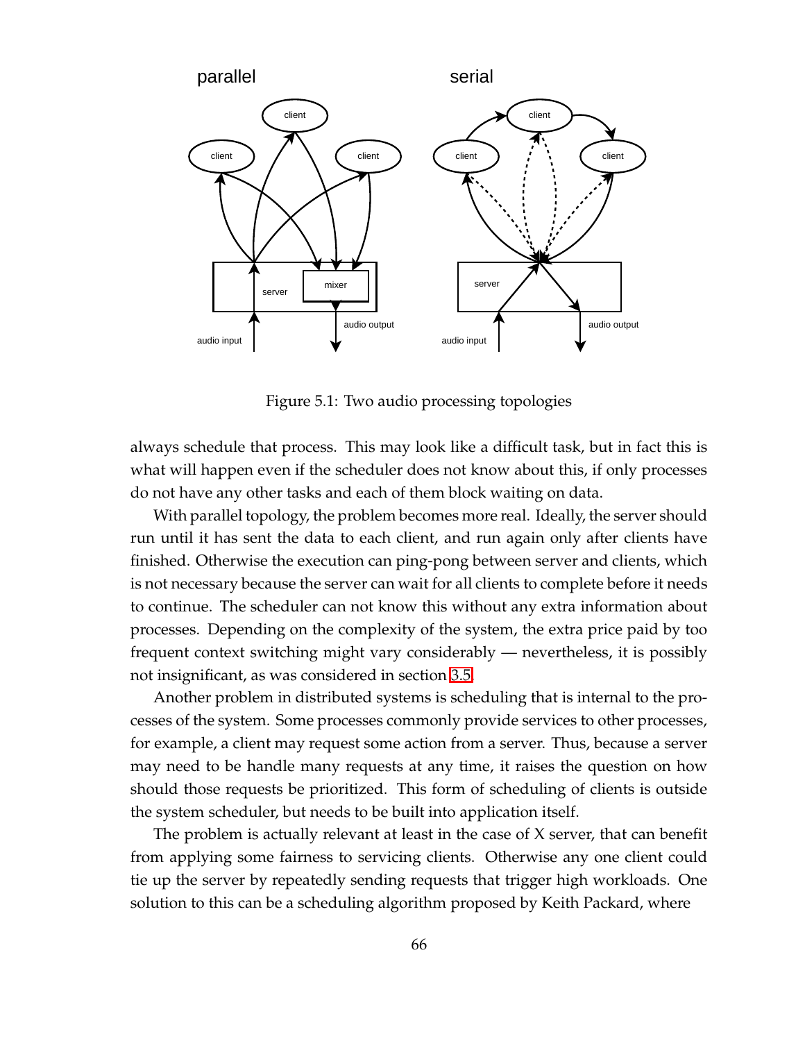Figure 5.1: Two audio processing topologies

always schedule that process. This may look like a difficult task, but in fact this is what will happen even if the scheduler does not know about this, if only processes do not have any other tasks and each of them block waiting on data.

With parallel topology, the problem becomes more real. Ideally, the server should run until it has sent the data to each client, and run again only after clients have finished. Otherwise the execution can ping-pong between server and clients, which is not necessary because the server can wait for all clients to complete before it needs to continue. The scheduler can not know this without any extra information about processes. Depending on the complexity of the system, the extra price paid by too frequent context switching might vary considerably — nevertheless, it is possibly not insignificant, as was considered in section 3.5.

Another problem in distributed systems is scheduling that is internal to the processes of the system. Some processes commonly provide services to other processes, for example, a client may request some action from a server. Thus, because a server may need to be handle many requests at any time, it raises the question on how should those requests be prioritized. This form of scheduling of clients is outside the system scheduler, but needs to be built into application itself.

The problem is actually relevant at least in the case of X server, that can benefit from applying some fairness to servicing clients. Otherwise any one client could tie up the server by repeatedly sending requests that trigger high workloads. One solution to this can be a scheduling algorithm proposed by Keith Packard, where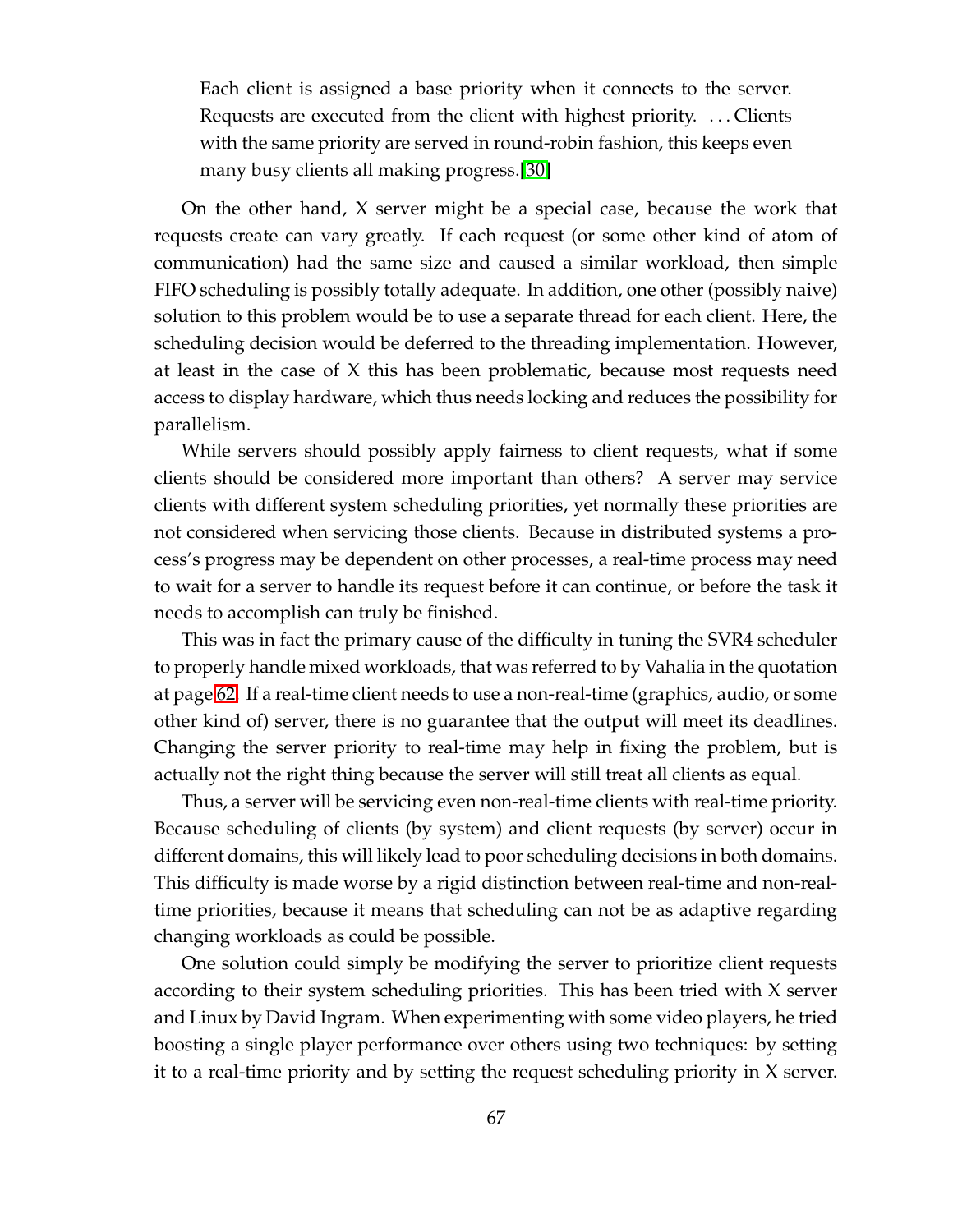> Each client is assigned a base priority when it connects to the server. Requests are executed from the client with highest priority. . . . Clients with the same priority are served in round-robin fashion, this keeps even many busy clients all making progress.[30]

On the other hand, X server might be a special case, because the work that requests create can vary greatly. If each request (or some other kind of atom of communication) had the same size and caused a similar workload, then simple FIFO scheduling is possibly totally adequate. In addition, one other (possibly naive) solution to this problem would be to use a separate thread for each client. Here, the scheduling decision would be deferred to the threading implementation. However, at least in the case of X this has been problematic, because most requests need access to display hardware, which thus needs locking and reduces the possibility for parallelism.

While servers should possibly apply fairness to client requests, what if some clients should be considered more important than others? A server may service clients with different system scheduling priorities, yet normally these priorities are not considered when servicing those clients. Because in distributed systems a process's progress may be dependent on other processes, a real-time process may need to wait for a server to handle its request before it can continue, or before the task it needs to accomplish can truly be finished.

This was in fact the primary cause of the difficulty in tuning the SVR4 scheduler to properly handle mixed workloads, that was referred to by Vahalia in the quotation at page 62. If a real-time client needs to use a non-real-time (graphics, audio, or some other kind of) server, there is no guarantee that the output will meet its deadlines. Changing the server priority to real-time may help in fixing the problem, but is actually not the right thing because the server will still treat all clients as equal.

Thus, a server will be servicing even non-real-time clients with real-time priority. Because scheduling of clients (by system) and client requests (by server) occur in different domains, this will likely lead to poor scheduling decisions in both domains. This difficulty is made worse by a rigid distinction between real-time and non-real-time priorities, because it means that scheduling can not be as adaptive regarding changing workloads as could be possible.

One solution could simply be modifying the server to prioritize client requests according to their system scheduling priorities. This has been tried with X server and Linux by David Ingram. When experimenting with some video players, he tried boosting a single player performance over others using two techniques: by setting it to a real-time priority and by setting the request scheduling priority in X server.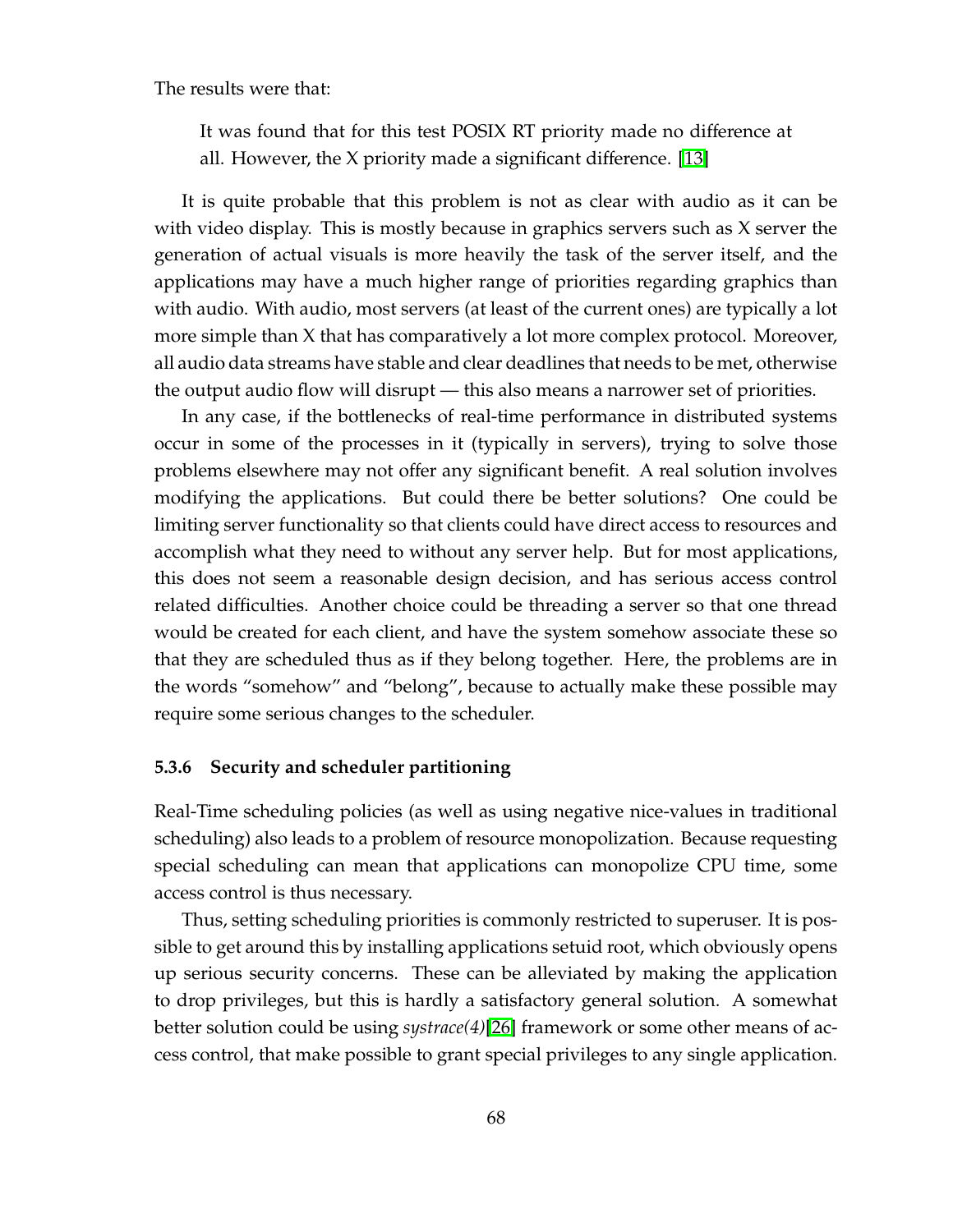The results were that:

> It was found that for this test POSIX RT priority made no difference at all. However, the X priority made a significant difference. [13]

It is quite probable that this problem is not as clear with audio as it can be with video display. This is mostly because in graphics servers such as X server the generation of actual visuals is more heavily the task of the server itself, and the applications may have a much higher range of priorities regarding graphics than with audio. With audio, most servers (at least of the current ones) are typically a lot more simple than X that has comparatively a lot more complex protocol. Moreover, all audio data streams have stable and clear deadlines that needs to be met, otherwise the output audio flow will disrupt — this also means a narrower set of priorities.

In any case, if the bottlenecks of real-time performance in distributed systems occur in some of the processes in it (typically in servers), trying to solve those problems elsewhere may not offer any significant benefit. A real solution involves modifying the applications. But could there be better solutions? One could be limiting server functionality so that clients could have direct access to resources and accomplish what they need to without any server help. But for most applications, this does not seem a reasonable design decision, and has serious access control related difficulties. Another choice could be threading a server so that one thread would be created for each client, and have the system somehow associate these so that they are scheduled thus as if they belong together. Here, the problems are in the words "somehow" and "belong", because to actually make these possible may require some serious changes to the scheduler.

### 5.3.6 Security and scheduler partitioning

Real-Time scheduling policies (as well as using negative nice-values in traditional scheduling) also leads to a problem of resource monopolization. Because requesting special scheduling can mean that applications can monopolize CPU time, some access control is thus necessary.

Thus, setting scheduling priorities is commonly restricted to superuser. It is possible to get around this by installing applications setuid root, which obviously opens up serious security concerns. These can be alleviated by making the application to drop privileges, but this is hardly a satisfactory general solution. A somewhat better solution could be using *systrace(4)*[26] framework or some other means of access control, that make possible to grant special privileges to any single application.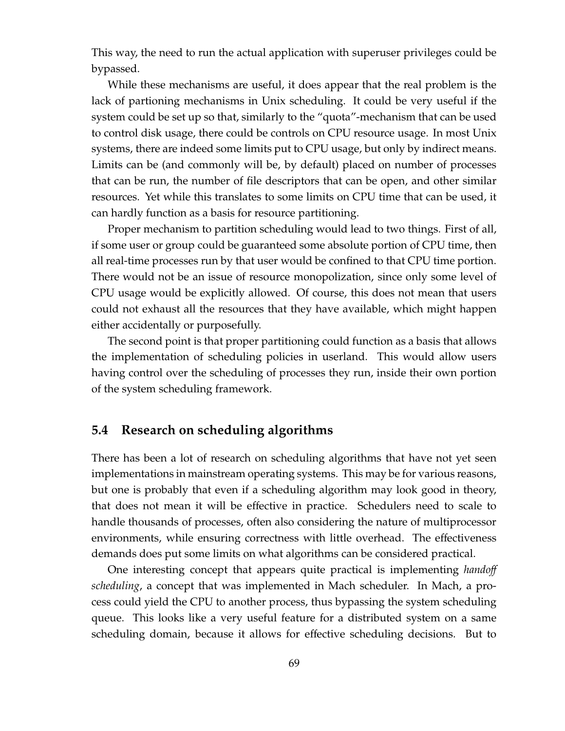This way, the need to run the actual application with superuser privileges could be bypassed.

While these mechanisms are useful, it does appear that the real problem is the lack of partioning mechanisms in Unix scheduling. It could be very useful if the system could be set up so that, similarly to the "quota"-mechanism that can be used to control disk usage, there could be controls on CPU resource usage. In most Unix systems, there are indeed some limits put to CPU usage, but only by indirect means. Limits can be (and commonly will be, by default) placed on number of processes that can be run, the number of file descriptors that can be open, and other similar resources. Yet while this translates to some limits on CPU time that can be used, it can hardly function as a basis for resource partitioning.

Proper mechanism to partition scheduling would lead to two things. First of all, if some user or group could be guaranteed some absolute portion of CPU time, then all real-time processes run by that user would be confined to that CPU time portion. There would not be an issue of resource monopolization, since only some level of CPU usage would be explicitly allowed. Of course, this does not mean that users could not exhaust all the resources that they have available, which might happen either accidentally or purposefully.

The second point is that proper partitioning could function as a basis that allows the implementation of scheduling policies in userland. This would allow users having control over the scheduling of processes they run, inside their own portion of the system scheduling framework.

## 5.4 Research on scheduling algorithms

There has been a lot of research on scheduling algorithms that have not yet seen implementations in mainstream operating systems. This may be for various reasons, but one is probably that even if a scheduling algorithm may look good in theory, that does not mean it will be effective in practice. Schedulers need to scale to handle thousands of processes, often also considering the nature of multiprocessor environments, while ensuring correctness with little overhead. The effectiveness demands does put some limits on what algorithms can be considered practical.

One interesting concept that appears quite practical is implementing *handoff scheduling*, a concept that was implemented in Mach scheduler. In Mach, a process could yield the CPU to another process, thus bypassing the system scheduling queue. This looks like a very useful feature for a distributed system on a same scheduling domain, because it allows for effective scheduling decisions. But to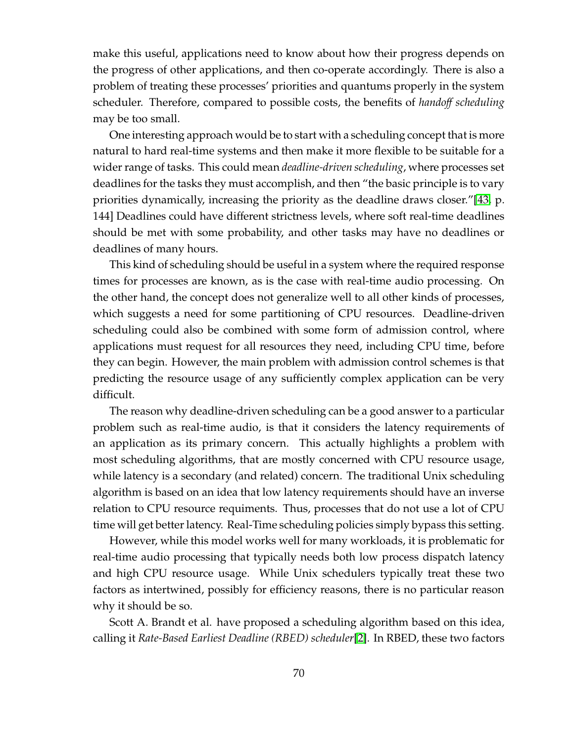make this useful, applications need to know about how their progress depends on the progress of other applications, and then co-operate accordingly. There is also a problem of treating these processes' priorities and quantums properly in the system scheduler. Therefore, compared to possible costs, the benefits of *handoff scheduling* may be too small.

One interesting approach would be to start with a scheduling concept that is more natural to hard real-time systems and then make it more flexible to be suitable for a wider range of tasks. This could mean *deadline-driven scheduling*, where processes set deadlines for the tasks they must accomplish, and then "the basic principle is to vary priorities dynamically, increasing the priority as the deadline draws closer."[43, p. 144] Deadlines could have different strictness levels, where soft real-time deadlines should be met with some probability, and other tasks may have no deadlines or deadlines of many hours.

This kind of scheduling should be useful in a system where the required response times for processes are known, as is the case with real-time audio processing. On the other hand, the concept does not generalize well to all other kinds of processes, which suggests a need for some partitioning of CPU resources. Deadline-driven scheduling could also be combined with some form of admission control, where applications must request for all resources they need, including CPU time, before they can begin. However, the main problem with admission control schemes is that predicting the resource usage of any sufficiently complex application can be very difficult.

The reason why deadline-driven scheduling can be a good answer to a particular problem such as real-time audio, is that it considers the latency requirements of an application as its primary concern. This actually highlights a problem with most scheduling algorithms, that are mostly concerned with CPU resource usage, while latency is a secondary (and related) concern. The traditional Unix scheduling algorithm is based on an idea that low latency requirements should have an inverse relation to CPU resource requiments. Thus, processes that do not use a lot of CPU time will get better latency. Real-Time scheduling policies simply bypass this setting.

However, while this model works well for many workloads, it is problematic for real-time audio processing that typically needs both low process dispatch latency and high CPU resource usage. While Unix schedulers typically treat these two factors as intertwined, possibly for efficiency reasons, there is no particular reason why it should be so.

Scott A. Brandt et al. have proposed a scheduling algorithm based on this idea, calling it *Rate-Based Earliest Deadline (RBED) scheduler*[2]. In RBED, these two factors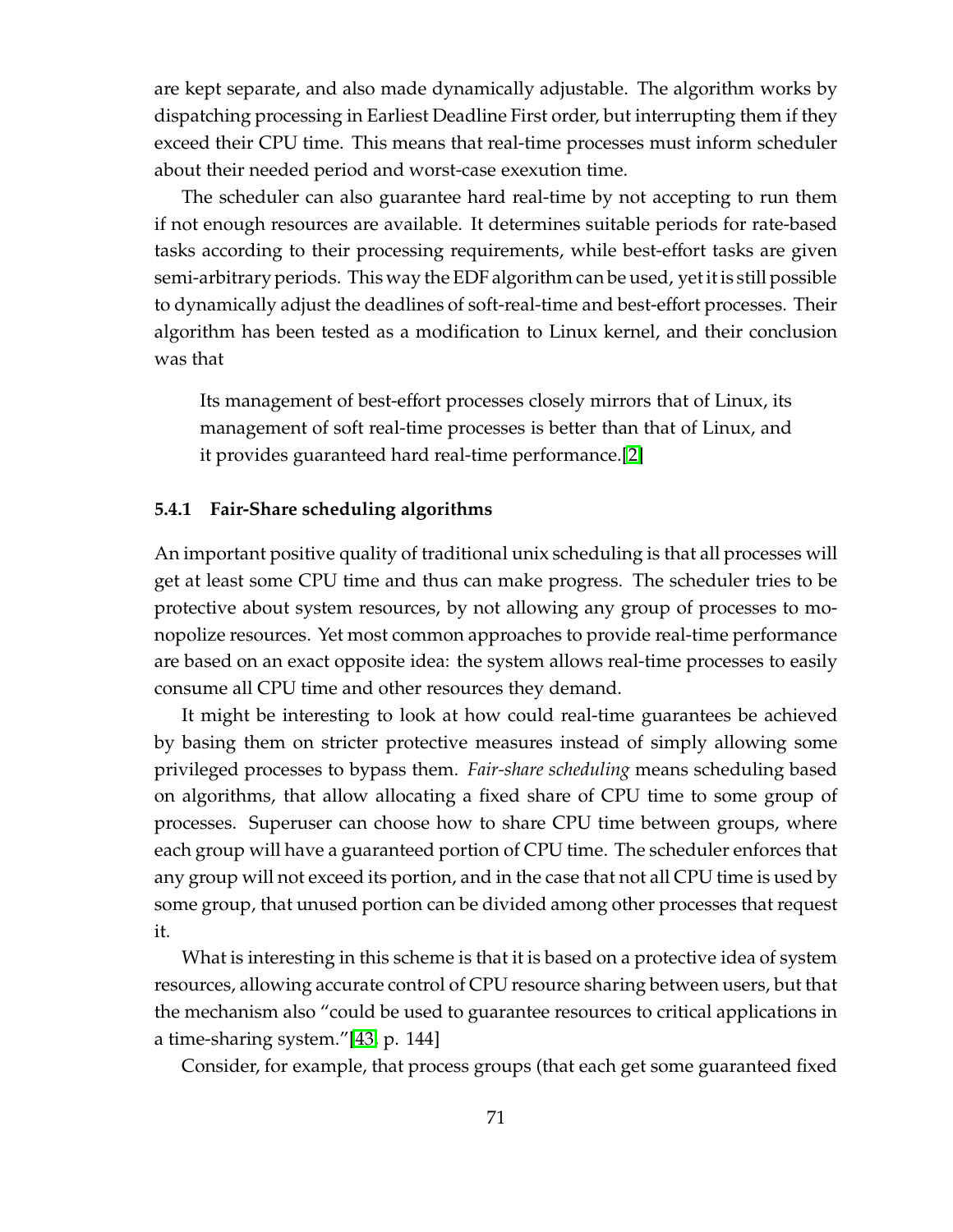are kept separate, and also made dynamically adjustable. The algorithm works by dispatching processing in Earliest Deadline First order, but interrupting them if they exceed their CPU time. This means that real-time processes must inform scheduler about their needed period and worst-case exexution time.

The scheduler can also guarantee hard real-time by not accepting to run them if not enough resources are available. It determines suitable periods for rate-based tasks according to their processing requirements, while best-effort tasks are given semi-arbitrary periods. This way the EDF algorithm can be used, yet it is still possible to dynamically adjust the deadlines of soft-real-time and best-effort processes. Their algorithm has been tested as a modification to Linux kernel, and their conclusion was that

> Its management of best-effort processes closely mirrors that of Linux, its management of soft real-time processes is better than that of Linux, and it provides guaranteed hard real-time performance.[2]

#### 5.4.1 Fair-Share scheduling algorithms

An important positive quality of traditional unix scheduling is that all processes will get at least some CPU time and thus can make progress. The scheduler tries to be protective about system resources, by not allowing any group of processes to monopolize resources. Yet most common approaches to provide real-time performance are based on an exact opposite idea: the system allows real-time processes to easily consume all CPU time and other resources they demand.

It might be interesting to look at how could real-time guarantees be achieved by basing them on stricter protective measures instead of simply allowing some privileged processes to bypass them. *Fair-share scheduling* means scheduling based on algorithms, that allow allocating a fixed share of CPU time to some group of processes. Superuser can choose how to share CPU time between groups, where each group will have a guaranteed portion of CPU time. The scheduler enforces that any group will not exceed its portion, and in the case that not all CPU time is used by some group, that unused portion can be divided among other processes that request it.

What is interesting in this scheme is that it is based on a protective idea of system resources, allowing accurate control of CPU resource sharing between users, but that the mechanism also "could be used to guarantee resources to critical applications in a time-sharing system."[43, p. 144]

Consider, for example, that process groups (that each get some guaranteed fixed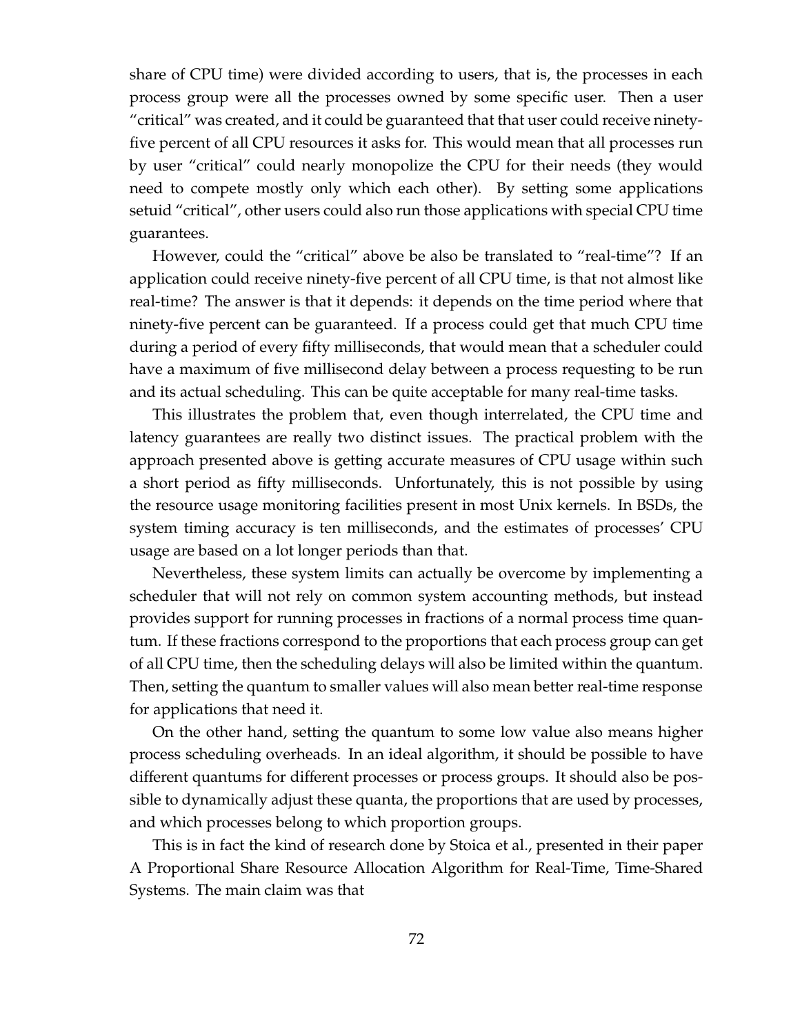share of CPU time) were divided according to users, that is, the processes in each process group were all the processes owned by some specific user. Then a user "critical" was created, and it could be guaranteed that that user could receive ninety-five percent of all CPU resources it asks for. This would mean that all processes run by user "critical" could nearly monopolize the CPU for their needs (they would need to compete mostly only which each other). By setting some applications setuid "critical", other users could also run those applications with special CPU time guarantees.

However, could the "critical" above be also be translated to "real-time"? If an application could receive ninety-five percent of all CPU time, is that not almost like real-time? The answer is that it depends: it depends on the time period where that ninety-five percent can be guaranteed. If a process could get that much CPU time during a period of every fifty milliseconds, that would mean that a scheduler could have a maximum of five millisecond delay between a process requesting to be run and its actual scheduling. This can be quite acceptable for many real-time tasks.

This illustrates the problem that, even though interrelated, the CPU time and latency guarantees are really two distinct issues. The practical problem with the approach presented above is getting accurate measures of CPU usage within such a short period as fifty milliseconds. Unfortunately, this is not possible by using the resource usage monitoring facilities present in most Unix kernels. In BSDs, the system timing accuracy is ten milliseconds, and the estimates of processes' CPU usage are based on a lot longer periods than that.

Nevertheless, these system limits can actually be overcome by implementing a scheduler that will not rely on common system accounting methods, but instead provides support for running processes in fractions of a normal process time quantum. If these fractions correspond to the proportions that each process group can get of all CPU time, then the scheduling delays will also be limited within the quantum. Then, setting the quantum to smaller values will also mean better real-time response for applications that need it.

On the other hand, setting the quantum to some low value also means higher process scheduling overheads. In an ideal algorithm, it should be possible to have different quantums for different processes or process groups. It should also be possible to dynamically adjust these quanta, the proportions that are used by processes, and which processes belong to which proportion groups.

This is in fact the kind of research done by Stoica et al., presented in their paper A Proportional Share Resource Allocation Algorithm for Real-Time, Time-Shared Systems. The main claim was that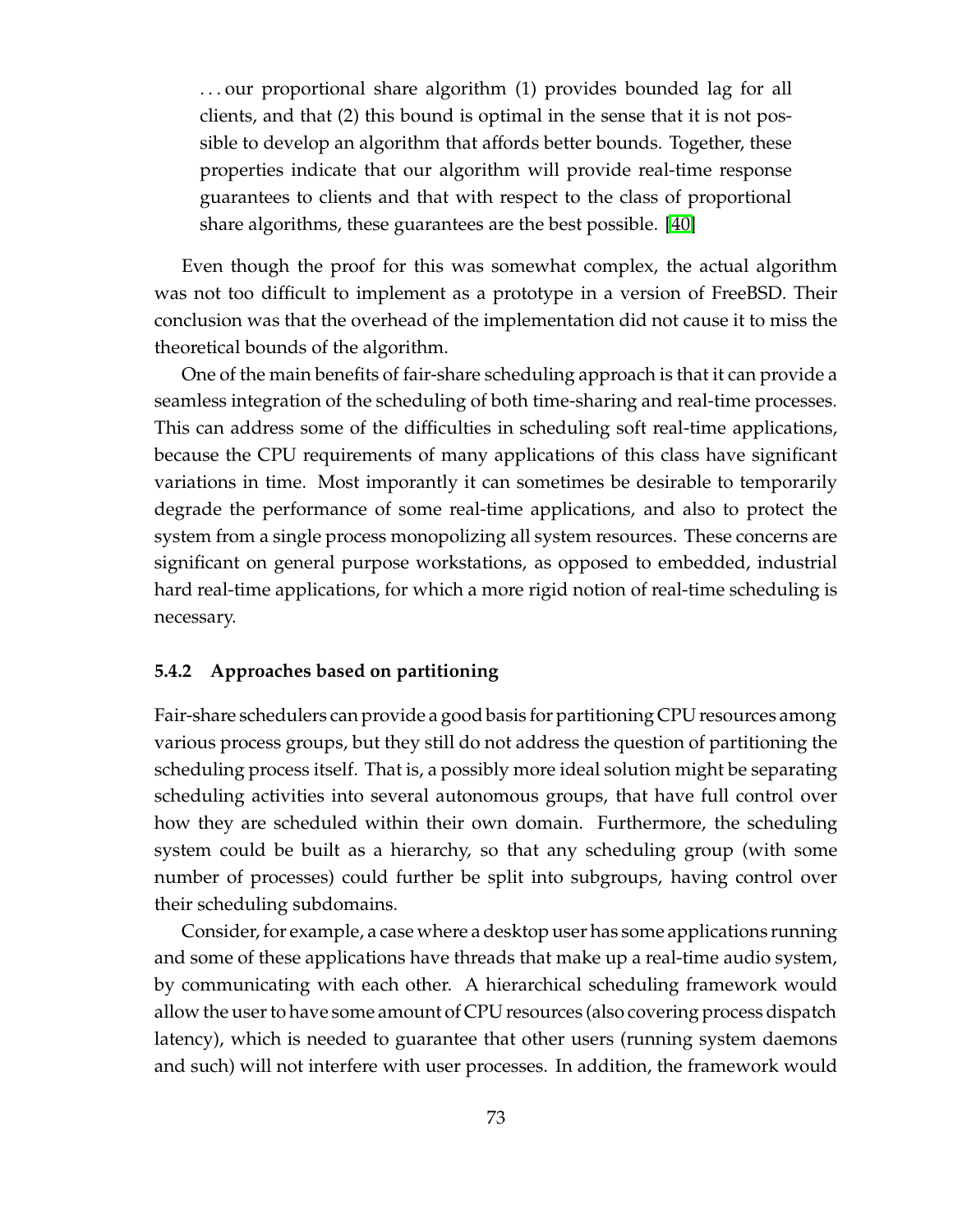> . . . our proportional share algorithm (1) provides bounded lag for all clients, and that (2) this bound is optimal in the sense that it is not possible to develop an algorithm that affords better bounds. Together, these properties indicate that our algorithm will provide real-time response guarantees to clients and that with respect to the class of proportional share algorithms, these guarantees are the best possible. [40]

Even though the proof for this was somewhat complex, the actual algorithm was not too difficult to implement as a prototype in a version of FreeBSD. Their conclusion was that the overhead of the implementation did not cause it to miss the theoretical bounds of the algorithm.

One of the main benefits of fair-share scheduling approach is that it can provide a seamless integration of the scheduling of both time-sharing and real-time processes. This can address some of the difficulties in scheduling soft real-time applications, because the CPU requirements of many applications of this class have significant variations in time. Most imporantly it can sometimes be desirable to temporarily degrade the performance of some real-time applications, and also to protect the system from a single process monopolizing all system resources. These concerns are significant on general purpose workstations, as opposed to embedded, industrial hard real-time applications, for which a more rigid notion of real-time scheduling is necessary.

### 5.4.2 Approaches based on partitioning

Fair-share schedulers can provide a good basis for partitioning CPU resources among various process groups, but they still do not address the question of partitioning the scheduling process itself. That is, a possibly more ideal solution might be separating scheduling activities into several autonomous groups, that have full control over how they are scheduled within their own domain. Furthermore, the scheduling system could be built as a hierarchy, so that any scheduling group (with some number of processes) could further be split into subgroups, having control over their scheduling subdomains.

Consider, for example, a case where a desktop user has some applications running and some of these applications have threads that make up a real-time audio system, by communicating with each other. A hierarchical scheduling framework would allow the user to have some amount of CPU resources (also covering process dispatch latency), which is needed to guarantee that other users (running system daemons and such) will not interfere with user processes. In addition, the framework would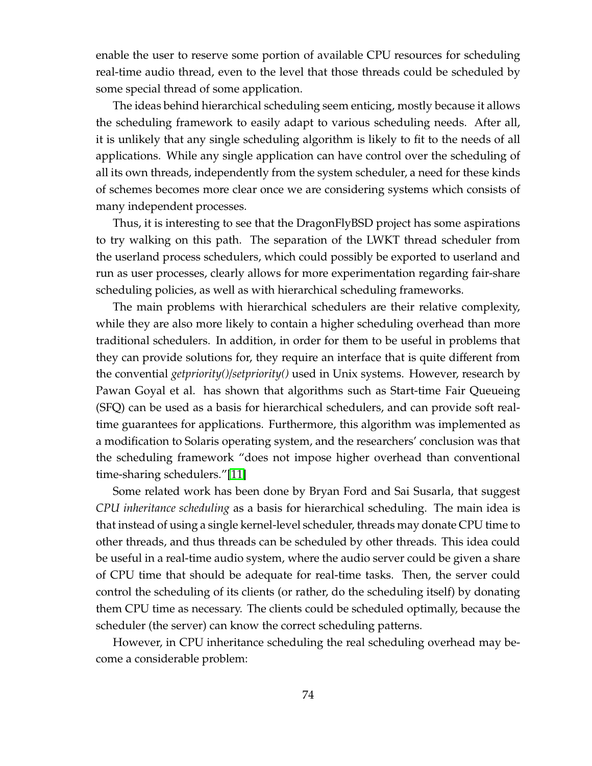enable the user to reserve some portion of available CPU resources for scheduling real-time audio thread, even to the level that those threads could be scheduled by some special thread of some application.

The ideas behind hierarchical scheduling seem enticing, mostly because it allows the scheduling framework to easily adapt to various scheduling needs. After all, it is unlikely that any single scheduling algorithm is likely to fit to the needs of all applications. While any single application can have control over the scheduling of all its own threads, independently from the system scheduler, a need for these kinds of schemes becomes more clear once we are considering systems which consists of many independent processes.

Thus, it is interesting to see that the DragonFlyBSD project has some aspirations to try walking on this path. The separation of the LWKT thread scheduler from the userland process schedulers, which could possibly be exported to userland and run as user processes, clearly allows for more experimentation regarding fair-share scheduling policies, as well as with hierarchical scheduling frameworks.

The main problems with hierarchical schedulers are their relative complexity, while they are also more likely to contain a higher scheduling overhead than more traditional schedulers. In addition, in order for them to be useful in problems that they can provide solutions for, they require an interface that is quite different from the convential *getpriority()/setpriority()* used in Unix systems. However, research by Pawan Goyal et al. has shown that algorithms such as Start-time Fair Queueing (SFQ) can be used as a basis for hierarchical schedulers, and can provide soft real-time guarantees for applications. Furthermore, this algorithm was implemented as a modification to Solaris operating system, and the researchers' conclusion was that the scheduling framework "does not impose higher overhead than conventional time-sharing schedulers."[11]

Some related work has been done by Bryan Ford and Sai Susarla, that suggest *CPU inheritance scheduling* as a basis for hierarchical scheduling. The main idea is that instead of using a single kernel-level scheduler, threads may donate CPU time to other threads, and thus threads can be scheduled by other threads. This idea could be useful in a real-time audio system, where the audio server could be given a share of CPU time that should be adequate for real-time tasks. Then, the server could control the scheduling of its clients (or rather, do the scheduling itself) by donating them CPU time as necessary. The clients could be scheduled optimally, because the scheduler (the server) can know the correct scheduling patterns.

However, in CPU inheritance scheduling the real scheduling overhead may become a considerable problem: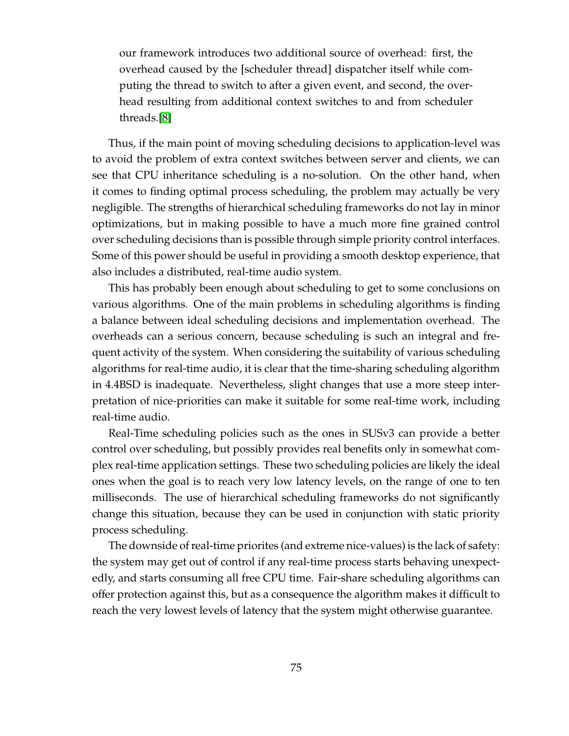> our framework introduces two additional source of overhead: first, the overhead caused by the [scheduler thread] dispatcher itself while computing the thread to switch to after a given event, and second, the overhead resulting from additional context switches to and from scheduler threads.[8]

Thus, if the main point of moving scheduling decisions to application-level was to avoid the problem of extra context switches between server and clients, we can see that CPU inheritance scheduling is a no-solution. On the other hand, when it comes to finding optimal process scheduling, the problem may actually be very negligible. The strengths of hierarchical scheduling frameworks do not lay in minor optimizations, but in making possible to have a much more fine grained control over scheduling decisions than is possible through simple priority control interfaces. Some of this power should be useful in providing a smooth desktop experience, that also includes a distributed, real-time audio system.

This has probably been enough about scheduling to get to some conclusions on various algorithms. One of the main problems in scheduling algorithms is finding a balance between ideal scheduling decisions and implementation overhead. The overheads can a serious concern, because scheduling is such an integral and frequent activity of the system. When considering the suitability of various scheduling algorithms for real-time audio, it is clear that the time-sharing scheduling algorithm in 4.4BSD is inadequate. Nevertheless, slight changes that use a more steep interpretation of nice-priorities can make it suitable for some real-time work, including real-time audio.

Real-Time scheduling policies such as the ones in SUSv3 can provide a better control over scheduling, but possibly provides real benefits only in somewhat complex real-time application settings. These two scheduling policies are likely the ideal ones when the goal is to reach very low latency levels, on the range of one to ten milliseconds. The use of hierarchical scheduling frameworks do not significantly change this situation, because they can be used in conjunction with static priority process scheduling.

The downside of real-time priorites (and extreme nice-values) is the lack of safety: the system may get out of control if any real-time process starts behaving unexpectedly, and starts consuming all free CPU time. Fair-share scheduling algorithms can offer protection against this, but as a consequence the algorithm makes it difficult to reach the very lowest levels of latency that the system might otherwise guarantee.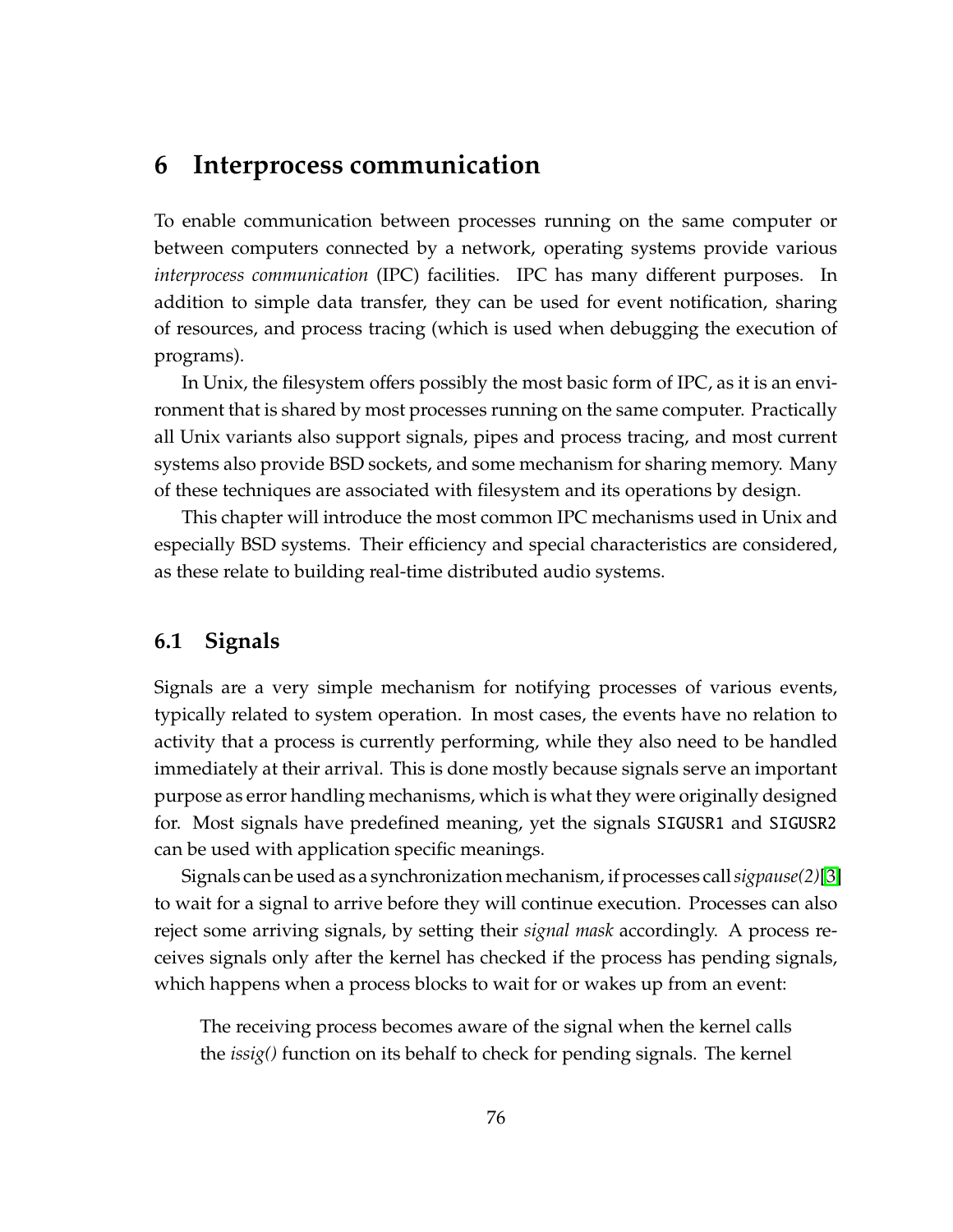# 6 Interprocess communication

To enable communication between processes running on the same computer or between computers connected by a network, operating systems provide various *interprocess communication* (IPC) facilities. IPC has many different purposes. In addition to simple data transfer, they can be used for event notification, sharing of resources, and process tracing (which is used when debugging the execution of programs).

In Unix, the filesystem offers possibly the most basic form of IPC, as it is an environment that is shared by most processes running on the same computer. Practically all Unix variants also support signals, pipes and process tracing, and most current systems also provide BSD sockets, and some mechanism for sharing memory. Many of these techniques are associated with filesystem and its operations by design.

This chapter will introduce the most common IPC mechanisms used in Unix and especially BSD systems. Their efficiency and special characteristics are considered, as these relate to building real-time distributed audio systems.

## 6.1 Signals

Signals are a very simple mechanism for notifying processes of various events, typically related to system operation. In most cases, the events have no relation to activity that a process is currently performing, while they also need to be handled immediately at their arrival. This is done mostly because signals serve an important purpose as error handling mechanisms, which is what they were originally designed for. Most signals have predefined meaning, yet the signals `SIGUSR1` and `SIGUSR2` can be used with application specific meanings.

Signals can be used as a synchronization mechanism, if processes call *sigpause(2)*[3] to wait for a signal to arrive before they will continue execution. Processes can also reject some arriving signals, by setting their *signal mask* accordingly. A process receives signals only after the kernel has checked if the process has pending signals, which happens when a process blocks to wait for or wakes up from an event:

> The receiving process becomes aware of the signal when the kernel calls the *issig()* function on its behalf to check for pending signals. The kernel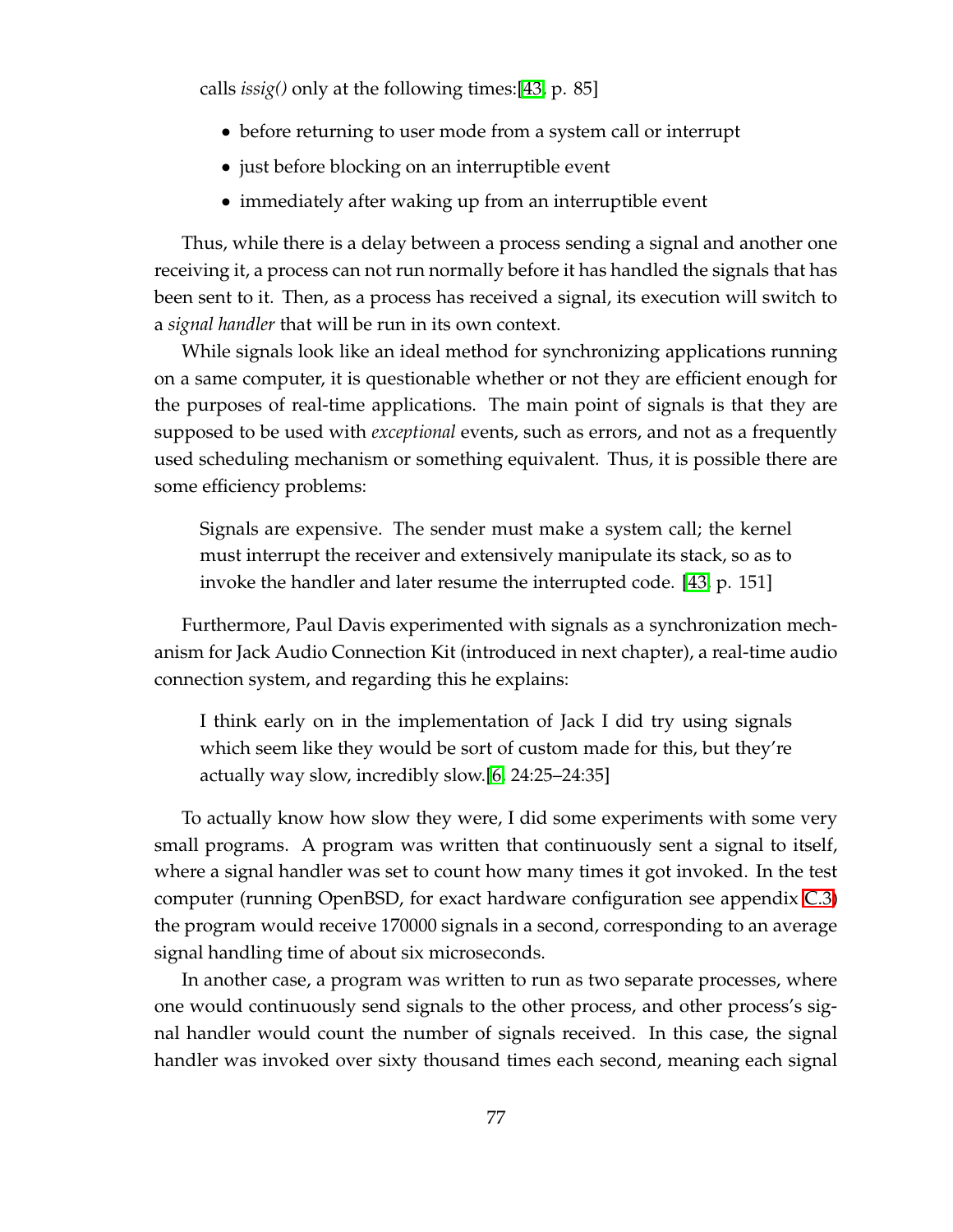calls *issig()* only at the following times:[43, p. 85]

- before returning to user mode from a system call or interrupt
- just before blocking on an interruptible event
- immediately after waking up from an interruptible event

Thus, while there is a delay between a process sending a signal and another one receiving it, a process can not run normally before it has handled the signals that has been sent to it. Then, as a process has received a signal, its execution will switch to a *signal handler* that will be run in its own context.

While signals look like an ideal method for synchronizing applications running on a same computer, it is questionable whether or not they are efficient enough for the purposes of real-time applications. The main point of signals is that they are supposed to be used with *exceptional* events, such as errors, and not as a frequently used scheduling mechanism or something equivalent. Thus, it is possible there are some efficiency problems:

> Signals are expensive. The sender must make a system call; the kernel must interrupt the receiver and extensively manipulate its stack, so as to invoke the handler and later resume the interrupted code. [43, p. 151]

Furthermore, Paul Davis experimented with signals as a synchronization mechanism for Jack Audio Connection Kit (introduced in next chapter), a real-time audio connection system, and regarding this he explains:

> I think early on in the implementation of Jack I did try using signals which seem like they would be sort of custom made for this, but they're actually way slow, incredibly slow.[6, 24:25–24:35]

To actually know how slow they were, I did some experiments with some very small programs. A program was written that continuously sent a signal to itself, where a signal handler was set to count how many times it got invoked. In the test computer (running OpenBSD, for exact hardware configuration see appendix C.3) the program would receive 170000 signals in a second, corresponding to an average signal handling time of about six microseconds.

In another case, a program was written to run as two separate processes, where one would continuously send signals to the other process, and other process's signal handler would count the number of signals received. In this case, the signal handler was invoked over sixty thousand times each second, meaning each signal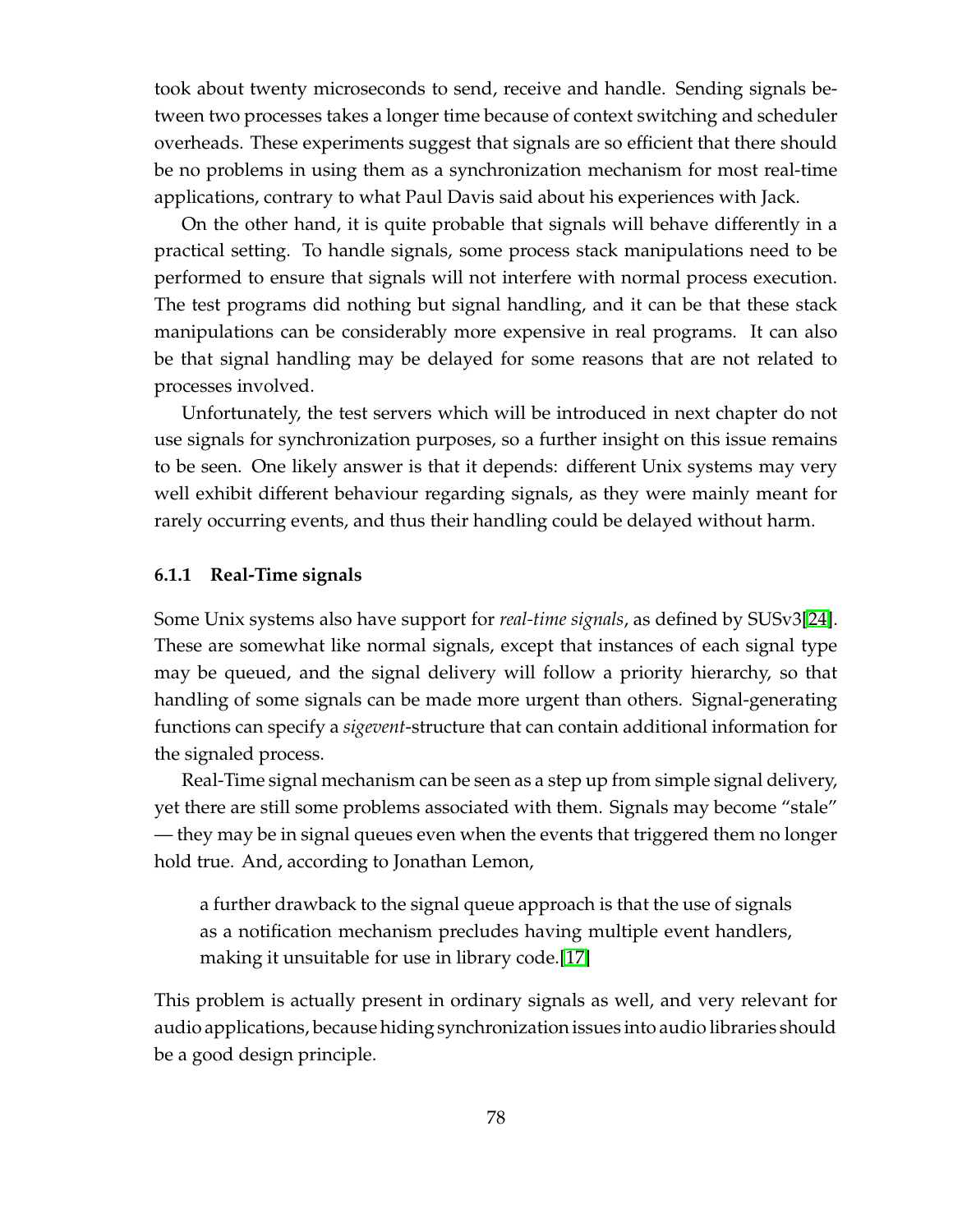took about twenty microseconds to send, receive and handle. Sending signals between two processes takes a longer time because of context switching and scheduler overheads. These experiments suggest that signals are so efficient that there should be no problems in using them as a synchronization mechanism for most real-time applications, contrary to what Paul Davis said about his experiences with Jack.

On the other hand, it is quite probable that signals will behave differently in a practical setting. To handle signals, some process stack manipulations need to be performed to ensure that signals will not interfere with normal process execution. The test programs did nothing but signal handling, and it can be that these stack manipulations can be considerably more expensive in real programs. It can also be that signal handling may be delayed for some reasons that are not related to processes involved.

Unfortunately, the test servers which will be introduced in next chapter do not use signals for synchronization purposes, so a further insight on this issue remains to be seen. One likely answer is that it depends: different Unix systems may very well exhibit different behaviour regarding signals, as they were mainly meant for rarely occurring events, and thus their handling could be delayed without harm.

### 6.1.1 Real-Time signals

Some Unix systems also have support for *real-time signals*, as defined by SUSv3[24]. These are somewhat like normal signals, except that instances of each signal type may be queued, and the signal delivery will follow a priority hierarchy, so that handling of some signals can be made more urgent than others. Signal-generating functions can specify a *sigevent*-structure that can contain additional information for the signaled process.

Real-Time signal mechanism can be seen as a step up from simple signal delivery, yet there are still some problems associated with them. Signals may become “stale” — they may be in signal queues even when the events that triggered them no longer hold true. And, according to Jonathan Lemon,

> a further drawback to the signal queue approach is that the use of signals as a notification mechanism precludes having multiple event handlers, making it unsuitable for use in library code.[17]

This problem is actually present in ordinary signals as well, and very relevant for audio applications, because hiding synchronization issues into audio libraries should be a good design principle.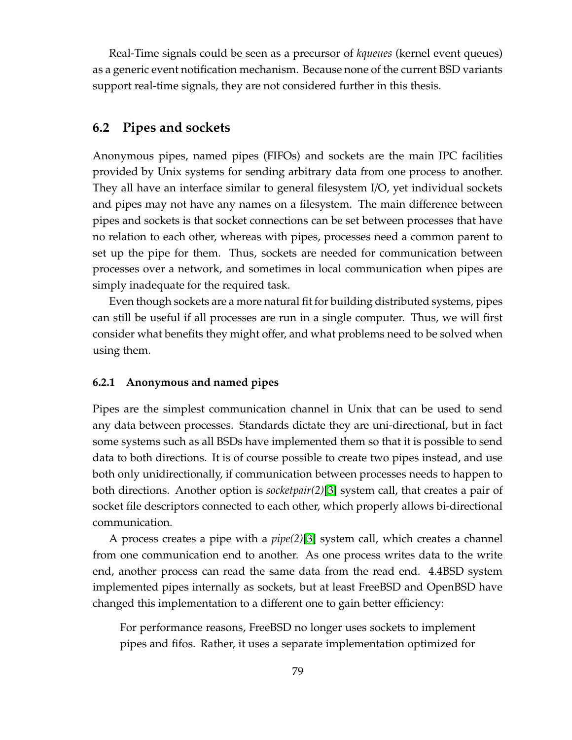Real-Time signals could be seen as a precursor of *kqueues* (kernel event queues) as a generic event notification mechanism. Because none of the current BSD variants support real-time signals, they are not considered further in this thesis.

## 6.2 Pipes and sockets

Anonymous pipes, named pipes (FIFOs) and sockets are the main IPC facilities provided by Unix systems for sending arbitrary data from one process to another. They all have an interface similar to general filesystem I/O, yet individual sockets and pipes may not have any names on a filesystem. The main difference between pipes and sockets is that socket connections can be set between processes that have no relation to each other, whereas with pipes, processes need a common parent to set up the pipe for them. Thus, sockets are needed for communication between processes over a network, and sometimes in local communication when pipes are simply inadequate for the required task.

Even though sockets are a more natural fit for building distributed systems, pipes can still be useful if all processes are run in a single computer. Thus, we will first consider what benefits they might offer, and what problems need to be solved when using them.

### 6.2.1 Anonymous and named pipes

Pipes are the simplest communication channel in Unix that can be used to send any data between processes. Standards dictate they are uni-directional, but in fact some systems such as all BSDs have implemented them so that it is possible to send data to both directions. It is of course possible to create two pipes instead, and use both only unidirectionally, if communication between processes needs to happen to both directions. Another option is *socketpair(2)*[3] system call, that creates a pair of socket file descriptors connected to each other, which properly allows bi-directional communication.

A process creates a pipe with a *pipe(2)*[3] system call, which creates a channel from one communication end to another. As one process writes data to the write end, another process can read the same data from the read end. 4.4BSD system implemented pipes internally as sockets, but at least FreeBSD and OpenBSD have changed this implementation to a different one to gain better efficiency:

> For performance reasons, FreeBSD no longer uses sockets to implement pipes and fifos. Rather, it uses a separate implementation optimized for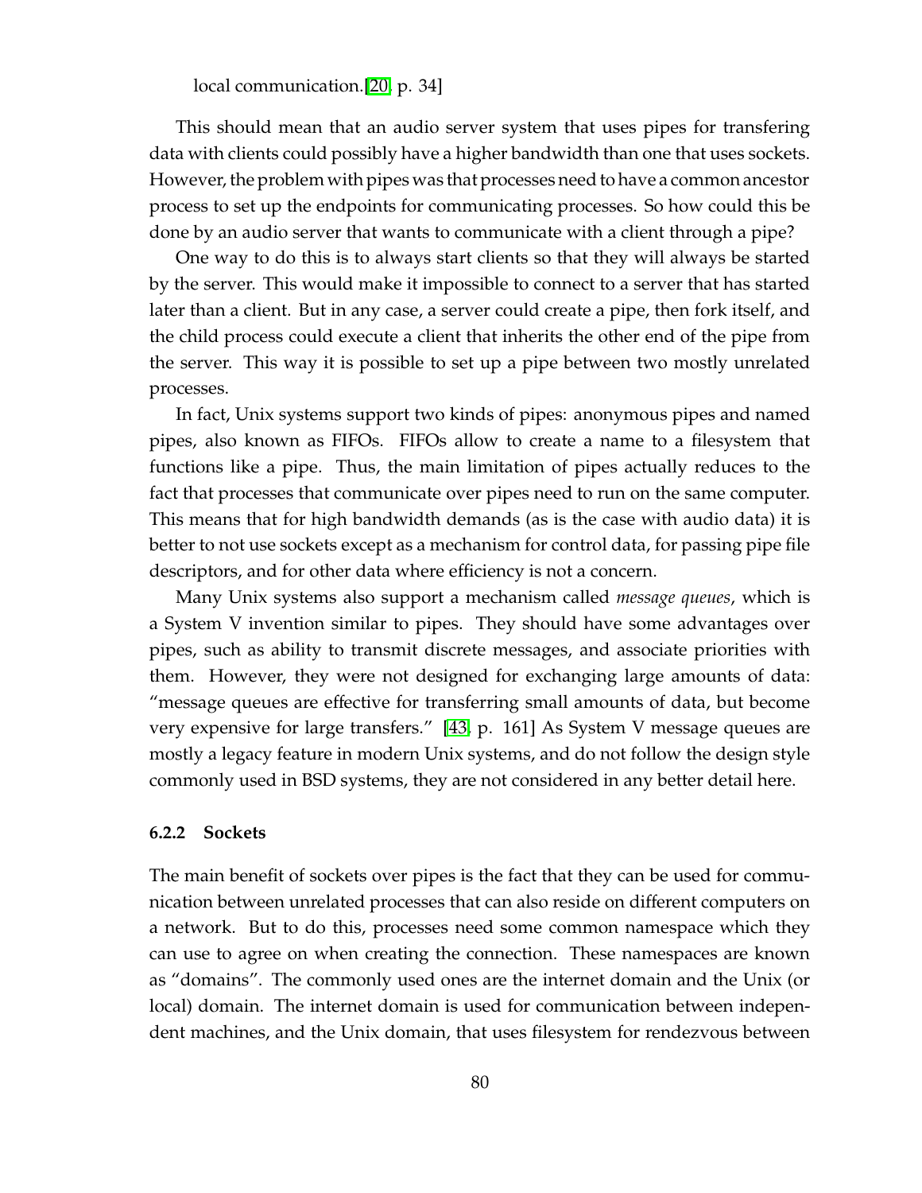local communication.[20, p. 34]

This should mean that an audio server system that uses pipes for transfering data with clients could possibly have a higher bandwidth than one that uses sockets. However, the problem with pipes was that processes need to have a common ancestor process to set up the endpoints for communicating processes. So how could this be done by an audio server that wants to communicate with a client through a pipe?

One way to do this is to always start clients so that they will always be started by the server. This would make it impossible to connect to a server that has started later than a client. But in any case, a server could create a pipe, then fork itself, and the child process could execute a client that inherits the other end of the pipe from the server. This way it is possible to set up a pipe between two mostly unrelated processes.

In fact, Unix systems support two kinds of pipes: anonymous pipes and named pipes, also known as FIFOs. FIFOs allow to create a name to a filesystem that functions like a pipe. Thus, the main limitation of pipes actually reduces to the fact that processes that communicate over pipes need to run on the same computer. This means that for high bandwidth demands (as is the case with audio data) it is better to not use sockets except as a mechanism for control data, for passing pipe file descriptors, and for other data where efficiency is not a concern.

Many Unix systems also support a mechanism called *message queues*, which is a System V invention similar to pipes. They should have some advantages over pipes, such as ability to transmit discrete messages, and associate priorities with them. However, they were not designed for exchanging large amounts of data: "message queues are effective for transferring small amounts of data, but become very expensive for large transfers." [43, p. 161] As System V message queues are mostly a legacy feature in modern Unix systems, and do not follow the design style commonly used in BSD systems, they are not considered in any better detail here.

### 6.2.2 Sockets

The main benefit of sockets over pipes is the fact that they can be used for communication between unrelated processes that can also reside on different computers on a network. But to do this, processes need some common namespace which they can use to agree on when creating the connection. These namespaces are known as "domains". The commonly used ones are the internet domain and the Unix (or local) domain. The internet domain is used for communication between independent machines, and the Unix domain, that uses filesystem for rendezvous between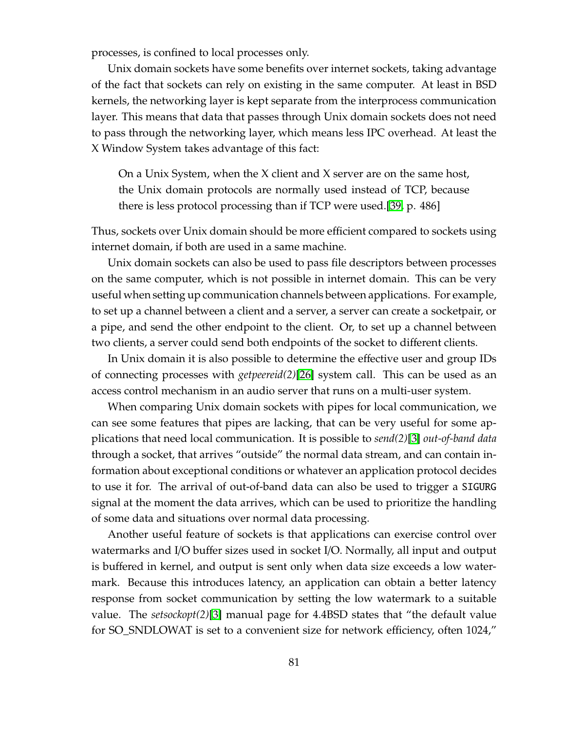processes, is confined to local processes only.

Unix domain sockets have some benefits over internet sockets, taking advantage of the fact that sockets can rely on existing in the same computer. At least in BSD kernels, the networking layer is kept separate from the interprocess communication layer. This means that data that passes through Unix domain sockets does not need to pass through the networking layer, which means less IPC overhead. At least the X Window System takes advantage of this fact:

> On a Unix System, when the X client and X server are on the same host, the Unix domain protocols are normally used instead of TCP, because there is less protocol processing than if TCP were used.[39, p. 486]

Thus, sockets over Unix domain should be more efficient compared to sockets using internet domain, if both are used in a same machine.

Unix domain sockets can also be used to pass file descriptors between processes on the same computer, which is not possible in internet domain. This can be very useful when setting up communication channels between applications. For example, to set up a channel between a client and a server, a server can create a socketpair, or a pipe, and send the other endpoint to the client. Or, to set up a channel between two clients, a server could send both endpoints of the socket to different clients.

In Unix domain it is also possible to determine the effective user and group IDs of connecting processes with *getpeereid(2)*[26] system call. This can be used as an access control mechanism in an audio server that runs on a multi-user system.

When comparing Unix domain sockets with pipes for local communication, we can see some features that pipes are lacking, that can be very useful for some applications that need local communication. It is possible to *send(2)*[3] *out-of-band data* through a socket, that arrives "outside" the normal data stream, and can contain information about exceptional conditions or whatever an application protocol decides to use it for. The arrival of out-of-band data can also be used to trigger a `SIGURG` signal at the moment the data arrives, which can be used to prioritize the handling of some data and situations over normal data processing.

Another useful feature of sockets is that applications can exercise control over watermarks and I/O buffer sizes used in socket I/O. Normally, all input and output is buffered in kernel, and output is sent only when data size exceeds a low watermark. Because this introduces latency, an application can obtain a better latency response from socket communication by setting the low watermark to a suitable value. The *setsockopt(2)*[3] manual page for 4.4BSD states that "the default value for SO_SNDLOWAT is set to a convenient size for network efficiency, often 1024,"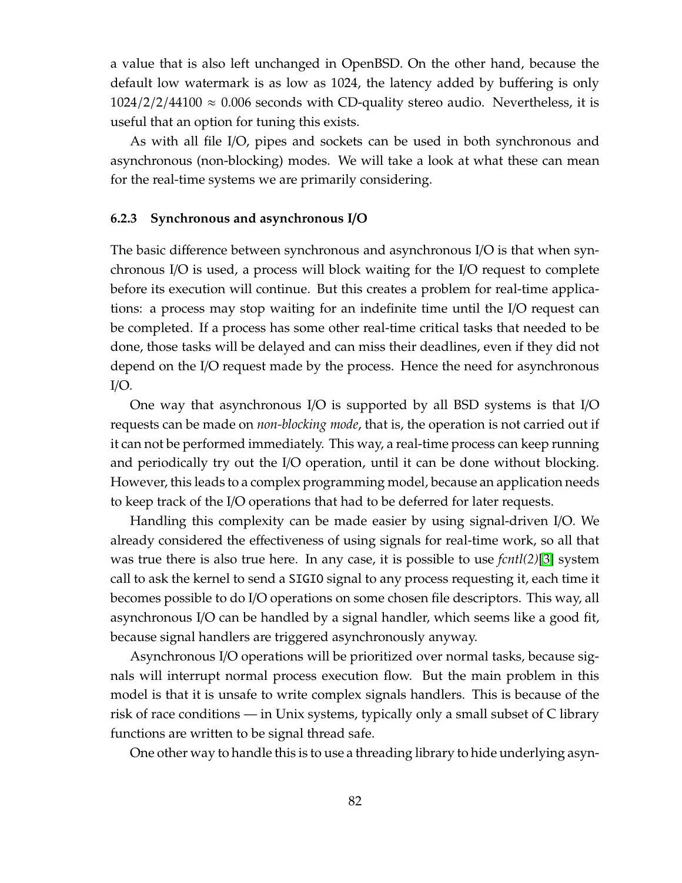a value that is also left unchanged in OpenBSD. On the other hand, because the default low watermark is as low as 1024, the latency added by buffering is only $1024/2/2/44100 \approx 0.006$ seconds with CD-quality stereo audio. Nevertheless, it is useful that an option for tuning this exists.

As with all file I/O, pipes and sockets can be used in both synchronous and asynchronous (non-blocking) modes. We will take a look at what these can mean for the real-time systems we are primarily considering.

### 6.2.3 Synchronous and asynchronous I/O

The basic difference between synchronous and asynchronous I/O is that when synchronous I/O is used, a process will block waiting for the I/O request to complete before its execution will continue. But this creates a problem for real-time applications: a process may stop waiting for an indefinite time until the I/O request can be completed. If a process has some other real-time critical tasks that needed to be done, those tasks will be delayed and can miss their deadlines, even if they did not depend on the I/O request made by the process. Hence the need for asynchronous I/O.

One way that asynchronous I/O is supported by all BSD systems is that I/O requests can be made on *non-blocking mode*, that is, the operation is not carried out if it can not be performed immediately. This way, a real-time process can keep running and periodically try out the I/O operation, until it can be done without blocking. However, this leads to a complex programming model, because an application needs to keep track of the I/O operations that had to be deferred for later requests.

Handling this complexity can be made easier by using signal-driven I/O. We already considered the effectiveness of using signals for real-time work, so all that was true there is also true here. In any case, it is possible to use *fcntl(2)*[3] system call to ask the kernel to send a `SIGIO` signal to any process requesting it, each time it becomes possible to do I/O operations on some chosen file descriptors. This way, all asynchronous I/O can be handled by a signal handler, which seems like a good fit, because signal handlers are triggered asynchronously anyway.

Asynchronous I/O operations will be prioritized over normal tasks, because signals will interrupt normal process execution flow. But the main problem in this model is that it is unsafe to write complex signals handlers. This is because of the risk of race conditions — in Unix systems, typically only a small subset of C library functions are written to be signal thread safe.

One other way to handle this is to use a threading library to hide underlying asyn-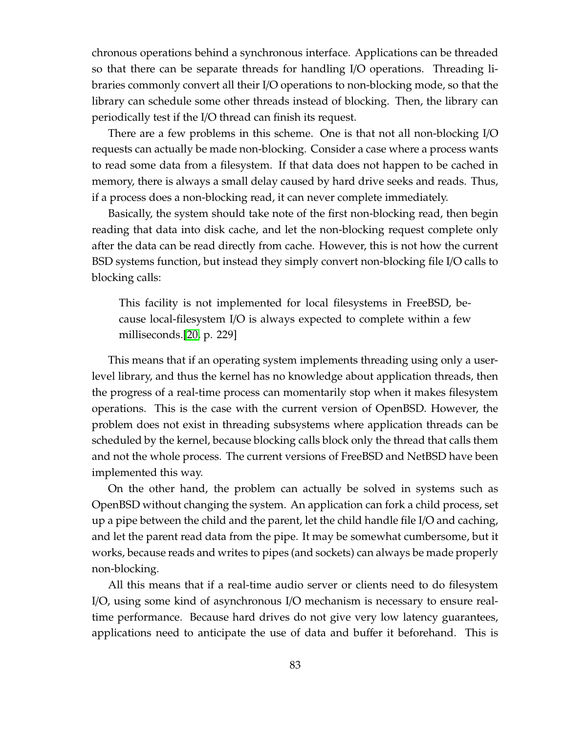chronous operations behind a synchronous interface. Applications can be threaded so that there can be separate threads for handling I/O operations. Threading libraries commonly convert all their I/O operations to non-blocking mode, so that the library can schedule some other threads instead of blocking. Then, the library can periodically test if the I/O thread can finish its request.

There are a few problems in this scheme. One is that not all non-blocking I/O requests can actually be made non-blocking. Consider a case where a process wants to read some data from a filesystem. If that data does not happen to be cached in memory, there is always a small delay caused by hard drive seeks and reads. Thus, if a process does a non-blocking read, it can never complete immediately.

Basically, the system should take note of the first non-blocking read, then begin reading that data into disk cache, and let the non-blocking request complete only after the data can be read directly from cache. However, this is not how the current BSD systems function, but instead they simply convert non-blocking file I/O calls to blocking calls:

> This facility is not implemented for local filesystems in FreeBSD, because local-filesystem I/O is always expected to complete within a few milliseconds.[20, p. 229]

This means that if an operating system implements threading using only a user-level library, and thus the kernel has no knowledge about application threads, then the progress of a real-time process can momentarily stop when it makes filesystem operations. This is the case with the current version of OpenBSD. However, the problem does not exist in threading subsystems where application threads can be scheduled by the kernel, because blocking calls block only the thread that calls them and not the whole process. The current versions of FreeBSD and NetBSD have been implemented this way.

On the other hand, the problem can actually be solved in systems such as OpenBSD without changing the system. An application can fork a child process, set up a pipe between the child and the parent, let the child handle file I/O and caching, and let the parent read data from the pipe. It may be somewhat cumbersome, but it works, because reads and writes to pipes (and sockets) can always be made properly non-blocking.

All this means that if a real-time audio server or clients need to do filesystem I/O, using some kind of asynchronous I/O mechanism is necessary to ensure real-time performance. Because hard drives do not give very low latency guarantees, applications need to anticipate the use of data and buffer it beforehand. This is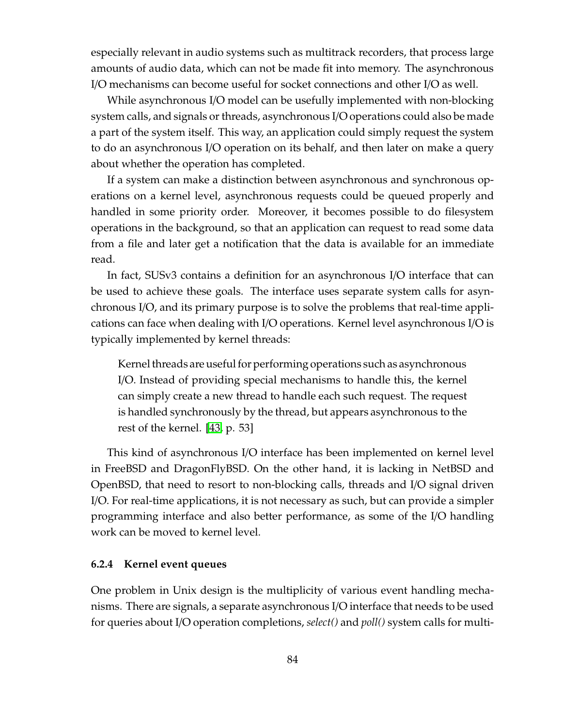especially relevant in audio systems such as multitrack recorders, that process large amounts of audio data, which can not be made fit into memory. The asynchronous I/O mechanisms can become useful for socket connections and other I/O as well.

While asynchronous I/O model can be usefully implemented with non-blocking system calls, and signals or threads, asynchronous I/O operations could also be made a part of the system itself. This way, an application could simply request the system to do an asynchronous I/O operation on its behalf, and then later on make a query about whether the operation has completed.

If a system can make a distinction between asynchronous and synchronous operations on a kernel level, asynchronous requests could be queued properly and handled in some priority order. Moreover, it becomes possible to do filesystem operations in the background, so that an application can request to read some data from a file and later get a notification that the data is available for an immediate read.

In fact, SUSv3 contains a definition for an asynchronous I/O interface that can be used to achieve these goals. The interface uses separate system calls for asynchronous I/O, and its primary purpose is to solve the problems that real-time applications can face when dealing with I/O operations. Kernel level asynchronous I/O is typically implemented by kernel threads:

> Kernel threads are useful for performing operations such as asynchronous I/O. Instead of providing special mechanisms to handle this, the kernel can simply create a new thread to handle each such request. The request is handled synchronously by the thread, but appears asynchronous to the rest of the kernel. [43, p. 53]

This kind of asynchronous I/O interface has been implemented on kernel level in FreeBSD and DragonFlyBSD. On the other hand, it is lacking in NetBSD and OpenBSD, that need to resort to non-blocking calls, threads and I/O signal driven I/O. For real-time applications, it is not necessary as such, but can provide a simpler programming interface and also better performance, as some of the I/O handling work can be moved to kernel level.

### 6.2.4 Kernel event queues

One problem in Unix design is the multiplicity of various event handling mechanisms. There are signals, a separate asynchronous I/O interface that needs to be used for queries about I/O operation completions, *select()* and *poll()* system calls for multi-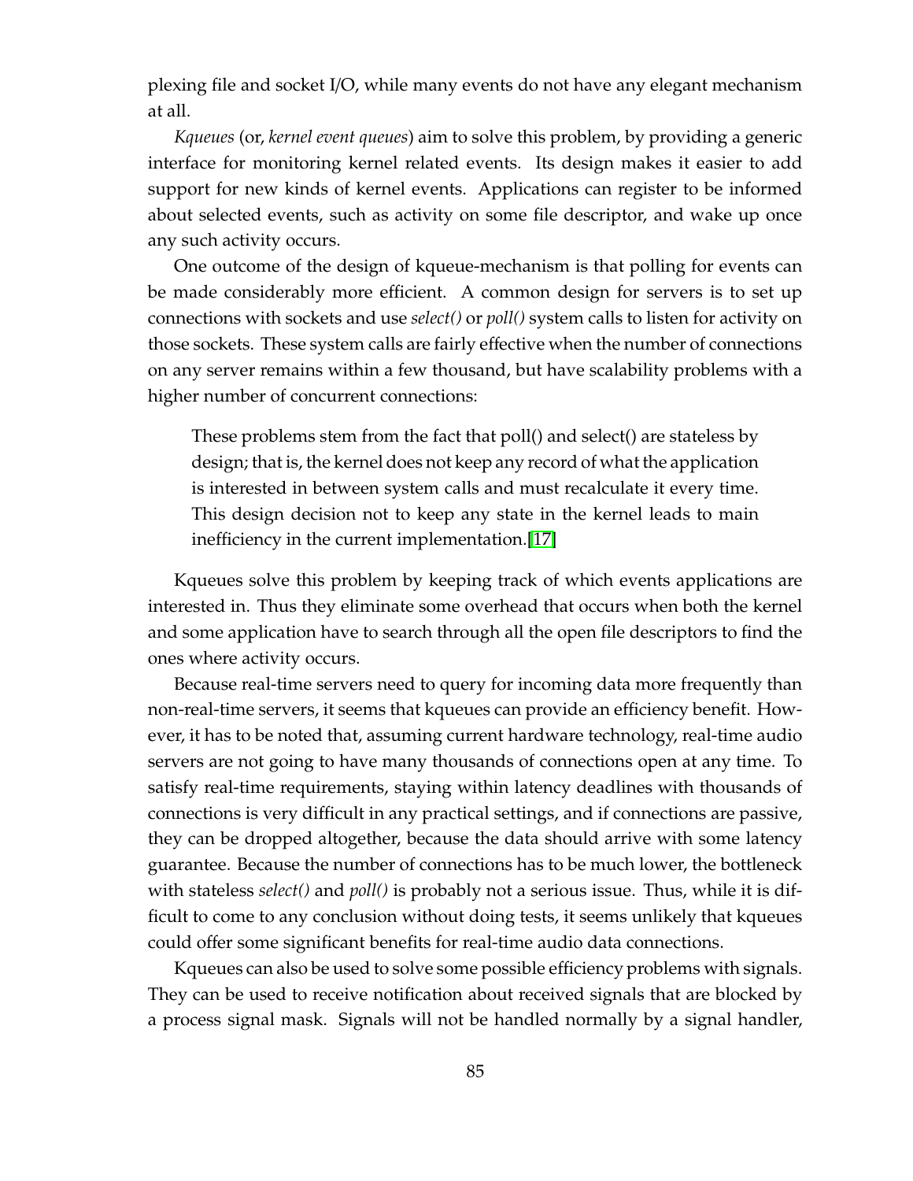plexing file and socket I/O, while many events do not have any elegant mechanism at all.

*Kqueues* (or, *kernel event queues*) aim to solve this problem, by providing a generic interface for monitoring kernel related events. Its design makes it easier to add support for new kinds of kernel events. Applications can register to be informed about selected events, such as activity on some file descriptor, and wake up once any such activity occurs.

One outcome of the design of kqueue-mechanism is that polling for events can be made considerably more efficient. A common design for servers is to set up connections with sockets and use *select()* or *poll()* system calls to listen for activity on those sockets. These system calls are fairly effective when the number of connections on any server remains within a few thousand, but have scalability problems with a higher number of concurrent connections:

> These problems stem from the fact that poll() and select() are stateless by design; that is, the kernel does not keep any record of what the application is interested in between system calls and must recalculate it every time. This design decision not to keep any state in the kernel leads to main inefficiency in the current implementation.[17]

Kqueues solve this problem by keeping track of which events applications are interested in. Thus they eliminate some overhead that occurs when both the kernel and some application have to search through all the open file descriptors to find the ones where activity occurs.

Because real-time servers need to query for incoming data more frequently than non-real-time servers, it seems that kqueues can provide an efficiency benefit. However, it has to be noted that, assuming current hardware technology, real-time audio servers are not going to have many thousands of connections open at any time. To satisfy real-time requirements, staying within latency deadlines with thousands of connections is very difficult in any practical settings, and if connections are passive, they can be dropped altogether, because the data should arrive with some latency guarantee. Because the number of connections has to be much lower, the bottleneck with stateless *select()* and *poll()* is probably not a serious issue. Thus, while it is difficult to come to any conclusion without doing tests, it seems unlikely that kqueues could offer some significant benefits for real-time audio data connections.

Kqueues can also be used to solve some possible efficiency problems with signals. They can be used to receive notification about received signals that are blocked by a process signal mask. Signals will not be handled normally by a signal handler,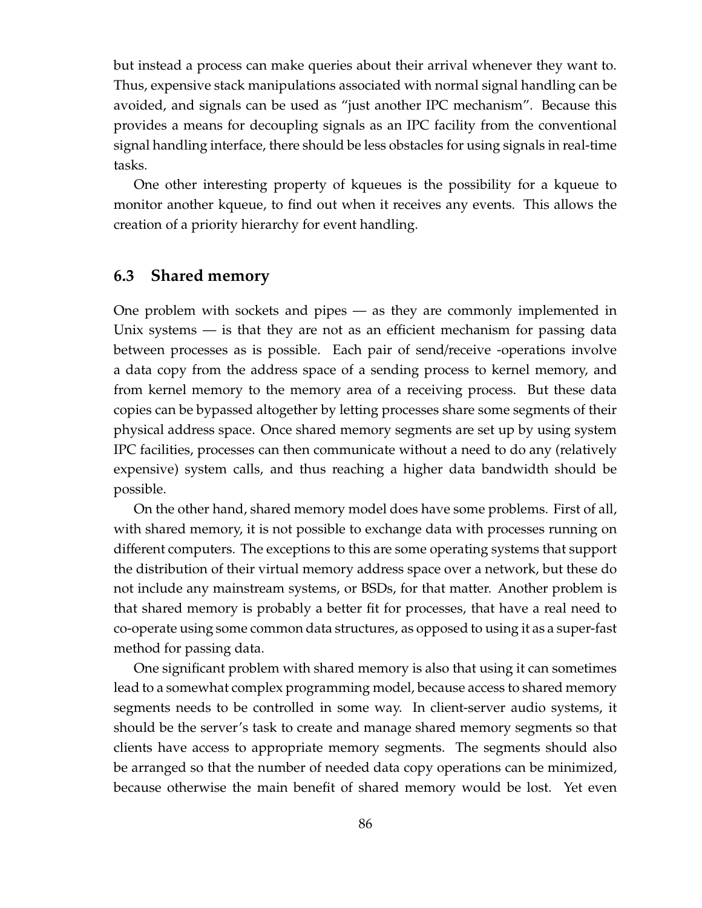but instead a process can make queries about their arrival whenever they want to. Thus, expensive stack manipulations associated with normal signal handling can be avoided, and signals can be used as "just another IPC mechanism". Because this provides a means for decoupling signals as an IPC facility from the conventional signal handling interface, there should be less obstacles for using signals in real-time tasks.

One other interesting property of kqueues is the possibility for a kqueue to monitor another kqueue, to find out when it receives any events. This allows the creation of a priority hierarchy for event handling.

## 6.3 Shared memory

One problem with sockets and pipes — as they are commonly implemented in Unix systems — is that they are not as an efficient mechanism for passing data between processes as is possible. Each pair of send/receive -operations involve a data copy from the address space of a sending process to kernel memory, and from kernel memory to the memory area of a receiving process. But these data copies can be bypassed altogether by letting processes share some segments of their physical address space. Once shared memory segments are set up by using system IPC facilities, processes can then communicate without a need to do any (relatively expensive) system calls, and thus reaching a higher data bandwidth should be possible.

On the other hand, shared memory model does have some problems. First of all, with shared memory, it is not possible to exchange data with processes running on different computers. The exceptions to this are some operating systems that support the distribution of their virtual memory address space over a network, but these do not include any mainstream systems, or BSDs, for that matter. Another problem is that shared memory is probably a better fit for processes, that have a real need to co-operate using some common data structures, as opposed to using it as a super-fast method for passing data.

One significant problem with shared memory is also that using it can sometimes lead to a somewhat complex programming model, because access to shared memory segments needs to be controlled in some way. In client-server audio systems, it should be the server's task to create and manage shared memory segments so that clients have access to appropriate memory segments. The segments should also be arranged so that the number of needed data copy operations can be minimized, because otherwise the main benefit of shared memory would be lost. Yet even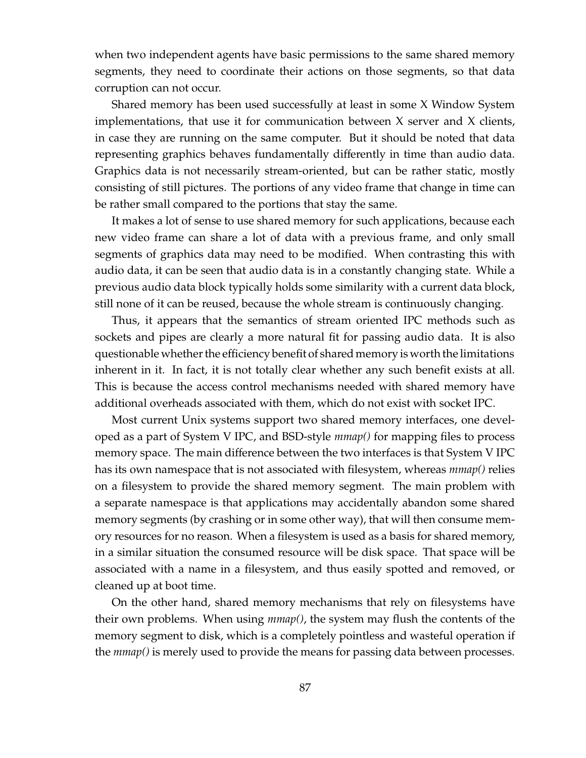when two independent agents have basic permissions to the same shared memory segments, they need to coordinate their actions on those segments, so that data corruption can not occur.

Shared memory has been used successfully at least in some X Window System implementations, that use it for communication between X server and X clients, in case they are running on the same computer. But it should be noted that data representing graphics behaves fundamentally differently in time than audio data. Graphics data is not necessarily stream-oriented, but can be rather static, mostly consisting of still pictures. The portions of any video frame that change in time can be rather small compared to the portions that stay the same.

It makes a lot of sense to use shared memory for such applications, because each new video frame can share a lot of data with a previous frame, and only small segments of graphics data may need to be modified. When contrasting this with audio data, it can be seen that audio data is in a constantly changing state. While a previous audio data block typically holds some similarity with a current data block, still none of it can be reused, because the whole stream is continuously changing.

Thus, it appears that the semantics of stream oriented IPC methods such as sockets and pipes are clearly a more natural fit for passing audio data. It is also questionable whether the efficiency benefit of shared memory is worth the limitations inherent in it. In fact, it is not totally clear whether any such benefit exists at all. This is because the access control mechanisms needed with shared memory have additional overheads associated with them, which do not exist with socket IPC.

Most current Unix systems support two shared memory interfaces, one developed as a part of System V IPC, and BSD-style *mmap()* for mapping files to process memory space. The main difference between the two interfaces is that System V IPC has its own namespace that is not associated with filesystem, whereas *mmap()* relies on a filesystem to provide the shared memory segment. The main problem with a separate namespace is that applications may accidentally abandon some shared memory segments (by crashing or in some other way), that will then consume memory resources for no reason. When a filesystem is used as a basis for shared memory, in a similar situation the consumed resource will be disk space. That space will be associated with a name in a filesystem, and thus easily spotted and removed, or cleaned up at boot time.

On the other hand, shared memory mechanisms that rely on filesystems have their own problems. When using *mmap()*, the system may flush the contents of the memory segment to disk, which is a completely pointless and wasteful operation if the *mmap()* is merely used to provide the means for passing data between processes.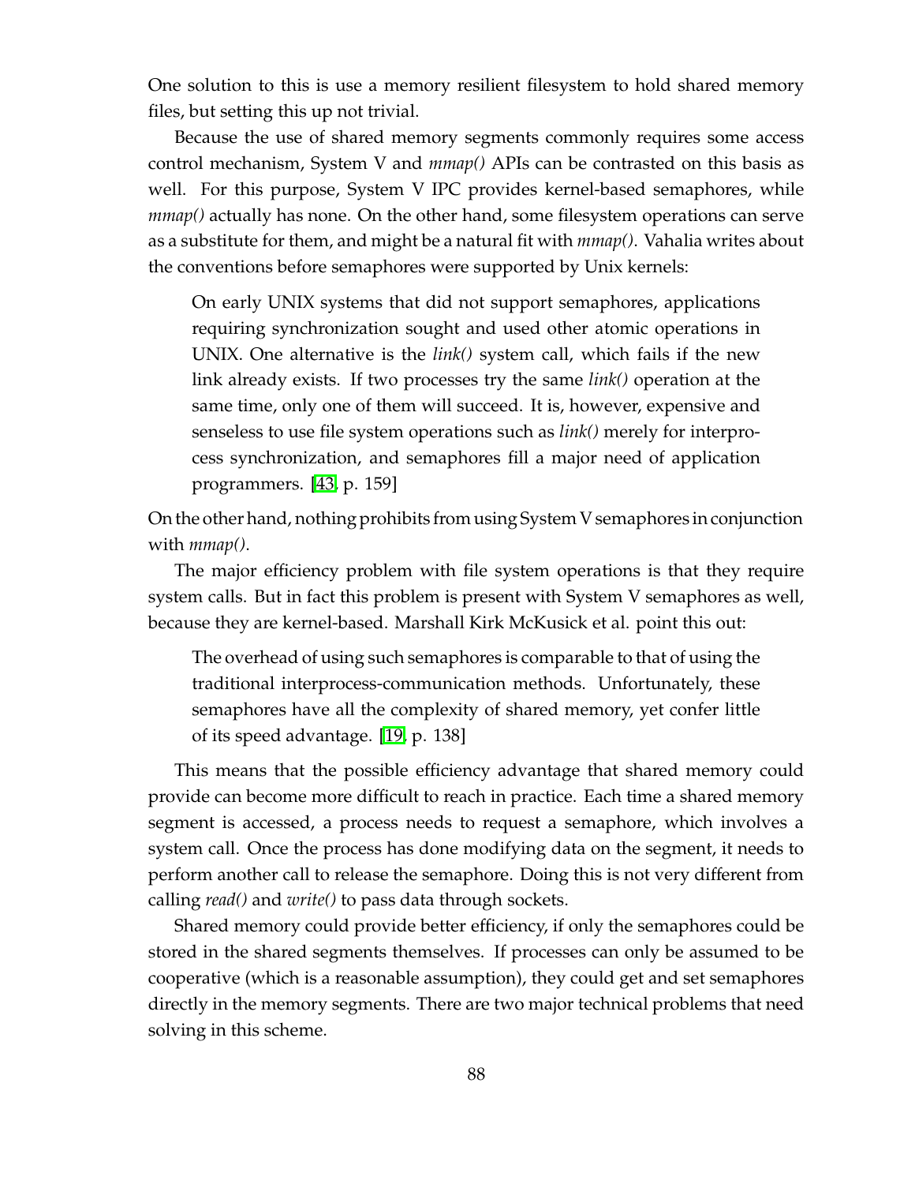One solution to this is use a memory resilient filesystem to hold shared memory files, but setting this up not trivial.

Because the use of shared memory segments commonly requires some access control mechanism, System V and *mmap()* APIs can be contrasted on this basis as well. For this purpose, System V IPC provides kernel-based semaphores, while *mmap()* actually has none. On the other hand, some filesystem operations can serve as a substitute for them, and might be a natural fit with *mmap()*. Vahalia writes about the conventions before semaphores were supported by Unix kernels:

> On early UNIX systems that did not support semaphores, applications requiring synchronization sought and used other atomic operations in UNIX. One alternative is the *link()* system call, which fails if the new link already exists. If two processes try the same *link()* operation at the same time, only one of them will succeed. It is, however, expensive and senseless to use file system operations such as *link()* merely for interprocess synchronization, and semaphores fill a major need of application programmers. [43, p. 159]

On the other hand, nothing prohibits from using System V semaphores in conjunction with *mmap()*.

The major efficiency problem with file system operations is that they require system calls. But in fact this problem is present with System V semaphores as well, because they are kernel-based. Marshall Kirk McKusick et al. point this out:

> The overhead of using such semaphores is comparable to that of using the traditional interprocess-communication methods. Unfortunately, these semaphores have all the complexity of shared memory, yet confer little of its speed advantage. [19, p. 138]

This means that the possible efficiency advantage that shared memory could provide can become more difficult to reach in practice. Each time a shared memory segment is accessed, a process needs to request a semaphore, which involves a system call. Once the process has done modifying data on the segment, it needs to perform another call to release the semaphore. Doing this is not very different from calling *read()* and *write()* to pass data through sockets.

Shared memory could provide better efficiency, if only the semaphores could be stored in the shared segments themselves. If processes can only be assumed to be cooperative (which is a reasonable assumption), they could get and set semaphores directly in the memory segments. There are two major technical problems that need solving in this scheme.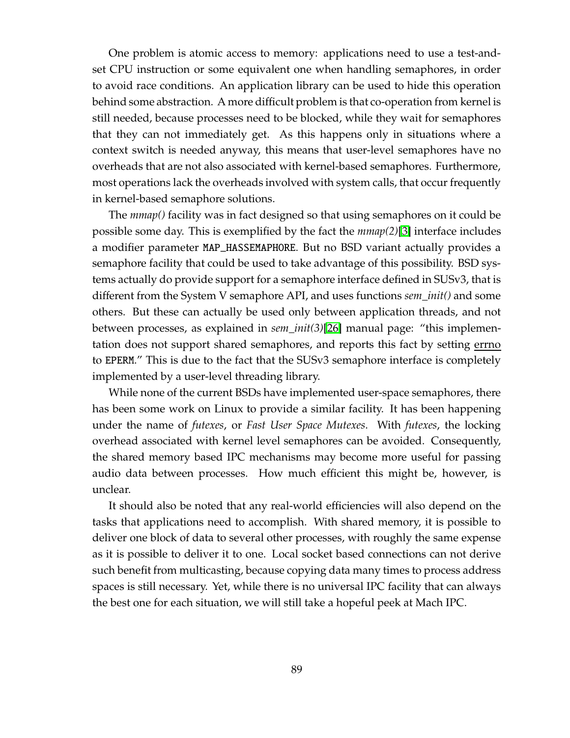One problem is atomic access to memory: applications need to use a test-and-set CPU instruction or some equivalent one when handling semaphores, in order to avoid race conditions. An application library can be used to hide this operation behind some abstraction. A more difficult problem is that co-operation from kernel is still needed, because processes need to be blocked, while they wait for semaphores that they can not immediately get. As this happens only in situations where a context switch is needed anyway, this means that user-level semaphores have no overheads that are not also associated with kernel-based semaphores. Furthermore, most operations lack the overheads involved with system calls, that occur frequently in kernel-based semaphore solutions.

The *mmap()* facility was in fact designed so that using semaphores on it could be possible some day. This is exemplified by the fact the *mmap(2)*[3] interface includes a modifier parameter `MAP_HASSEMAPHORE`. But no BSD variant actually provides a semaphore facility that could be used to take advantage of this possibility. BSD systems actually do provide support for a semaphore interface defined in SUSv3, that is different from the System V semaphore API, and uses functions *sem_init()* and some others. But these can actually be used only between application threads, and not between processes, as explained in *sem_init(3)*[26] manual page: "this implementation does not support shared semaphores, and reports this fact by setting errno to `EPERM`." This is due to the fact that the SUSv3 semaphore interface is completely implemented by a user-level threading library.

While none of the current BSDs have implemented user-space semaphores, there has been some work on Linux to provide a similar facility. It has been happening under the name of *futexes*, or *Fast User Space Mutexes*. With *futexes*, the locking overhead associated with kernel level semaphores can be avoided. Consequently, the shared memory based IPC mechanisms may become more useful for passing audio data between processes. How much efficient this might be, however, is unclear.

It should also be noted that any real-world efficiencies will also depend on the tasks that applications need to accomplish. With shared memory, it is possible to deliver one block of data to several other processes, with roughly the same expense as it is possible to deliver it to one. Local socket based connections can not derive such benefit from multicasting, because copying data many times to process address spaces is still necessary. Yet, while there is no universal IPC facility that can always the best one for each situation, we will still take a hopeful peek at Mach IPC.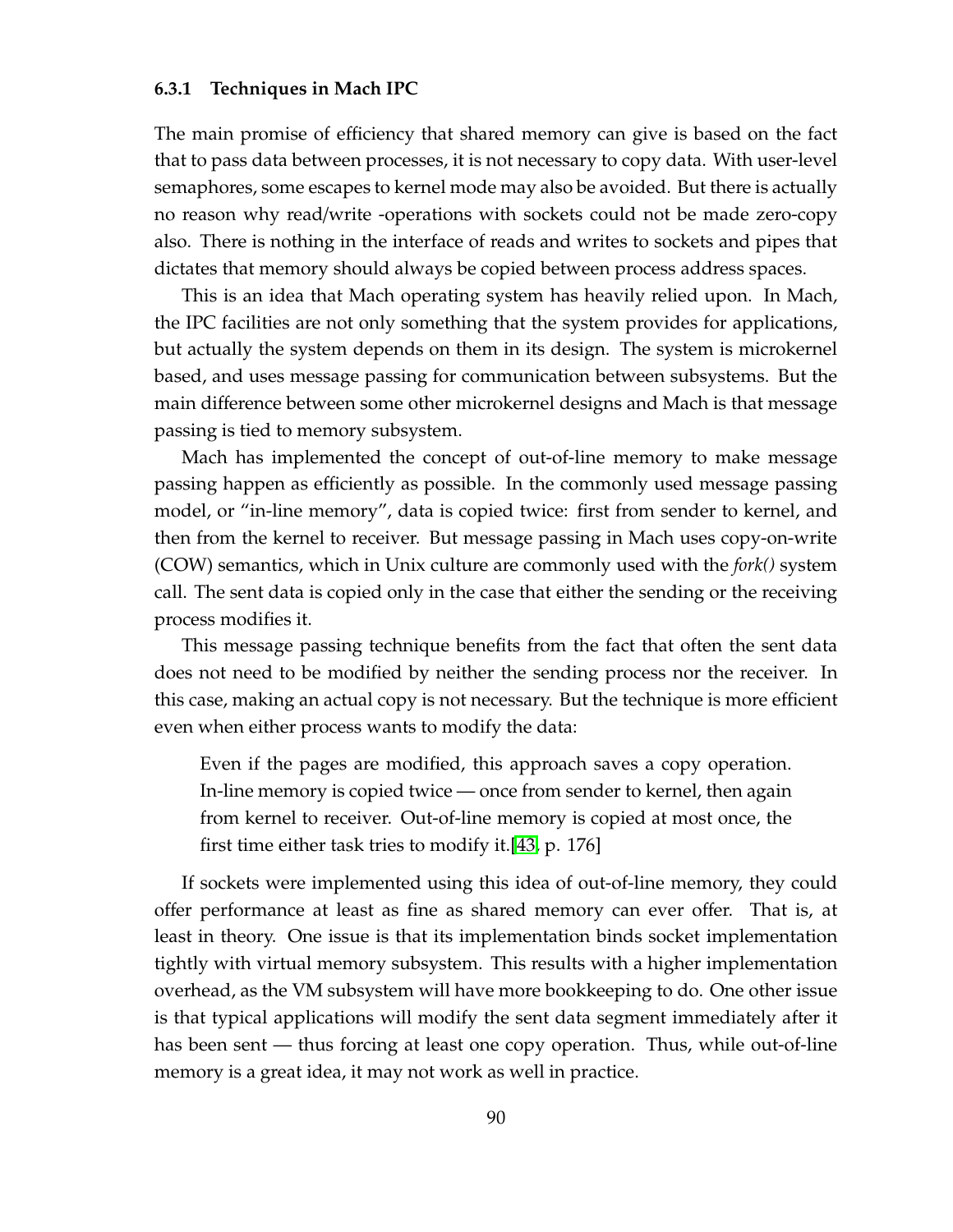### 6.3.1 Techniques in Mach IPC

The main promise of efficiency that shared memory can give is based on the fact that to pass data between processes, it is not necessary to copy data. With user-level semaphores, some escapes to kernel mode may also be avoided. But there is actually no reason why read/write -operations with sockets could not be made zero-copy also. There is nothing in the interface of reads and writes to sockets and pipes that dictates that memory should always be copied between process address spaces.

This is an idea that Mach operating system has heavily relied upon. In Mach, the IPC facilities are not only something that the system provides for applications, but actually the system depends on them in its design. The system is microkernel based, and uses message passing for communication between subsystems. But the main difference between some other microkernel designs and Mach is that message passing is tied to memory subsystem.

Mach has implemented the concept of out-of-line memory to make message passing happen as efficiently as possible. In the commonly used message passing model, or "in-line memory", data is copied twice: first from sender to kernel, and then from the kernel to receiver. But message passing in Mach uses copy-on-write (COW) semantics, which in Unix culture are commonly used with the *fork()* system call. The sent data is copied only in the case that either the sending or the receiving process modifies it.

This message passing technique benefits from the fact that often the sent data does not need to be modified by neither the sending process nor the receiver. In this case, making an actual copy is not necessary. But the technique is more efficient even when either process wants to modify the data:

> Even if the pages are modified, this approach saves a copy operation. In-line memory is copied twice — once from sender to kernel, then again from kernel to receiver. Out-of-line memory is copied at most once, the first time either task tries to modify it.[43, p. 176]

If sockets were implemented using this idea of out-of-line memory, they could offer performance at least as fine as shared memory can ever offer. That is, at least in theory. One issue is that its implementation binds socket implementation tightly with virtual memory subsystem. This results with a higher implementation overhead, as the VM subsystem will have more bookkeeping to do. One other issue is that typical applications will modify the sent data segment immediately after it has been sent — thus forcing at least one copy operation. Thus, while out-of-line memory is a great idea, it may not work as well in practice.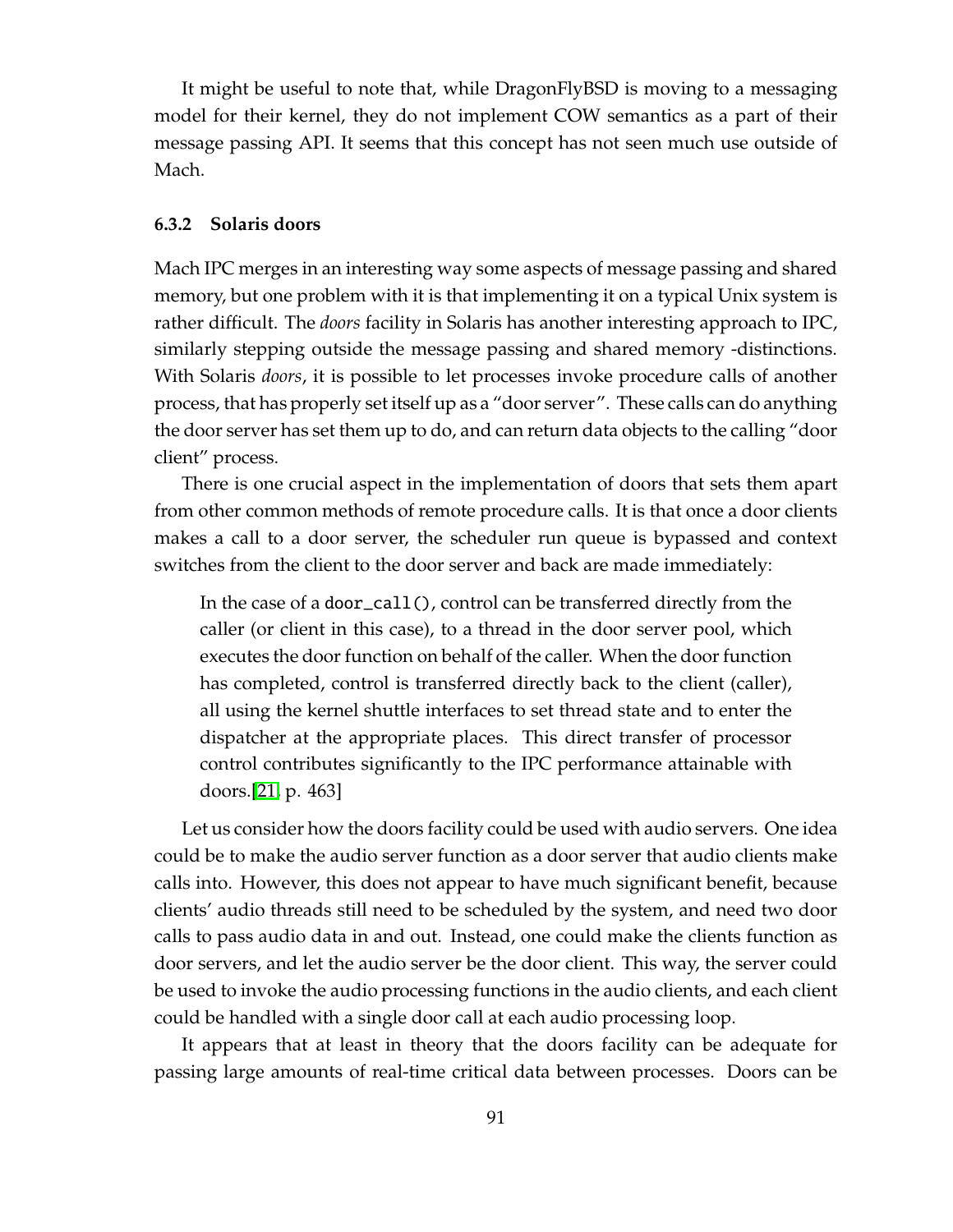It might be useful to note that, while DragonFlyBSD is moving to a messaging model for their kernel, they do not implement COW semantics as a part of their message passing API. It seems that this concept has not seen much use outside of Mach.

### 6.3.2 Solaris doors

Mach IPC merges in an interesting way some aspects of message passing and shared memory, but one problem with it is that implementing it on a typical Unix system is rather difficult. The *doors* facility in Solaris has another interesting approach to IPC, similarly stepping outside the message passing and shared memory -distinctions. With Solaris *doors*, it is possible to let processes invoke procedure calls of another process, that has properly set itself up as a "door server". These calls can do anything the door server has set them up to do, and can return data objects to the calling "door client" process.

There is one crucial aspect in the implementation of doors that sets them apart from other common methods of remote procedure calls. It is that once a door clients makes a call to a door server, the scheduler run queue is bypassed and context switches from the client to the door server and back are made immediately:

> In the case of a `door_call()`, control can be transferred directly from the caller (or client in this case), to a thread in the door server pool, which executes the door function on behalf of the caller. When the door function has completed, control is transferred directly back to the client (caller), all using the kernel shuttle interfaces to set thread state and to enter the dispatcher at the appropriate places. This direct transfer of processor control contributes significantly to the IPC performance attainable with doors.[21, p. 463]

Let us consider how the doors facility could be used with audio servers. One idea could be to make the audio server function as a door server that audio clients make calls into. However, this does not appear to have much significant benefit, because clients' audio threads still need to be scheduled by the system, and need two door calls to pass audio data in and out. Instead, one could make the clients function as door servers, and let the audio server be the door client. This way, the server could be used to invoke the audio processing functions in the audio clients, and each client could be handled with a single door call at each audio processing loop.

It appears that at least in theory that the doors facility can be adequate for passing large amounts of real-time critical data between processes. Doors can be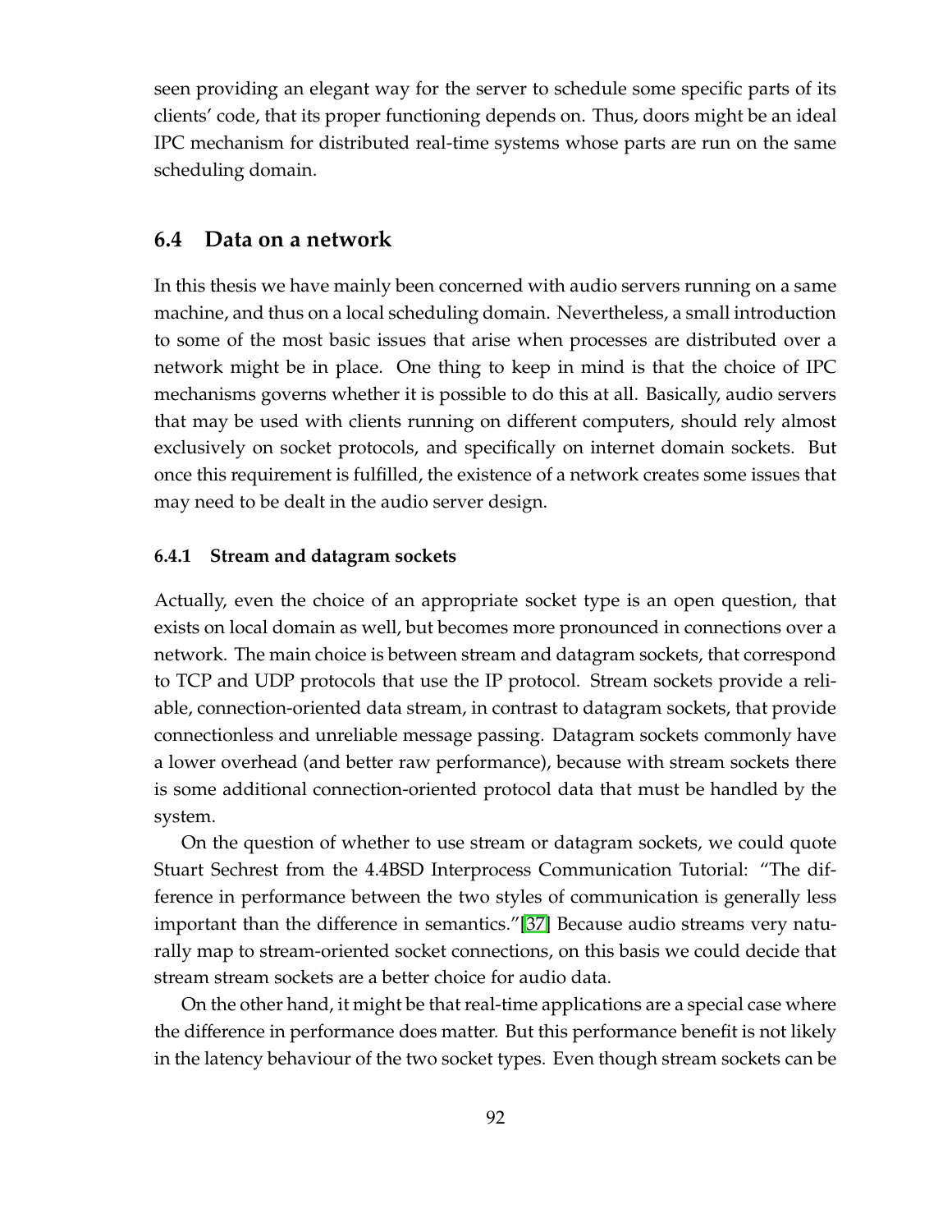seen providing an elegant way for the server to schedule some specific parts of its clients' code, that its proper functioning depends on. Thus, doors might be an ideal IPC mechanism for distributed real-time systems whose parts are run on the same scheduling domain.

## 6.4 Data on a network

In this thesis we have mainly been concerned with audio servers running on a same machine, and thus on a local scheduling domain. Nevertheless, a small introduction to some of the most basic issues that arise when processes are distributed over a network might be in place. One thing to keep in mind is that the choice of IPC mechanisms governs whether it is possible to do this at all. Basically, audio servers that may be used with clients running on different computers, should rely almost exclusively on socket protocols, and specifically on internet domain sockets. But once this requirement is fulfilled, the existence of a network creates some issues that may need to be dealt in the audio server design.

### 6.4.1 Stream and datagram sockets

Actually, even the choice of an appropriate socket type is an open question, that exists on local domain as well, but becomes more pronounced in connections over a network. The main choice is between stream and datagram sockets, that correspond to TCP and UDP protocols that use the IP protocol. Stream sockets provide a reliable, connection-oriented data stream, in contrast to datagram sockets, that provide connectionless and unreliable message passing. Datagram sockets commonly have a lower overhead (and better raw performance), because with stream sockets there is some additional connection-oriented protocol data that must be handled by the system.

On the question of whether to use stream or datagram sockets, we could quote Stuart Sechrest from the 4.4BSD Interprocess Communication Tutorial: "The difference in performance between the two styles of communication is generally less important than the difference in semantics."[37] Because audio streams very naturally map to stream-oriented socket connections, on this basis we could decide that stream stream sockets are a better choice for audio data.

On the other hand, it might be that real-time applications are a special case where the difference in performance does matter. But this performance benefit is not likely in the latency behaviour of the two socket types. Even though stream sockets can be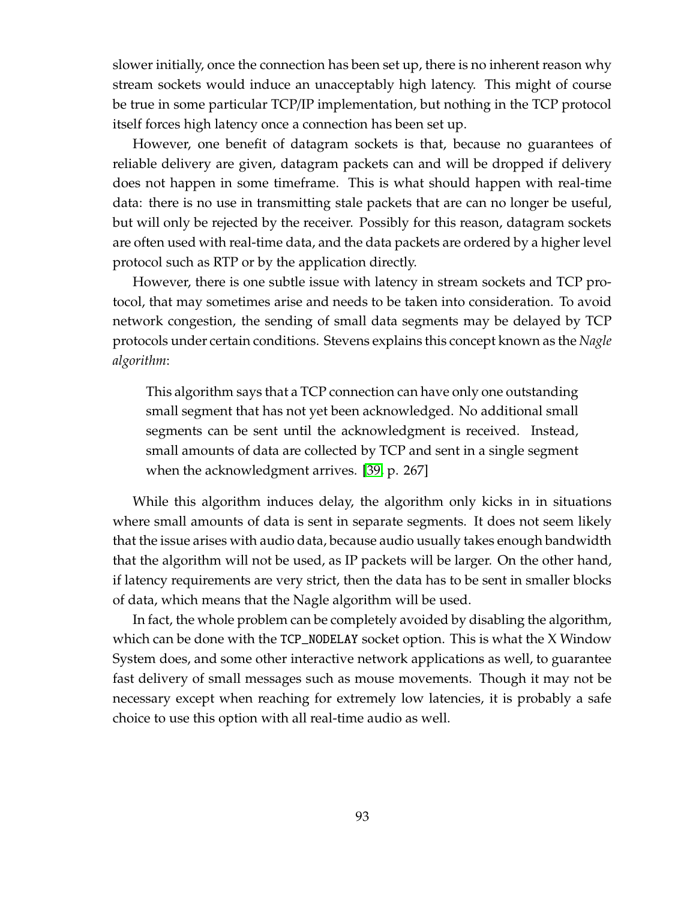slower initially, once the connection has been set up, there is no inherent reason why stream sockets would induce an unacceptably high latency. This might of course be true in some particular TCP/IP implementation, but nothing in the TCP protocol itself forces high latency once a connection has been set up.

However, one benefit of datagram sockets is that, because no guarantees of reliable delivery are given, datagram packets can and will be dropped if delivery does not happen in some timeframe. This is what should happen with real-time data: there is no use in transmitting stale packets that are can no longer be useful, but will only be rejected by the receiver. Possibly for this reason, datagram sockets are often used with real-time data, and the data packets are ordered by a higher level protocol such as RTP or by the application directly.

However, there is one subtle issue with latency in stream sockets and TCP protocol, that may sometimes arise and needs to be taken into consideration. To avoid network congestion, the sending of small data segments may be delayed by TCP protocols under certain conditions. Stevens explains this concept known as the *Nagle algorithm*:

> This algorithm says that a TCP connection can have only one outstanding small segment that has not yet been acknowledged. No additional small segments can be sent until the acknowledgment is received. Instead, small amounts of data are collected by TCP and sent in a single segment when the acknowledgment arrives. [39, p. 267]

While this algorithm induces delay, the algorithm only kicks in in situations where small amounts of data is sent in separate segments. It does not seem likely that the issue arises with audio data, because audio usually takes enough bandwidth that the algorithm will not be used, as IP packets will be larger. On the other hand, if latency requirements are very strict, then the data has to be sent in smaller blocks of data, which means that the Nagle algorithm will be used.

In fact, the whole problem can be completely avoided by disabling the algorithm, which can be done with the `TCP_NODELAY` socket option. This is what the X Window System does, and some other interactive network applications as well, to guarantee fast delivery of small messages such as mouse movements. Though it may not be necessary except when reaching for extremely low latencies, it is probably a safe choice to use this option with all real-time audio as well.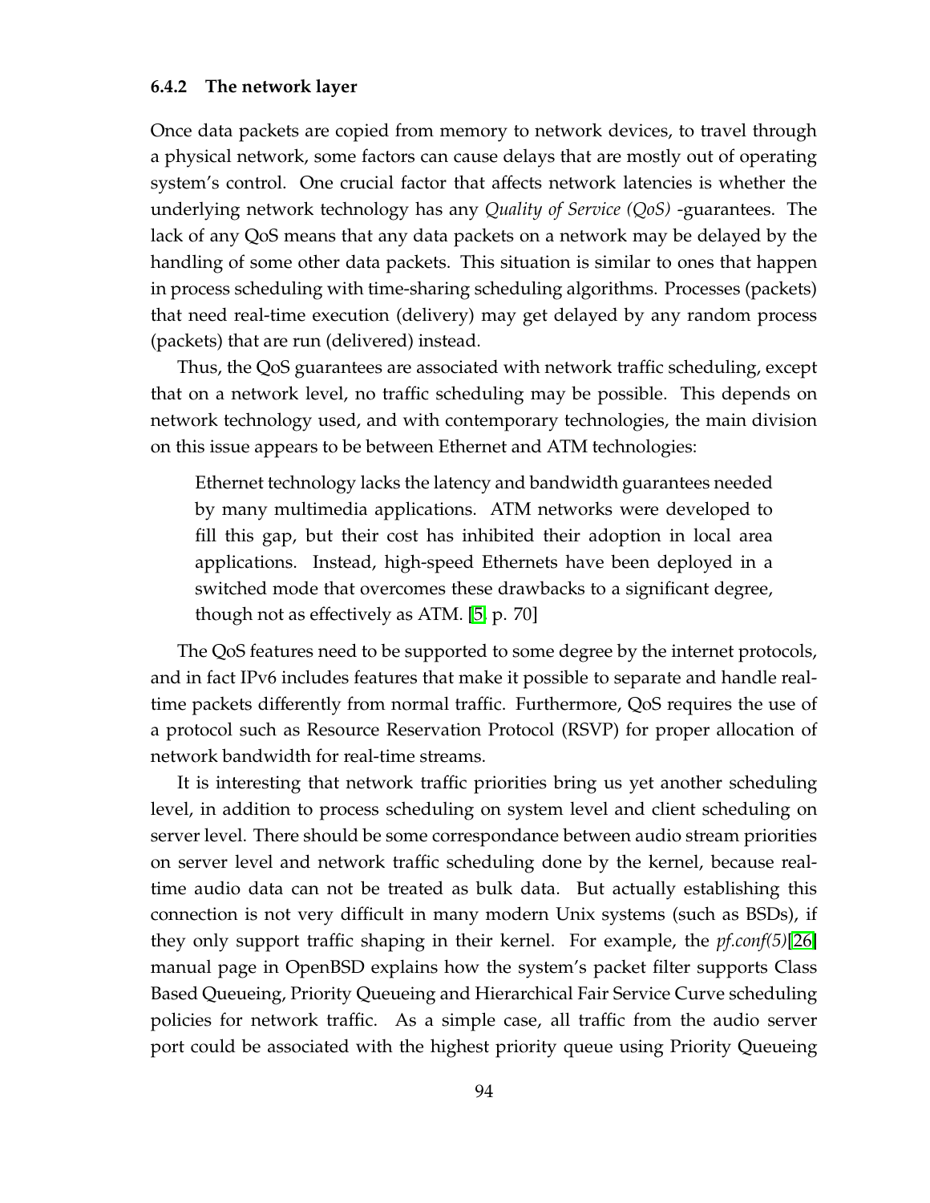### 6.4.2 The network layer

Once data packets are copied from memory to network devices, to travel through a physical network, some factors can cause delays that are mostly out of operating system's control. One crucial factor that affects network latencies is whether the underlying network technology has any *Quality of Service (QoS)* -guarantees. The lack of any QoS means that any data packets on a network may be delayed by the handling of some other data packets. This situation is similar to ones that happen in process scheduling with time-sharing scheduling algorithms. Processes (packets) that need real-time execution (delivery) may get delayed by any random process (packets) that are run (delivered) instead.

Thus, the QoS guarantees are associated with network traffic scheduling, except that on a network level, no traffic scheduling may be possible. This depends on network technology used, and with contemporary technologies, the main division on this issue appears to be between Ethernet and ATM technologies:

> Ethernet technology lacks the latency and bandwidth guarantees needed by many multimedia applications. ATM networks were developed to fill this gap, but their cost has inhibited their adoption in local area applications. Instead, high-speed Ethernets have been deployed in a switched mode that overcomes these drawbacks to a significant degree, though not as effectively as ATM. [5, p. 70]

The QoS features need to be supported to some degree by the internet protocols, and in fact IPv6 includes features that make it possible to separate and handle real-time packets differently from normal traffic. Furthermore, QoS requires the use of a protocol such as Resource Reservation Protocol (RSVP) for proper allocation of network bandwidth for real-time streams.

It is interesting that network traffic priorities bring us yet another scheduling level, in addition to process scheduling on system level and client scheduling on server level. There should be some correspondance between audio stream priorities on server level and network traffic scheduling done by the kernel, because real-time audio data can not be treated as bulk data. But actually establishing this connection is not very difficult in many modern Unix systems (such as BSDs), if they only support traffic shaping in their kernel. For example, the *pf.conf(5)*[26] manual page in OpenBSD explains how the system's packet filter supports Class Based Queueing, Priority Queueing and Hierarchical Fair Service Curve scheduling policies for network traffic. As a simple case, all traffic from the audio server port could be associated with the highest priority queue using Priority Queueing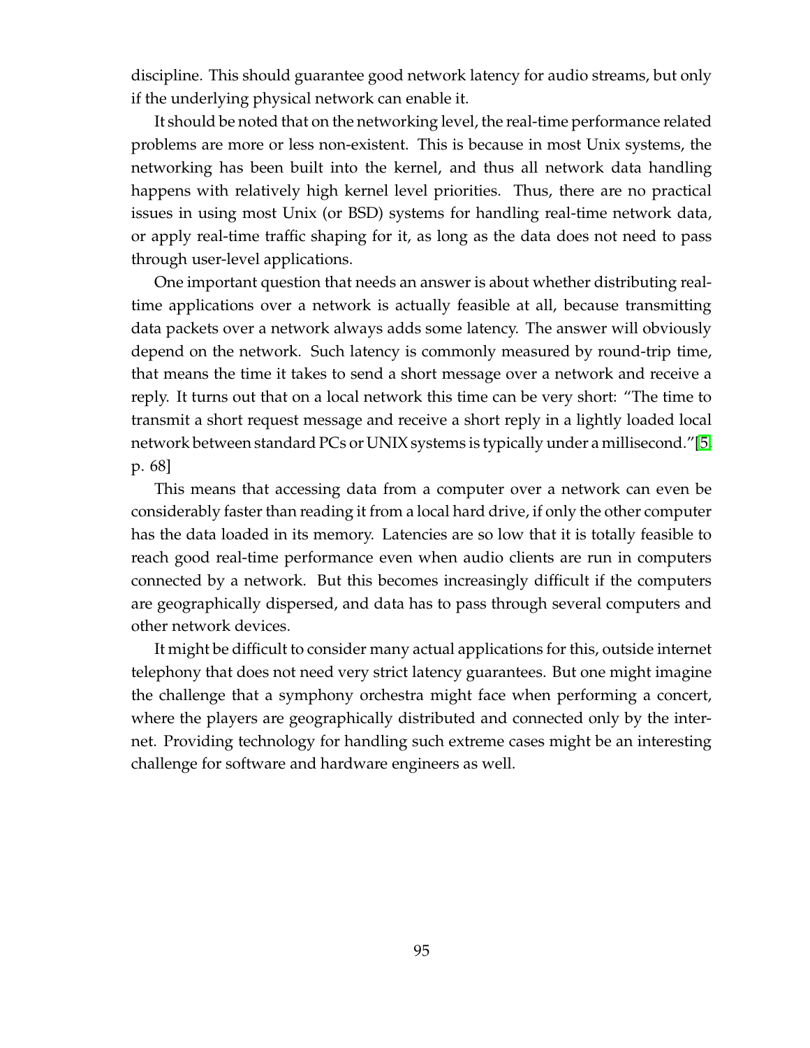discipline. This should guarantee good network latency for audio streams, but only if the underlying physical network can enable it.

It should be noted that on the networking level, the real-time performance related problems are more or less non-existent. This is because in most Unix systems, the networking has been built into the kernel, and thus all network data handling happens with relatively high kernel level priorities. Thus, there are no practical issues in using most Unix (or BSD) systems for handling real-time network data, or apply real-time traffic shaping for it, as long as the data does not need to pass through user-level applications.

One important question that needs an answer is about whether distributing real-time applications over a network is actually feasible at all, because transmitting data packets over a network always adds some latency. The answer will obviously depend on the network. Such latency is commonly measured by round-trip time, that means the time it takes to send a short message over a network and receive a reply. It turns out that on a local network this time can be very short: "The time to transmit a short request message and receive a short reply in a lightly loaded local network between standard PCs or UNIX systems is typically under a millisecond."[5, p. 68]

This means that accessing data from a computer over a network can even be considerably faster than reading it from a local hard drive, if only the other computer has the data loaded in its memory. Latencies are so low that it is totally feasible to reach good real-time performance even when audio clients are run in computers connected by a network. But this becomes increasingly difficult if the computers are geographically dispersed, and data has to pass through several computers and other network devices.

It might be difficult to consider many actual applications for this, outside internet telephony that does not need very strict latency guarantees. But one might imagine the challenge that a symphony orchestra might face when performing a concert, where the players are geographically distributed and connected only by the internet. Providing technology for handling such extreme cases might be an interesting challenge for software and hardware engineers as well.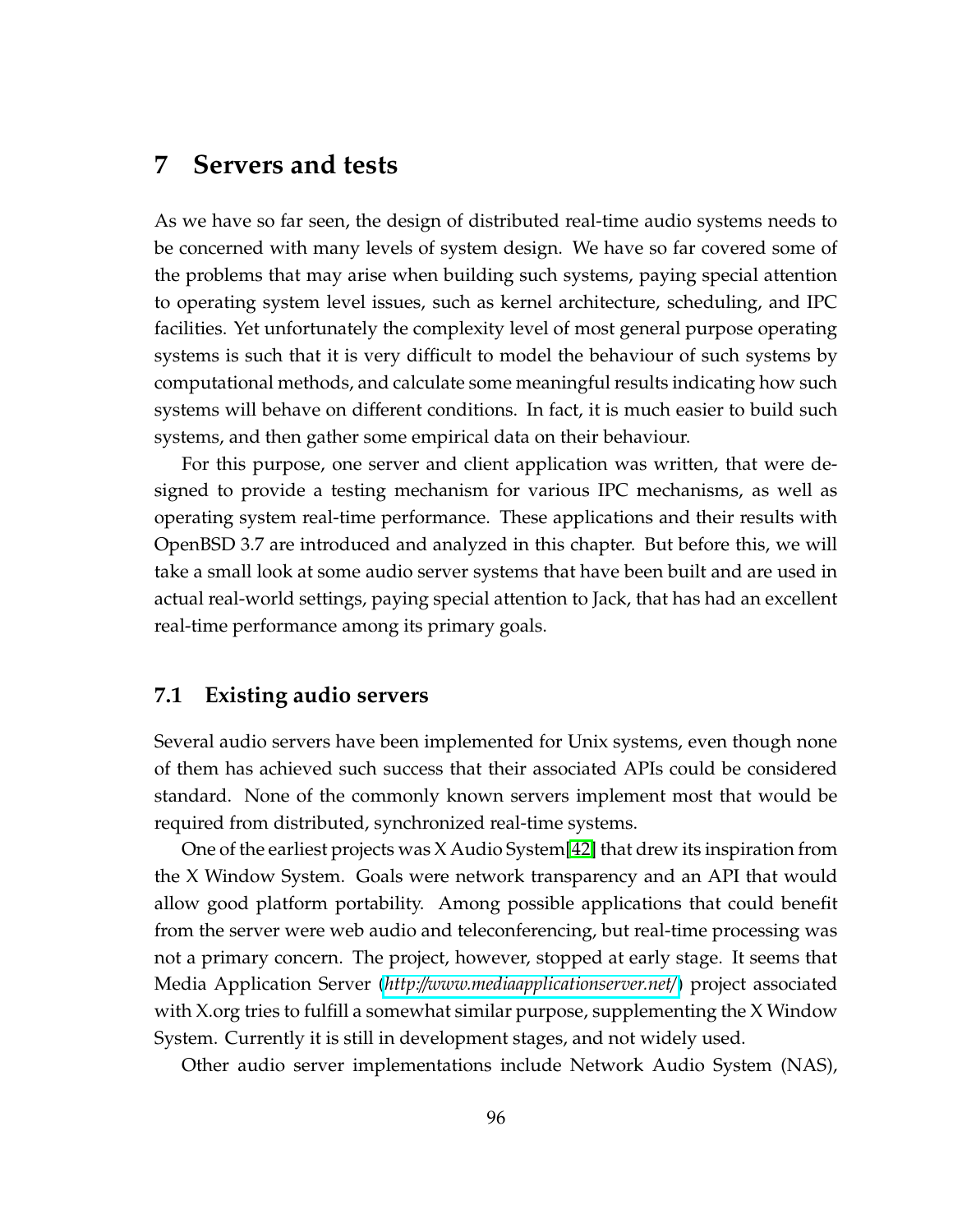# 7 Servers and tests

As we have so far seen, the design of distributed real-time audio systems needs to be concerned with many levels of system design. We have so far covered some of the problems that may arise when building such systems, paying special attention to operating system level issues, such as kernel architecture, scheduling, and IPC facilities. Yet unfortunately the complexity level of most general purpose operating systems is such that it is very difficult to model the behaviour of such systems by computational methods, and calculate some meaningful results indicating how such systems will behave on different conditions. In fact, it is much easier to build such systems, and then gather some empirical data on their behaviour.

For this purpose, one server and client application was written, that were designed to provide a testing mechanism for various IPC mechanisms, as well as operating system real-time performance. These applications and their results with OpenBSD 3.7 are introduced and analyzed in this chapter. But before this, we will take a small look at some audio server systems that have been built and are used in actual real-world settings, paying special attention to Jack, that has had an excellent real-time performance among its primary goals.

## 7.1 Existing audio servers

Several audio servers have been implemented for Unix systems, even though none of them has achieved such success that their associated APIs could be considered standard. None of the commonly known servers implement most that would be required from distributed, synchronized real-time systems.

One of the earliest projects was X Audio System[42] that drew its inspiration from the X Window System. Goals were network transparency and an API that would allow good platform portability. Among possible applications that could benefit from the server were web audio and teleconferencing, but real-time processing was not a primary concern. The project, however, stopped at early stage. It seems that Media Application Server (*http://www.mediaapplicationserver.net/*) project associated with X.org tries to fulfill a somewhat similar purpose, supplementing the X Window System. Currently it is still in development stages, and not widely used.

Other audio server implementations include Network Audio System (NAS),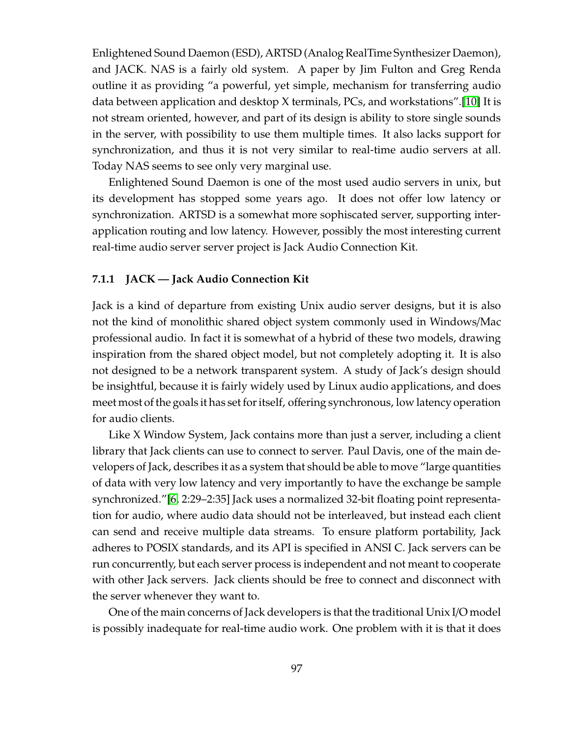Enlightened Sound Daemon (ESD), ARTSD (Analog RealTime Synthesizer Daemon), and JACK. NAS is a fairly old system. A paper by Jim Fulton and Greg Renda outline it as providing "a powerful, yet simple, mechanism for transferring audio data between application and desktop X terminals, PCs, and workstations".[10] It is not stream oriented, however, and part of its design is ability to store single sounds in the server, with possibility to use them multiple times. It also lacks support for synchronization, and thus it is not very similar to real-time audio servers at all. Today NAS seems to see only very marginal use.

Enlightened Sound Daemon is one of the most used audio servers in unix, but its development has stopped some years ago. It does not offer low latency or synchronization. ARTSD is a somewhat more sophisticated server, supporting inter-application routing and low latency. However, possibly the most interesting current real-time audio server server project is Jack Audio Connection Kit.

### 7.1.1 JACK — Jack Audio Connection Kit

Jack is a kind of departure from existing Unix audio server designs, but it is also not the kind of monolithic shared object system commonly used in Windows/Mac professional audio. In fact it is somewhat of a hybrid of these two models, drawing inspiration from the shared object model, but not completely adopting it. It is also not designed to be a network transparent system. A study of Jack's design should be insightful, because it is fairly widely used by Linux audio applications, and does meet most of the goals it has set for itself, offering synchronous, low latency operation for audio clients.

Like X Window System, Jack contains more than just a server, including a client library that Jack clients can use to connect to server. Paul Davis, one of the main developers of Jack, describes it as a system that should be able to move "large quantities of data with very low latency and very importantly to have the exchange be sample synchronized."[6, 2:29–2:35] Jack uses a normalized 32-bit floating point representation for audio, where audio data should not be interleaved, but instead each client can send and receive multiple data streams. To ensure platform portability, Jack adheres to POSIX standards, and its API is specified in ANSI C. Jack servers can be run concurrently, but each server process is independent and not meant to cooperate with other Jack servers. Jack clients should be free to connect and disconnect with the server whenever they want to.

One of the main concerns of Jack developers is that the traditional Unix I/O model is possibly inadequate for real-time audio work. One problem with it is that it does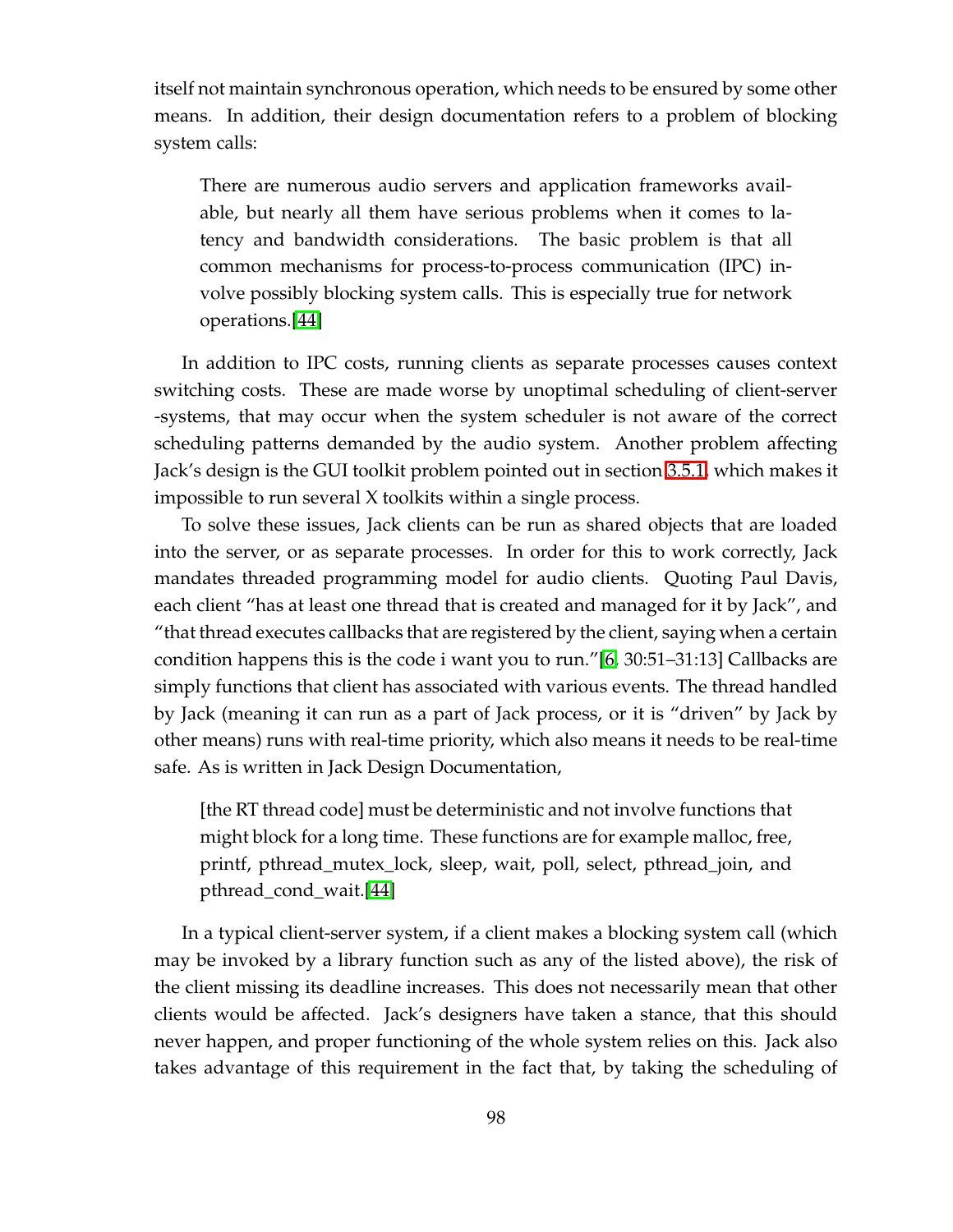itself not maintain synchronous operation, which needs to be ensured by some other means. In addition, their design documentation refers to a problem of blocking system calls:

> There are numerous audio servers and application frameworks available, but nearly all them have serious problems when it comes to latency and bandwidth considerations. The basic problem is that all common mechanisms for process-to-process communication (IPC) involve possibly blocking system calls. This is especially true for network operations.[44]

In addition to IPC costs, running clients as separate processes causes context switching costs. These are made worse by unoptimal scheduling of client-server -systems, that may occur when the system scheduler is not aware of the correct scheduling patterns demanded by the audio system. Another problem affecting Jack's design is the GUI toolkit problem pointed out in section 3.5.1, which makes it impossible to run several X toolkits within a single process.

To solve these issues, Jack clients can be run as shared objects that are loaded into the server, or as separate processes. In order for this to work correctly, Jack mandates threaded programming model for audio clients. Quoting Paul Davis, each client "has at least one thread that is created and managed for it by Jack", and "that thread executes callbacks that are registered by the client, saying when a certain condition happens this is the code i want you to run."[6, 30:51–31:13] Callbacks are simply functions that client has associated with various events. The thread handled by Jack (meaning it can run as a part of Jack process, or it is "driven" by Jack by other means) runs with real-time priority, which also means it needs to be real-time safe. As is written in Jack Design Documentation,

> [the RT thread code] must be deterministic and not involve functions that might block for a long time. These functions are for example malloc, free, printf, pthread_mutex_lock, sleep, wait, poll, select, pthread_join, and pthread_cond_wait.[44]

In a typical client-server system, if a client makes a blocking system call (which may be invoked by a library function such as any of the listed above), the risk of the client missing its deadline increases. This does not necessarily mean that other clients would be affected. Jack's designers have taken a stance, that this should never happen, and proper functioning of the whole system relies on this. Jack also takes advantage of this requirement in the fact that, by taking the scheduling of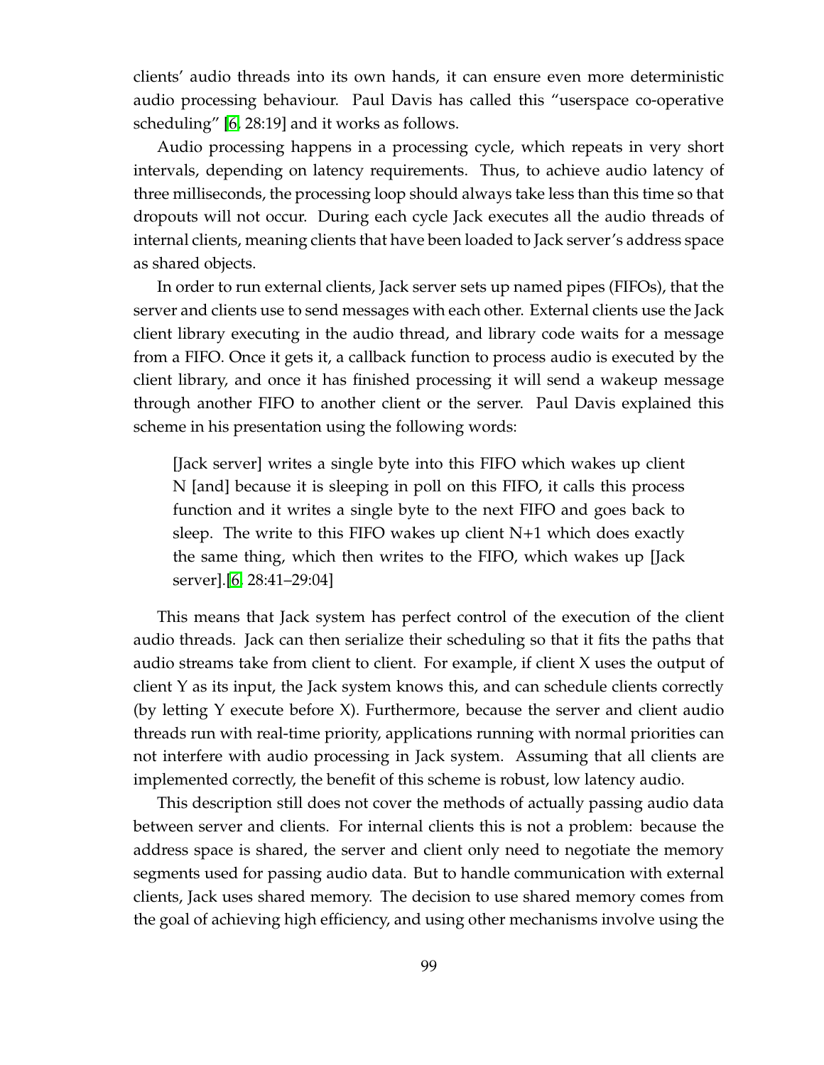clients' audio threads into its own hands, it can ensure even more deterministic audio processing behaviour. Paul Davis has called this "userspace co-operative scheduling" [6, 28:19] and it works as follows.

Audio processing happens in a processing cycle, which repeats in very short intervals, depending on latency requirements. Thus, to achieve audio latency of three milliseconds, the processing loop should always take less than this time so that dropouts will not occur. During each cycle Jack executes all the audio threads of internal clients, meaning clients that have been loaded to Jack server's address space as shared objects.

In order to run external clients, Jack server sets up named pipes (FIFOs), that the server and clients use to send messages with each other. External clients use the Jack client library executing in the audio thread, and library code waits for a message from a FIFO. Once it gets it, a callback function to process audio is executed by the client library, and once it has finished processing it will send a wakeup message through another FIFO to another client or the server. Paul Davis explained this scheme in his presentation using the following words:

> [Jack server] writes a single byte into this FIFO which wakes up client N [and] because it is sleeping in poll on this FIFO, it calls this process function and it writes a single byte to the next FIFO and goes back to sleep. The write to this FIFO wakes up client N+1 which does exactly the same thing, which then writes to the FIFO, which wakes up [Jack server].[6, 28:41–29:04]

This means that Jack system has perfect control of the execution of the client audio threads. Jack can then serialize their scheduling so that it fits the paths that audio streams take from client to client. For example, if client X uses the output of client Y as its input, the Jack system knows this, and can schedule clients correctly (by letting Y execute before X). Furthermore, because the server and client audio threads run with real-time priority, applications running with normal priorities can not interfere with audio processing in Jack system. Assuming that all clients are implemented correctly, the benefit of this scheme is robust, low latency audio.

This description still does not cover the methods of actually passing audio data between server and clients. For internal clients this is not a problem: because the address space is shared, the server and client only need to negotiate the memory segments used for passing audio data. But to handle communication with external clients, Jack uses shared memory. The decision to use shared memory comes from the goal of achieving high efficiency, and using other mechanisms involve using the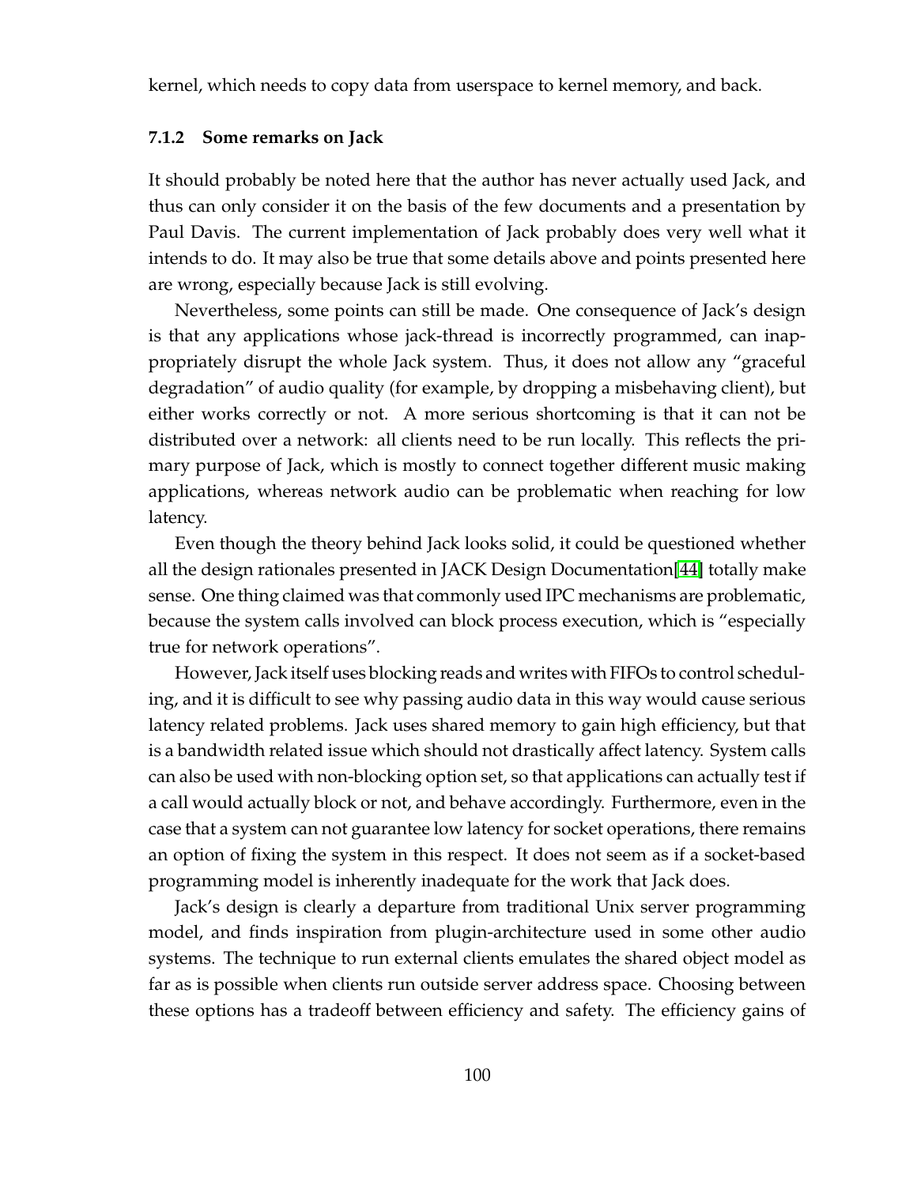kernel, which needs to copy data from userspace to kernel memory, and back.

### 7.1.2 Some remarks on Jack

It should probably be noted here that the author has never actually used Jack, and thus can only consider it on the basis of the few documents and a presentation by Paul Davis. The current implementation of Jack probably does very well what it intends to do. It may also be true that some details above and points presented here are wrong, especially because Jack is still evolving.

Nevertheless, some points can still be made. One consequence of Jack's design is that any applications whose jack-thread is incorrectly programmed, can inappropriately disrupt the whole Jack system. Thus, it does not allow any "graceful degradation" of audio quality (for example, by dropping a misbehaving client), but either works correctly or not. A more serious shortcoming is that it can not be distributed over a network: all clients need to be run locally. This reflects the primary purpose of Jack, which is mostly to connect together different music making applications, whereas network audio can be problematic when reaching for low latency.

Even though the theory behind Jack looks solid, it could be questioned whether all the design rationales presented in JACK Design Documentation[44] totally make sense. One thing claimed was that commonly used IPC mechanisms are problematic, because the system calls involved can block process execution, which is "especially true for network operations".

However, Jack itself uses blocking reads and writes with FIFOs to control scheduling, and it is difficult to see why passing audio data in this way would cause serious latency related problems. Jack uses shared memory to gain high efficiency, but that is a bandwidth related issue which should not drastically affect latency. System calls can also be used with non-blocking option set, so that applications can actually test if a call would actually block or not, and behave accordingly. Furthermore, even in the case that a system can not guarantee low latency for socket operations, there remains an option of fixing the system in this respect. It does not seem as if a socket-based programming model is inherently inadequate for the work that Jack does.

Jack's design is clearly a departure from traditional Unix server programming model, and finds inspiration from plugin-architecture used in some other audio systems. The technique to run external clients emulates the shared object model as far as is possible when clients run outside server address space. Choosing between these options has a tradeoff between efficiency and safety. The efficiency gains of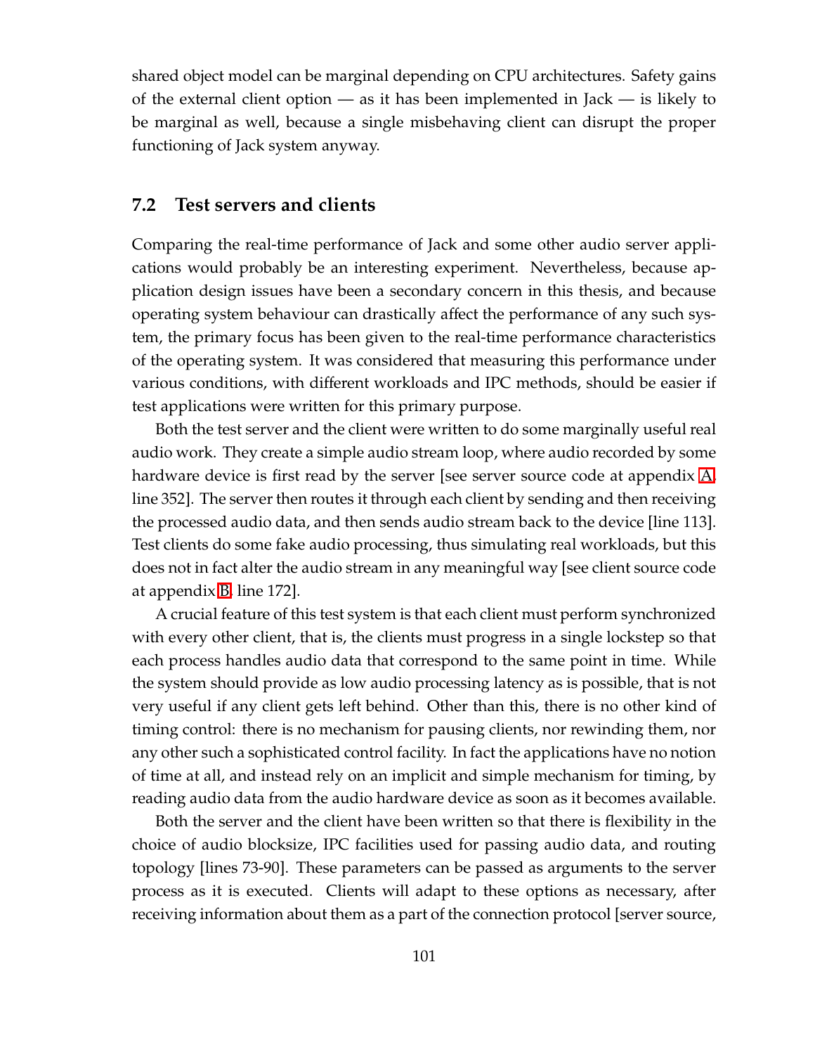shared object model can be marginal depending on CPU architectures. Safety gains of the external client option — as it has been implemented in Jack — is likely to be marginal as well, because a single misbehaving client can disrupt the proper functioning of Jack system anyway.

## 7.2 Test servers and clients

Comparing the real-time performance of Jack and some other audio server applications would probably be an interesting experiment. Nevertheless, because application design issues have been a secondary concern in this thesis, and because operating system behaviour can drastically affect the performance of any such system, the primary focus has been given to the real-time performance characteristics of the operating system. It was considered that measuring this performance under various conditions, with different workloads and IPC methods, should be easier if test applications were written for this primary purpose.

Both the test server and the client were written to do some marginally useful real audio work. They create a simple audio stream loop, where audio recorded by some hardware device is first read by the server [see server source code at appendix A, line 352]. The server then routes it through each client by sending and then receiving the processed audio data, and then sends audio stream back to the device [line 113]. Test clients do some fake audio processing, thus simulating real workloads, but this does not in fact alter the audio stream in any meaningful way [see client source code at appendix B, line 172].

A crucial feature of this test system is that each client must perform synchronized with every other client, that is, the clients must progress in a single lockstep so that each process handles audio data that correspond to the same point in time. While the system should provide as low audio processing latency as is possible, that is not very useful if any client gets left behind. Other than this, there is no other kind of timing control: there is no mechanism for pausing clients, nor rewinding them, nor any other such a sophisticated control facility. In fact the applications have no notion of time at all, and instead rely on an implicit and simple mechanism for timing, by reading audio data from the audio hardware device as soon as it becomes available.

Both the server and the client have been written so that there is flexibility in the choice of audio blocksize, IPC facilities used for passing audio data, and routing topology [lines 73-90]. These parameters can be passed as arguments to the server process as it is executed. Clients will adapt to these options as necessary, after receiving information about them as a part of the connection protocol [server source,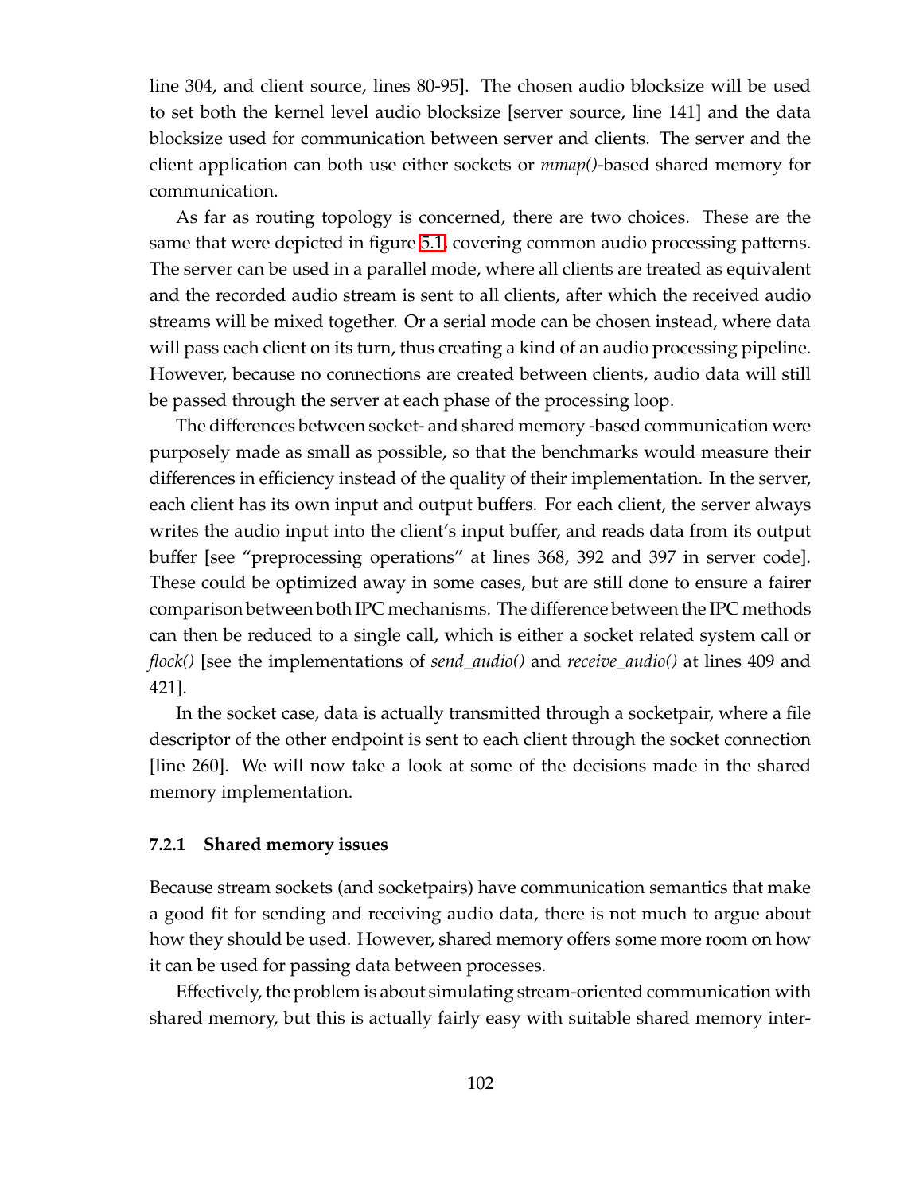line 304, and client source, lines 80-95]. The chosen audio blocksize will be used to set both the kernel level audio blocksize [server source, line 141] and the data blocksize used for communication between server and clients. The server and the client application can both use either sockets or *mmap()*-based shared memory for communication.

As far as routing topology is concerned, there are two choices. These are the same that were depicted in figure 5.1, covering common audio processing patterns. The server can be used in a parallel mode, where all clients are treated as equivalent and the recorded audio stream is sent to all clients, after which the received audio streams will be mixed together. Or a serial mode can be chosen instead, where data will pass each client on its turn, thus creating a kind of an audio processing pipeline. However, because no connections are created between clients, audio data will still be passed through the server at each phase of the processing loop.

The differences between socket- and shared memory -based communication were purposely made as small as possible, so that the benchmarks would measure their differences in efficiency instead of the quality of their implementation. In the server, each client has its own input and output buffers. For each client, the server always writes the audio input into the client's input buffer, and reads data from its output buffer [see "preprocessing operations" at lines 368, 392 and 397 in server code]. These could be optimized away in some cases, but are still done to ensure a fairer comparison between both IPC mechanisms. The difference between the IPC methods can then be reduced to a single call, which is either a socket related system call or *flock()* [see the implementations of *send_audio()* and *receive_audio()* at lines 409 and 421].

In the socket case, data is actually transmitted through a socketpair, where a file descriptor of the other endpoint is sent to each client through the socket connection [line 260]. We will now take a look at some of the decisions made in the shared memory implementation.

### 7.2.1 Shared memory issues

Because stream sockets (and socketpairs) have communication semantics that make a good fit for sending and receiving audio data, there is not much to argue about how they should be used. However, shared memory offers some more room on how it can be used for passing data between processes.

Effectively, the problem is about simulating stream-oriented communication with shared memory, but this is actually fairly easy with suitable shared memory inter-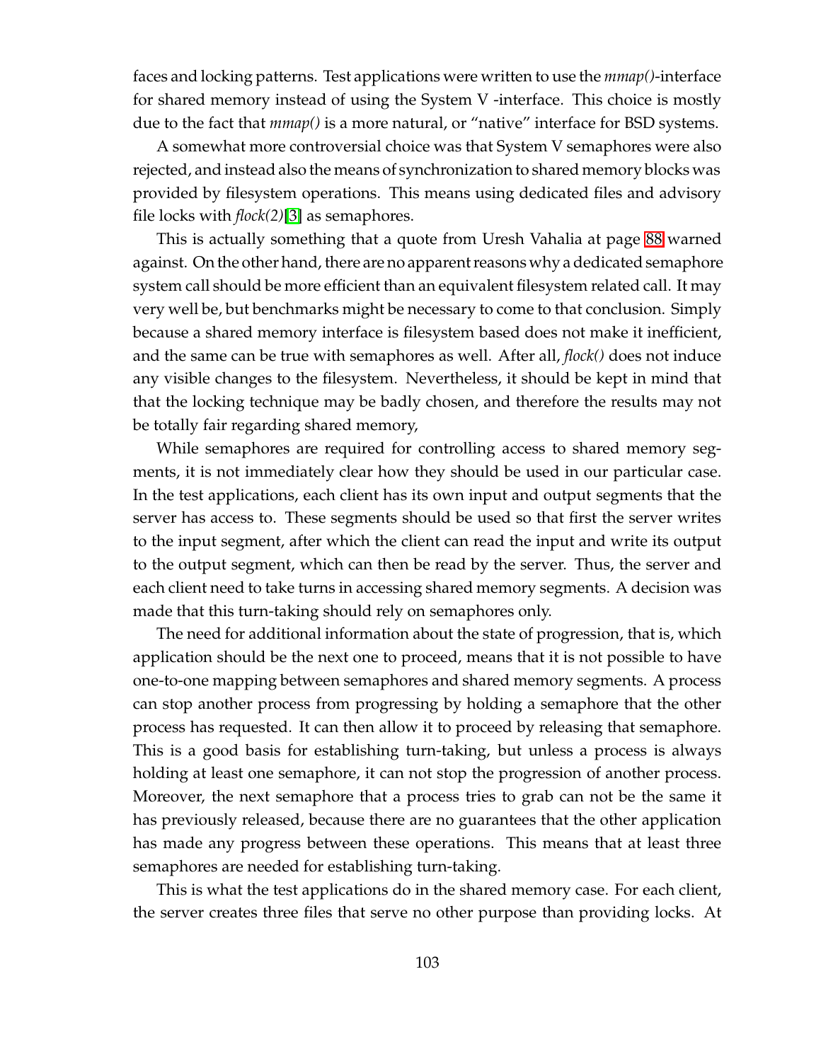faces and locking patterns. Test applications were written to use the *mmap()*-interface for shared memory instead of using the System V -interface. This choice is mostly due to the fact that *mmap()* is a more natural, or "native" interface for BSD systems.

A somewhat more controversial choice was that System V semaphores were also rejected, and instead also the means of synchronization to shared memory blocks was provided by filesystem operations. This means using dedicated files and advisory file locks with *flock(2)*[3] as semaphores.

This is actually something that a quote from Uresh Vahalia at page 88 warned against. On the other hand, there are no apparent reasons why a dedicated semaphore system call should be more efficient than an equivalent filesystem related call. It may very well be, but benchmarks might be necessary to come to that conclusion. Simply because a shared memory interface is filesystem based does not make it inefficient, and the same can be true with semaphores as well. After all, *flock()* does not induce any visible changes to the filesystem. Nevertheless, it should be kept in mind that that the locking technique may be badly chosen, and therefore the results may not be totally fair regarding shared memory,

While semaphores are required for controlling access to shared memory segments, it is not immediately clear how they should be used in our particular case. In the test applications, each client has its own input and output segments that the server has access to. These segments should be used so that first the server writes to the input segment, after which the client can read the input and write its output to the output segment, which can then be read by the server. Thus, the server and each client need to take turns in accessing shared memory segments. A decision was made that this turn-taking should rely on semaphores only.

The need for additional information about the state of progression, that is, which application should be the next one to proceed, means that it is not possible to have one-to-one mapping between semaphores and shared memory segments. A process can stop another process from progressing by holding a semaphore that the other process has requested. It can then allow it to proceed by releasing that semaphore. This is a good basis for establishing turn-taking, but unless a process is always holding at least one semaphore, it can not stop the progression of another process. Moreover, the next semaphore that a process tries to grab can not be the same it has previously released, because there are no guarantees that the other application has made any progress between these operations. This means that at least three semaphores are needed for establishing turn-taking.

This is what the test applications do in the shared memory case. For each client, the server creates three files that serve no other purpose than providing locks. At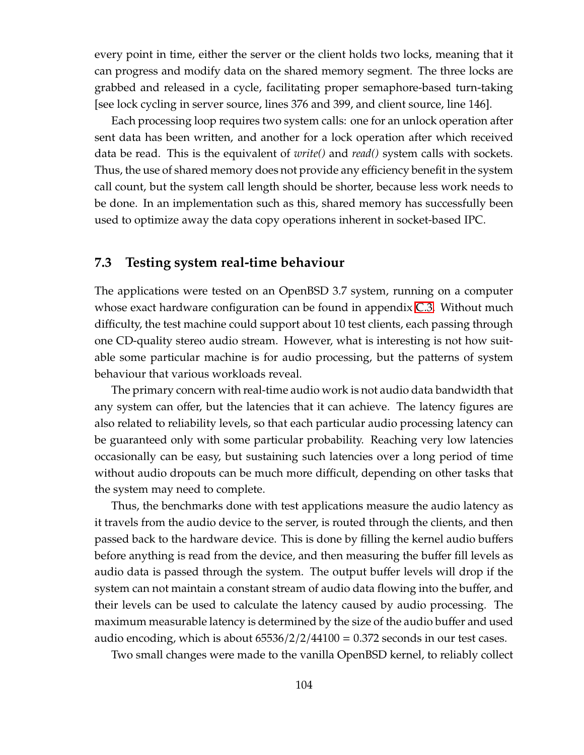every point in time, either the server or the client holds two locks, meaning that it can progress and modify data on the shared memory segment. The three locks are grabbed and released in a cycle, facilitating proper semaphore-based turn-taking [see lock cycling in server source, lines 376 and 399, and client source, line 146].

Each processing loop requires two system calls: one for an unlock operation after sent data has been written, and another for a lock operation after which received data be read. This is the equivalent of *write()* and *read()* system calls with sockets. Thus, the use of shared memory does not provide any efficiency benefit in the system call count, but the system call length should be shorter, because less work needs to be done. In an implementation such as this, shared memory has successfully been used to optimize away the data copy operations inherent in socket-based IPC.

## 7.3 Testing system real-time behaviour

The applications were tested on an OpenBSD 3.7 system, running on a computer whose exact hardware configuration can be found in appendix C.3. Without much difficulty, the test machine could support about 10 test clients, each passing through one CD-quality stereo audio stream. However, what is interesting is not how suitable some particular machine is for audio processing, but the patterns of system behaviour that various workloads reveal.

The primary concern with real-time audio work is not audio data bandwidth that any system can offer, but the latencies that it can achieve. The latency figures are also related to reliability levels, so that each particular audio processing latency can be guaranteed only with some particular probability. Reaching very low latencies occasionally can be easy, but sustaining such latencies over a long period of time without audio dropouts can be much more difficult, depending on other tasks that the system may need to complete.

Thus, the benchmarks done with test applications measure the audio latency as it travels from the audio device to the server, is routed through the clients, and then passed back to the hardware device. This is done by filling the kernel audio buffers before anything is read from the device, and then measuring the buffer fill levels as audio data is passed through the system. The output buffer levels will drop if the system can not maintain a constant stream of audio data flowing into the buffer, and their levels can be used to calculate the latency caused by audio processing. The maximum measurable latency is determined by the size of the audio buffer and used audio encoding, which is about $65536/2/2/44100 = 0.372$ seconds in our test cases.

Two small changes were made to the vanilla OpenBSD kernel, to reliably collect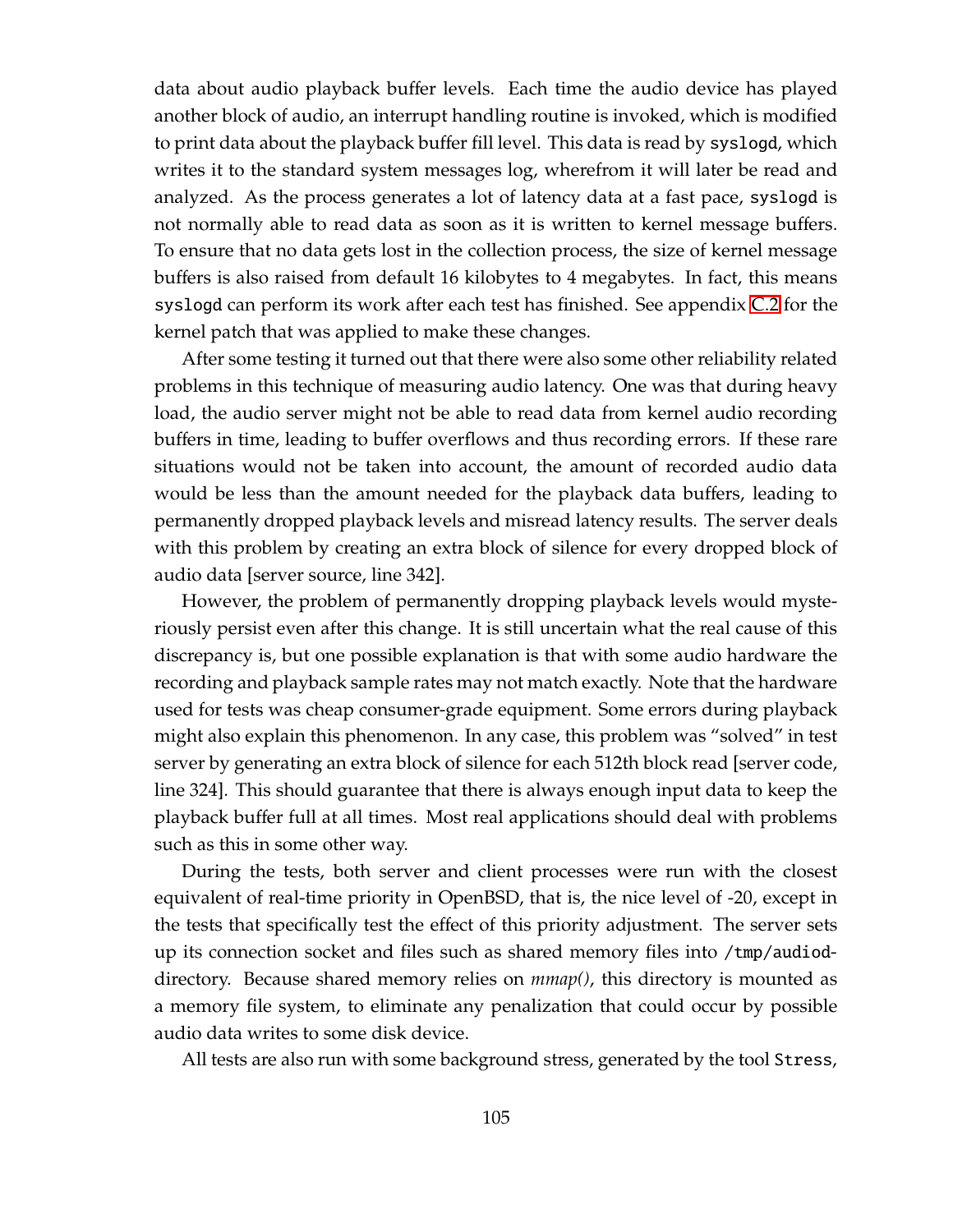data about audio playback buffer levels. Each time the audio device has played another block of audio, an interrupt handling routine is invoked, which is modified to print data about the playback buffer fill level. This data is read by `syslogd`, which writes it to the standard system messages log, wherefrom it will later be read and analyzed. As the process generates a lot of latency data at a fast pace, `syslogd` is not normally able to read data as soon as it is written to kernel message buffers. To ensure that no data gets lost in the collection process, the size of kernel message buffers is also raised from default 16 kilobytes to 4 megabytes. In fact, this means `syslogd` can perform its work after each test has finished. See appendix C.2 for the kernel patch that was applied to make these changes.

After some testing it turned out that there were also some other reliability related problems in this technique of measuring audio latency. One was that during heavy load, the audio server might not be able to read data from kernel audio recording buffers in time, leading to buffer overflows and thus recording errors. If these rare situations would not be taken into account, the amount of recorded audio data would be less than the amount needed for the playback data buffers, leading to permanently dropped playback levels and misread latency results. The server deals with this problem by creating an extra block of silence for every dropped block of audio data [server source, line 342].

However, the problem of permanently dropping playback levels would mysteriously persist even after this change. It is still uncertain what the real cause of this discrepancy is, but one possible explanation is that with some audio hardware the recording and playback sample rates may not match exactly. Note that the hardware used for tests was cheap consumer-grade equipment. Some errors during playback might also explain this phenomenon. In any case, this problem was "solved" in test server by generating an extra block of silence for each 512th block read [server code, line 324]. This should guarantee that there is always enough input data to keep the playback buffer full at all times. Most real applications should deal with problems such as this in some other way.

During the tests, both server and client processes were run with the closest equivalent of real-time priority in OpenBSD, that is, the nice level of -20, except in the tests that specifically test the effect of this priority adjustment. The server sets up its connection socket and files such as shared memory files into `/tmp/audiod`-directory. Because shared memory relies on *mmap()*, this directory is mounted as a memory file system, to eliminate any penalization that could occur by possible audio data writes to some disk device.

All tests are also run with some background stress, generated by the tool `Stress`,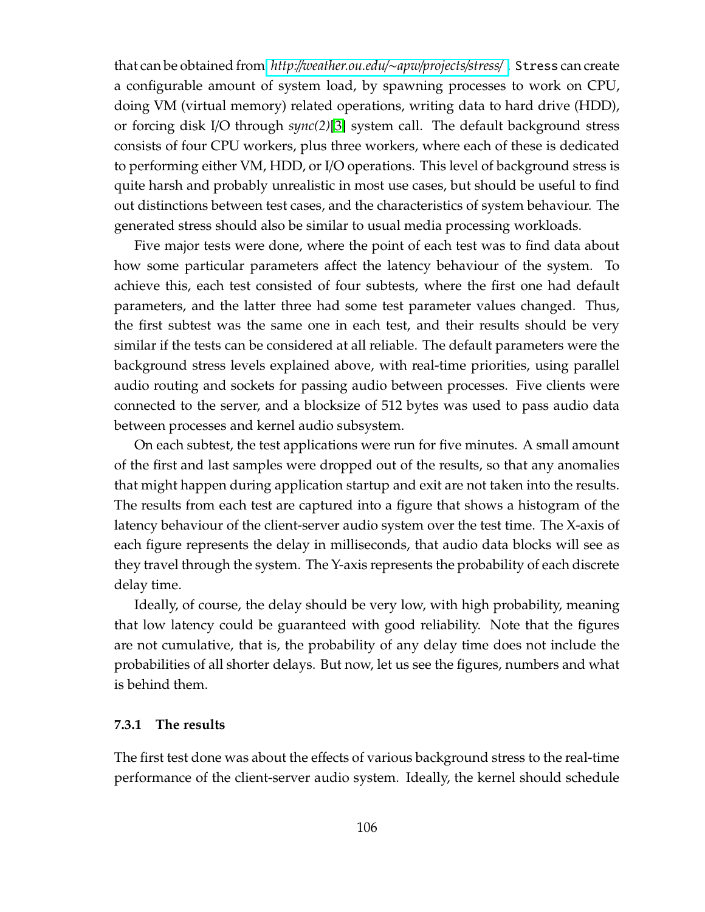that can be obtained from *http://weather.ou.edu/~apw/projects/stress/*. `Stress` can create a configurable amount of system load, by spawning processes to work on CPU, doing VM (virtual memory) related operations, writing data to hard drive (HDD), or forcing disk I/O through *sync(2)*[3] system call. The default background stress consists of four CPU workers, plus three workers, where each of these is dedicated to performing either VM, HDD, or I/O operations. This level of background stress is quite harsh and probably unrealistic in most use cases, but should be useful to find out distinctions between test cases, and the characteristics of system behaviour. The generated stress should also be similar to usual media processing workloads.

Five major tests were done, where the point of each test was to find data about how some particular parameters affect the latency behaviour of the system. To achieve this, each test consisted of four subtests, where the first one had default parameters, and the latter three had some test parameter values changed. Thus, the first subtest was the same one in each test, and their results should be very similar if the tests can be considered at all reliable. The default parameters were the background stress levels explained above, with real-time priorities, using parallel audio routing and sockets for passing audio between processes. Five clients were connected to the server, and a blocksize of 512 bytes was used to pass audio data between processes and kernel audio subsystem.

On each subtest, the test applications were run for five minutes. A small amount of the first and last samples were dropped out of the results, so that any anomalies that might happen during application startup and exit are not taken into the results. The results from each test are captured into a figure that shows a histogram of the latency behaviour of the client-server audio system over the test time. The X-axis of each figure represents the delay in milliseconds, that audio data blocks will see as they travel through the system. The Y-axis represents the probability of each discrete delay time.

Ideally, of course, the delay should be very low, with high probability, meaning that low latency could be guaranteed with good reliability. Note that the figures are not cumulative, that is, the probability of any delay time does not include the probabilities of all shorter delays. But now, let us see the figures, numbers and what is behind them.

### 7.3.1 The results

The first test done was about the effects of various background stress to the real-time performance of the client-server audio system. Ideally, the kernel should schedule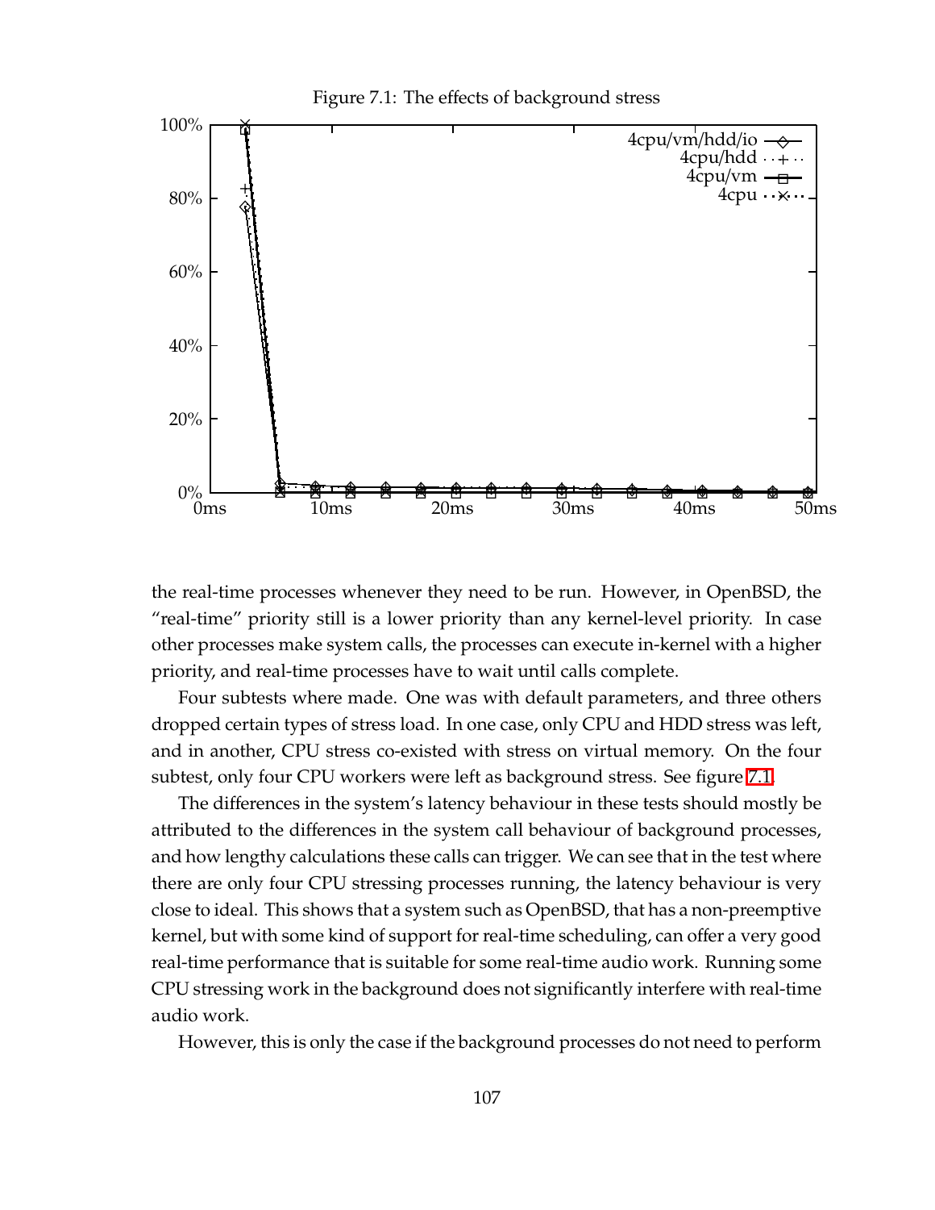Figure 7.1: The effects of background stress

the real-time processes whenever they need to be run. However, in OpenBSD, the "real-time" priority still is a lower priority than any kernel-level priority. In case other processes make system calls, the processes can execute in-kernel with a higher priority, and real-time processes have to wait until calls complete.

Four subtests where made. One was with default parameters, and three others dropped certain types of stress load. In one case, only CPU and HDD stress was left, and in another, CPU stress co-existed with stress on virtual memory. On the four subtest, only four CPU workers were left as background stress. See figure 7.1.

The differences in the system's latency behaviour in these tests should mostly be attributed to the differences in the system call behaviour of background processes, and how lengthy calculations these calls can trigger. We can see that in the test where there are only four CPU stressing processes running, the latency behaviour is very close to ideal. This shows that a system such as OpenBSD, that has a non-preemptive kernel, but with some kind of support for real-time scheduling, can offer a very good real-time performance that is suitable for some real-time audio work. Running some CPU stressing work in the background does not significantly interfere with real-time audio work.

However, this is only the case if the background processes do not need to perform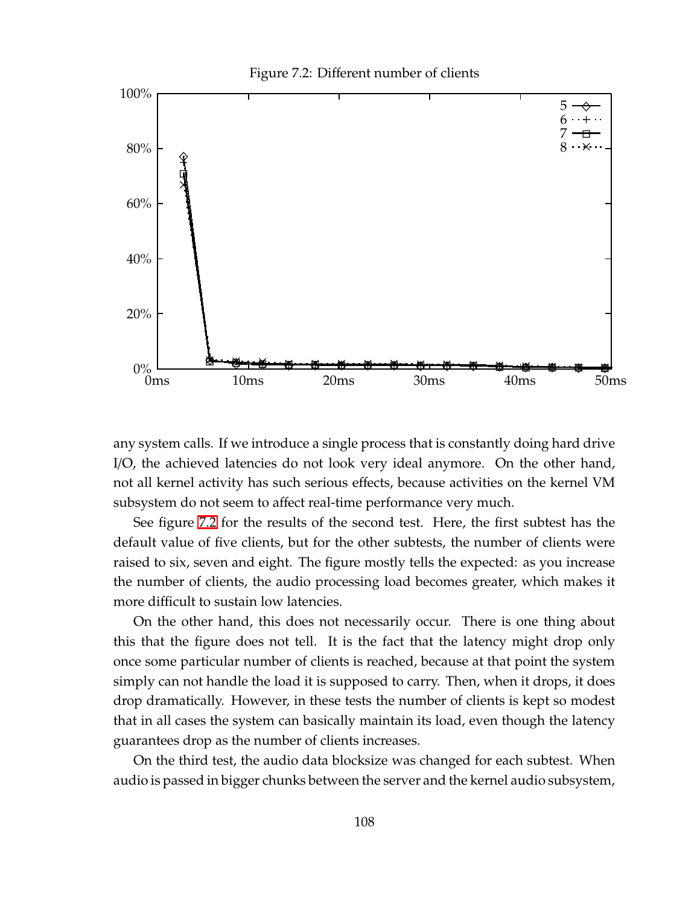Figure 7.2: Different number of clients

any system calls. If we introduce a single process that is constantly doing hard drive I/O, the achieved latencies do not look very ideal anymore. On the other hand, not all kernel activity has such serious effects, because activities on the kernel VM subsystem do not seem to affect real-time performance very much.

See figure 7.2 for the results of the second test. Here, the first subtest has the default value of five clients, but for the other subtests, the number of clients were raised to six, seven and eight. The figure mostly tells the expected: as you increase the number of clients, the audio processing load becomes greater, which makes it more difficult to sustain low latencies.

On the other hand, this does not necessarily occur. There is one thing about this that the figure does not tell. It is the fact that the latency might drop only once some particular number of clients is reached, because at that point the system simply can not handle the load it is supposed to carry. Then, when it drops, it does drop dramatically. However, in these tests the number of clients is kept so modest that in all cases the system can basically maintain its load, even though the latency guarantees drop as the number of clients increases.

On the third test, the audio data blocksize was changed for each subtest. When audio is passed in bigger chunks between the server and the kernel audio subsystem,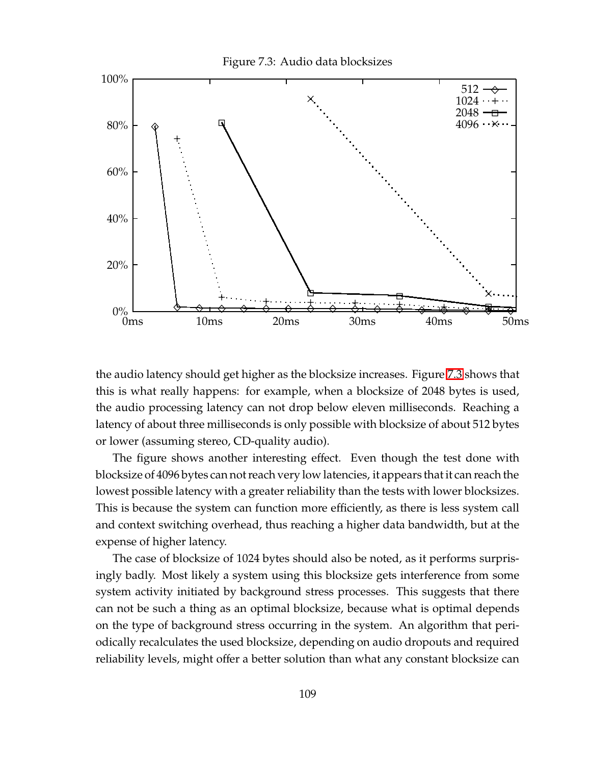Figure 7.3: Audio data blocksizes

the audio latency should get higher as the blocksize increases. Figure 7.3 shows that this is what really happens: for example, when a blocksize of 2048 bytes is used, the audio processing latency can not drop below eleven milliseconds. Reaching a latency of about three milliseconds is only possible with blocksize of about 512 bytes or lower (assuming stereo, CD-quality audio).

The figure shows another interesting effect. Even though the test done with blocksize of 4096 bytes can not reach very low latencies, it appears that it can reach the lowest possible latency with a greater reliability than the tests with lower blocksizes. This is because the system can function more efficiently, as there is less system call and context switching overhead, thus reaching a higher data bandwidth, but at the expense of higher latency.

The case of blocksize of 1024 bytes should also be noted, as it performs surprisingly badly. Most likely a system using this blocksize gets interference from some system activity initiated by background stress processes. This suggests that there can not be such a thing as an optimal blocksize, because what is optimal depends on the type of background stress occurring in the system. An algorithm that periodically recalculates the used blocksize, depending on audio dropouts and required reliability levels, might offer a better solution than what any constant blocksize can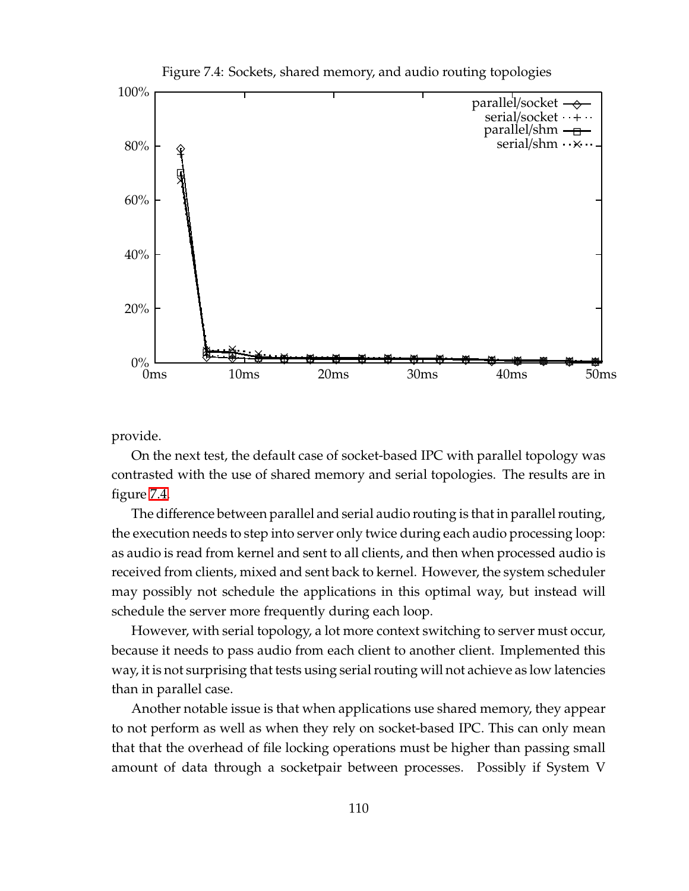Figure 7.4: Sockets, shared memory, and audio routing topologies

provide.

On the next test, the default case of socket-based IPC with parallel topology was contrasted with the use of shared memory and serial topologies. The results are in figure 7.4.

The difference between parallel and serial audio routing is that in parallel routing, the execution needs to step into server only twice during each audio processing loop: as audio is read from kernel and sent to all clients, and then when processed audio is received from clients, mixed and sent back to kernel. However, the system scheduler may possibly not schedule the applications in this optimal way, but instead will schedule the server more frequently during each loop.

However, with serial topology, a lot more context switching to server must occur, because it needs to pass audio from each client to another client. Implemented this way, it is not surprising that tests using serial routing will not achieve as low latencies than in parallel case.

Another notable issue is that when applications use shared memory, they appear to not perform as well as when they rely on socket-based IPC. This can only mean that that the overhead of file locking operations must be higher than passing small amount of data through a socketpair between processes. Possibly if System V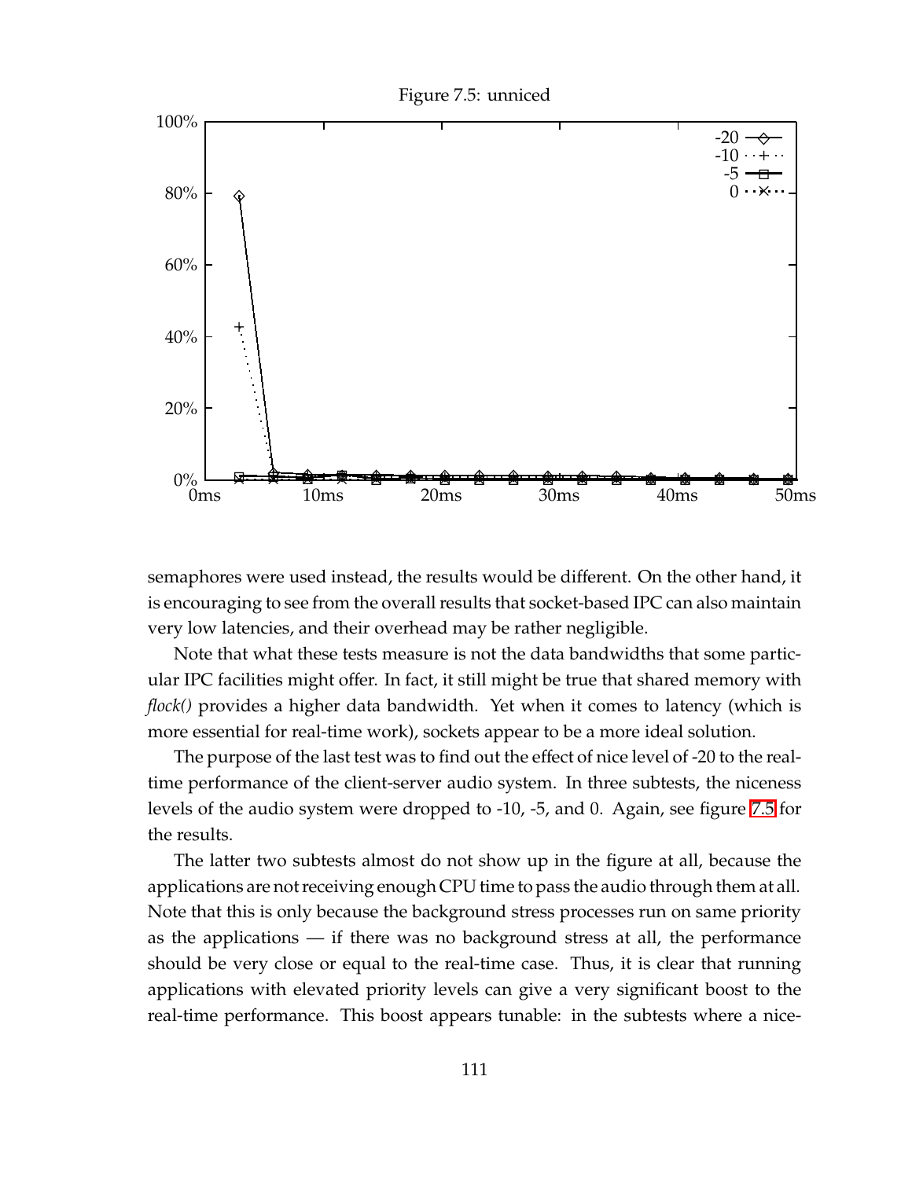Figure 7.5: unniced

semaphores were used instead, the results would be different. On the other hand, it is encouraging to see from the overall results that socket-based IPC can also maintain very low latencies, and their overhead may be rather negligible.

Note that what these tests measure is not the data bandwidths that some particular IPC facilities might offer. In fact, it still might be true that shared memory with *flock()* provides a higher data bandwidth. Yet when it comes to latency (which is more essential for real-time work), sockets appear to be a more ideal solution.

The purpose of the last test was to find out the effect of nice level of -20 to the real-time performance of the client-server audio system. In three subtests, the niceness levels of the audio system were dropped to -10, -5, and 0. Again, see figure 7.5 for the results.

The latter two subtests almost do not show up in the figure at all, because the applications are not receiving enough CPU time to pass the audio through them at all. Note that this is only because the background stress processes run on same priority as the applications — if there was no background stress at all, the performance should be very close or equal to the real-time case. Thus, it is clear that running applications with elevated priority levels can give a very significant boost to the real-time performance. This boost appears tunable: in the subtests where a nice-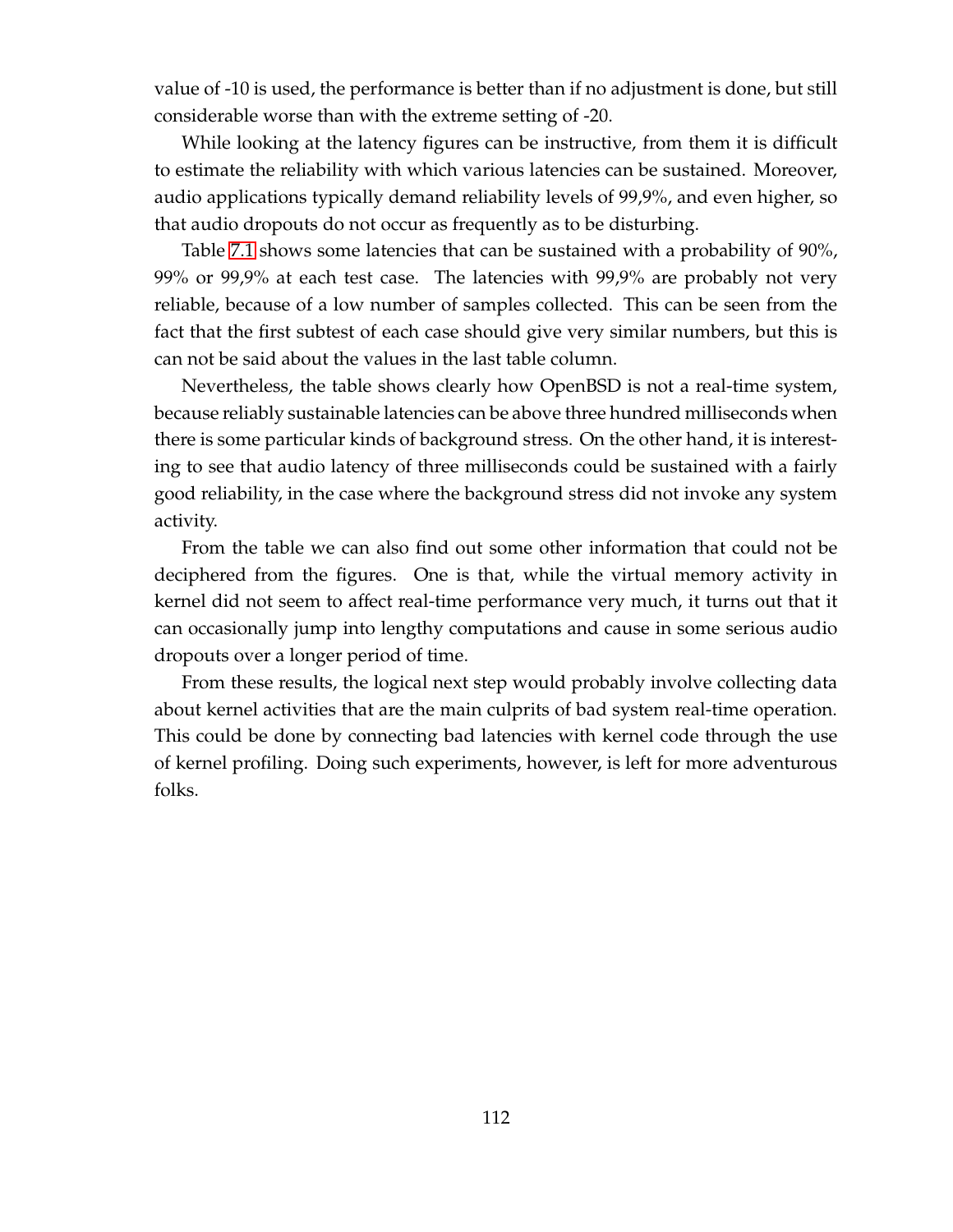value of -10 is used, the performance is better than if no adjustment is done, but still considerable worse than with the extreme setting of -20.

While looking at the latency figures can be instructive, from them it is difficult to estimate the reliability with which various latencies can be sustained. Moreover, audio applications typically demand reliability levels of 99,9%, and even higher, so that audio dropouts do not occur as frequently as to be disturbing.

Table 7.1 shows some latencies that can be sustained with a probability of 90%, 99% or 99,9% at each test case. The latencies with 99,9% are probably not very reliable, because of a low number of samples collected. This can be seen from the fact that the first subtest of each case should give very similar numbers, but this is can not be said about the values in the last table column.

Nevertheless, the table shows clearly how OpenBSD is not a real-time system, because reliably sustainable latencies can be above three hundred milliseconds when there is some particular kinds of background stress. On the other hand, it is interesting to see that audio latency of three milliseconds could be sustained with a fairly good reliability, in the case where the background stress did not invoke any system activity.

From the table we can also find out some other information that could not be deciphered from the figures. One is that, while the virtual memory activity in kernel did not seem to affect real-time performance very much, it turns out that it can occasionally jump into lengthy computations and cause in some serious audio dropouts over a longer period of time.

From these results, the logical next step would probably involve collecting data about kernel activities that are the main culprits of bad system real-time operation. This could be done by connecting bad latencies with kernel code through the use of kernel profiling. Doing such experiments, however, is left for more adventurous folks.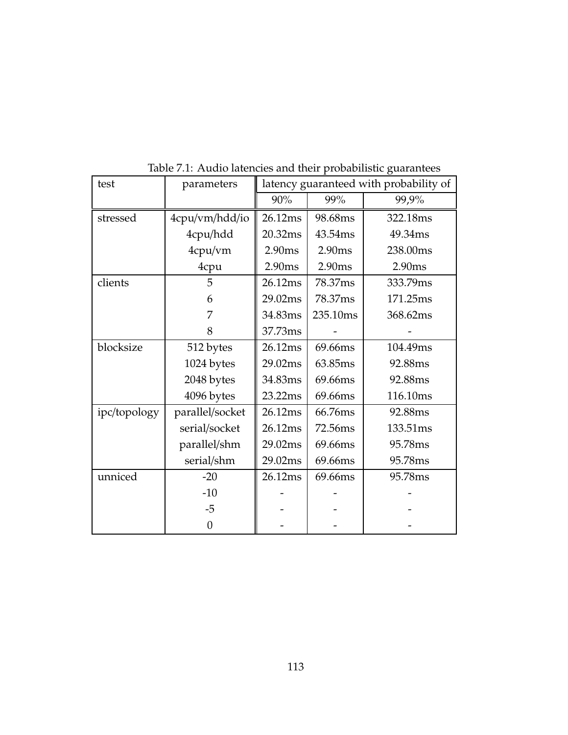Table 7.1: Audio latencies and their probabilistic guarantees

| test | parameters | latency guaranteed with probability of | | |
|---|---|---|---|---|
| | | 90% | 99% | 99,9% |
| stressed | 4cpu/vm/hdd/io | 26.12ms | 98.68ms | 322.18ms |
| | 4cpu/hdd | 20.32ms | 43.54ms | 49.34ms |
| | 4cpu/vm | 2.90ms | 2.90ms | 238.00ms |
| | 4cpu | 2.90ms | 2.90ms | 2.90ms |
| clients | 5 | 26.12ms | 78.37ms | 333.79ms |
| | 6 | 29.02ms | 78.37ms | 171.25ms |
| | 7 | 34.83ms | 235.10ms | 368.62ms |
| | 8 | 37.73ms | - | - |
| blocksize | 512 bytes | 26.12ms | 69.66ms | 104.49ms |
| | 1024 bytes | 29.02ms | 63.85ms | 92.88ms |
| | 2048 bytes | 34.83ms | 69.66ms | 92.88ms |
| | 4096 bytes | 23.22ms | 69.66ms | 116.10ms |
| ipc/topology | parallel/socket | 26.12ms | 66.76ms | 92.88ms |
| | serial/socket | 26.12ms | 72.56ms | 133.51ms |
| | parallel/shm | 29.02ms | 69.66ms | 95.78ms |
| | serial/shm | 29.02ms | 69.66ms | 95.78ms |
| unniced | -20 | 26.12ms | 69.66ms | 95.78ms |
| | -10 | - | - | - |
| | -5 | - | - | - |
| | 0 | - | - | - |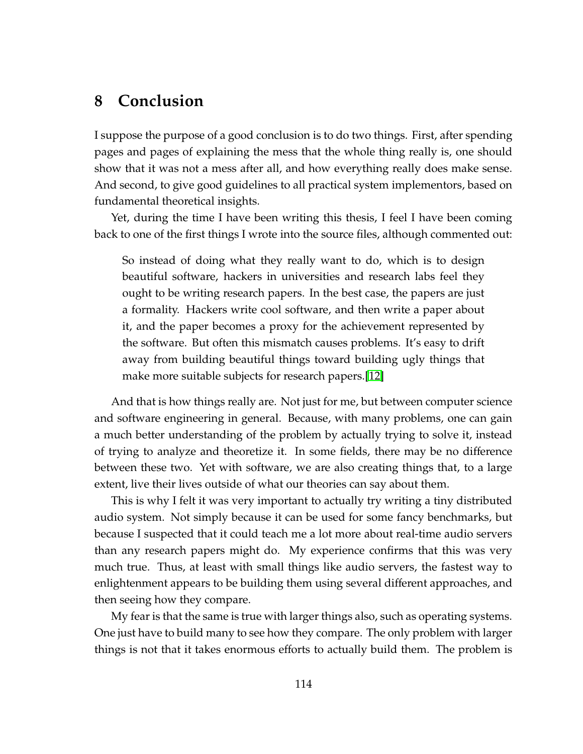# 8 Conclusion

I suppose the purpose of a good conclusion is to do two things. First, after spending pages and pages of explaining the mess that the whole thing really is, one should show that it was not a mess after all, and how everything really does make sense. And second, to give good guidelines to all practical system implementors, based on fundamental theoretical insights.

Yet, during the time I have been writing this thesis, I feel I have been coming back to one of the first things I wrote into the source files, although commented out:

> So instead of doing what they really want to do, which is to design beautiful software, hackers in universities and research labs feel they ought to be writing research papers. In the best case, the papers are just a formality. Hackers write cool software, and then write a paper about it, and the paper becomes a proxy for the achievement represented by the software. But often this mismatch causes problems. It's easy to drift away from building beautiful things toward building ugly things that make more suitable subjects for research papers.[12]

And that is how things really are. Not just for me, but between computer science and software engineering in general. Because, with many problems, one can gain a much better understanding of the problem by actually trying to solve it, instead of trying to analyze and theoretize it. In some fields, there may be no difference between these two. Yet with software, we are also creating things that, to a large extent, live their lives outside of what our theories can say about them.

This is why I felt it was very important to actually try writing a tiny distributed audio system. Not simply because it can be used for some fancy benchmarks, but because I suspected that it could teach me a lot more about real-time audio servers than any research papers might do. My experience confirms that this was very much true. Thus, at least with small things like audio servers, the fastest way to enlightenment appears to be building them using several different approaches, and then seeing how they compare.

My fear is that the same is true with larger things also, such as operating systems. One just have to build many to see how they compare. The only problem with larger things is not that it takes enormous efforts to actually build them. The problem is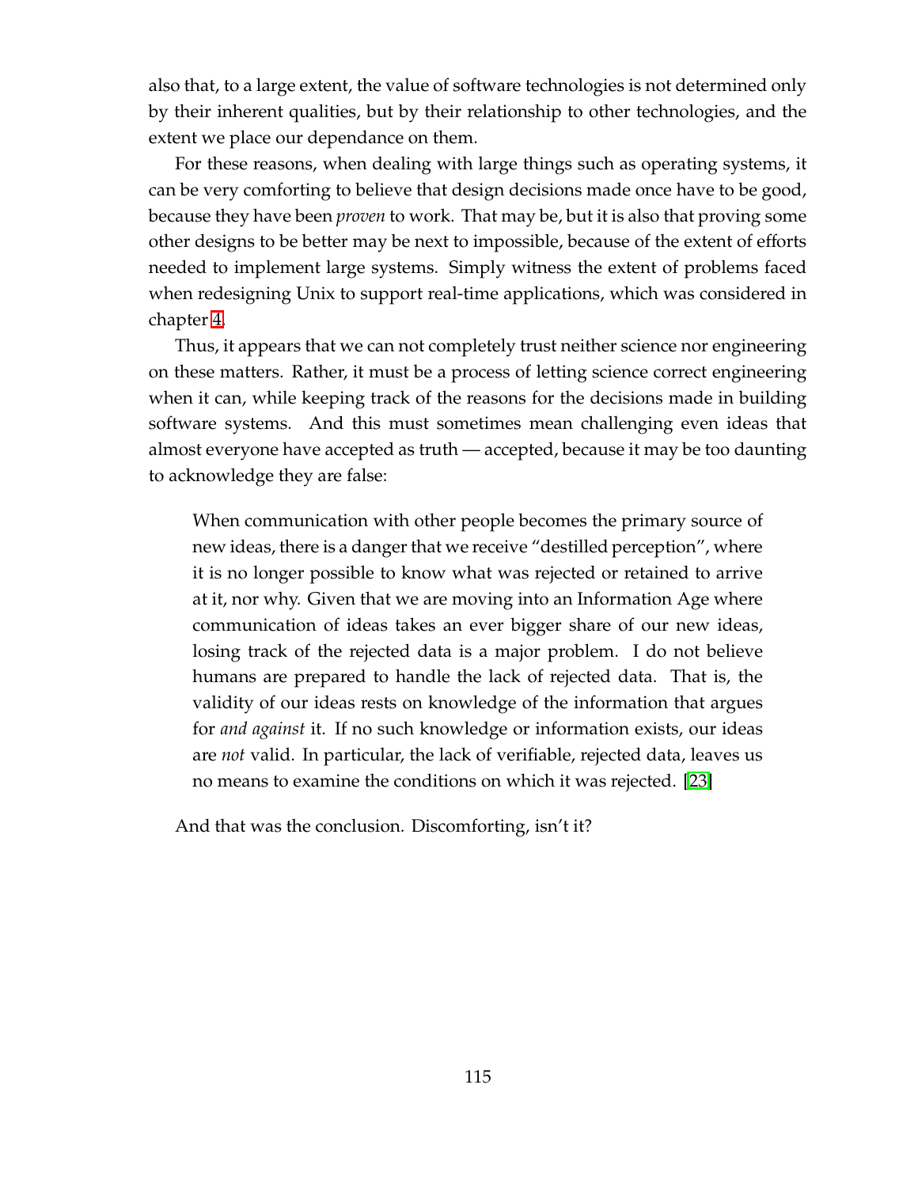also that, to a large extent, the value of software technologies is not determined only by their inherent qualities, but by their relationship to other technologies, and the extent we place our dependance on them.

For these reasons, when dealing with large things such as operating systems, it can be very comforting to believe that design decisions made once have to be good, because they have been *proven* to work. That may be, but it is also that proving some other designs to be better may be next to impossible, because of the extent of efforts needed to implement large systems. Simply witness the extent of problems faced when redesigning Unix to support real-time applications, which was considered in chapter 4.

Thus, it appears that we can not completely trust neither science nor engineering on these matters. Rather, it must be a process of letting science correct engineering when it can, while keeping track of the reasons for the decisions made in building software systems. And this must sometimes mean challenging even ideas that almost everyone have accepted as truth — accepted, because it may be too daunting to acknowledge they are false:

> When communication with other people becomes the primary source of new ideas, there is a danger that we receive "destilled perception", where it is no longer possible to know what was rejected or retained to arrive at it, nor why. Given that we are moving into an Information Age where communication of ideas takes an ever bigger share of our new ideas, losing track of the rejected data is a major problem. I do not believe humans are prepared to handle the lack of rejected data. That is, the validity of our ideas rests on knowledge of the information that argues for *and against* it. If no such knowledge or information exists, our ideas are *not* valid. In particular, the lack of verifiable, rejected data, leaves us no means to examine the conditions on which it was rejected. [23]

And that was the conclusion. Discomforting, isn't it?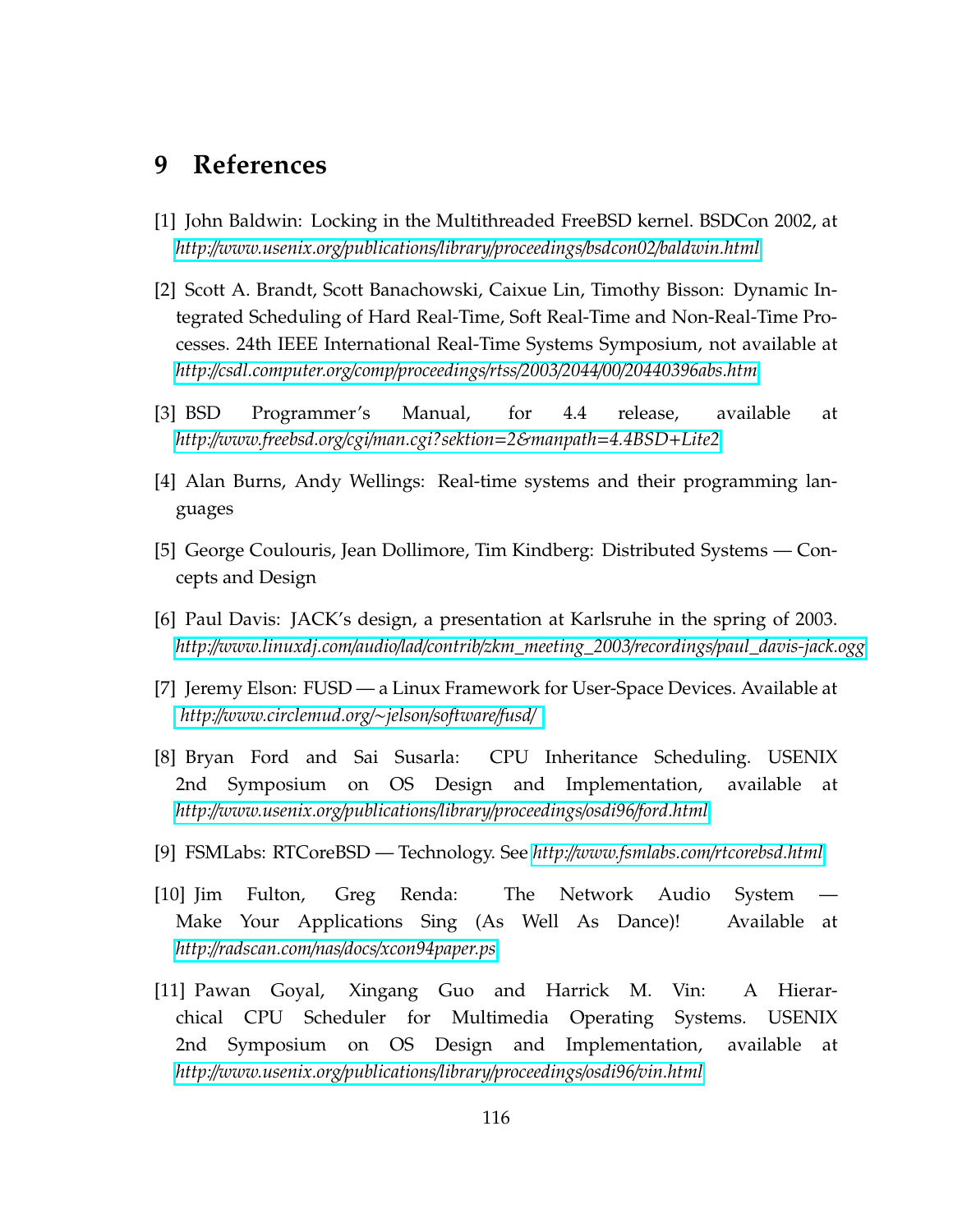# 9 References

[1] John Baldwin: Locking in the Multithreaded FreeBSD kernel. BSDCon 2002, at *http://www.usenix.org/publications/library/proceedings/bsdcon02/baldwin.html*

[2] Scott A. Brandt, Scott Banachowski, Caixue Lin, Timothy Bisson: Dynamic Integrated Scheduling of Hard Real-Time, Soft Real-Time and Non-Real-Time Processes. 24th IEEE International Real-Time Systems Symposium, not available at *http://csdl.computer.org/comp/proceedings/rtss/2003/2044/00/20440396abs.htm*

[3] BSD Programmer's Manual, for 4.4 release, available at *http://www.freebsd.org/cgi/man.cgi?sektion=2&manpath=4.4BSD+Lite2*

[4] Alan Burns, Andy Wellings: Real-time systems and their programming languages

[5] George Coulouris, Jean Dollimore, Tim Kindberg: Distributed Systems — Concepts and Design

[6] Paul Davis: JACK's design, a presentation at Karlsruhe in the spring of 2003. *http://www.linuxdj.com/audio/lad/contrib/zkm_meeting_2003/recordings/paul_davis-jack.ogg*

[7] Jeremy Elson: FUSD — a Linux Framework for User-Space Devices. Available at *http://www.circlemud.org/~jelson/software/fusd/*

[8] Bryan Ford and Sai Susarla: CPU Inheritance Scheduling. USENIX 2nd Symposium on OS Design and Implementation, available at *http://www.usenix.org/publications/library/proceedings/osdi96/ford.html*

[9] FSMLabs: RTCoreBSD — Technology. See *http://www.fsmlabs.com/rtcorebsd.html*

[10] Jim Fulton, Greg Renda: The Network Audio System — Make Your Applications Sing (As Well As Dance)! Available at *http://radscan.com/nas/docs/xcon94paper.ps*

[11] Pawan Goyal, Xingang Guo and Harrick M. Vin: A Hierarchical CPU Scheduler for Multimedia Operating Systems. USENIX 2nd Symposium on OS Design and Implementation, available at *http://www.usenix.org/publications/library/proceedings/osdi96/vin.html*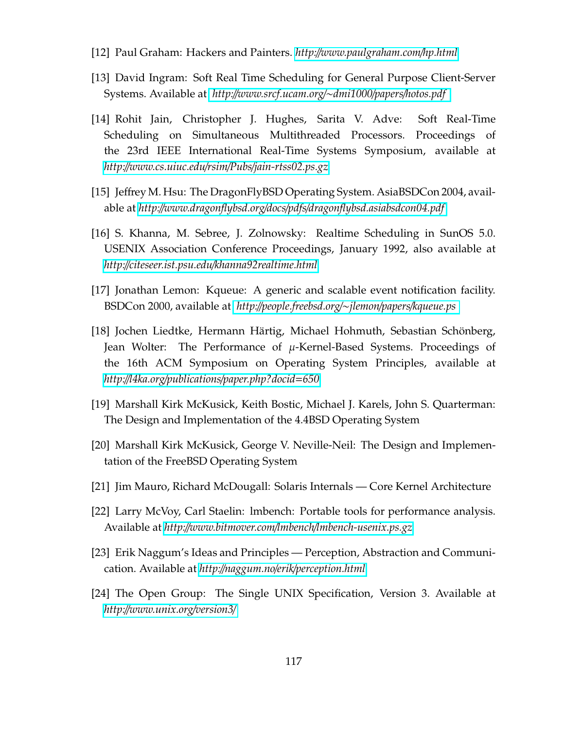[12] Paul Graham: Hackers and Painters. *http://www.paulgraham.com/hp.html*

[13] David Ingram: Soft Real Time Scheduling for General Purpose Client-Server Systems. Available at *http://www.srcf.ucam.org/~dmi1000/papers/hotos.pdf*

[14] Rohit Jain, Christopher J. Hughes, Sarita V. Adve: Soft Real-Time Scheduling on Simultaneous Multithreaded Processors. Proceedings of the 23rd IEEE International Real-Time Systems Symposium, available at *http://www.cs.uiuc.edu/rsim/Pubs/jain-rtss02.ps.gz*

[15] Jeffrey M. Hsu: The DragonFlyBSD Operating System. AsiaBSDCon 2004, available at *http://www.dragonflybsd.org/docs/pdfs/dragonflybsd.asiabsdcon04.pdf*

[16] S. Khanna, M. Sebree, J. Zolnowsky: Realtime Scheduling in SunOS 5.0. USENIX Association Conference Proceedings, January 1992, also available at *http://citeseer.ist.psu.edu/khanna92realtime.html*

[17] Jonathan Lemon: Kqueue: A generic and scalable event notification facility. BSDCon 2000, available at *http://people.freebsd.org/~jlemon/papers/kqueue.ps*

[18] Jochen Liedtke, Hermann Härtig, Michael Hohmuth, Sebastian Schönberg, Jean Wolter: The Performance of $\mu$-Kernel-Based Systems. Proceedings of the 16th ACM Symposium on Operating System Principles, available at *http://l4ka.org/publications/paper.php?docid=650*

[19] Marshall Kirk McKusick, Keith Bostic, Michael J. Karels, John S. Quarterman: The Design and Implementation of the 4.4BSD Operating System

[20] Marshall Kirk McKusick, George V. Neville-Neil: The Design and Implementation of the FreeBSD Operating System

[21] Jim Mauro, Richard McDougall: Solaris Internals — Core Kernel Architecture

[22] Larry McVoy, Carl Staelin: lmbench: Portable tools for performance analysis. Available at *http://www.bitmover.com/lmbench/lmbench-usenix.ps.gz*

[23] Erik Naggum's Ideas and Principles — Perception, Abstraction and Communication. Available at *http://naggum.no/erik/perception.html*

[24] The Open Group: The Single UNIX Specification, Version 3. Available at *http://www.unix.org/version3/*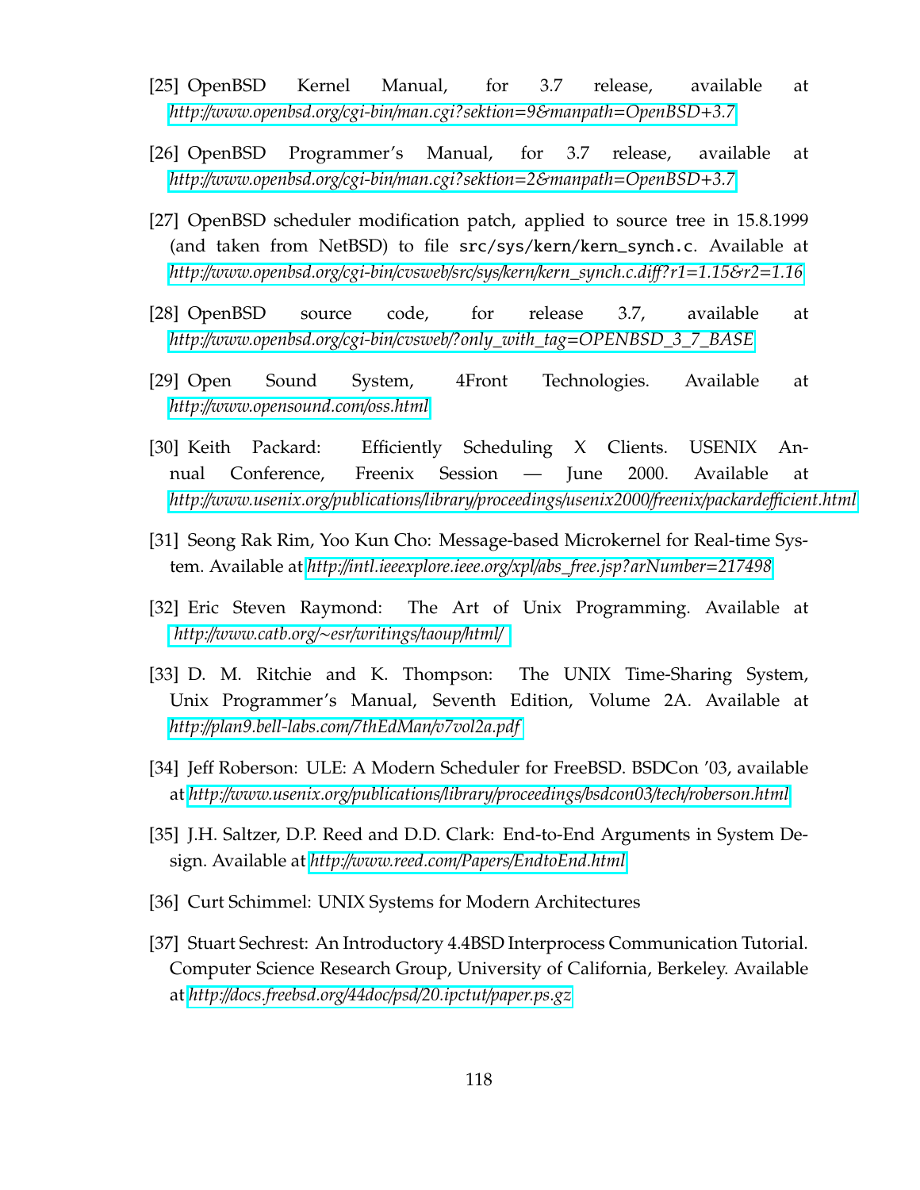[25] OpenBSD Kernel Manual, for 3.7 release, available at *http://www.openbsd.org/cgi-bin/man.cgi?sektion=9&manpath=OpenBSD+3.7*

[26] OpenBSD Programmer's Manual, for 3.7 release, available at *http://www.openbsd.org/cgi-bin/man.cgi?sektion=2&manpath=OpenBSD+3.7*

[27] OpenBSD scheduler modification patch, applied to source tree in 15.8.1999 (and taken from NetBSD) to file `src/sys/kern/kern_synch.c`. Available at *http://www.openbsd.org/cgi-bin/cvsweb/src/sys/kern/kern_synch.c.diff?r1=1.15&r2=1.16*

[28] OpenBSD source code, for release 3.7, available at *http://www.openbsd.org/cgi-bin/cvsweb/?only_with_tag=OPENBSD_3_7_BASE*

[29] Open Sound System, 4Front Technologies. Available at *http://www.opensound.com/oss.html*

[30] Keith Packard: Efficiently Scheduling X Clients. USENIX Annual Conference, Freenix Session — June 2000. Available at *http://www.usenix.org/publications/library/proceedings/usenix2000/freenix/packardefficient.html*

[31] Seong Rak Rim, Yoo Kun Cho: Message-based Microkernel for Real-time System. Available at *http://intl.ieeexplore.ieee.org/xpl/abs_free.jsp?arNumber=217498*

[32] Eric Steven Raymond: The Art of Unix Programming. Available at *http://www.catb.org/~esr/writings/taoup/html/*

[33] D. M. Ritchie and K. Thompson: The UNIX Time-Sharing System, Unix Programmer's Manual, Seventh Edition, Volume 2A. Available at *http://plan9.bell-labs.com/7thEdMan/v7vol2a.pdf*

[34] Jeff Roberson: ULE: A Modern Scheduler for FreeBSD. BSDCon '03, available at *http://www.usenix.org/publications/library/proceedings/bsdcon03/tech/roberson.html*

[35] J.H. Saltzer, D.P. Reed and D.D. Clark: End-to-End Arguments in System Design. Available at *http://www.reed.com/Papers/EndtoEnd.html*

[36] Curt Schimmel: UNIX Systems for Modern Architectures

[37] Stuart Sechrest: An Introductory 4.4BSD Interprocess Communication Tutorial. Computer Science Research Group, University of California, Berkeley. Available at *http://docs.freebsd.org/44doc/psd/20.ipctut/paper.ps.gz*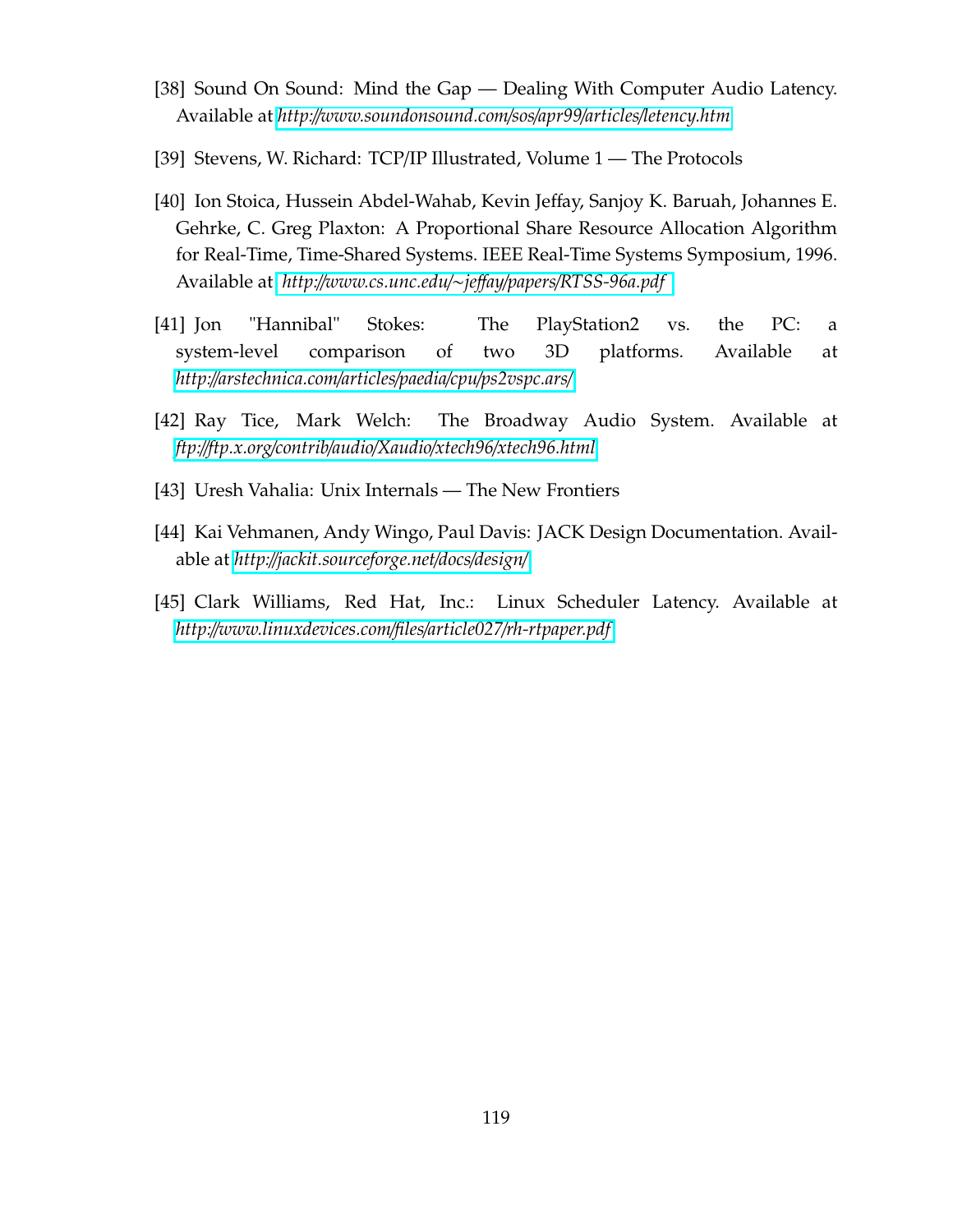[38] Sound On Sound: Mind the Gap — Dealing With Computer Audio Latency. Available at *http://www.soundonsound.com/sos/apr99/articles/letency.htm*

[39] Stevens, W. Richard: TCP/IP Illustrated, Volume 1 — The Protocols

[40] Ion Stoica, Hussein Abdel-Wahab, Kevin Jeffay, Sanjoy K. Baruah, Johannes E. Gehrke, C. Greg Plaxton: A Proportional Share Resource Allocation Algorithm for Real-Time, Time-Shared Systems. IEEE Real-Time Systems Symposium, 1996. Available at *http://www.cs.unc.edu/~jeffay/papers/RTSS-96a.pdf*

[41] Jon "Hannibal" Stokes: The PlayStation2 vs. the PC: a system-level comparison of two 3D platforms. Available at *http://arstechnica.com/articles/paedia/cpu/ps2vspc.ars/*

[42] Ray Tice, Mark Welch: The Broadway Audio System. Available at *ftp://ftp.x.org/contrib/audio/Xaudio/xtech96/xtech96.html*

[43] Uresh Vahalia: Unix Internals — The New Frontiers

[44] Kai Vehmanen, Andy Wingo, Paul Davis: JACK Design Documentation. Available at *http://jackit.sourceforge.net/docs/design/*

[45] Clark Williams, Red Hat, Inc.: Linux Scheduler Latency. Available at *http://www.linuxdevices.com/files/article027/rh-rtpaper.pdf*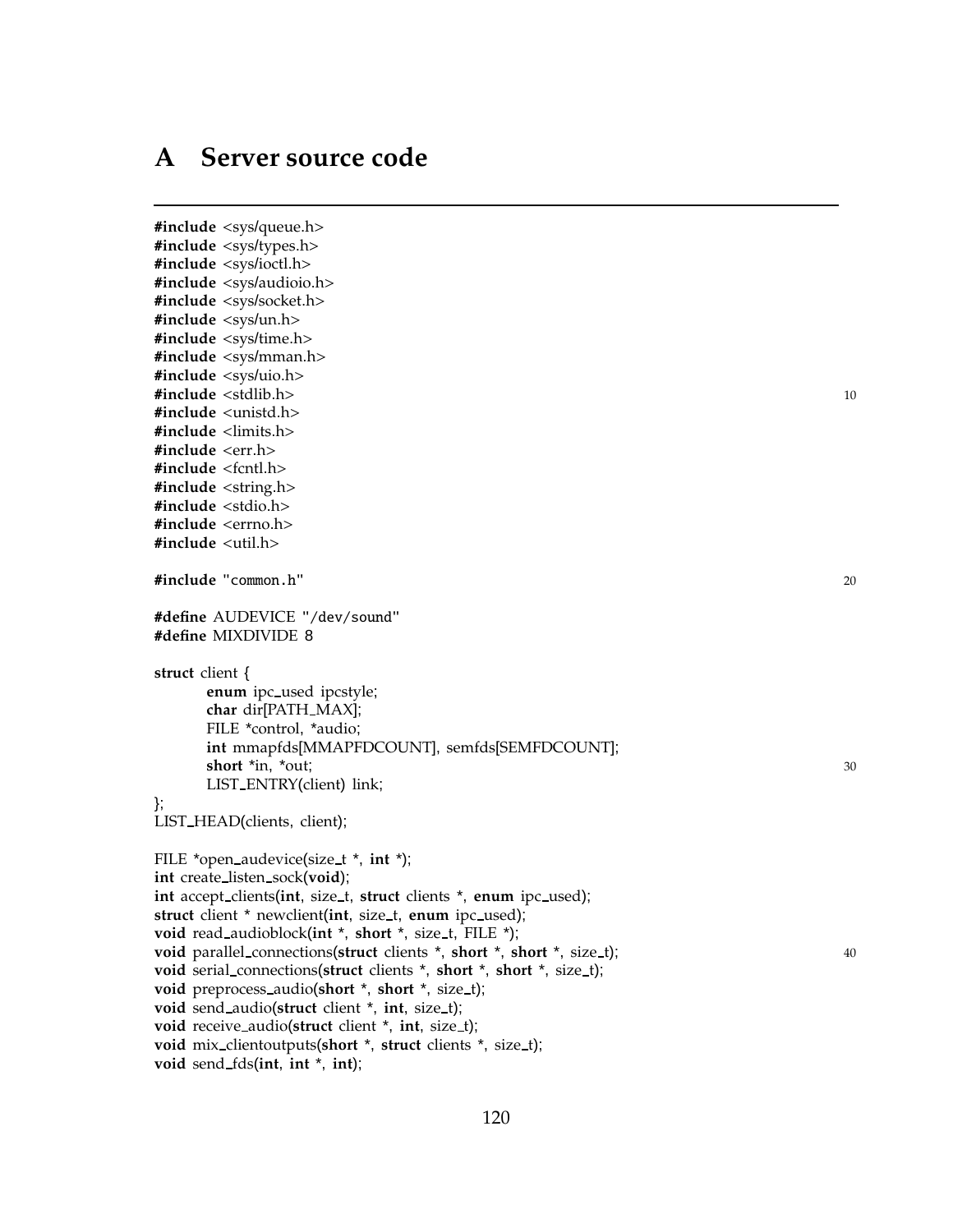# A Server source code

```c
#include <sys/queue.h>
#include <sys/types.h>
#include <sys/ioctl.h>
#include <sys/audioio.h>
#include <sys/socket.h>
#include <sys/un.h>
#include <sys/time.h>
#include <sys/mman.h>
#include <sys/uio.h>
#include <stdlib.h>                                                     10
#include <unistd.h>
#include <limits.h>
#include <err.h>
#include <fcntl.h>
#include <string.h>
#include <stdio.h>
#include <errno.h>
#include <util.h>

#include "common.h"                                                     20

#define AUDEVICE "/dev/sound"
#define MIXDIVIDE 8

struct client {
        enum ipc_used ipcstyle;
        char dir[PATH_MAX];
        FILE *control, *audio;
        int mmapfds[MMAPFDCOUNT], semfds[SEMFDCOUNT];
        short *in, *out;                                                30
        LIST_ENTRY(client) link;
};
LIST_HEAD(clients, client);

FILE *open_audevice(size_t *, int *);
int create_listen_sock(void);
int accept_clients(int, size_t, struct clients *, enum ipc_used);
struct client * newclient(int, size_t, enum ipc_used);
void read_audioblock(int *, short *, size_t, FILE *);
void parallel_connections(struct clients *, short *, short *, size_t);  40
void serial_connections(struct clients *, short *, short *, size_t);
void preprocess_audio(short *, short *, size_t);
void send_audio(struct client *, int, size_t);
void receive_audio(struct client *, int, size_t);
void mix_clientoutputs(short *, struct clients *, size_t);
void send_fds(int, int *, int);
```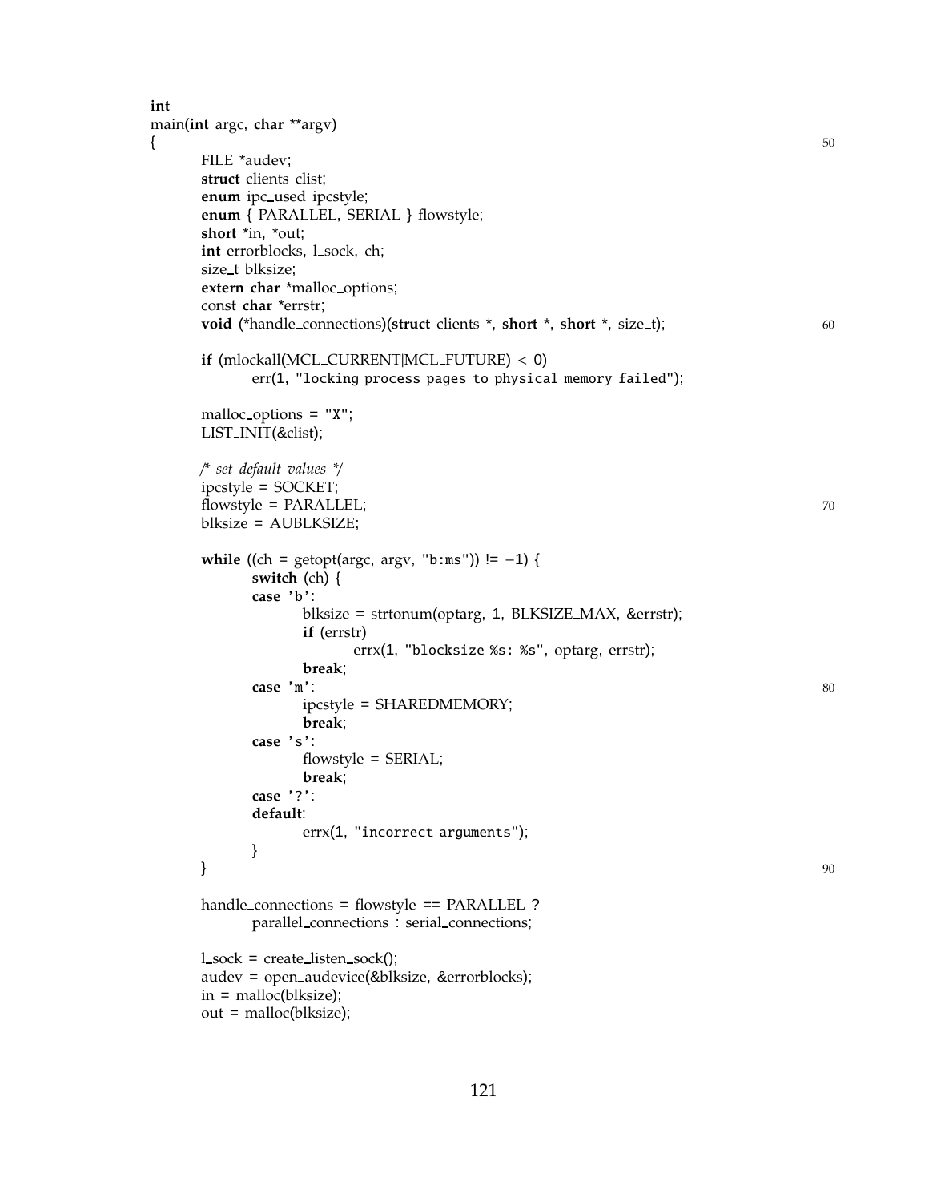```c
int
main(int argc, char **argv)
{
        FILE *audev;
        struct clients clist;
        enum ipc_used ipcstyle;
        enum { PARALLEL, SERIAL } flowstyle;
        short *in, *out;
        int errorblocks, l_sock, ch;
        size_t blksize;
        extern char *malloc_options;
        const char *errstr;
        void (*handle_connections)(struct clients *, short *, short *, size_t);

        if (mlockall(MCL_CURRENT|MCL_FUTURE) < 0)
                err(1, "locking process pages to physical memory failed");

        malloc_options = "X";
        LIST_INIT(&clist);

        /* set default values */
        ipcstyle = SOCKET;
        flowstyle = PARALLEL;
        blksize = AUBLKSIZE;

        while ((ch = getopt(argc, argv, "b:ms")) != -1) {
                switch (ch) {
                case 'b':
                        blksize = strtonum(optarg, 1, BLKSIZE_MAX, &errstr);
                        if (errstr)
                                errx(1, "blocksize %s: %s", optarg, errstr);
                        break;
                case 'm':
                        ipcstyle = SHAREDMEMORY;
                        break;
                case 's':
                        flowstyle = SERIAL;
                        break;
                case '?':
                default:
                        errx(1, "incorrect arguments");
                }
        }

        handle_connections = flowstyle == PARALLEL ?
                parallel_connections : serial_connections;

        l_sock = create_listen_sock();
        audev = open_audevice(&blksize, &errorblocks);
        in = malloc(blksize);
        out = malloc(blksize);
```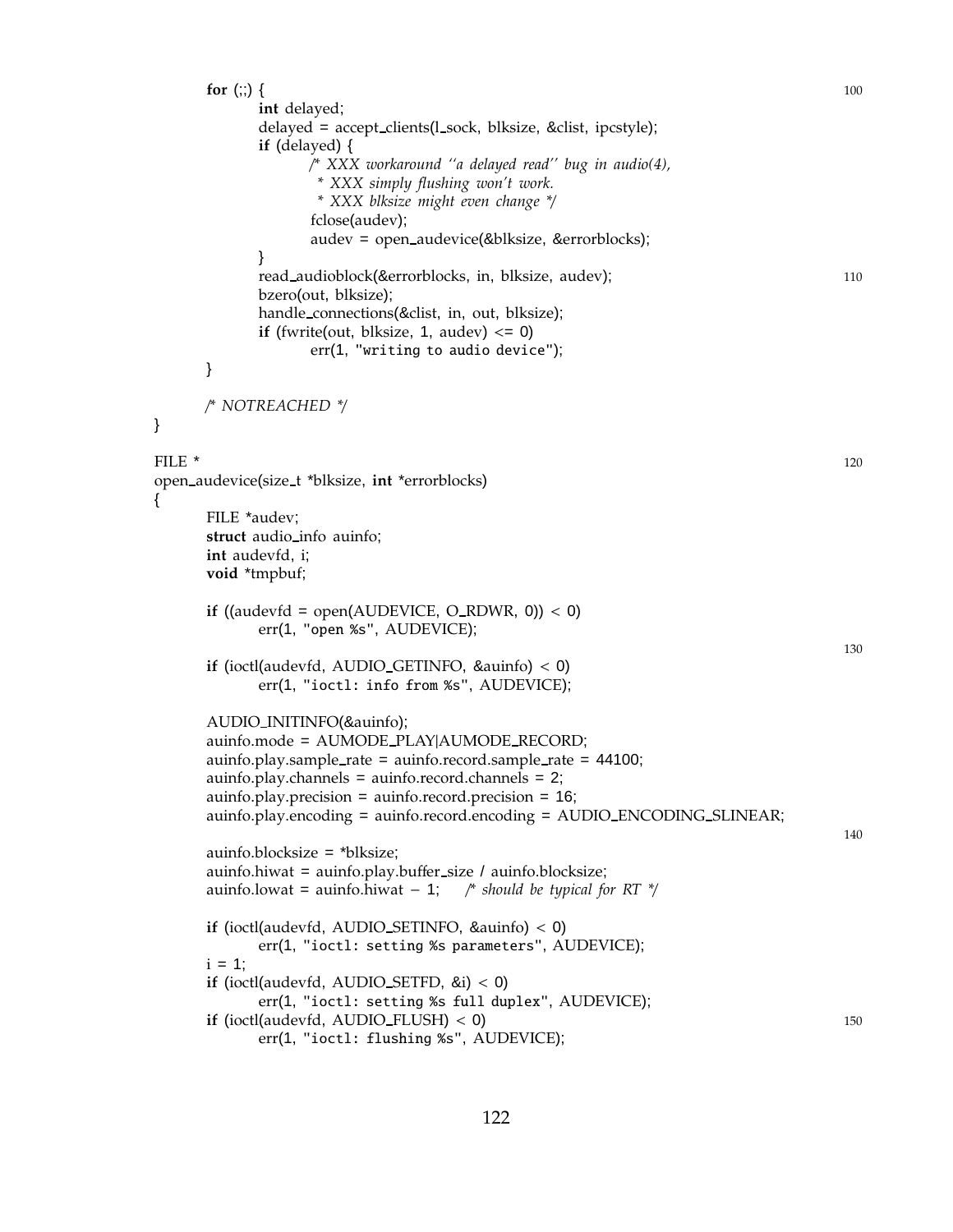```c
	for (;;) {
		int delayed;
		delayed = accept_clients(l_sock, blksize, &clist, ipcstyle);
		if (delayed) {
			/* XXX workaround ''a delayed read'' bug in audio(4),
			 * XXX simply flushing won't work.
			 * XXX blksize might even change */
			fclose(audev);
			audev = open_audevice(&blksize, &errorblocks);
		}
		read_audioblock(&errorblocks, in, blksize, audev);
		bzero(out, blksize);
		handle_connections(&clist, in, out, blksize);
		if (fwrite(out, blksize, 1, audev) <= 0)
			err(1, "writing to audio device");
	}

	/* NOTREACHED */
}

FILE *
open_audevice(size_t *blksize, int *errorblocks)
{
	FILE *audev;
	struct audio_info auinfo;
	int audevfd, i;
	void *tmpbuf;

	if ((audevfd = open(AUDEVICE, O_RDWR, 0)) < 0)
		err(1, "open %s", AUDEVICE);

	if (ioctl(audevfd, AUDIO_GETINFO, &auinfo) < 0)
		err(1, "ioctl: info from %s", AUDEVICE);

	AUDIO_INITINFO(&auinfo);
	auinfo.mode = AUMODE_PLAY|AUMODE_RECORD;
	auinfo.play.sample_rate = auinfo.record.sample_rate = 44100;
	auinfo.play.channels = auinfo.record.channels = 2;
	auinfo.play.precision = auinfo.record.precision = 16;
	auinfo.play.encoding = auinfo.record.encoding = AUDIO_ENCODING_SLINEAR;

	auinfo.blocksize = *blksize;
	auinfo.hiwat = auinfo.play.buffer_size / auinfo.blocksize;
	auinfo.lowat = auinfo.hiwat - 1;	/* should be typical for RT */

	if (ioctl(audevfd, AUDIO_SETINFO, &auinfo) < 0)
		err(1, "ioctl: setting %s parameters", AUDEVICE);
	i = 1;
	if (ioctl(audevfd, AUDIO_SETFD, &i) < 0)
		err(1, "ioctl: setting %s full duplex", AUDEVICE);
	if (ioctl(audevfd, AUDIO_FLUSH) < 0)
		err(1, "ioctl: flushing %s", AUDEVICE);
```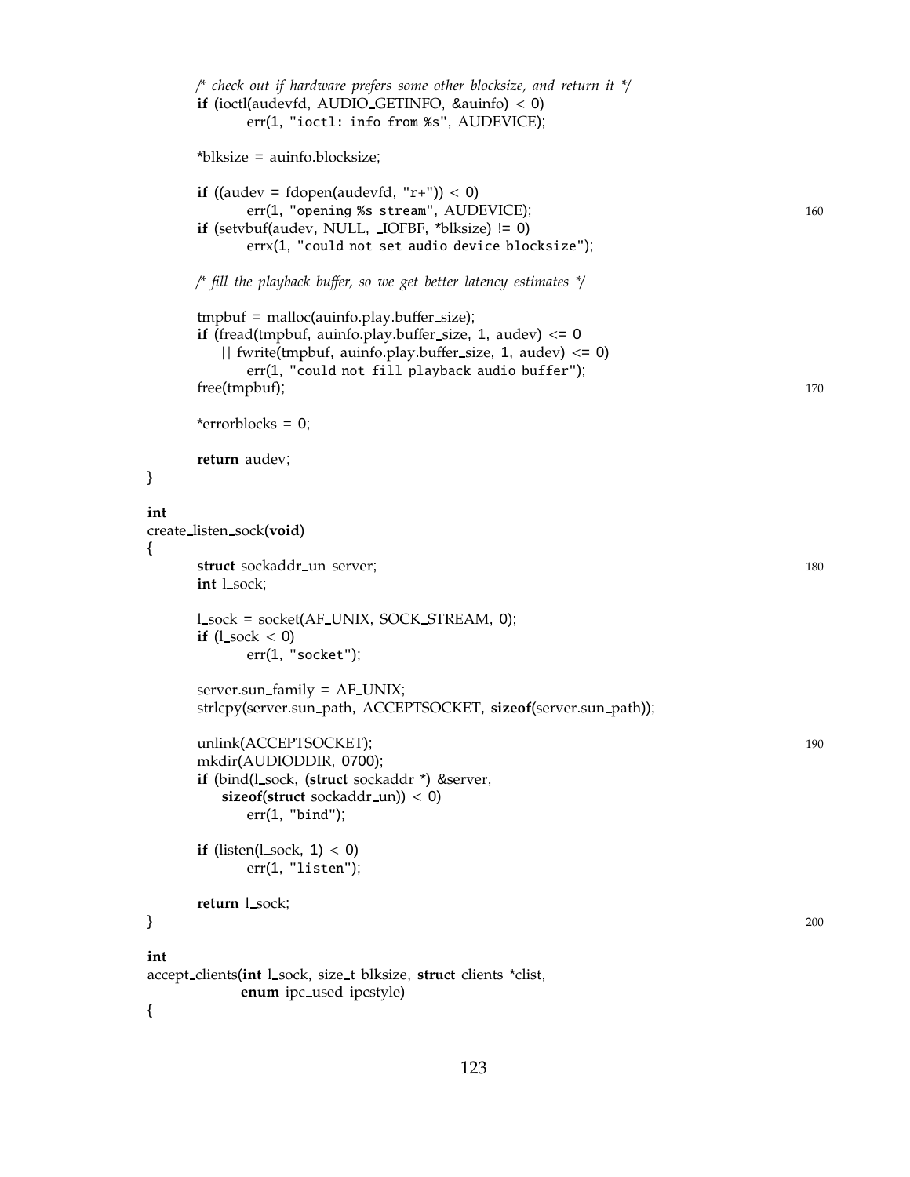```c
	/* check out if hardware prefers some other blocksize, and return it */
	if (ioctl(audevfd, AUDIO_GETINFO, &auinfo) < 0)
		err(1, "ioctl: info from %s", AUDEVICE);

	*blksize = auinfo.blocksize;

	if ((audev = fdopen(audevfd, "r+")) < 0)
		err(1, "opening %s stream", AUDEVICE);                    /* 160 */
	if (setvbuf(audev, NULL, _IOFBF, *blksize) != 0)
		errx(1, "could not set audio device blocksize");

	/* fill the playback buffer, so we get better latency estimates */

	tmpbuf = malloc(auinfo.play.buffer_size);
	if (fread(tmpbuf, auinfo.play.buffer_size, 1, audev) <= 0
	    || fwrite(tmpbuf, auinfo.play.buffer_size, 1, audev) <= 0)
		err(1, "could not fill playback audio buffer");
	free(tmpbuf);                                                  /* 170 */

	*errorblocks = 0;

	return audev;
}

int
create_listen_sock(void)
{
	struct sockaddr_un server;                                     /* 180 */
	int l_sock;

	l_sock = socket(AF_UNIX, SOCK_STREAM, 0);
	if (l_sock < 0)
		err(1, "socket");

	server.sun_family = AF_UNIX;
	strlcpy(server.sun_path, ACCEPTSOCKET, sizeof(server.sun_path));

	unlink(ACCEPTSOCKET);                                          /* 190 */
	mkdir(AUDIODDIR, 0700);
	if (bind(l_sock, (struct sockaddr *) &server,
	    sizeof(struct sockaddr_un)) < 0)
		err(1, "bind");

	if (listen(l_sock, 1) < 0)
		err(1, "listen");

	return l_sock;
}                                                                      /* 200 */

int
accept_clients(int l_sock, size_t blksize, struct clients *clist,
	       enum ipc_used ipcstyle)
{
```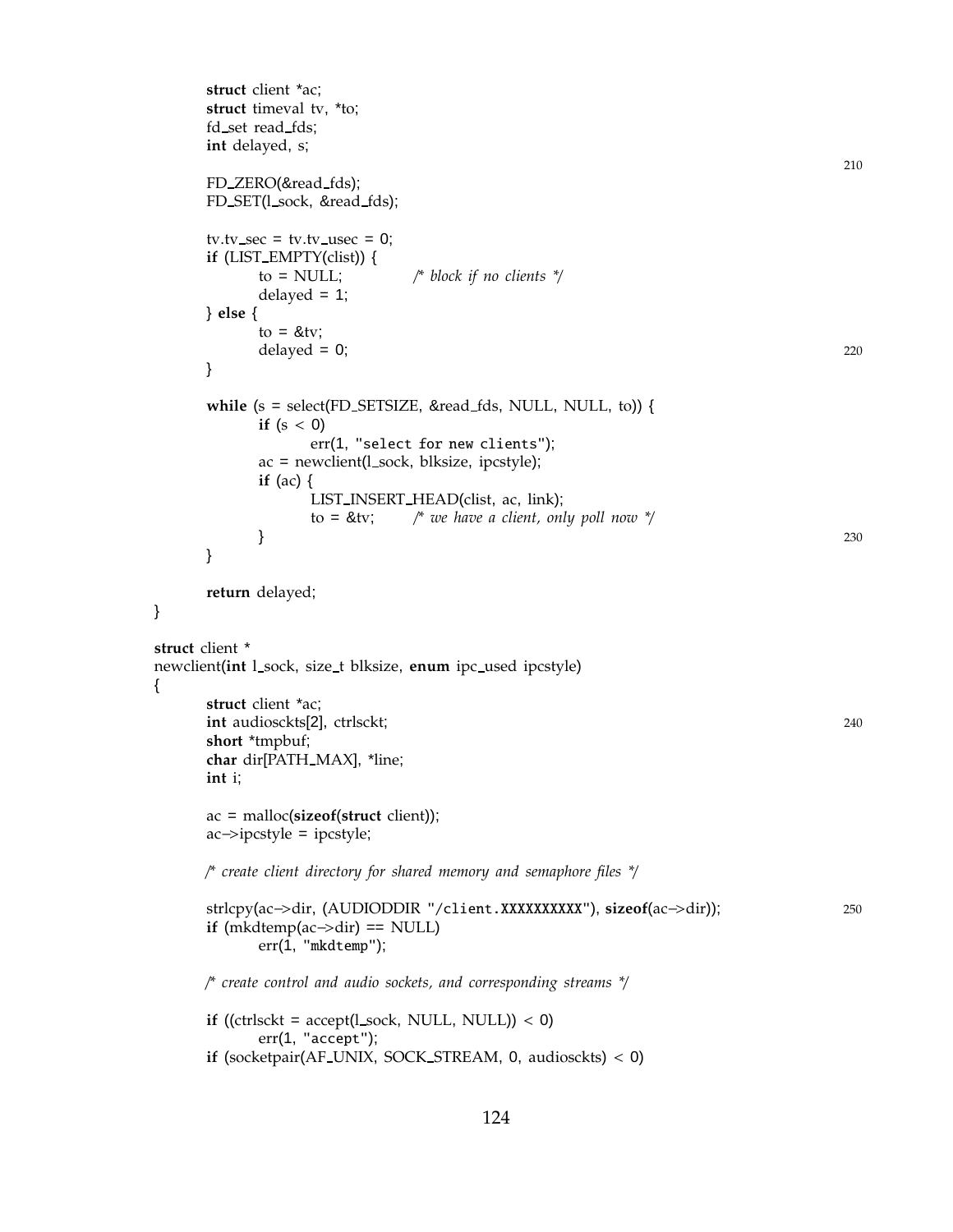```c
	struct client *ac;
	struct timeval tv, *to;
	fd_set read_fds;
	int delayed, s;

	FD_ZERO(&read_fds);
	FD_SET(l_sock, &read_fds);

	tv.tv_sec = tv.tv_usec = 0;
	if (LIST_EMPTY(clist)) {
		to = NULL;		/* block if no clients */
		delayed = 1;
	} else {
		to = &tv;
		delayed = 0;
	}

	while (s = select(FD_SETSIZE, &read_fds, NULL, NULL, to)) {
		if (s < 0)
			err(1, "select for new clients");
		ac = newclient(l_sock, blksize, ipcstyle);
		if (ac) {
			LIST_INSERT_HEAD(clist, ac, link);
			to = &tv;	/* we have a client, only poll now */
		}
	}

	return delayed;
}

struct client *
newclient(int l_sock, size_t blksize, enum ipc_used ipcstyle)
{
	struct client *ac;
	int audiosckts[2], ctrlsckt;
	short *tmpbuf;
	char dir[PATH_MAX], *line;
	int i;

	ac = malloc(sizeof(struct client));
	ac->ipcstyle = ipcstyle;

	/* create client directory for shared memory and semaphore files */

	strlcpy(ac->dir, (AUDIODDIR "/client.XXXXXXXXXX"), sizeof(ac->dir));
	if (mkdtemp(ac->dir) == NULL)
		err(1, "mkdtemp");

	/* create control and audio sockets, and corresponding streams */

	if ((ctrlsckt = accept(l_sock, NULL, NULL)) < 0)
		err(1, "accept");
	if (socketpair(AF_UNIX, SOCK_STREAM, 0, audiosckts) < 0)
```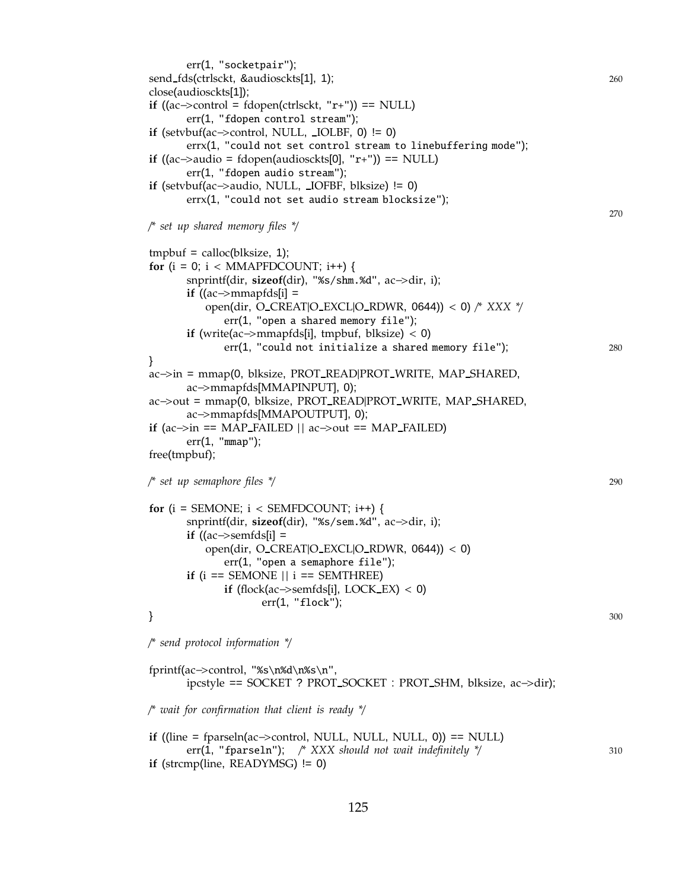```c
	err(1, "socketpair");
send_fds(ctrlsckt, &audiosckts[1], 1);
close(audiosckts[1]);
if ((ac->control = fdopen(ctrlsckt, "r+")) == NULL)
	err(1, "fdopen control stream");
if (setvbuf(ac->control, NULL, _IOLBF, 0) != 0)
	errx(1, "could not set control stream to linebuffering mode");
if ((ac->audio = fdopen(audiosckts[0], "r+")) == NULL)
	err(1, "fdopen audio stream");
if (setvbuf(ac->audio, NULL, _IOFBF, blksize) != 0)
	errx(1, "could not set audio stream blocksize");

/* set up shared memory files */

tmpbuf = calloc(blksize, 1);
for (i = 0; i < MMAPFDCOUNT; i++) {
	snprintf(dir, sizeof(dir), "%s/shm.%d", ac->dir, i);
	if ((ac->mmapfds[i] =
	    open(dir, O_CREAT|O_EXCL|O_RDWR, 0644)) < 0) /* XXX */
		err(1, "open a shared memory file");
	if (write(ac->mmapfds[i], tmpbuf, blksize) < 0)
		err(1, "could not initialize a shared memory file");
}
ac->in = mmap(0, blksize, PROT_READ|PROT_WRITE, MAP_SHARED,
	ac->mmapfds[MMAPINPUT], 0);
ac->out = mmap(0, blksize, PROT_READ|PROT_WRITE, MAP_SHARED,
	ac->mmapfds[MMAPOUTPUT], 0);
if (ac->in == MAP_FAILED || ac->out == MAP_FAILED)
	err(1, "mmap");
free(tmpbuf);

/* set up semaphore files */

for (i = SEMONE; i < SEMFDCOUNT; i++) {
	snprintf(dir, sizeof(dir), "%s/sem.%d", ac->dir, i);
	if ((ac->semfds[i] =
	    open(dir, O_CREAT|O_EXCL|O_RDWR, 0644)) < 0)
		err(1, "open a semaphore file");
	if (i == SEMONE || i == SEMTHREE)
		if (flock(ac->semfds[i], LOCK_EX) < 0)
			err(1, "flock");
}

/* send protocol information */

fprintf(ac->control, "%s\n%d\n%s\n",
	ipcstyle == SOCKET ? PROT_SOCKET : PROT_SHM, blksize, ac->dir);

/* wait for confirmation that client is ready */

if ((line = fparseln(ac->control, NULL, NULL, NULL, 0)) == NULL)
	err(1, "fparseln");	/* XXX should not wait indefinitely */
if (strcmp(line, READYMSG) != 0)
```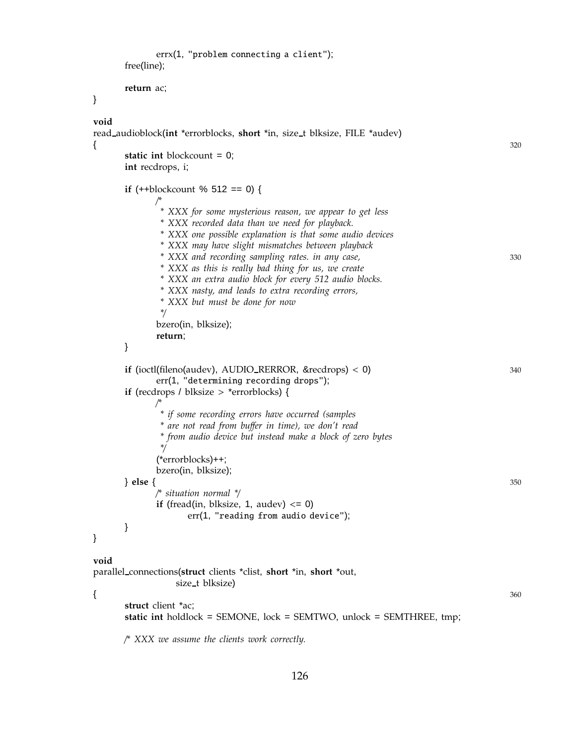```c
		errx(1, "problem connecting a client");
	free(line);

	return ac;
}

void
read_audioblock(int *errorblocks, short *in, size_t blksize, FILE *audev)
{
	static int blockcount = 0;
	int recdrops, i;

	if (++blockcount % 512 == 0) {
		/*
		 * XXX for some mysterious reason, we appear to get less
		 * XXX recorded data than we need for playback.
		 * XXX one possible explanation is that some audio devices
		 * XXX may have slight mismatches between playback
		 * XXX and recording sampling rates. in any case,
		 * XXX as this is really bad thing for us, we create
		 * XXX an extra audio block for every 512 audio blocks.
		 * XXX nasty, and leads to extra recording errors,
		 * XXX but must be done for now
		 */
		bzero(in, blksize);
		return;
	}

	if (ioctl(fileno(audev), AUDIO_RERROR, &recdrops) < 0)
		err(1, "determining recording drops");
	if (recdrops / blksize > *errorblocks) {
		/*
		 * if some recording errors have occurred (samples
		 * are not read from buffer in time), we don't read
		 * from audio device but instead make a block of zero bytes
		 */
		(*errorblocks)++;
		bzero(in, blksize);
	} else {
		/* situation normal */
		if (fread(in, blksize, 1, audev) <= 0)
			err(1, "reading from audio device");
	}
}

void
parallel_connections(struct clients *clist, short *in, short *out,
		     size_t blksize)
{
	struct client *ac;
	static int holdlock = SEMONE, lock = SEMTWO, unlock = SEMTHREE, tmp;

	/* XXX we assume the clients work correctly.
```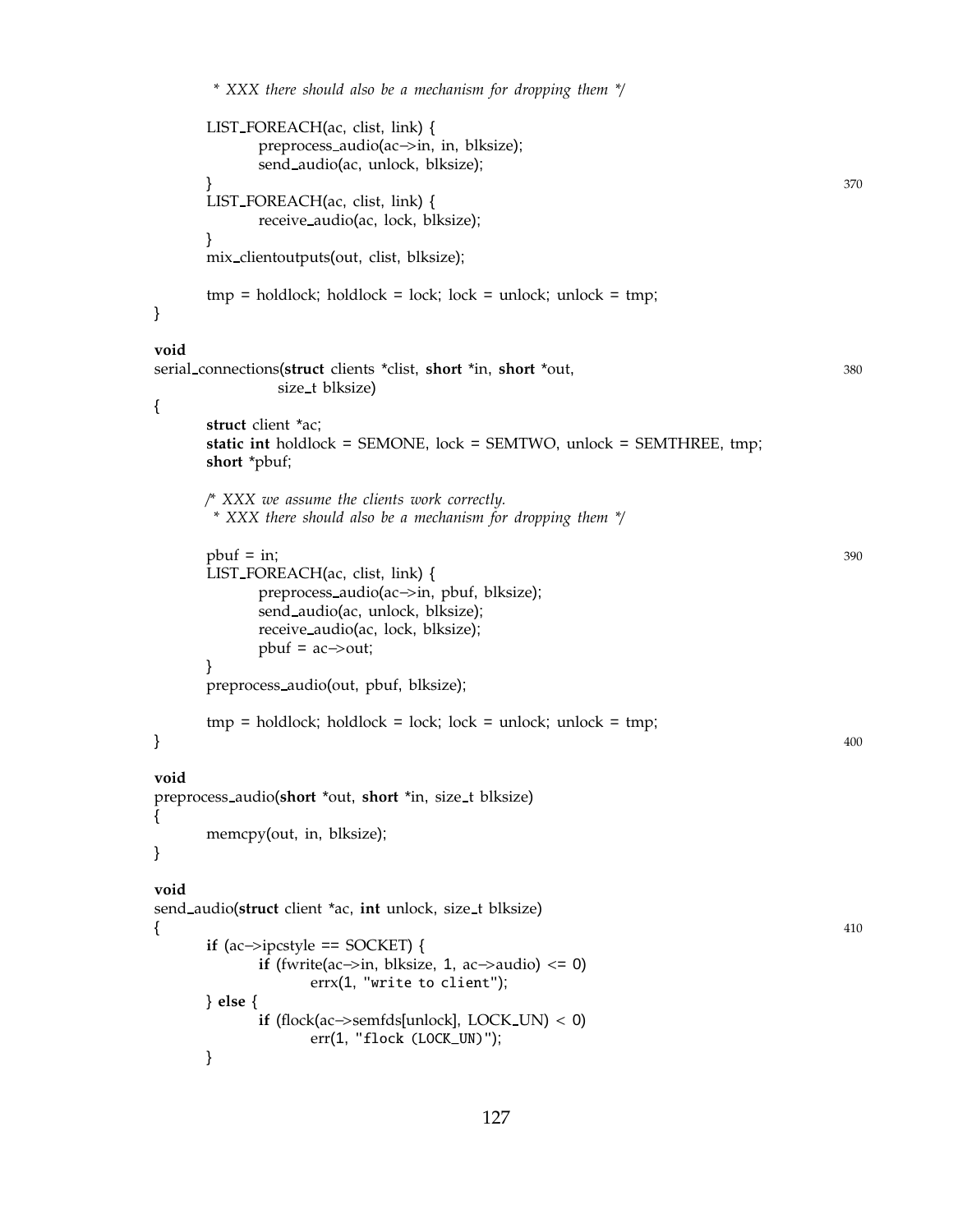```c
         * XXX there should also be a mechanism for dropping them */

        LIST_FOREACH(ac, clist, link) {
                preprocess_audio(ac->in, in, blksize);
                send_audio(ac, unlock, blksize);
        }
        LIST_FOREACH(ac, clist, link) {
                receive_audio(ac, lock, blksize);
        }
        mix_clientoutputs(out, clist, blksize);

        tmp = holdlock; holdlock = lock; lock = unlock; unlock = tmp;
}

void
serial_connections(struct clients *clist, short *in, short *out,
                   size_t blksize)
{
        struct client *ac;
        static int holdlock = SEMONE, lock = SEMTWO, unlock = SEMTHREE, tmp;
        short *pbuf;

        /* XXX we assume the clients work correctly.
         * XXX there should also be a mechanism for dropping them */

        pbuf = in;
        LIST_FOREACH(ac, clist, link) {
                preprocess_audio(ac->in, pbuf, blksize);
                send_audio(ac, unlock, blksize);
                receive_audio(ac, lock, blksize);
                pbuf = ac->out;
        }
        preprocess_audio(out, pbuf, blksize);

        tmp = holdlock; holdlock = lock; lock = unlock; unlock = tmp;
}

void
preprocess_audio(short *out, short *in, size_t blksize)
{
        memcpy(out, in, blksize);
}

void
send_audio(struct client *ac, int unlock, size_t blksize)
{
        if (ac->ipcstyle == SOCKET) {
                if (fwrite(ac->in, blksize, 1, ac->audio) <= 0)
                        errx(1, "write to client");
        } else {
                if (flock(ac->semfds[unlock], LOCK_UN) < 0)
                        err(1, "flock (LOCK_UN)");
        }
```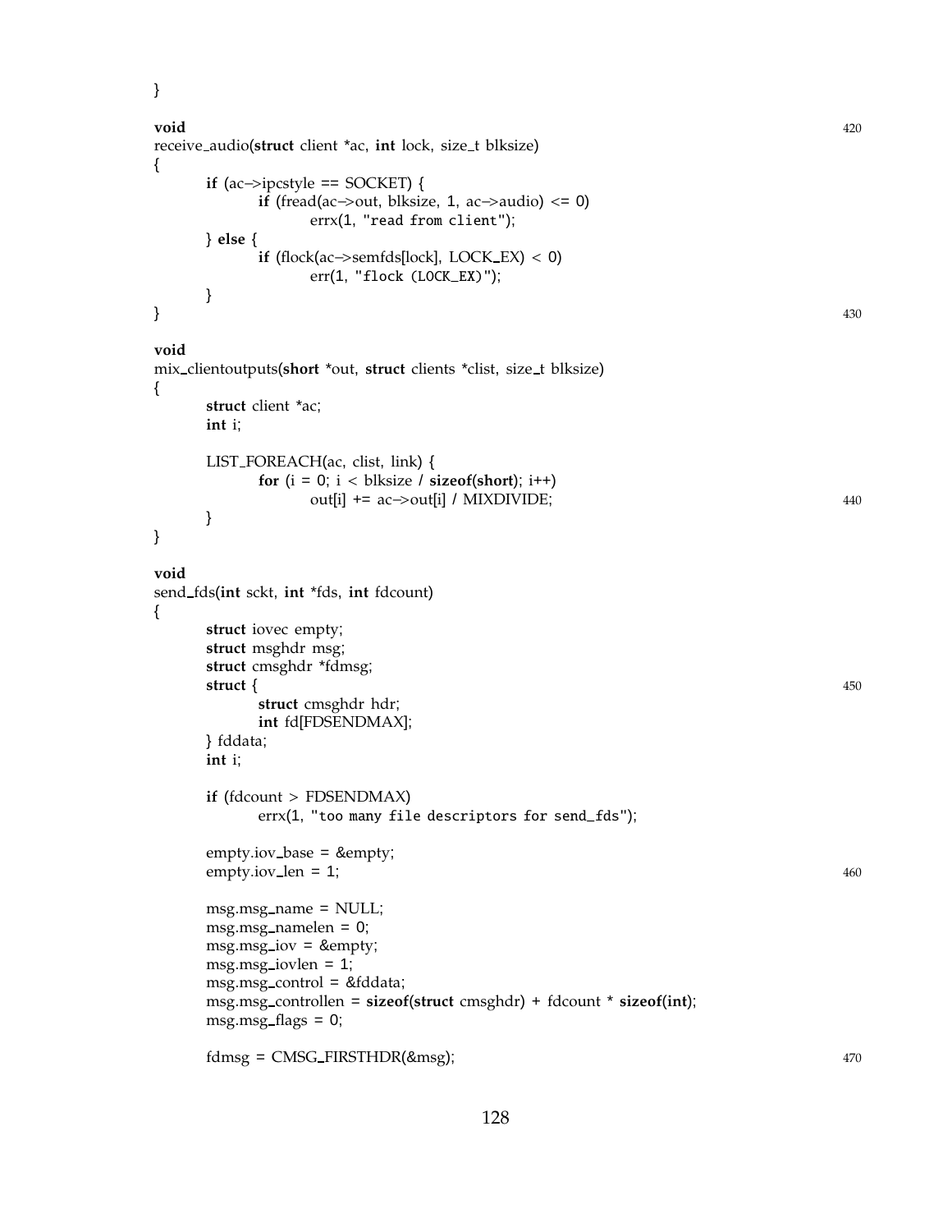```
}

void                                                                    420
receive_audio(struct client *ac, int lock, size_t blksize)
{
        if (ac->ipcstyle == SOCKET) {
                if (fread(ac->out, blksize, 1, ac->audio) <= 0)
                        errx(1, "read from client");
        } else {
                if (flock(ac->semfds[lock], LOCK_EX) < 0)
                        err(1, "flock (LOCK_EX)");
        }
}                                                                       430

void
mix_clientoutputs(short *out, struct clients *clist, size_t blksize)
{
        struct client *ac;
        int i;

        LIST_FOREACH(ac, clist, link) {
                for (i = 0; i < blksize / sizeof(short); i++)
                        out[i] += ac->out[i] / MIXDIVIDE;               440
        }
}

void
send_fds(int sckt, int *fds, int fdcount)
{
        struct iovec empty;
        struct msghdr msg;
        struct cmsghdr *fdmsg;
        struct {                                                        450
                struct cmsghdr hdr;
                int fd[FDSENDMAX];
        } fddata;
        int i;

        if (fdcount > FDSENDMAX)
                errx(1, "too many file descriptors for send_fds");

        empty.iov_base = &empty;
        empty.iov_len = 1;                                              460

        msg.msg_name = NULL;
        msg.msg_namelen = 0;
        msg.msg_iov = &empty;
        msg.msg_iovlen = 1;
        msg.msg_control = &fddata;
        msg.msg_controllen = sizeof(struct cmsghdr) + fdcount * sizeof(int);
        msg.msg_flags = 0;

        fdmsg = CMSG_FIRSTHDR(&msg);                                    470
```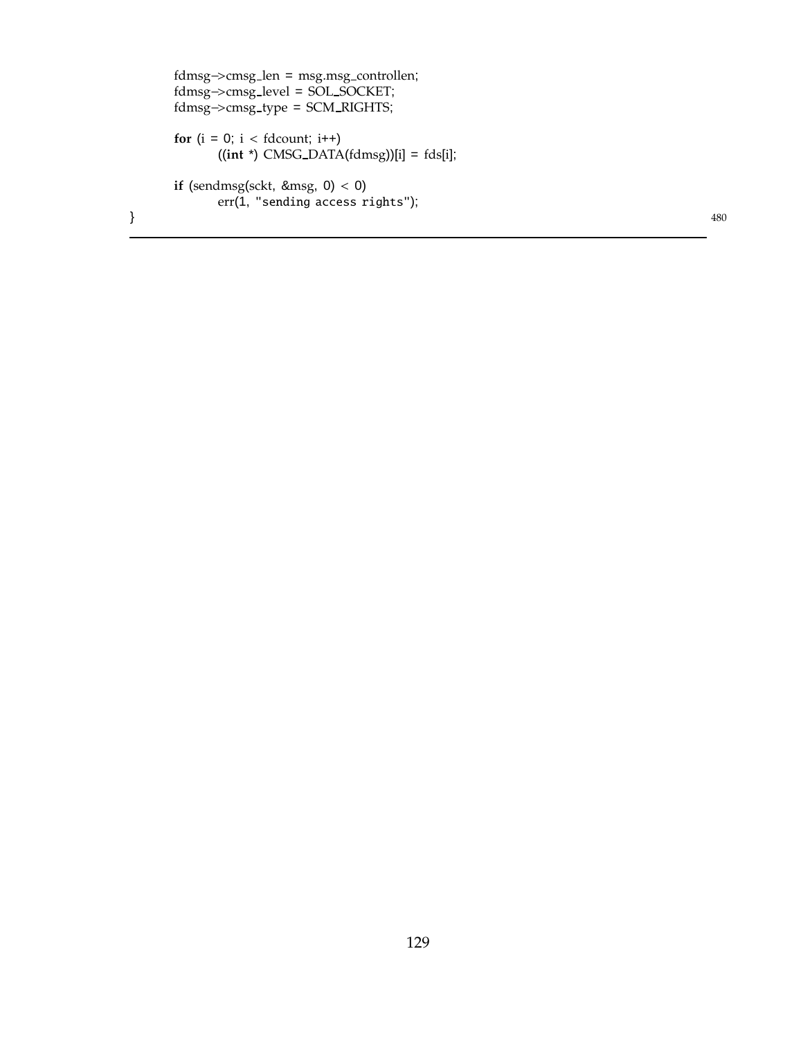```
	fdmsg->cmsg_len = msg.msg_controllen;
	fdmsg->cmsg_level = SOL_SOCKET;
	fdmsg->cmsg_type = SCM_RIGHTS;

	for (i = 0; i < fdcount; i++)
		((int *) CMSG_DATA(fdmsg))[i] = fds[i];

	if (sendmsg(sckt, &msg, 0) < 0)
		err(1, "sending access rights");
}
```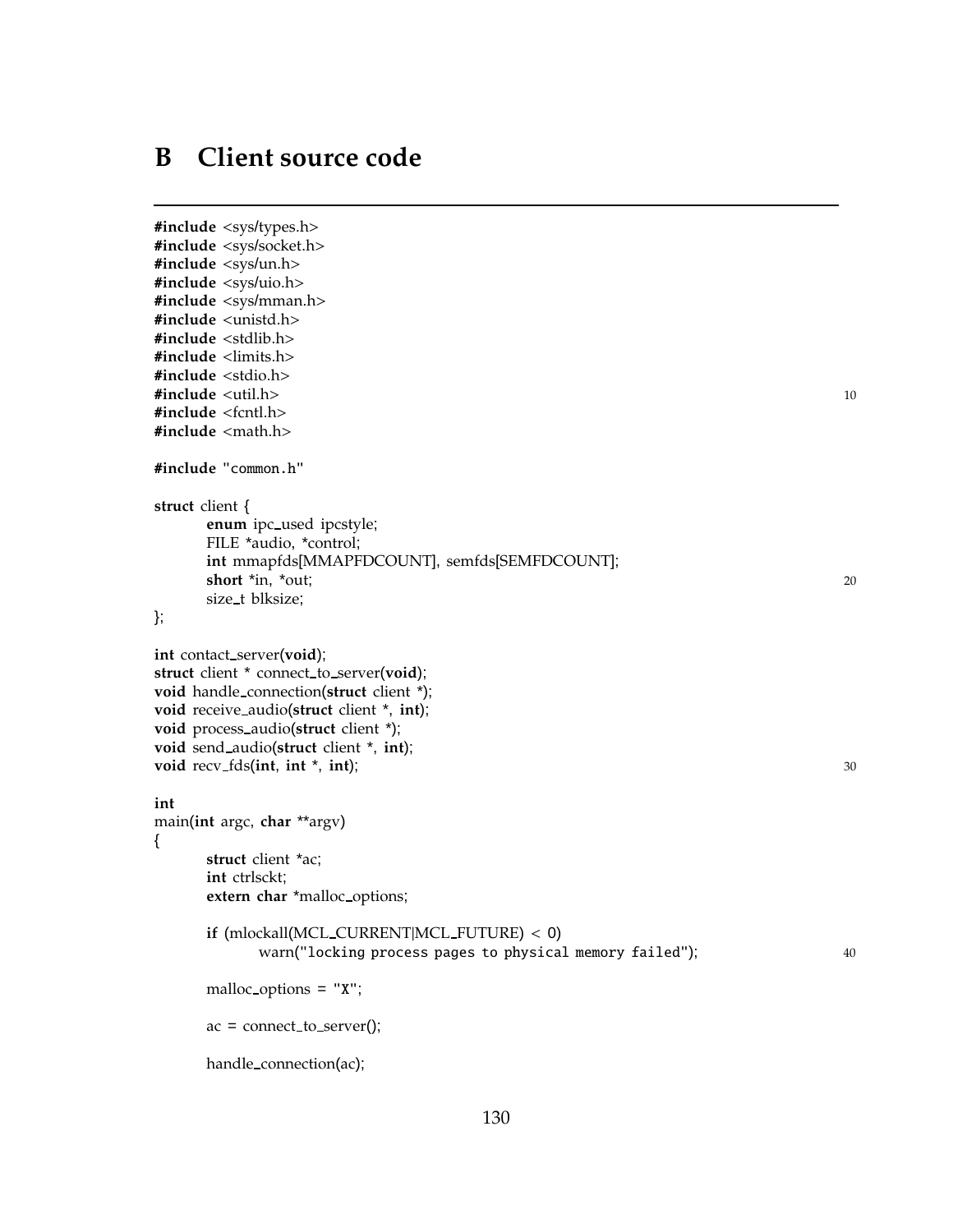## B Client source code

```c
#include <sys/types.h>
#include <sys/socket.h>
#include <sys/un.h>
#include <sys/uio.h>
#include <sys/mman.h>
#include <unistd.h>
#include <stdlib.h>
#include <limits.h>
#include <stdio.h>
#include <util.h>
#include <fcntl.h>
#include <math.h>

#include "common.h"

struct client {
        enum ipc_used ipcstyle;
        FILE *audio, *control;
        int mmapfds[MMAPFDCOUNT], semfds[SEMFDCOUNT];
        short *in, *out;
        size_t blksize;
};

int contact_server(void);
struct client * connect_to_server(void);
void handle_connection(struct client *);
void receive_audio(struct client *, int);
void process_audio(struct client *);
void send_audio(struct client *, int);
void recv_fds(int, int *, int);

int
main(int argc, char **argv)
{
        struct client *ac;
        int ctrlsckt;
        extern char *malloc_options;

        if (mlockall(MCL_CURRENT|MCL_FUTURE) < 0)
                warn("locking process pages to physical memory failed");

        malloc_options = "X";

        ac = connect_to_server();

        handle_connection(ac);
```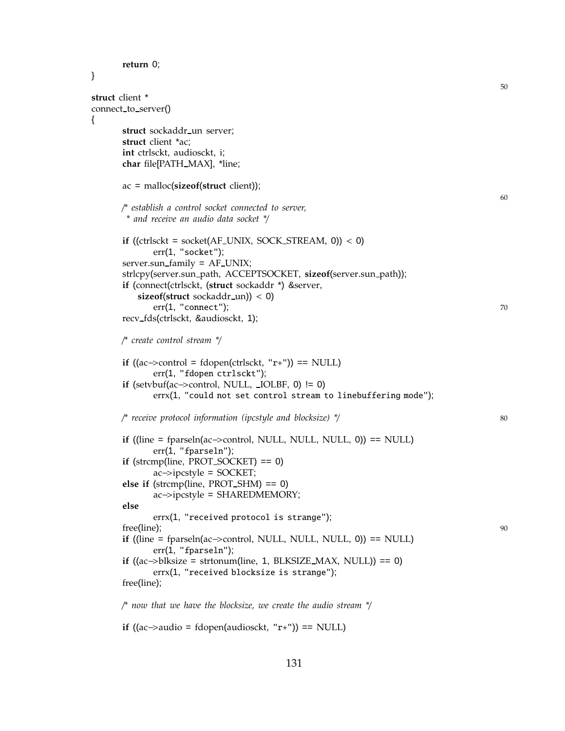```
        return 0;
}

struct client *
connect_to_server()
{
        struct sockaddr_un server;
        struct client *ac;
        int ctrlsckt, audiosckt, i;
        char file[PATH_MAX], *line;

        ac = malloc(sizeof(struct client));

        /* establish a control socket connected to server,
         * and receive an audio data socket */

        if ((ctrlsckt = socket(AF_UNIX, SOCK_STREAM, 0)) < 0)
                err(1, "socket");
        server.sun_family = AF_UNIX;
        strlcpy(server.sun_path, ACCEPTSOCKET, sizeof(server.sun_path));
        if (connect(ctrlsckt, (struct sockaddr *) &server,
            sizeof(struct sockaddr_un)) < 0)
                err(1, "connect");
        recv_fds(ctrlsckt, &audiosckt, 1);

        /* create control stream */

        if ((ac->control = fdopen(ctrlsckt, "r+")) == NULL)
                err(1, "fdopen ctrlsckt");
        if (setvbuf(ac->control, NULL, _IOLBF, 0) != 0)
                errx(1, "could not set control stream to linebuffering mode");

        /* receive protocol information (ipcstyle and blocksize) */

        if ((line = fparseln(ac->control, NULL, NULL, NULL, 0)) == NULL)
                err(1, "fparseln");
        if (strcmp(line, PROT_SOCKET) == 0)
                ac->ipcstyle = SOCKET;
        else if (strcmp(line, PROT_SHM) == 0)
                ac->ipcstyle = SHAREDMEMORY;
        else
                errx(1, "received protocol is strange");
        free(line);
        if ((line = fparseln(ac->control, NULL, NULL, NULL, 0)) == NULL)
                err(1, "fparseln");
        if ((ac->blksize = strtonum(line, 1, BLKSIZE_MAX, NULL)) == 0)
                errx(1, "received blocksize is strange");
        free(line);

        /* now that we have the blocksize, we create the audio stream */

        if ((ac->audio = fdopen(audiosckt, "r+")) == NULL)
```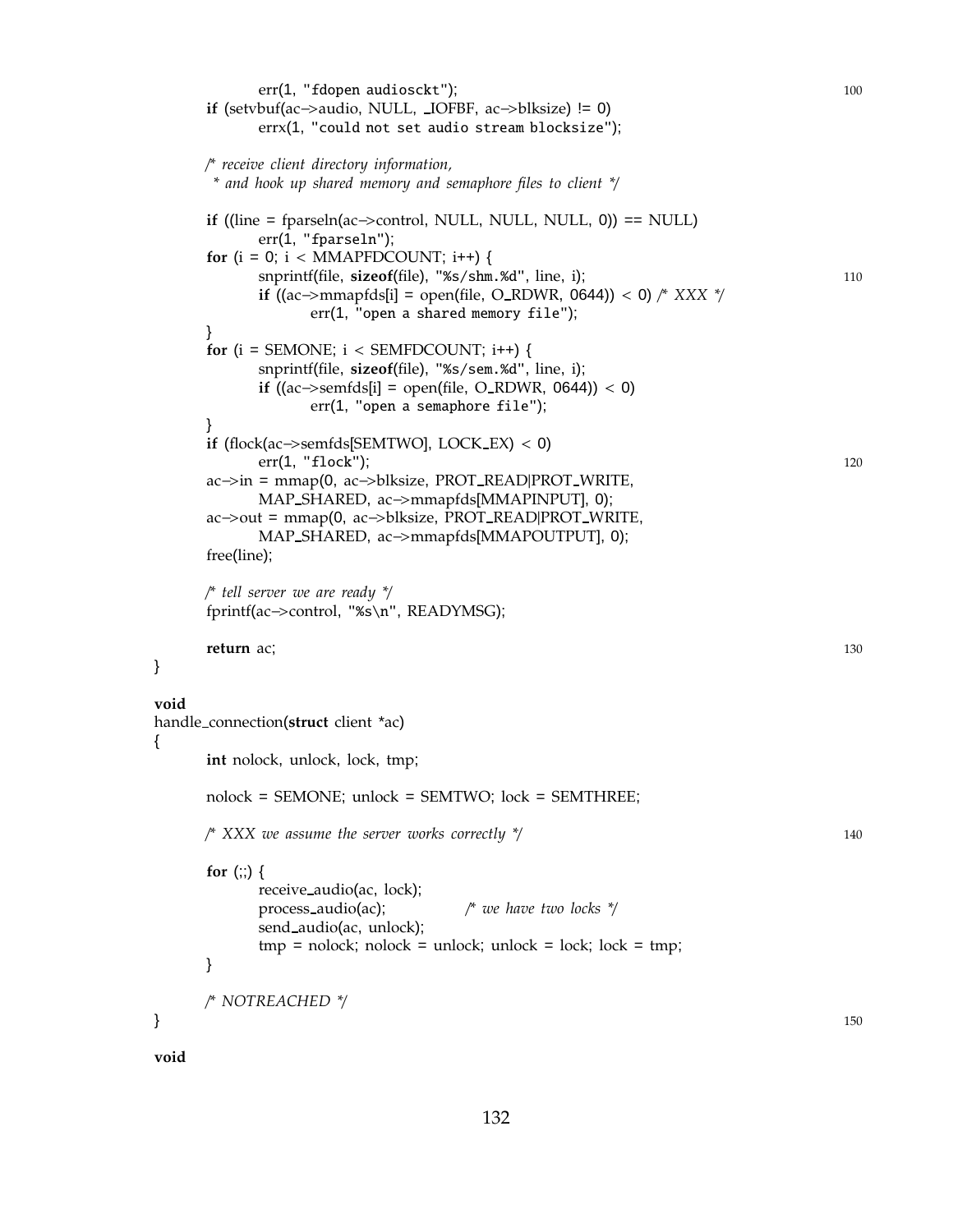```
		err(1, "fdopen audiosckt");
	if (setvbuf(ac->audio, NULL, _IOFBF, ac->blksize) != 0)
		errx(1, "could not set audio stream blocksize");

	/* receive client directory information,
	 * and hook up shared memory and semaphore files to client */

	if ((line = fparseln(ac->control, NULL, NULL, NULL, 0)) == NULL)
		err(1, "fparseln");
	for (i = 0; i < MMAPFDCOUNT; i++) {
		snprintf(file, sizeof(file), "%s/shm.%d", line, i);
		if ((ac->mmapfds[i] = open(file, O_RDWR, 0644)) < 0) /* XXX */
			err(1, "open a shared memory file");
	}
	for (i = SEMONE; i < SEMFDCOUNT; i++) {
		snprintf(file, sizeof(file), "%s/sem.%d", line, i);
		if ((ac->semfds[i] = open(file, O_RDWR, 0644)) < 0)
			err(1, "open a semaphore file");
	}
	if (flock(ac->semfds[SEMTWO], LOCK_EX) < 0)
		err(1, "flock");
	ac->in = mmap(0, ac->blksize, PROT_READ|PROT_WRITE,
		MAP_SHARED, ac->mmapfds[MMAPINPUT], 0);
	ac->out = mmap(0, ac->blksize, PROT_READ|PROT_WRITE,
		MAP_SHARED, ac->mmapfds[MMAPOUTPUT], 0);
	free(line);

	/* tell server we are ready */
	fprintf(ac->control, "%s\n", READYMSG);

	return ac;
}

void
handle_connection(struct client *ac)
{
	int nolock, unlock, lock, tmp;

	nolock = SEMONE; unlock = SEMTWO; lock = SEMTHREE;

	/* XXX we assume the server works correctly */

	for (;;) {
		receive_audio(ac, lock);
		process_audio(ac);		/* we have two locks */
		send_audio(ac, unlock);
		tmp = nolock; nolock = unlock; unlock = lock; lock = tmp;
	}

	/* NOTREACHED */
}

void
```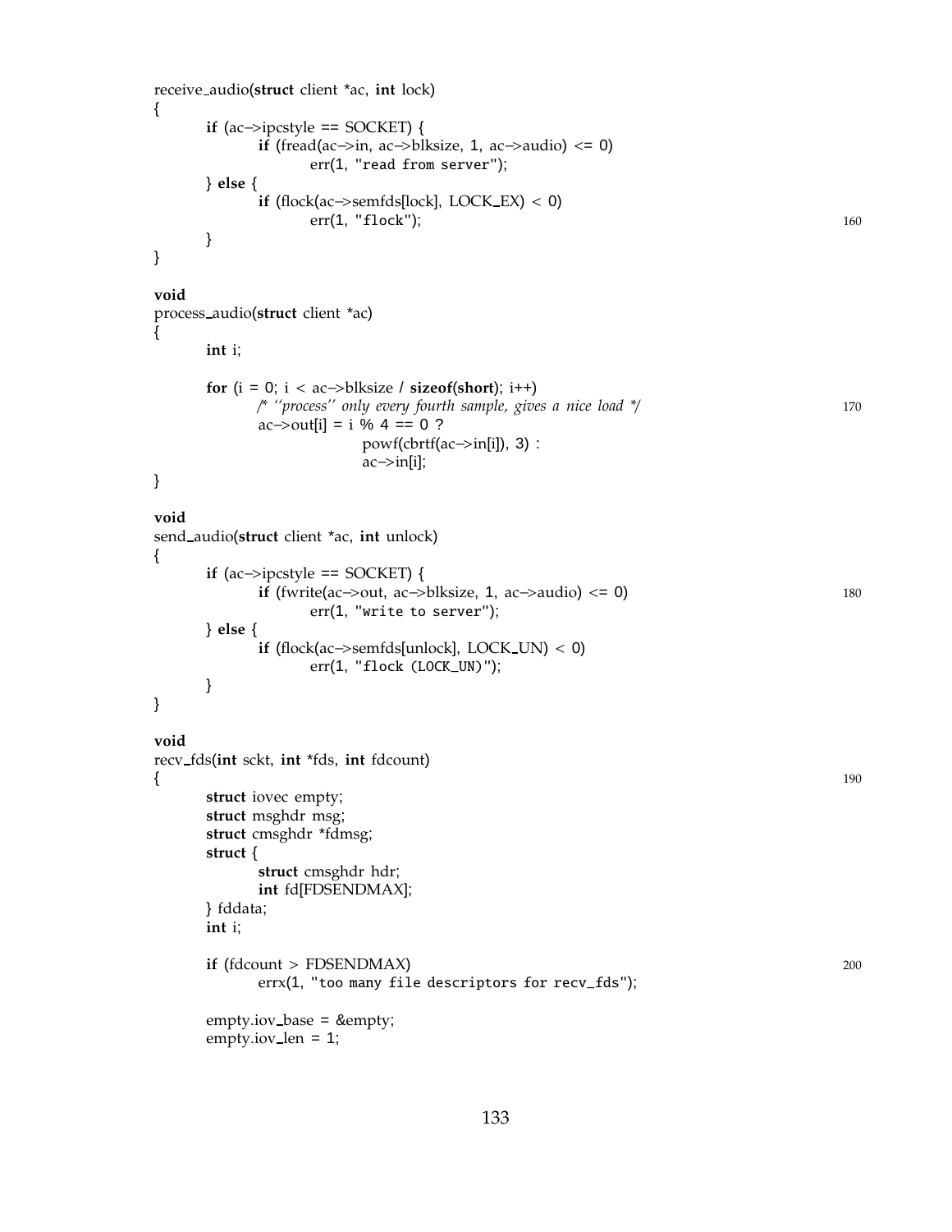```c
receive_audio(struct client *ac, int lock)
{
        if (ac->ipcstyle == SOCKET) {
                if (fread(ac->in, ac->blksize, 1, ac->audio) <= 0)
                        err(1, "read from server");
        } else {
                if (flock(ac->semfds[lock], LOCK_EX) < 0)
                        err(1, "flock");                                    
        }
}

void
process_audio(struct client *ac)
{
        int i;

        for (i = 0; i < ac->blksize / sizeof(short); i++)
                /* ''process'' only every fourth sample, gives a nice load */ 
                ac->out[i] = i % 4 == 0 ?
                                powf(cbrtf(ac->in[i]), 3) :
                                ac->in[i];
}

void
send_audio(struct client *ac, int unlock)
{
        if (ac->ipcstyle == SOCKET) {
                if (fwrite(ac->out, ac->blksize, 1, ac->audio) <= 0)        
                        err(1, "write to server");
        } else {
                if (flock(ac->semfds[unlock], LOCK_UN) < 0)
                        err(1, "flock (LOCK_UN)");
        }
}

void
recv_fds(int sckt, int *fds, int fdcount)
{                                                                           
        struct iovec empty;
        struct msghdr msg;
        struct cmsghdr *fdmsg;
        struct {
                struct cmsghdr hdr;
                int fd[FDSENDMAX];
        } fddata;
        int i;

        if (fdcount > FDSENDMAX)                                            
                errx(1, "too many file descriptors for recv_fds");

        empty.iov_base = &empty;
        empty.iov_len = 1;
```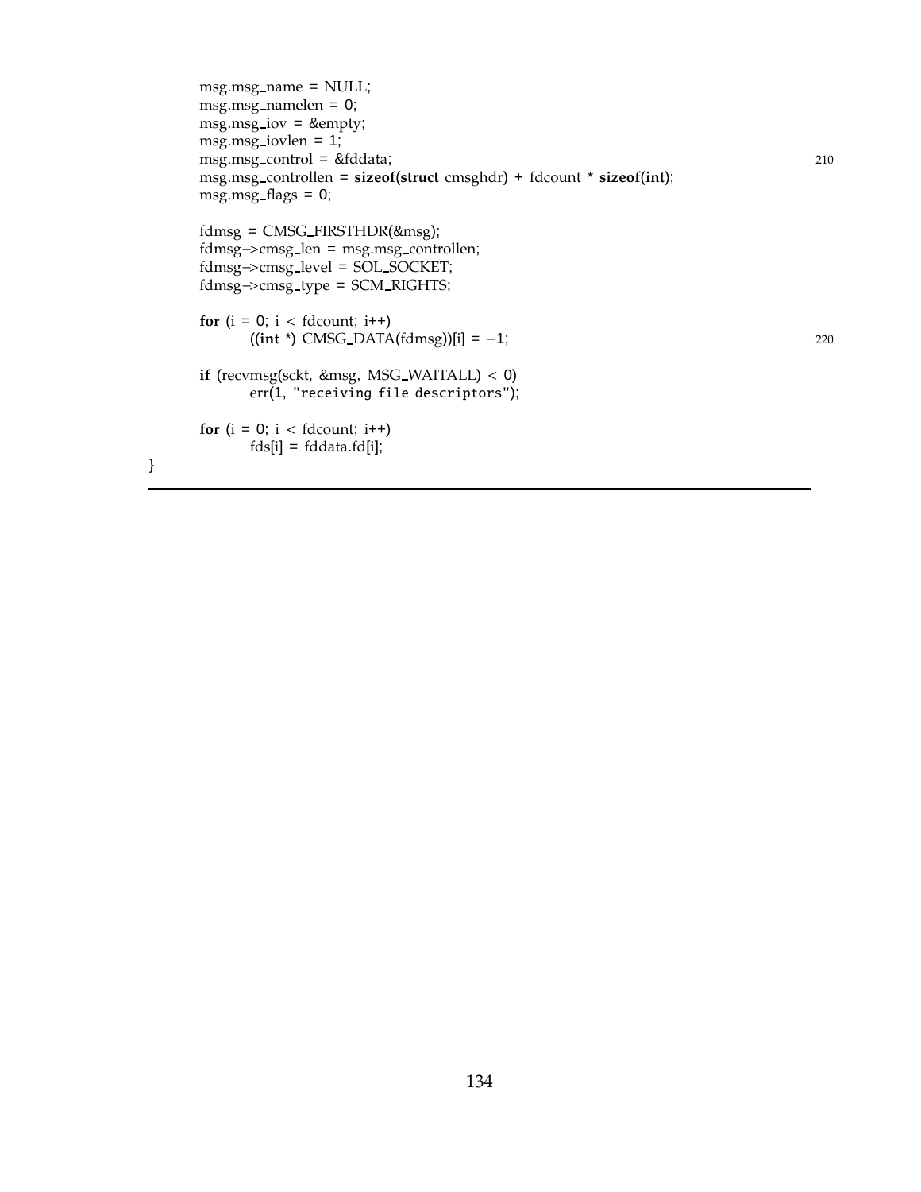```
	msg.msg_name = NULL;
	msg.msg_namelen = 0;
	msg.msg_iov = &empty;
	msg.msg_iovlen = 1;
	msg.msg_control = &fddata;
	msg.msg_controllen = sizeof(struct cmsghdr) + fdcount * sizeof(int);
	msg.msg_flags = 0;

	fdmsg = CMSG_FIRSTHDR(&msg);
	fdmsg->cmsg_len = msg.msg_controllen;
	fdmsg->cmsg_level = SOL_SOCKET;
	fdmsg->cmsg_type = SCM_RIGHTS;

	for (i = 0; i < fdcount; i++)
		((int *) CMSG_DATA(fdmsg))[i] = -1;

	if (recvmsg(sckt, &msg, MSG_WAITALL) < 0)
		err(1, "receiving file descriptors");

	for (i = 0; i < fdcount; i++)
		fds[i] = fddata.fd[i];
}
```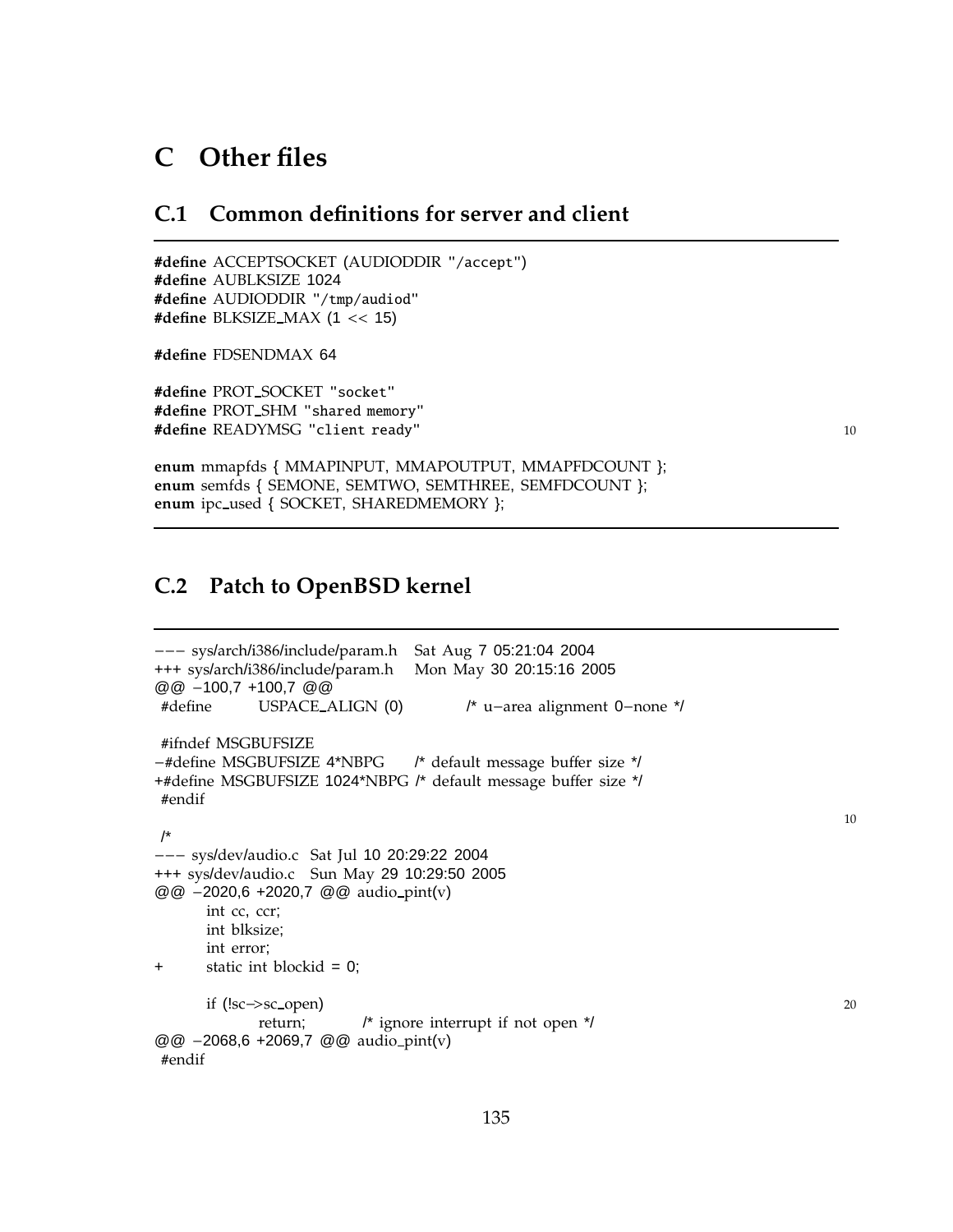# C Other files

## C.1 Common definitions for server and client

```c
#define ACCEPTSOCKET (AUDIODDIR "/accept")
#define AUBLKSIZE 1024
#define AUDIODDIR "/tmp/audiod"
#define BLKSIZE_MAX (1 << 15)

#define FDSENDMAX 64

#define PROT_SOCKET "socket"
#define PROT_SHM "shared memory"
#define READYMSG "client ready"

enum mmapfds { MMAPINPUT, MMAPOUTPUT, MMAPFDCOUNT };
enum semfds { SEMONE, SEMTWO, SEMTHREE, SEMFDCOUNT };
enum ipc_used { SOCKET, SHAREDMEMORY };
```

## C.2 Patch to OpenBSD kernel

```diff
--- sys/arch/i386/include/param.h   Sat Aug 7 05:21:04 2004
+++ sys/arch/i386/include/param.h   Mon May 30 20:15:16 2005
@@ -100,7 +100,7 @@
 #define        USPACE_ALIGN (0)          /* u-area alignment 0-none */

 #ifndef MSGBUFSIZE
-#define MSGBUFSIZE 4*NBPG      /* default message buffer size */
+#define MSGBUFSIZE 1024*NBPG /* default message buffer size */
 #endif

 /*
--- sys/dev/audio.c  Sat Jul 10 20:29:22 2004
+++ sys/dev/audio.c  Sun May 29 10:29:50 2005
@@ -2020,6 +2020,7 @@ audio_pint(v)
        int cc, ccr;
        int blksize;
        int error;
+       static int blockid = 0;

        if (!sc->sc_open)
                return;         /* ignore interrupt if not open */
@@ -2068,6 +2069,7 @@ audio_pint(v)
 #endif
```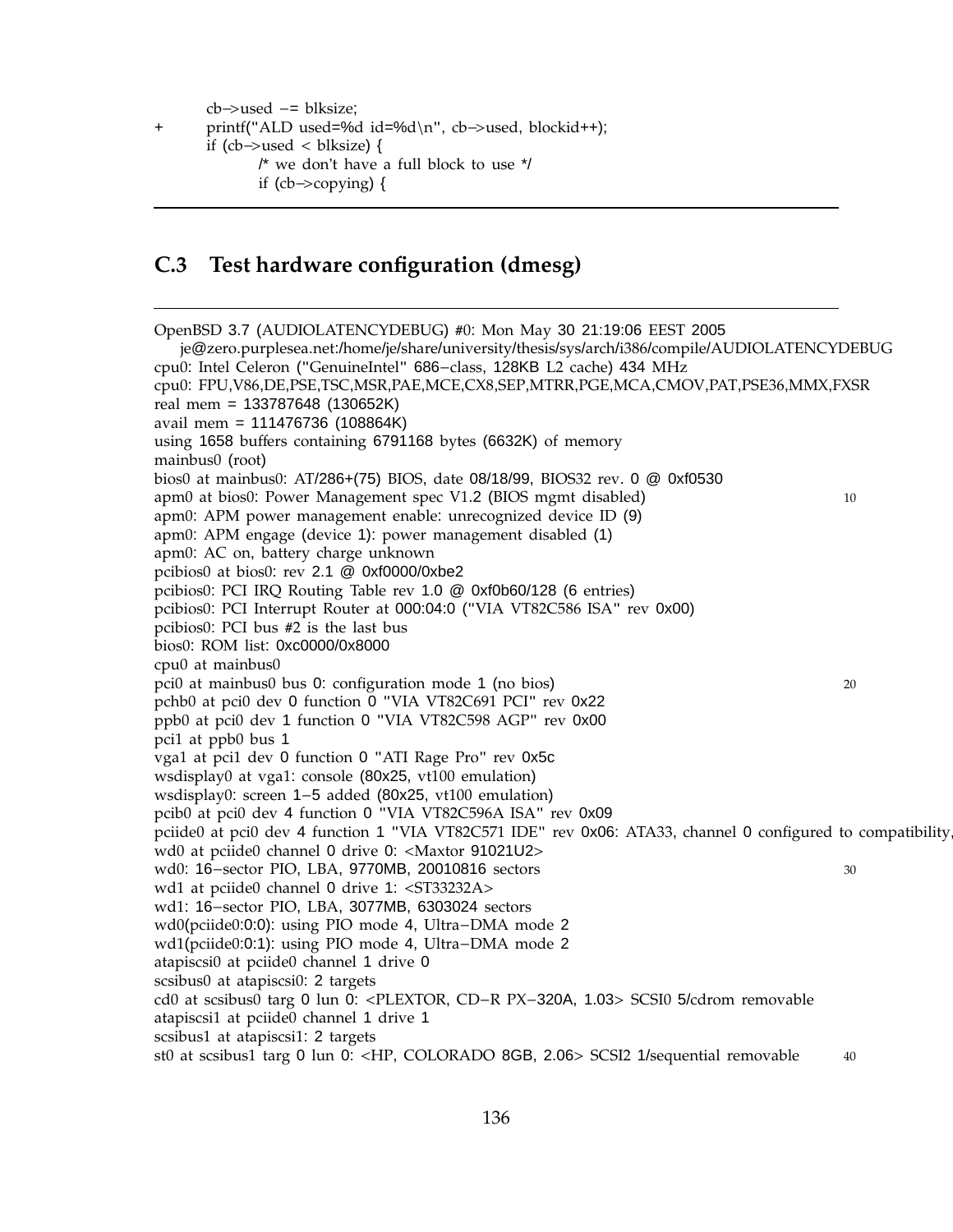```
        cb->used -= blksize;
+       printf("ALD used=%d id=%d\n", cb->used, blockid++);
        if (cb->used < blksize) {
                /* we don't have a full block to use */
                if (cb->copying) {
```

## C.3 Test hardware configuration (dmesg)

```
OpenBSD 3.7 (AUDIOLATENCYDEBUG) #0: Mon May 30 21:19:06 EEST 2005
    je@zero.purplesea.net:/home/je/share/university/thesis/sys/arch/i386/compile/AUDIOLATENCYDEBUG
cpu0: Intel Celeron ("GenuineIntel" 686-class, 128KB L2 cache) 434 MHz
cpu0: FPU,V86,DE,PSE,TSC,MSR,PAE,MCE,CX8,SEP,MTRR,PGE,MCA,CMOV,PAT,PSE36,MMX,FXSR
real mem = 133787648 (130652K)
avail mem = 111476736 (108864K)
using 1658 buffers containing 6791168 bytes (6632K) of memory
mainbus0 (root)
bios0 at mainbus0: AT/286+(75) BIOS, date 08/18/99, BIOS32 rev. 0 @ 0xf0530
apm0 at bios0: Power Management spec V1.2 (BIOS mgmt disabled)                          10
apm0: APM power management enable: unrecognized device ID (9)
apm0: APM engage (device 1): power management disabled (1)
apm0: AC on, battery charge unknown
pcibios0 at bios0: rev 2.1 @ 0xf0000/0xbe2
pcibios0: PCI IRQ Routing Table rev 1.0 @ 0xf0b60/128 (6 entries)
pcibios0: PCI Interrupt Router at 000:04:0 ("VIA VT82C586 ISA" rev 0x00)
pcibios0: PCI bus #2 is the last bus
bios0: ROM list: 0xc0000/0x8000
cpu0 at mainbus0
pci0 at mainbus0 bus 0: configuration mode 1 (no bios)                                  20
pchb0 at pci0 dev 0 function 0 "VIA VT82C691 PCI" rev 0x22
ppb0 at pci0 dev 1 function 0 "VIA VT82C598 AGP" rev 0x00
pci1 at ppb0 bus 1
vga1 at pci1 dev 0 function 0 "ATI Rage Pro" rev 0x5c
wsdisplay0 at vga1: console (80x25, vt100 emulation)
wsdisplay0: screen 1-5 added (80x25, vt100 emulation)
pcib0 at pci0 dev 4 function 0 "VIA VT82C596A ISA" rev 0x09
pciide0 at pci0 dev 4 function 1 "VIA VT82C571 IDE" rev 0x06: ATA33, channel 0 configured to compatibility,
wd0 at pciide0 channel 0 drive 0: <Maxtor 91021U2>
wd0: 16-sector PIO, LBA, 9770MB, 20010816 sectors                                       30
wd1 at pciide0 channel 0 drive 1: <ST33232A>
wd1: 16-sector PIO, LBA, 3077MB, 6303024 sectors
wd0(pciide0:0:0): using PIO mode 4, Ultra-DMA mode 2
wd1(pciide0:0:1): using PIO mode 4, Ultra-DMA mode 2
atapiscsi0 at pciide0 channel 1 drive 0
scsibus0 at atapiscsi0: 2 targets
cd0 at scsibus0 targ 0 lun 0: <PLEXTOR, CD-R PX-320A, 1.03> SCSI0 5/cdrom removable
atapiscsi1 at pciide0 channel 1 drive 1
scsibus1 at atapiscsi1: 2 targets
st0 at scsibus1 targ 0 lun 0: <HP, COLORADO 8GB, 2.06> SCSI2 1/sequential removable    40
```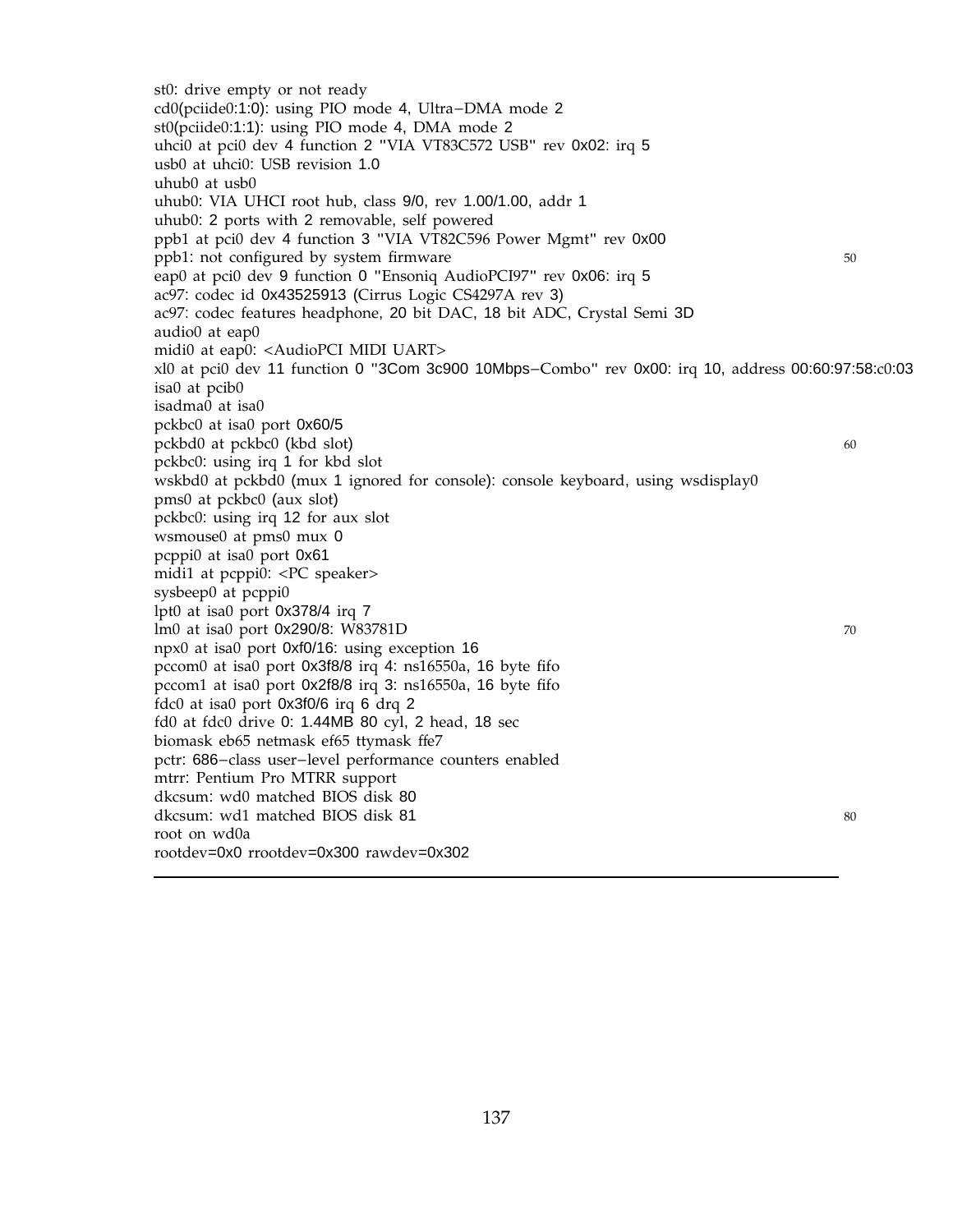```
st0: drive empty or not ready
cd0(pciide0:1:0): using PIO mode 4, Ultra-DMA mode 2
st0(pciide0:1:1): using PIO mode 4, DMA mode 2
uhci0 at pci0 dev 4 function 2 "VIA VT83C572 USB" rev 0x02: irq 5
usb0 at uhci0: USB revision 1.0
uhub0 at usb0
uhub0: VIA UHCI root hub, class 9/0, rev 1.00/1.00, addr 1
uhub0: 2 ports with 2 removable, self powered
ppb1 at pci0 dev 4 function 3 "VIA VT82C596 Power Mgmt" rev 0x00
ppb1: not configured by system firmware
eap0 at pci0 dev 9 function 0 "Ensoniq AudioPCI97" rev 0x06: irq 5
ac97: codec id 0x43525913 (Cirrus Logic CS4297A rev 3)
ac97: codec features headphone, 20 bit DAC, 18 bit ADC, Crystal Semi 3D
audio0 at eap0
midi0 at eap0: <AudioPCI MIDI UART>
xl0 at pci0 dev 11 function 0 "3Com 3c900 10Mbps-Combo" rev 0x00: irq 10, address 00:60:97:58:c0:03
isa0 at pcib0
isadma0 at isa0
pckbc0 at isa0 port 0x60/5
pckbd0 at pckbc0 (kbd slot)
pckbc0: using irq 1 for kbd slot
wskbd0 at pckbd0 (mux 1 ignored for console): console keyboard, using wsdisplay0
pms0 at pckbc0 (aux slot)
pckbc0: using irq 12 for aux slot
wsmouse0 at pms0 mux 0
pcppi0 at isa0 port 0x61
midi1 at pcppi0: <PC speaker>
sysbeep0 at pcppi0
lpt0 at isa0 port 0x378/4 irq 7
lm0 at isa0 port 0x290/8: W83781D
npx0 at isa0 port 0xf0/16: using exception 16
pccom0 at isa0 port 0x3f8/8 irq 4: ns16550a, 16 byte fifo
pccom1 at isa0 port 0x2f8/8 irq 3: ns16550a, 16 byte fifo
fdc0 at isa0 port 0x3f0/6 irq 6 drq 2
fd0 at fdc0 drive 0: 1.44MB 80 cyl, 2 head, 18 sec
biomask eb65 netmask ef65 ttymask ffe7
pctr: 686-class user-level performance counters enabled
mtrr: Pentium Pro MTRR support
dkcsum: wd0 matched BIOS disk 80
dkcsum: wd1 matched BIOS disk 81
root on wd0a
rootdev=0x0 rrootdev=0x300 rawdev=0x302
```